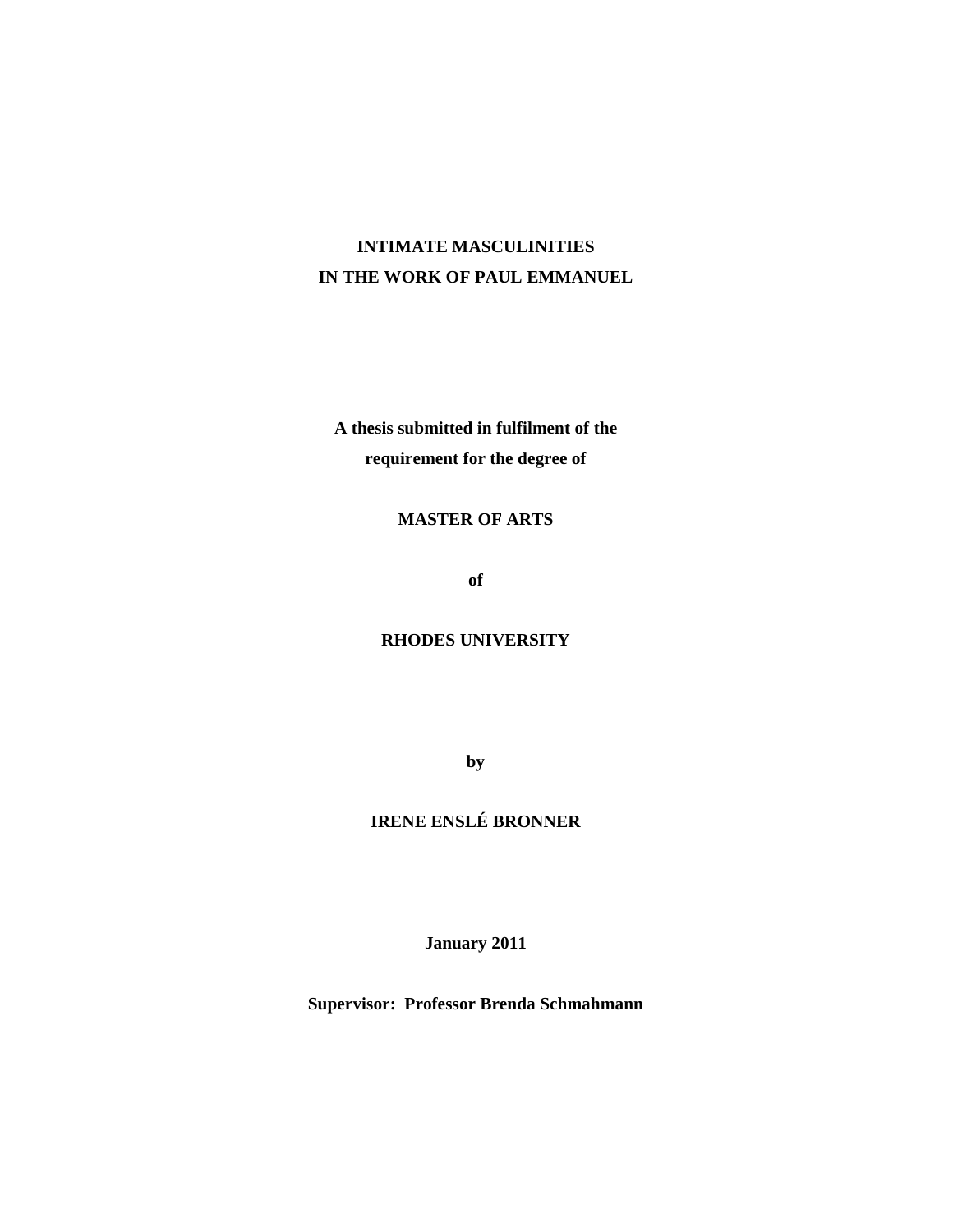# INTIMATE MASCULINITIES IN THE WORK OF PAUL EMMANUEL

**A thesis submitted in fulfilment of the requirement for the degree of**

**MASTER OF ARTS**

**of**

**RHODES UNIVERSITY**

**by**

**IRENE ENSLÉ BRONNER**

**January 2011**

**Supervisor: Professor Brenda Schmahmann**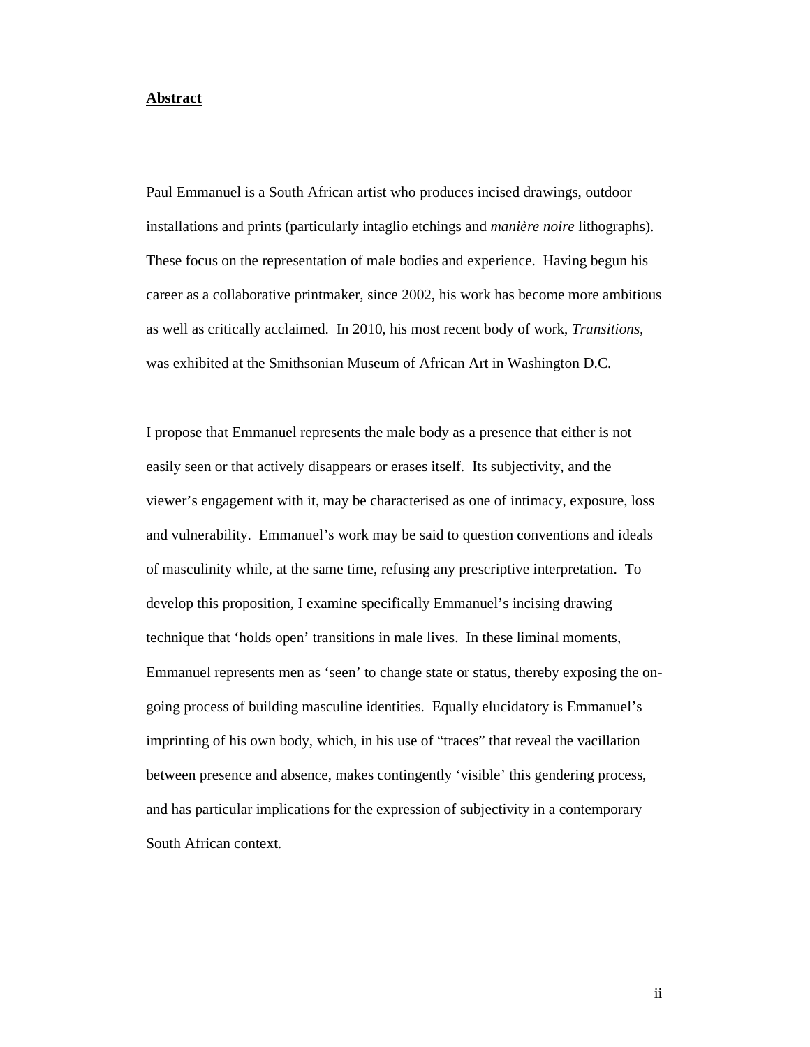## Abstract

Paul Emmanuel is a South African artist who produces incised drawings, outdoor installations and prints (particularly intaglio etchings and *manière noire* lithographs). These focus on the representation of male bodies and experience. Having begun his career as a collaborative printmaker, since 2002, his work has become more ambitious as well as critically acclaimed. In 2010, his most recent body of work, *Transitions*, was exhibited at the Smithsonian Museum of African Art in Washington D.C.

I propose that Emmanuel represents the male body as a presence that either is not easily seen or that actively disappears or erases itself. Its subjectivity, and the viewer's engagement with it, may be characterised as one of intimacy, exposure, loss and vulnerability. Emmanuel's work may be said to question conventions and ideals of masculinity while, at the same time, refusing any prescriptive interpretation. To develop this proposition, I examine specifically Emmanuel's incising drawing technique that 'holds open' transitions in male lives. In these liminal moments, Emmanuel represents men as 'seen' to change state or status, thereby exposing the on-going process of building masculine identities. Equally elucidatory is Emmanuel's imprinting of his own body, which, in his use of "traces" that reveal the vacillation between presence and absence, makes contingently 'visible' this gendering process, and has particular implications for the expression of subjectivity in a contemporary South African context.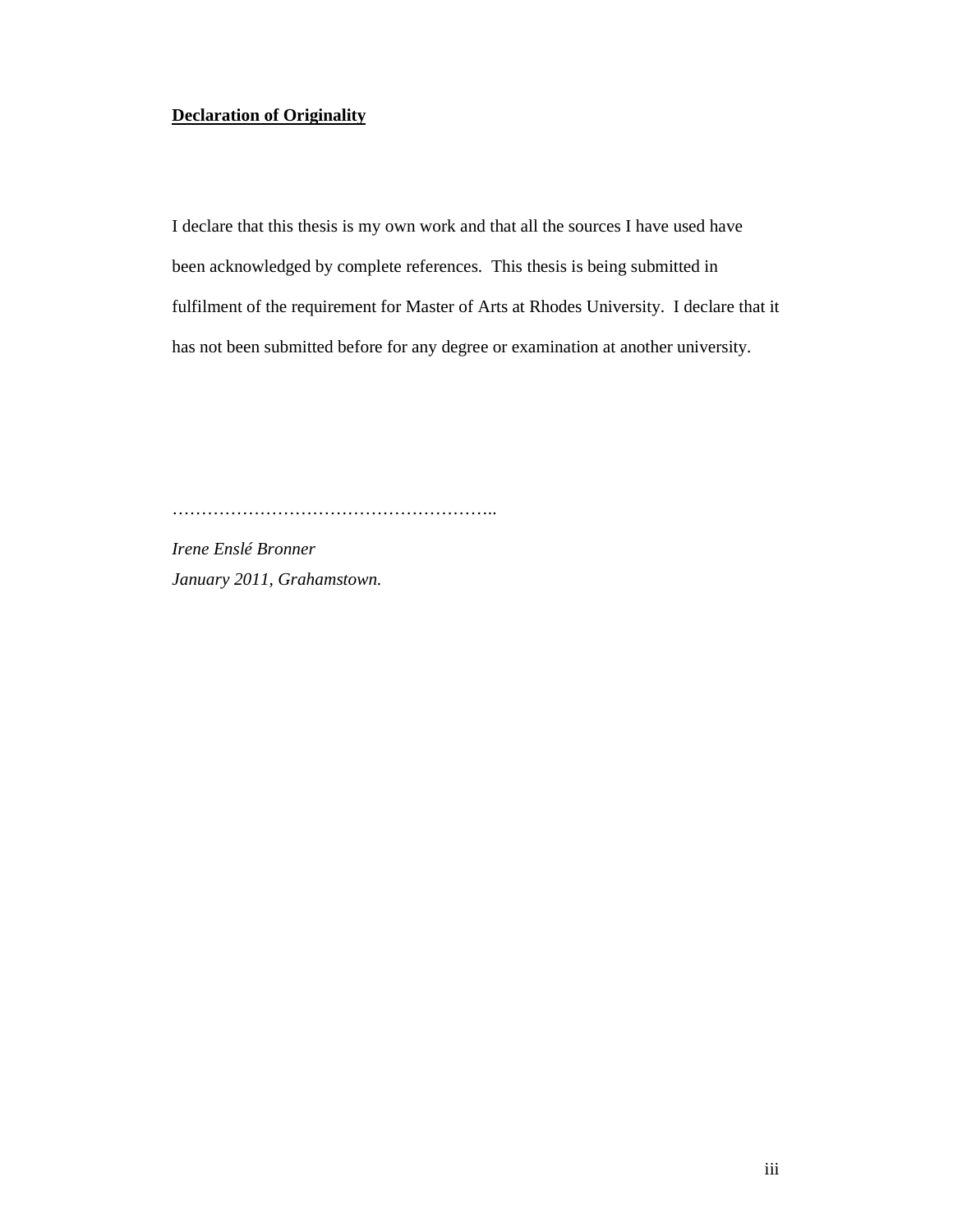**Declaration of Originality**

I declare that this thesis is my own work and that all the sources I have used have been acknowledged by complete references. This thesis is being submitted in fulfilment of the requirement for Master of Arts at Rhodes University. I declare that it has not been submitted before for any degree or examination at another university.

………………………………………………..

*Irene Enslé Bronner*
*January 2011, Grahamstown.*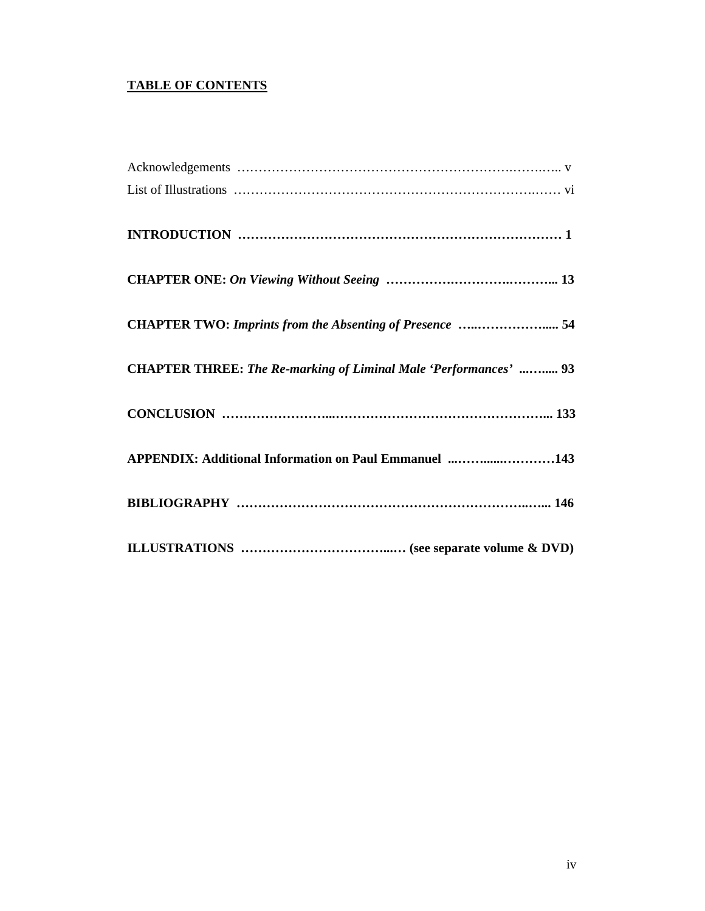**TABLE OF CONTENTS**

Acknowledgements ………………………………………………………….…….….. v

List of Illustrations ……………………………………………………………….…… vi

**INTRODUCTION ………………………………………………………………… 1**

**CHAPTER ONE:** ***On Viewing Without Seeing*** **…………….………….……….. 13**

**CHAPTER TWO:** ***Imprints from the Absenting of Presence*** **…..……………..... 54**

**CHAPTER THREE:** ***The Re-marking of Liminal Male 'Performances'*** **...…..... 93**

**CONCLUSION ……………………...…………………………………………... 133**

**APPENDIX: Additional Information on Paul Emmanuel ...……......…………143**

**BIBLIOGRAPHY ……………………………………………………………..…... 146**

**ILLUSTRATIONS ……………………………...… (see separate volume & DVD)**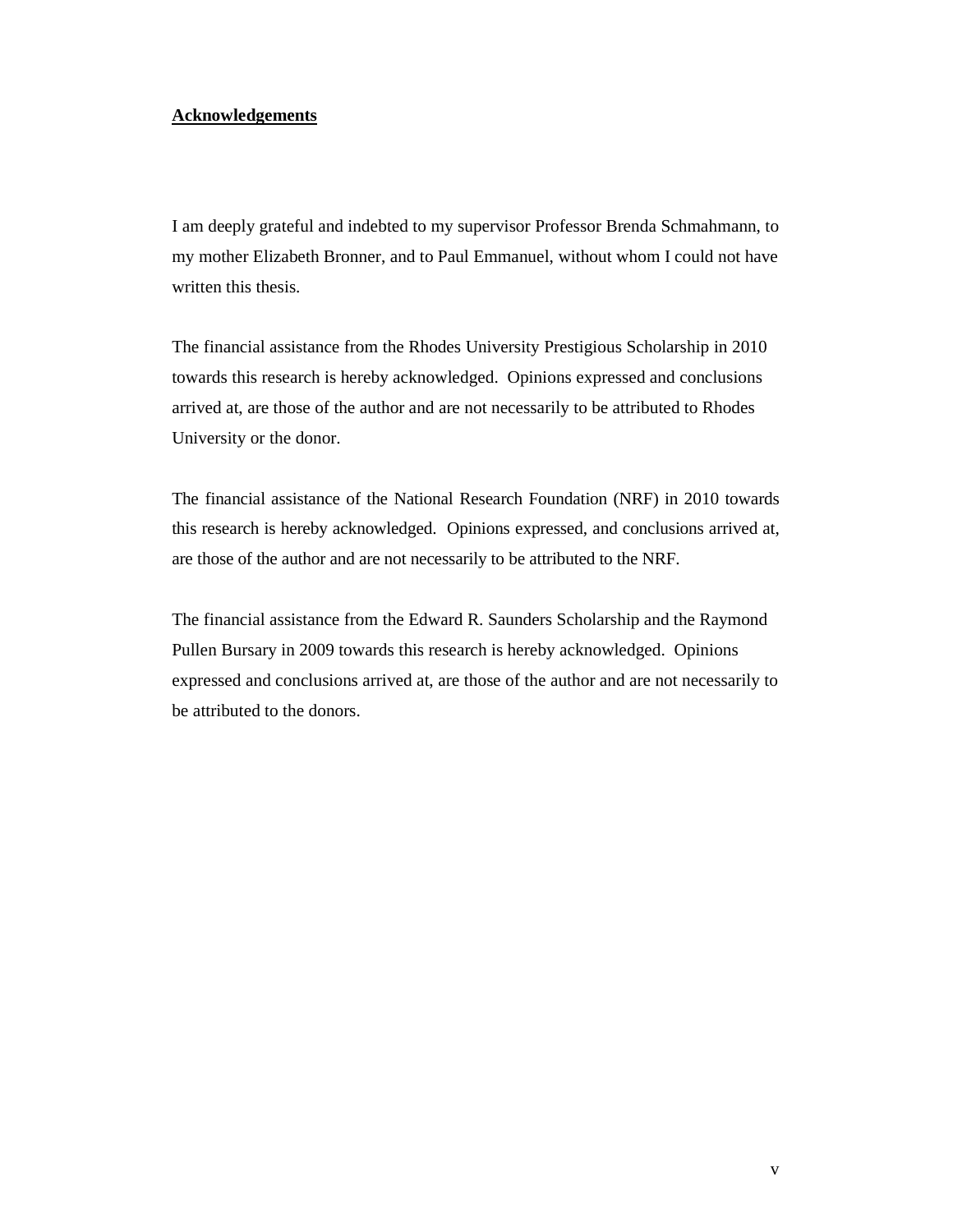**Acknowledgements**

I am deeply grateful and indebted to my supervisor Professor Brenda Schmahmann, to my mother Elizabeth Bronner, and to Paul Emmanuel, without whom I could not have written this thesis.

The financial assistance from the Rhodes University Prestigious Scholarship in 2010 towards this research is hereby acknowledged. Opinions expressed and conclusions arrived at, are those of the author and are not necessarily to be attributed to Rhodes University or the donor.

The financial assistance of the National Research Foundation (NRF) in 2010 towards this research is hereby acknowledged. Opinions expressed, and conclusions arrived at, are those of the author and are not necessarily to be attributed to the NRF.

The financial assistance from the Edward R. Saunders Scholarship and the Raymond Pullen Bursary in 2009 towards this research is hereby acknowledged. Opinions expressed and conclusions arrived at, are those of the author and are not necessarily to be attributed to the donors.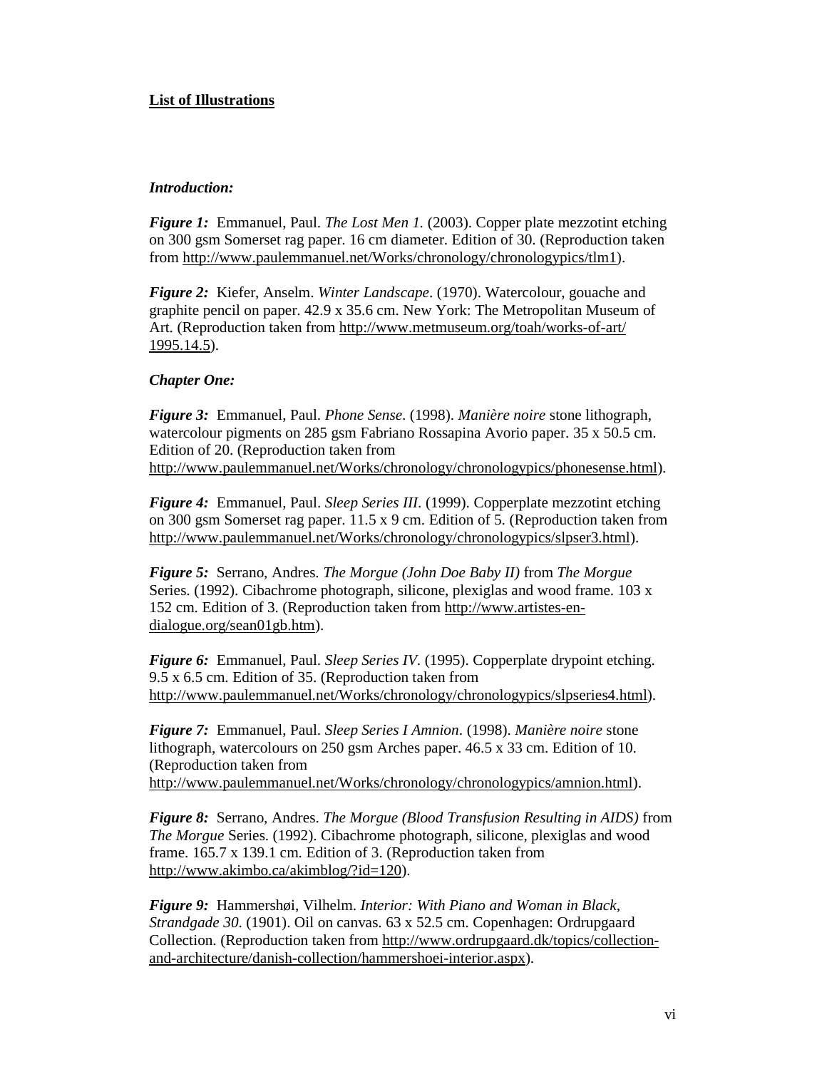**List of Illustrations**

***Introduction:***

***Figure 1:*** Emmanuel, Paul. *The Lost Men 1.* (2003). Copper plate mezzotint etching on 300 gsm Somerset rag paper. 16 cm diameter. Edition of 30. (Reproduction taken from http://www.paulemmanuel.net/Works/chronology/chronologypics/tlm1).

***Figure 2:*** Kiefer, Anselm. *Winter Landscape*. (1970). Watercolour, gouache and graphite pencil on paper. 42.9 x 35.6 cm. New York: The Metropolitan Museum of Art. (Reproduction taken from http://www.metmuseum.org/toah/works-of-art/1995.14.5).

***Chapter One:***

***Figure 3:*** Emmanuel, Paul. *Phone Sense*. (1998). *Manière noire* stone lithograph, watercolour pigments on 285 gsm Fabriano Rossapina Avorio paper. 35 x 50.5 cm. Edition of 20. (Reproduction taken from http://www.paulemmanuel.net/Works/chronology/chronologypics/phonesense.html).

***Figure 4:*** Emmanuel, Paul. *Sleep Series III*. (1999). Copperplate mezzotint etching on 300 gsm Somerset rag paper. 11.5 x 9 cm. Edition of 5. (Reproduction taken from http://www.paulemmanuel.net/Works/chronology/chronologypics/slpser3.html).

***Figure 5:*** Serrano, Andres. *The Morgue (John Doe Baby II)* from *The Morgue* Series. (1992). Cibachrome photograph, silicone, plexiglas and wood frame. 103 x 152 cm. Edition of 3. (Reproduction taken from http://www.artistes-en-dialogue.org/sean01gb.htm).

***Figure 6:*** Emmanuel, Paul. *Sleep Series IV*. (1995). Copperplate drypoint etching. 9.5 x 6.5 cm. Edition of 35. (Reproduction taken from http://www.paulemmanuel.net/Works/chronology/chronologypics/slpseries4.html).

***Figure 7:*** Emmanuel, Paul. *Sleep Series I Amnion*. (1998). *Manière noire* stone lithograph, watercolours on 250 gsm Arches paper. 46.5 x 33 cm. Edition of 10. (Reproduction taken from http://www.paulemmanuel.net/Works/chronology/chronologypics/amnion.html).

***Figure 8:*** Serrano, Andres. *The Morgue (Blood Transfusion Resulting in AIDS)* from *The Morgue* Series. (1992). Cibachrome photograph, silicone, plexiglas and wood frame. 165.7 x 139.1 cm. Edition of 3. (Reproduction taken from http://www.akimbo.ca/akimblog/?id=120).

***Figure 9:*** Hammershøi, Vilhelm. *Interior: With Piano and Woman in Black, Strandgade 30*. (1901). Oil on canvas. 63 x 52.5 cm. Copenhagen: Ordrupgaard Collection. (Reproduction taken from http://www.ordrupgaard.dk/topics/collection-and-architecture/danish-collection/hammershoei-interior.aspx).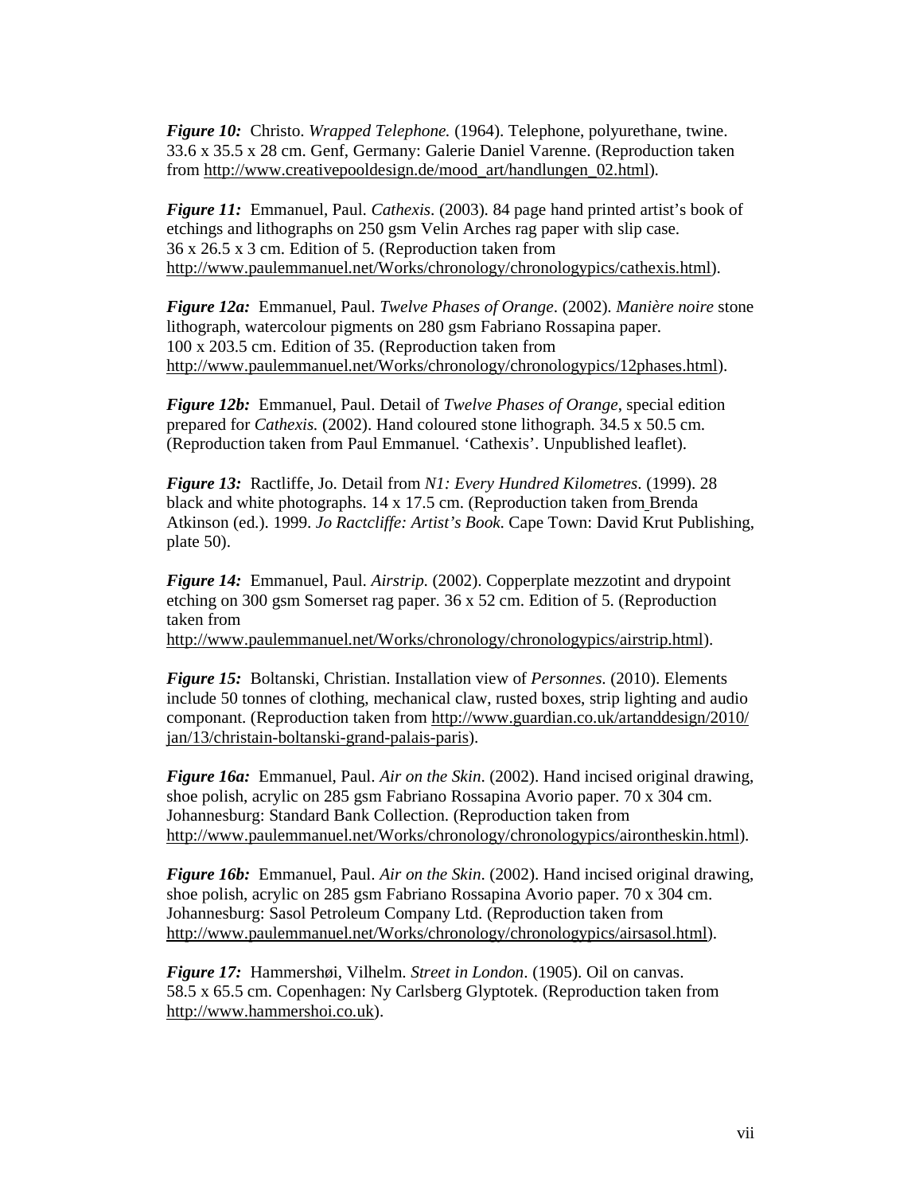***Figure 10:*** Christo. *Wrapped Telephone.* (1964). Telephone, polyurethane, twine. 33.6 x 35.5 x 28 cm. Genf, Germany: Galerie Daniel Varenne. (Reproduction taken from http://www.creativepooldesign.de/mood_art/handlungen_02.html).

***Figure 11:*** Emmanuel, Paul. *Cathexis*. (2003). 84 page hand printed artist's book of etchings and lithographs on 250 gsm Velin Arches rag paper with slip case. 36 x 26.5 x 3 cm. Edition of 5. (Reproduction taken from http://www.paulemmanuel.net/Works/chronology/chronologypics/cathexis.html).

***Figure 12a:*** Emmanuel, Paul. *Twelve Phases of Orange*. (2002). *Manière noire* stone lithograph, watercolour pigments on 280 gsm Fabriano Rossapina paper. 100 x 203.5 cm. Edition of 35. (Reproduction taken from http://www.paulemmanuel.net/Works/chronology/chronologypics/12phases.html).

***Figure 12b:*** Emmanuel, Paul. Detail of *Twelve Phases of Orange*, special edition prepared for *Cathexis.* (2002). Hand coloured stone lithograph. 34.5 x 50.5 cm. (Reproduction taken from Paul Emmanuel. 'Cathexis'. Unpublished leaflet).

***Figure 13:*** Ractliffe, Jo. Detail from *N1: Every Hundred Kilometres*. (1999). 28 black and white photographs. 14 x 17.5 cm. (Reproduction taken from Brenda Atkinson (ed.). 1999. *Jo Ractcliffe: Artist's Book*. Cape Town: David Krut Publishing, plate 50).

***Figure 14:*** Emmanuel, Paul. *Airstrip.* (2002). Copperplate mezzotint and drypoint etching on 300 gsm Somerset rag paper. 36 x 52 cm. Edition of 5. (Reproduction taken from http://www.paulemmanuel.net/Works/chronology/chronologypics/airstrip.html).

***Figure 15:*** Boltanski, Christian. Installation view of *Personnes*. (2010). Elements include 50 tonnes of clothing, mechanical claw, rusted boxes, strip lighting and audio componant. (Reproduction taken from http://www.guardian.co.uk/artanddesign/2010/jan/13/christain-boltanski-grand-palais-paris).

***Figure 16a:*** Emmanuel, Paul. *Air on the Skin*. (2002). Hand incised original drawing, shoe polish, acrylic on 285 gsm Fabriano Rossapina Avorio paper. 70 x 304 cm. Johannesburg: Standard Bank Collection. (Reproduction taken from http://www.paulemmanuel.net/Works/chronology/chronologypics/airontheskin.html).

***Figure 16b:*** Emmanuel, Paul. *Air on the Skin*. (2002). Hand incised original drawing, shoe polish, acrylic on 285 gsm Fabriano Rossapina Avorio paper. 70 x 304 cm. Johannesburg: Sasol Petroleum Company Ltd. (Reproduction taken from http://www.paulemmanuel.net/Works/chronology/chronologypics/airsasol.html).

***Figure 17:*** Hammershøi, Vilhelm. *Street in London*. (1905). Oil on canvas. 58.5 x 65.5 cm. Copenhagen: Ny Carlsberg Glyptotek. (Reproduction taken from http://www.hammershoi.co.uk).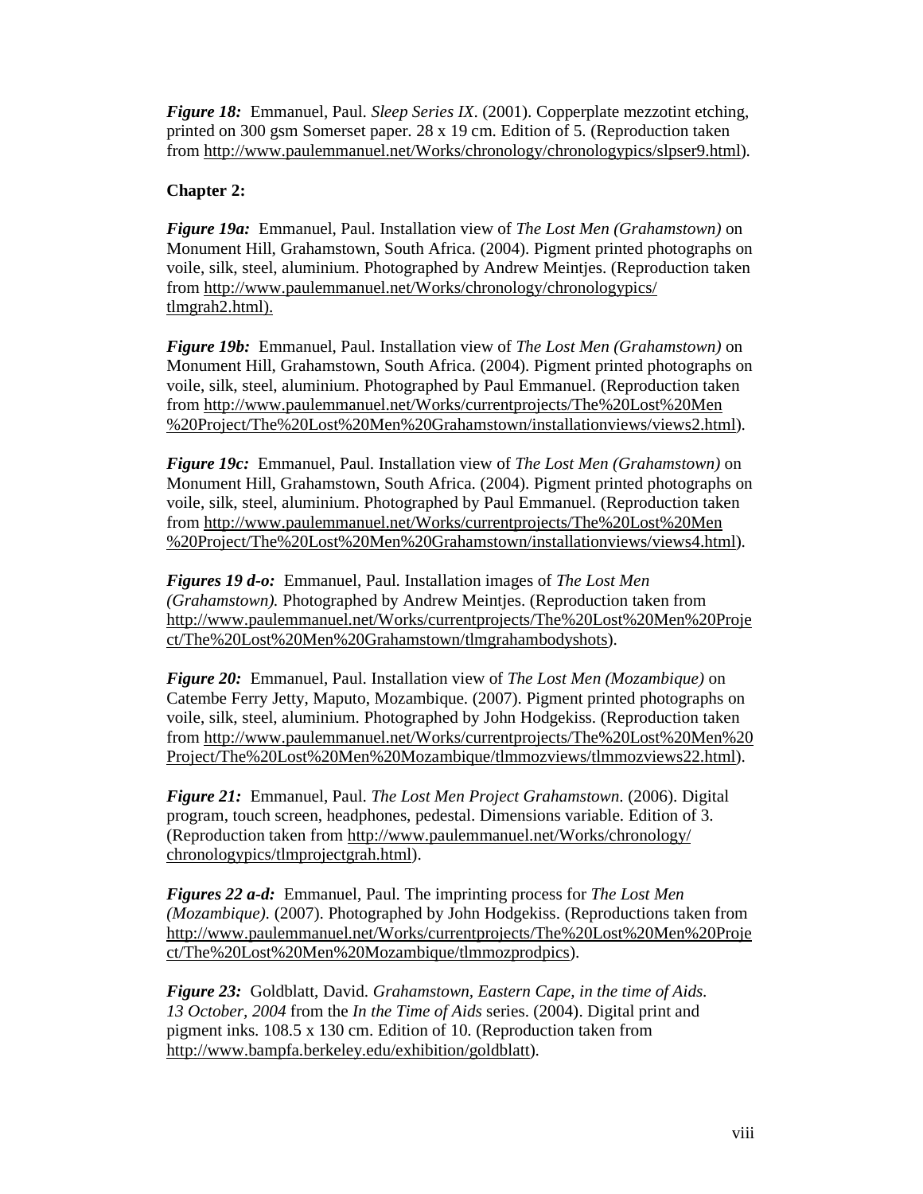***Figure 18:*** Emmanuel, Paul. *Sleep Series IX*. (2001). Copperplate mezzotint etching, printed on 300 gsm Somerset paper. 28 x 19 cm. Edition of 5. (Reproduction taken from http://www.paulemmanuel.net/Works/chronology/chronologypics/slpser9.html).

**Chapter 2:**

***Figure 19a:*** Emmanuel, Paul. Installation view of *The Lost Men (Grahamstown)* on Monument Hill, Grahamstown, South Africa. (2004). Pigment printed photographs on voile, silk, steel, aluminium. Photographed by Andrew Meintjes. (Reproduction taken from http://www.paulemmanuel.net/Works/chronology/chronologypics/tlmgrah2.html).

***Figure 19b:*** Emmanuel, Paul. Installation view of *The Lost Men (Grahamstown)* on Monument Hill, Grahamstown, South Africa. (2004). Pigment printed photographs on voile, silk, steel, aluminium. Photographed by Paul Emmanuel. (Reproduction taken from http://www.paulemmanuel.net/Works/currentprojects/The%20Lost%20Men%20Project/The%20Lost%20Men%20Grahamstown/installationviews/views2.html).

***Figure 19c:*** Emmanuel, Paul. Installation view of *The Lost Men (Grahamstown)* on Monument Hill, Grahamstown, South Africa. (2004). Pigment printed photographs on voile, silk, steel, aluminium. Photographed by Paul Emmanuel. (Reproduction taken from http://www.paulemmanuel.net/Works/currentprojects/The%20Lost%20Men%20Project/The%20Lost%20Men%20Grahamstown/installationviews/views4.html).

***Figures 19 d-o:*** Emmanuel, Paul. Installation images of *The Lost Men (Grahamstown).* Photographed by Andrew Meintjes. (Reproduction taken from http://www.paulemmanuel.net/Works/currentprojects/The%20Lost%20Men%20Project/The%20Lost%20Men%20Grahamstown/tlmgrahambodyshots).

***Figure 20:*** Emmanuel, Paul. Installation view of *The Lost Men (Mozambique)* on Catembe Ferry Jetty, Maputo, Mozambique. (2007). Pigment printed photographs on voile, silk, steel, aluminium. Photographed by John Hodgekiss. (Reproduction taken from http://www.paulemmanuel.net/Works/currentprojects/The%20Lost%20Men%20Project/The%20Lost%20Men%20Mozambique/tlmmozviews/tlmmozviews22.html).

***Figure 21:*** Emmanuel, Paul. *The Lost Men Project Grahamstown*. (2006). Digital program, touch screen, headphones, pedestal. Dimensions variable. Edition of 3. (Reproduction taken from http://www.paulemmanuel.net/Works/chronology/chronologypics/tlmprojectgrah.html).

***Figures 22 a-d:*** Emmanuel, Paul. The imprinting process for *The Lost Men (Mozambique).* (2007). Photographed by John Hodgekiss. (Reproductions taken from http://www.paulemmanuel.net/Works/currentprojects/The%20Lost%20Men%20Project/The%20Lost%20Men%20Mozambique/tlmmozprodpics).

***Figure 23:*** Goldblatt, David. *Grahamstown, Eastern Cape, in the time of Aids. 13 October, 2004* from the *In the Time of Aids* series. (2004). Digital print and pigment inks. 108.5 x 130 cm. Edition of 10. (Reproduction taken from http://www.bampfa.berkeley.edu/exhibition/goldblatt).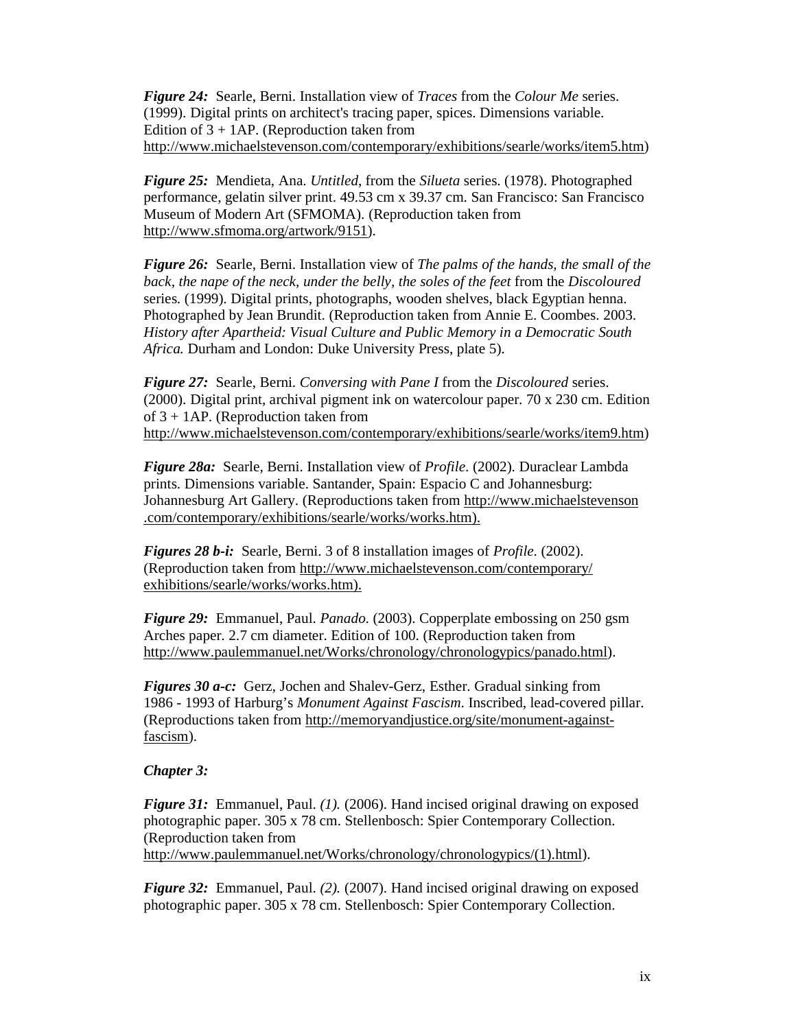***Figure 24:*** Searle, Berni. Installation view of *Traces* from the *Colour Me* series. (1999). Digital prints on architect's tracing paper, spices. Dimensions variable. Edition of 3 + 1AP. (Reproduction taken from http://www.michaelstevenson.com/contemporary/exhibitions/searle/works/item5.htm)

***Figure 25:*** Mendieta, Ana. *Untitled*, from the *Silueta* series. (1978). Photographed performance, gelatin silver print. 49.53 cm x 39.37 cm. San Francisco: San Francisco Museum of Modern Art (SFMOMA). (Reproduction taken from http://www.sfmoma.org/artwork/9151).

***Figure 26:*** Searle, Berni. Installation view of *The palms of the hands, the small of the back, the nape of the neck, under the belly, the soles of the feet* from the *Discoloured* series. (1999). Digital prints, photographs, wooden shelves, black Egyptian henna. Photographed by Jean Brundit. (Reproduction taken from Annie E. Coombes. 2003. *History after Apartheid: Visual Culture and Public Memory in a Democratic South Africa.* Durham and London: Duke University Press, plate 5).

***Figure 27:*** Searle, Berni. *Conversing with Pane I* from the *Discoloured* series. (2000). Digital print, archival pigment ink on watercolour paper. 70 x 230 cm. Edition of 3 + 1AP. (Reproduction taken from http://www.michaelstevenson.com/contemporary/exhibitions/searle/works/item9.htm)

***Figure 28a:*** Searle, Berni. Installation view of *Profile*. (2002). Duraclear Lambda prints. Dimensions variable. Santander, Spain: Espacio C and Johannesburg: Johannesburg Art Gallery. (Reproductions taken from http://www.michaelstevenson.com/contemporary/exhibitions/searle/works/works.htm).

***Figures 28 b-i:*** Searle, Berni. 3 of 8 installation images of *Profile*. (2002). (Reproduction taken from http://www.michaelstevenson.com/contemporary/exhibitions/searle/works/works.htm).

***Figure 29:*** Emmanuel, Paul. *Panado.* (2003). Copperplate embossing on 250 gsm Arches paper. 2.7 cm diameter. Edition of 100. (Reproduction taken from http://www.paulemmanuel.net/Works/chronology/chronologypics/panado.html).

***Figures 30 a-c:*** Gerz, Jochen and Shalev-Gerz, Esther. Gradual sinking from 1986 - 1993 of Harburg's *Monument Against Fascism*. Inscribed, lead-covered pillar. (Reproductions taken from http://memoryandjustice.org/site/monument-against-fascism).

***Chapter 3:***

***Figure 31:*** Emmanuel, Paul. *(1).* (2006). Hand incised original drawing on exposed photographic paper. 305 x 78 cm. Stellenbosch: Spier Contemporary Collection. (Reproduction taken from http://www.paulemmanuel.net/Works/chronology/chronologypics/(1).html).

***Figure 32:*** Emmanuel, Paul. *(2).* (2007). Hand incised original drawing on exposed photographic paper. 305 x 78 cm. Stellenbosch: Spier Contemporary Collection.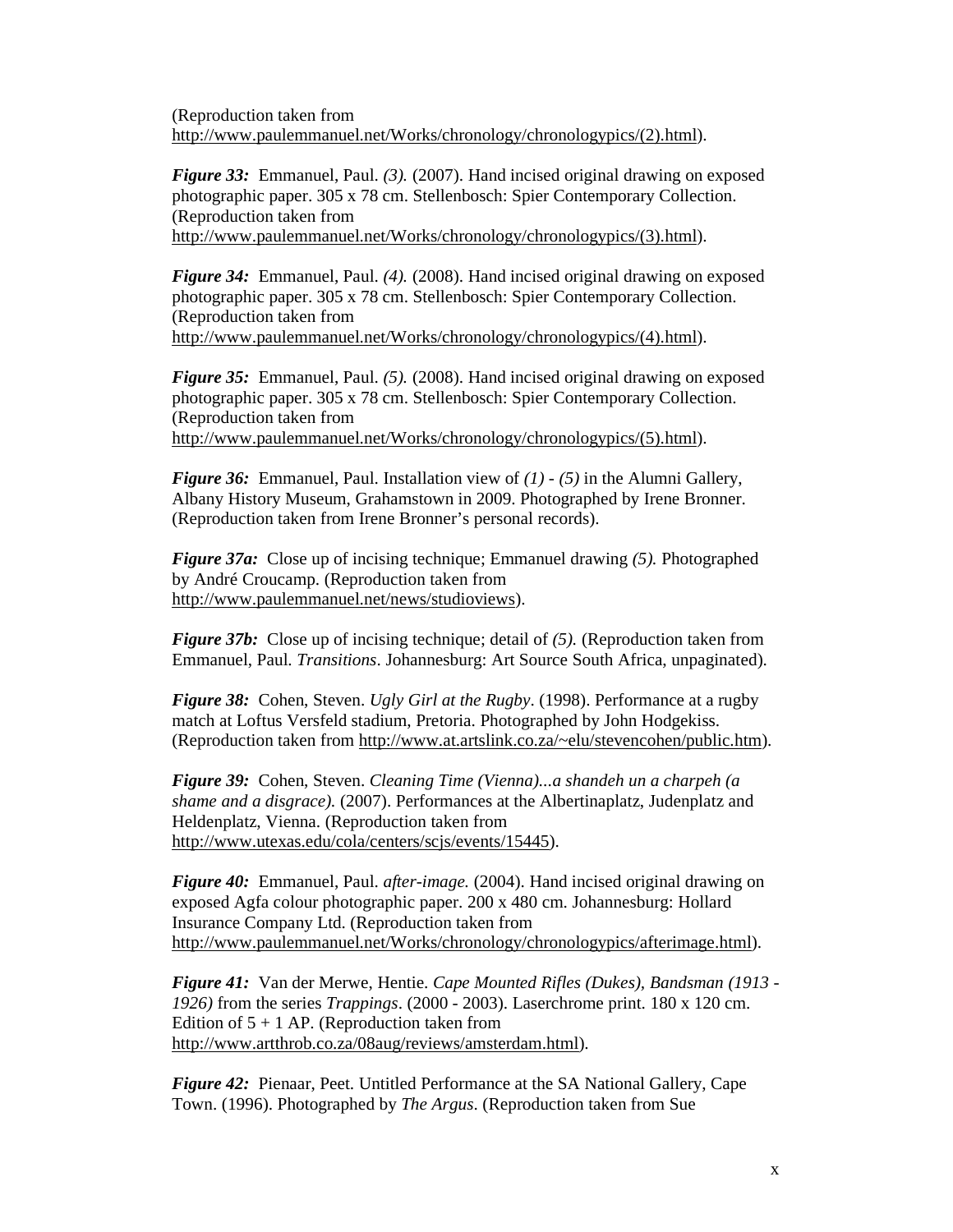(Reproduction taken from
http://www.paulemmanuel.net/Works/chronology/chronologypics/(2).html).

***Figure 33:*** Emmanuel, Paul. *(3).* (2007). Hand incised original drawing on exposed photographic paper. 305 x 78 cm. Stellenbosch: Spier Contemporary Collection. (Reproduction taken from
http://www.paulemmanuel.net/Works/chronology/chronologypics/(3).html).

***Figure 34:*** Emmanuel, Paul. *(4).* (2008). Hand incised original drawing on exposed photographic paper. 305 x 78 cm. Stellenbosch: Spier Contemporary Collection. (Reproduction taken from
http://www.paulemmanuel.net/Works/chronology/chronologypics/(4).html).

***Figure 35:*** Emmanuel, Paul. *(5).* (2008). Hand incised original drawing on exposed photographic paper. 305 x 78 cm. Stellenbosch: Spier Contemporary Collection. (Reproduction taken from
http://www.paulemmanuel.net/Works/chronology/chronologypics/(5).html).

***Figure 36:*** Emmanuel, Paul. Installation view of *(1) - (5)* in the Alumni Gallery, Albany History Museum, Grahamstown in 2009. Photographed by Irene Bronner. (Reproduction taken from Irene Bronner's personal records).

***Figure 37a:*** Close up of incising technique; Emmanuel drawing *(5).* Photographed by André Croucamp. (Reproduction taken from
http://www.paulemmanuel.net/news/studioviews).

***Figure 37b:*** Close up of incising technique; detail of *(5).* (Reproduction taken from Emmanuel, Paul. *Transitions*. Johannesburg: Art Source South Africa, unpaginated).

***Figure 38:*** Cohen, Steven. *Ugly Girl at the Rugby*. (1998). Performance at a rugby match at Loftus Versfeld stadium, Pretoria. Photographed by John Hodgekiss. (Reproduction taken from http://www.at.artslink.co.za/~elu/stevencohen/public.htm).

***Figure 39:*** Cohen, Steven. *Cleaning Time (Vienna)...a shandeh un a charpeh (a shame and a disgrace).* (2007). Performances at the Albertinaplatz, Judenplatz and Heldenplatz, Vienna. (Reproduction taken from
http://www.utexas.edu/cola/centers/scjs/events/15445).

***Figure 40:*** Emmanuel, Paul. *after-image.* (2004). Hand incised original drawing on exposed Agfa colour photographic paper. 200 x 480 cm. Johannesburg: Hollard Insurance Company Ltd. (Reproduction taken from
http://www.paulemmanuel.net/Works/chronology/chronologypics/afterimage.html).

***Figure 41:*** Van der Merwe, Hentie. *Cape Mounted Rifles (Dukes), Bandsman (1913 - 1926)* from the series *Trappings*. (2000 - 2003). Laserchrome print. 180 x 120 cm. Edition of 5 + 1 AP. (Reproduction taken from
http://www.artthrob.co.za/08aug/reviews/amsterdam.html).

***Figure 42:*** Pienaar, Peet. Untitled Performance at the SA National Gallery, Cape Town. (1996). Photographed by *The Argus*. (Reproduction taken from Sue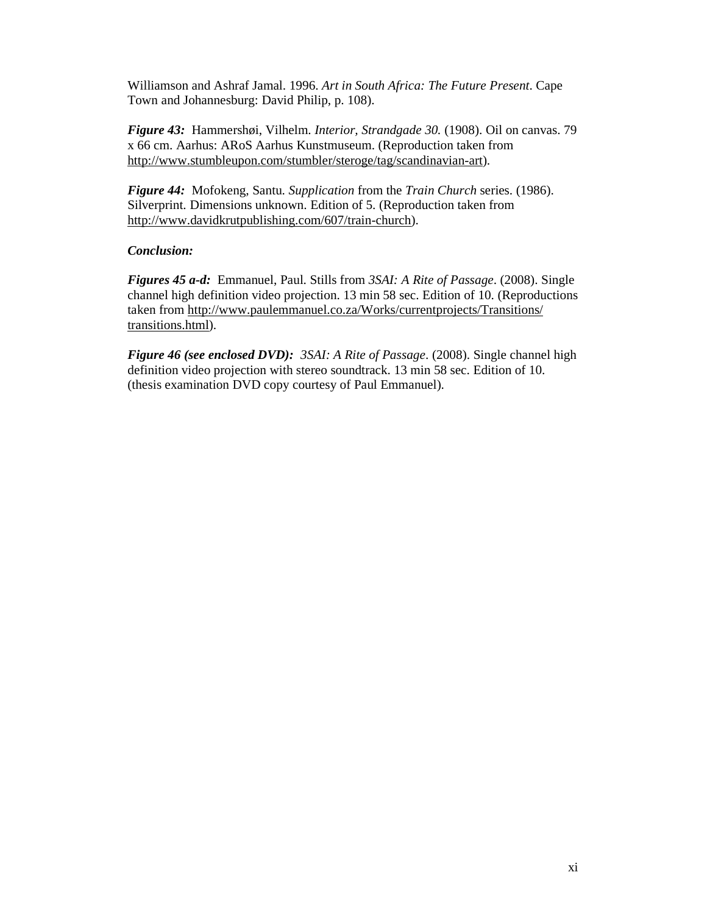Williamson and Ashraf Jamal. 1996. *Art in South Africa: The Future Present*. Cape Town and Johannesburg: David Philip, p. 108).

***Figure 43:*** Hammershøi, Vilhelm. *Interior, Strandgade 30.* (1908). Oil on canvas. 79 x 66 cm. Aarhus: ARoS Aarhus Kunstmuseum. (Reproduction taken from http://www.stumbleupon.com/stumbler/steroge/tag/scandinavian-art).

***Figure 44:*** Mofokeng, Santu. *Supplication* from the *Train Church* series. (1986). Silverprint. Dimensions unknown. Edition of 5. (Reproduction taken from http://www.davidkrutpublishing.com/607/train-church).

***Conclusion:***

***Figures 45 a-d:*** Emmanuel, Paul. Stills from *3SAI: A Rite of Passage*. (2008). Single channel high definition video projection. 13 min 58 sec. Edition of 10. (Reproductions taken from http://www.paulemmanuel.co.za/Works/currentprojects/Transitions/transitions.html).

***Figure 46 (see enclosed DVD):*** *3SAI: A Rite of Passage*. (2008). Single channel high definition video projection with stereo soundtrack. 13 min 58 sec. Edition of 10. (thesis examination DVD copy courtesy of Paul Emmanuel).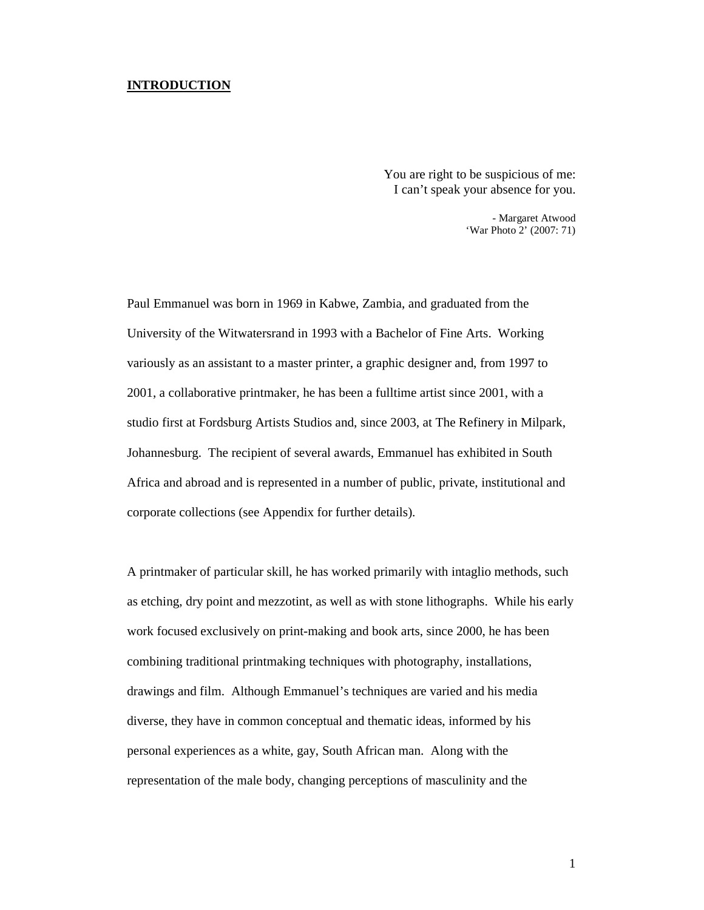# INTRODUCTION

> You are right to be suspicious of me:
> I can't speak your absence for you.
>
> \- Margaret Atwood
> 'War Photo 2' (2007: 71)

Paul Emmanuel was born in 1969 in Kabwe, Zambia, and graduated from the University of the Witwatersrand in 1993 with a Bachelor of Fine Arts. Working variously as an assistant to a master printer, a graphic designer and, from 1997 to 2001, a collaborative printmaker, he has been a fulltime artist since 2001, with a studio first at Fordsburg Artists Studios and, since 2003, at The Refinery in Milpark, Johannesburg. The recipient of several awards, Emmanuel has exhibited in South Africa and abroad and is represented in a number of public, private, institutional and corporate collections (see Appendix for further details).

A printmaker of particular skill, he has worked primarily with intaglio methods, such as etching, dry point and mezzotint, as well as with stone lithographs. While his early work focused exclusively on print-making and book arts, since 2000, he has been combining traditional printmaking techniques with photography, installations, drawings and film. Although Emmanuel's techniques are varied and his media diverse, they have in common conceptual and thematic ideas, informed by his personal experiences as a white, gay, South African man. Along with the representation of the male body, changing perceptions of masculinity and the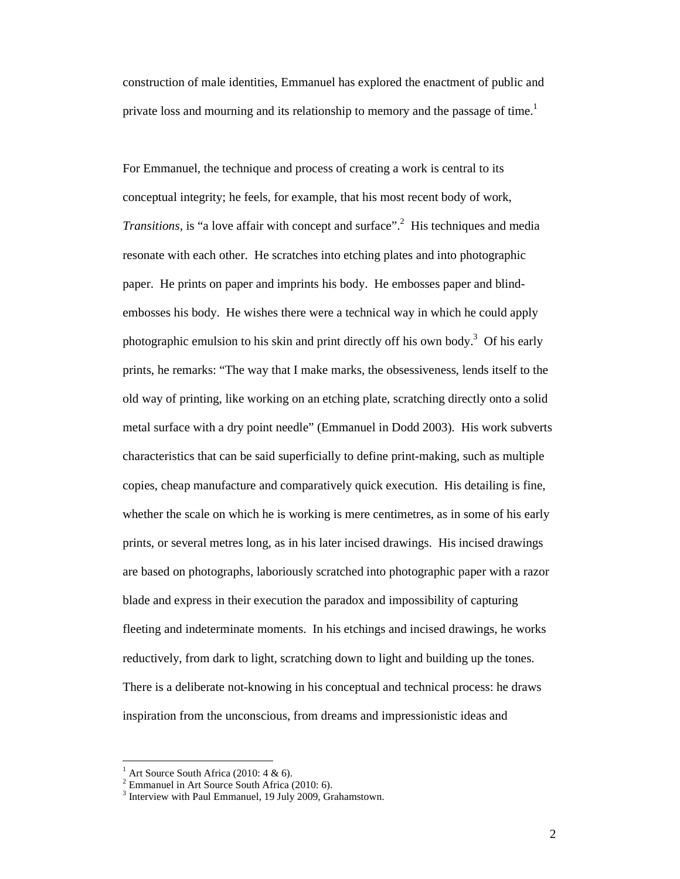construction of male identities, Emmanuel has explored the enactment of public and private loss and mourning and its relationship to memory and the passage of time.[1]

For Emmanuel, the technique and process of creating a work is central to its conceptual integrity; he feels, for example, that his most recent body of work, *Transitions,* is "a love affair with concept and surface".[2] His techniques and media resonate with each other. He scratches into etching plates and into photographic paper. He prints on paper and imprints his body. He embosses paper and blind-embosses his body. He wishes there were a technical way in which he could apply photographic emulsion to his skin and print directly off his own body.[3] Of his early prints, he remarks: "The way that I make marks, the obsessiveness, lends itself to the old way of printing, like working on an etching plate, scratching directly onto a solid metal surface with a dry point needle" (Emmanuel in Dodd 2003). His work subverts characteristics that can be said superficially to define print-making, such as multiple copies, cheap manufacture and comparatively quick execution. His detailing is fine, whether the scale on which he is working is mere centimetres, as in some of his early prints, or several metres long, as in his later incised drawings. His incised drawings are based on photographs, laboriously scratched into photographic paper with a razor blade and express in their execution the paradox and impossibility of capturing fleeting and indeterminate moments. In his etchings and incised drawings, he works reductively, from dark to light, scratching down to light and building up the tones. There is a deliberate not-knowing in his conceptual and technical process: he draws inspiration from the unconscious, from dreams and impressionistic ideas and

[1] Art Source South Africa (2010: 4 & 6).

[2] Emmanuel in Art Source South Africa (2010: 6).

[3] Interview with Paul Emmanuel, 19 July 2009, Grahamstown.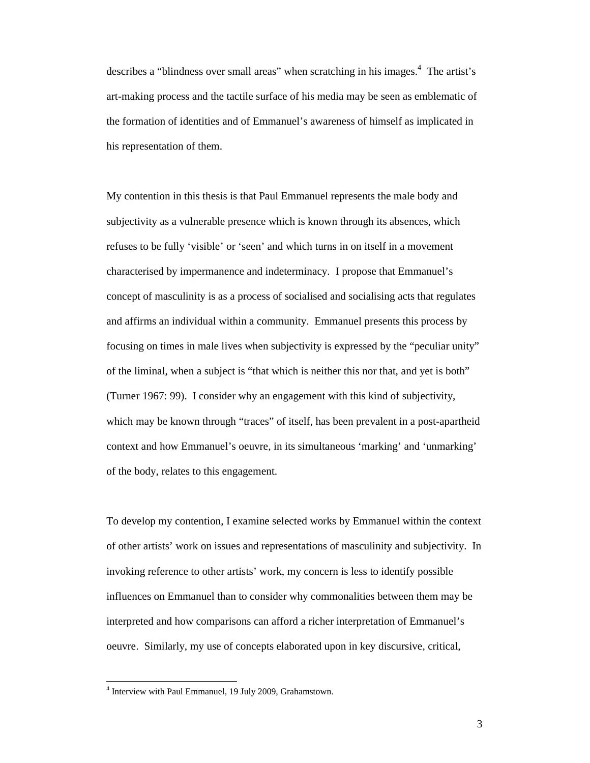describes a "blindness over small areas" when scratching in his images.[4] The artist's art-making process and the tactile surface of his media may be seen as emblematic of the formation of identities and of Emmanuel's awareness of himself as implicated in his representation of them.

My contention in this thesis is that Paul Emmanuel represents the male body and subjectivity as a vulnerable presence which is known through its absences, which refuses to be fully 'visible' or 'seen' and which turns in on itself in a movement characterised by impermanence and indeterminacy. I propose that Emmanuel's concept of masculinity is as a process of socialised and socialising acts that regulates and affirms an individual within a community. Emmanuel presents this process by focusing on times in male lives when subjectivity is expressed by the "peculiar unity" of the liminal, when a subject is "that which is neither this nor that, and yet is both" (Turner 1967: 99). I consider why an engagement with this kind of subjectivity, which may be known through "traces" of itself, has been prevalent in a post-apartheid context and how Emmanuel's oeuvre, in its simultaneous 'marking' and 'unmarking' of the body, relates to this engagement.

To develop my contention, I examine selected works by Emmanuel within the context of other artists' work on issues and representations of masculinity and subjectivity. In invoking reference to other artists' work, my concern is less to identify possible influences on Emmanuel than to consider why commonalities between them may be interpreted and how comparisons can afford a richer interpretation of Emmanuel's oeuvre. Similarly, my use of concepts elaborated upon in key discursive, critical,

[4] Interview with Paul Emmanuel, 19 July 2009, Grahamstown.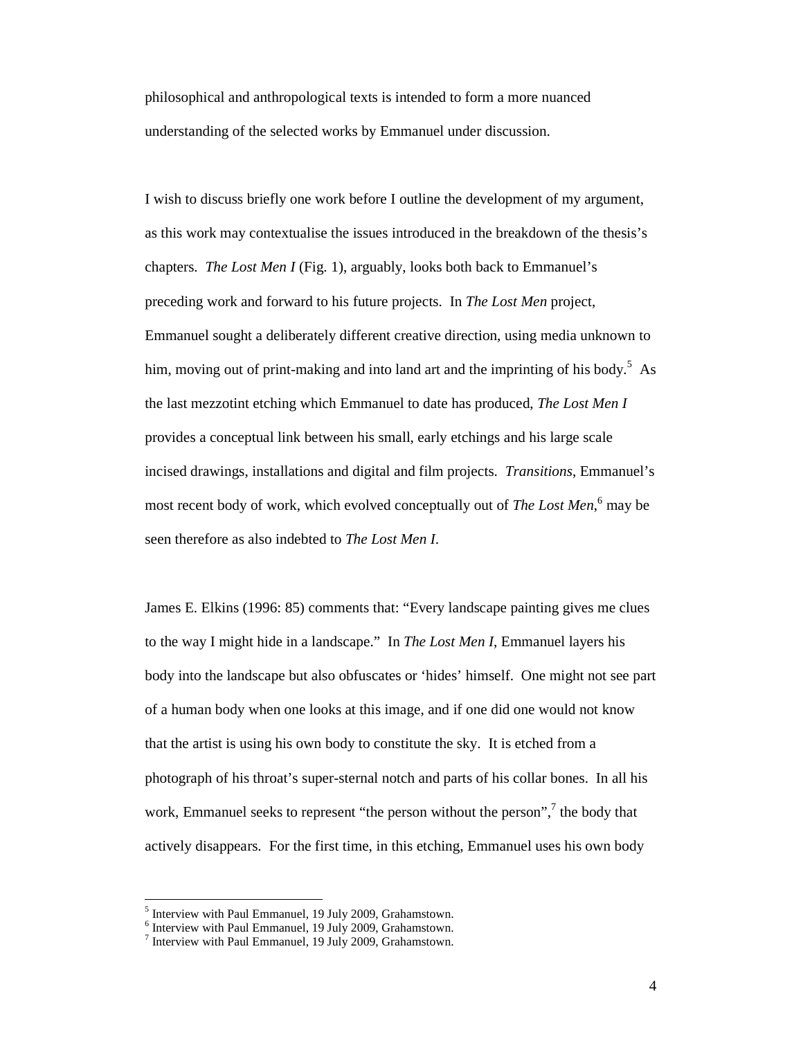philosophical and anthropological texts is intended to form a more nuanced understanding of the selected works by Emmanuel under discussion.

I wish to discuss briefly one work before I outline the development of my argument, as this work may contextualise the issues introduced in the breakdown of the thesis's chapters. *The Lost Men I* (Fig. 1), arguably, looks both back to Emmanuel's preceding work and forward to his future projects. In *The Lost Men* project, Emmanuel sought a deliberately different creative direction, using media unknown to him, moving out of print-making and into land art and the imprinting of his body.[5] As the last mezzotint etching which Emmanuel to date has produced, *The Lost Men I* provides a conceptual link between his small, early etchings and his large scale incised drawings, installations and digital and film projects. *Transitions*, Emmanuel's most recent body of work, which evolved conceptually out of *The Lost Men*,[6] may be seen therefore as also indebted to *The Lost Men I*.

James E. Elkins (1996: 85) comments that: "Every landscape painting gives me clues to the way I might hide in a landscape." In *The Lost Men I*, Emmanuel layers his body into the landscape but also obfuscates or 'hides' himself. One might not see part of a human body when one looks at this image, and if one did one would not know that the artist is using his own body to constitute the sky. It is etched from a photograph of his throat's super-sternal notch and parts of his collar bones. In all his work, Emmanuel seeks to represent "the person without the person",[7] the body that actively disappears. For the first time, in this etching, Emmanuel uses his own body

---

[5] Interview with Paul Emmanuel, 19 July 2009, Grahamstown.

[6] Interview with Paul Emmanuel, 19 July 2009, Grahamstown.

[7] Interview with Paul Emmanuel, 19 July 2009, Grahamstown.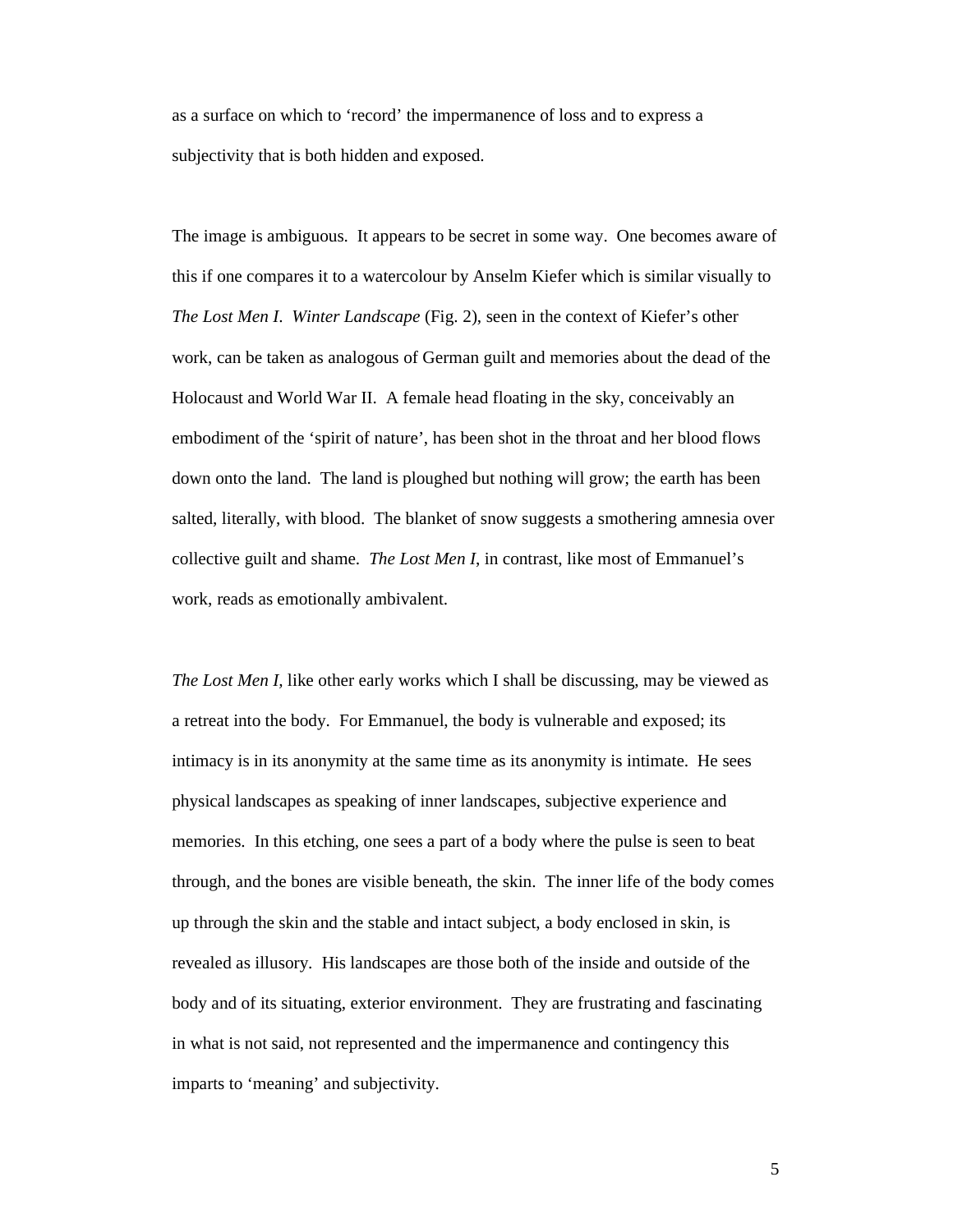as a surface on which to 'record' the impermanence of loss and to express a subjectivity that is both hidden and exposed.

The image is ambiguous. It appears to be secret in some way. One becomes aware of this if one compares it to a watercolour by Anselm Kiefer which is similar visually to *The Lost Men I*. *Winter Landscape* (Fig. 2), seen in the context of Kiefer's other work, can be taken as analogous of German guilt and memories about the dead of the Holocaust and World War II. A female head floating in the sky, conceivably an embodiment of the 'spirit of nature', has been shot in the throat and her blood flows down onto the land. The land is ploughed but nothing will grow; the earth has been salted, literally, with blood. The blanket of snow suggests a smothering amnesia over collective guilt and shame. *The Lost Men I*, in contrast, like most of Emmanuel's work, reads as emotionally ambivalent.

*The Lost Men I,* like other early works which I shall be discussing, may be viewed as a retreat into the body. For Emmanuel, the body is vulnerable and exposed; its intimacy is in its anonymity at the same time as its anonymity is intimate. He sees physical landscapes as speaking of inner landscapes, subjective experience and memories. In this etching, one sees a part of a body where the pulse is seen to beat through, and the bones are visible beneath, the skin. The inner life of the body comes up through the skin and the stable and intact subject, a body enclosed in skin, is revealed as illusory. His landscapes are those both of the inside and outside of the body and of its situating, exterior environment. They are frustrating and fascinating in what is not said, not represented and the impermanence and contingency this imparts to 'meaning' and subjectivity.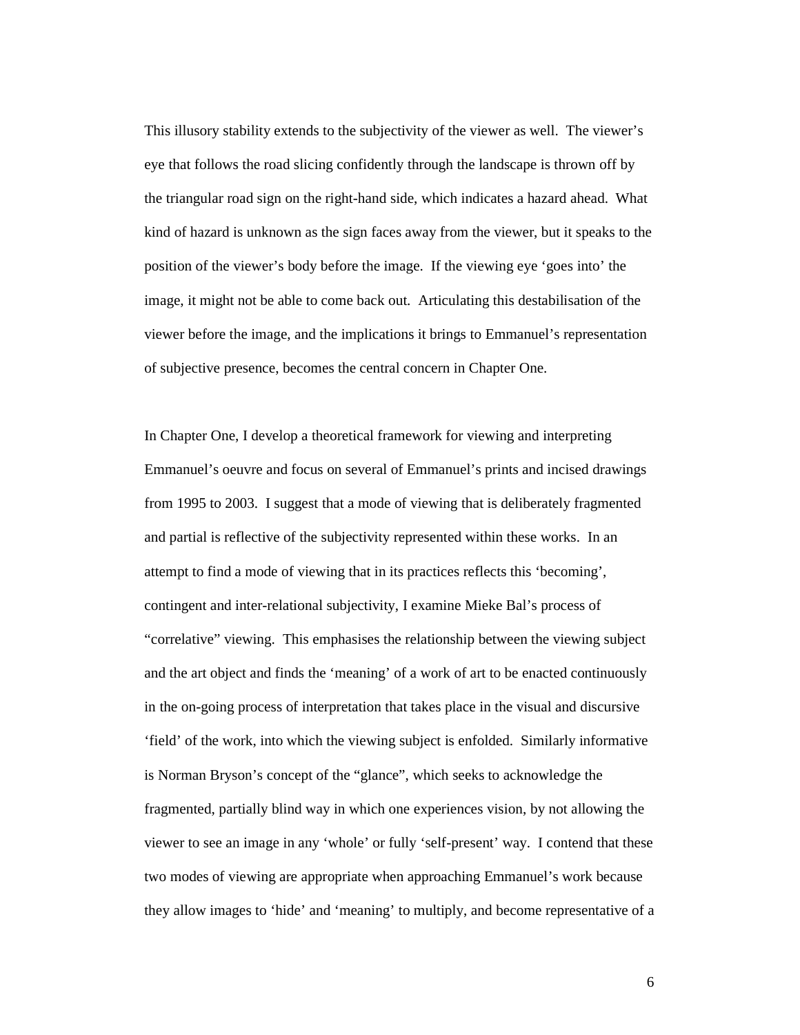This illusory stability extends to the subjectivity of the viewer as well. The viewer's eye that follows the road slicing confidently through the landscape is thrown off by the triangular road sign on the right-hand side, which indicates a hazard ahead. What kind of hazard is unknown as the sign faces away from the viewer, but it speaks to the position of the viewer's body before the image. If the viewing eye 'goes into' the image, it might not be able to come back out. Articulating this destabilisation of the viewer before the image, and the implications it brings to Emmanuel's representation of subjective presence, becomes the central concern in Chapter One.

In Chapter One, I develop a theoretical framework for viewing and interpreting Emmanuel's oeuvre and focus on several of Emmanuel's prints and incised drawings from 1995 to 2003. I suggest that a mode of viewing that is deliberately fragmented and partial is reflective of the subjectivity represented within these works. In an attempt to find a mode of viewing that in its practices reflects this 'becoming', contingent and inter-relational subjectivity, I examine Mieke Bal's process of "correlative" viewing. This emphasises the relationship between the viewing subject and the art object and finds the 'meaning' of a work of art to be enacted continuously in the on-going process of interpretation that takes place in the visual and discursive 'field' of the work, into which the viewing subject is enfolded. Similarly informative is Norman Bryson's concept of the "glance", which seeks to acknowledge the fragmented, partially blind way in which one experiences vision, by not allowing the viewer to see an image in any 'whole' or fully 'self-present' way. I contend that these two modes of viewing are appropriate when approaching Emmanuel's work because they allow images to 'hide' and 'meaning' to multiply, and become representative of a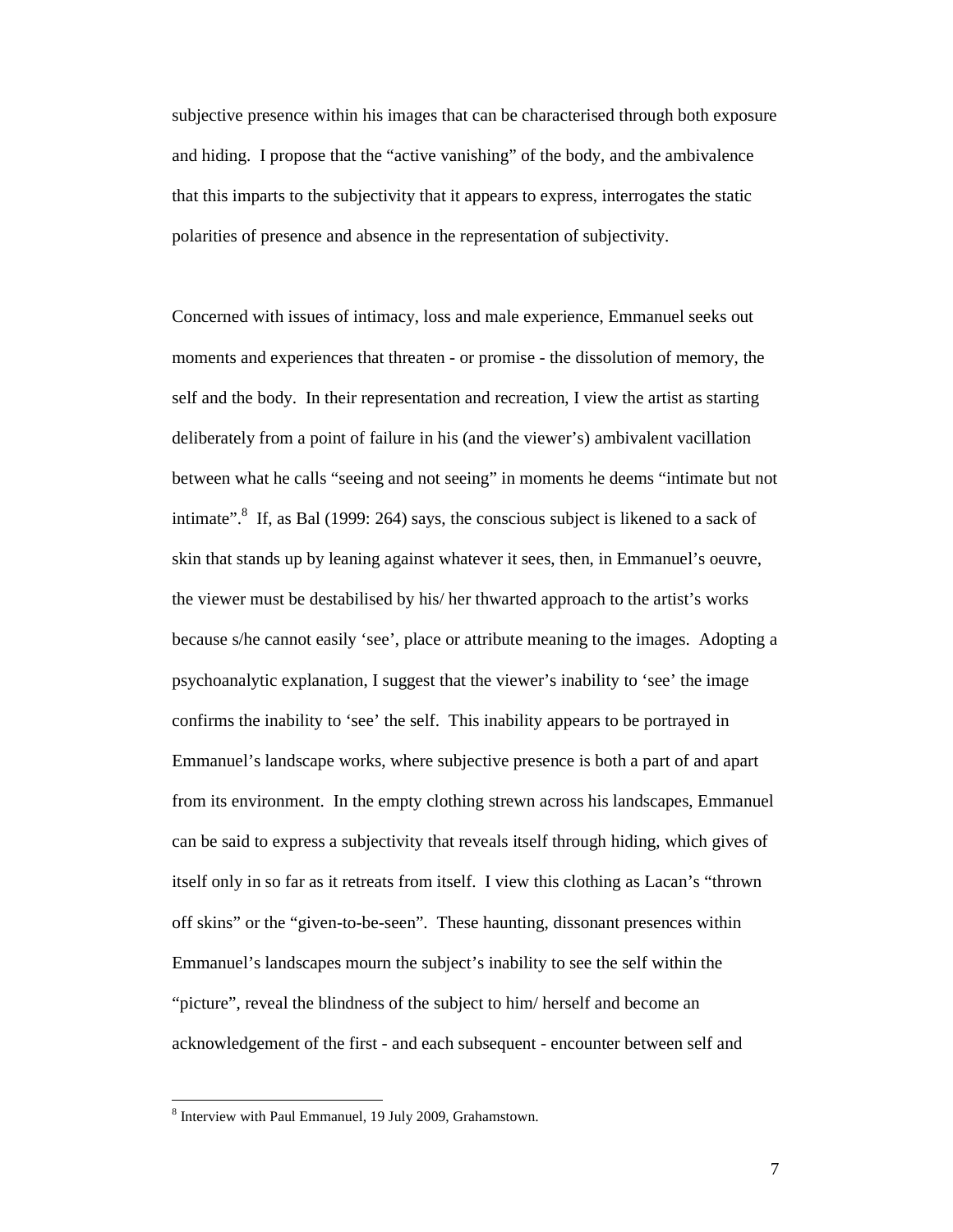subjective presence within his images that can be characterised through both exposure and hiding. I propose that the "active vanishing" of the body, and the ambivalence that this imparts to the subjectivity that it appears to express, interrogates the static polarities of presence and absence in the representation of subjectivity.

Concerned with issues of intimacy, loss and male experience, Emmanuel seeks out moments and experiences that threaten - or promise - the dissolution of memory, the self and the body. In their representation and recreation, I view the artist as starting deliberately from a point of failure in his (and the viewer's) ambivalent vacillation between what he calls "seeing and not seeing" in moments he deems "intimate but not intimate".[8] If, as Bal (1999: 264) says, the conscious subject is likened to a sack of skin that stands up by leaning against whatever it sees, then, in Emmanuel's oeuvre, the viewer must be destabilised by his/ her thwarted approach to the artist's works because s/he cannot easily 'see', place or attribute meaning to the images. Adopting a psychoanalytic explanation, I suggest that the viewer's inability to 'see' the image confirms the inability to 'see' the self. This inability appears to be portrayed in Emmanuel's landscape works, where subjective presence is both a part of and apart from its environment. In the empty clothing strewn across his landscapes, Emmanuel can be said to express a subjectivity that reveals itself through hiding, which gives of itself only in so far as it retreats from itself. I view this clothing as Lacan's "thrown off skins" or the "given-to-be-seen". These haunting, dissonant presences within Emmanuel's landscapes mourn the subject's inability to see the self within the "picture", reveal the blindness of the subject to him/ herself and become an acknowledgement of the first - and each subsequent - encounter between self and

[8] Interview with Paul Emmanuel, 19 July 2009, Grahamstown.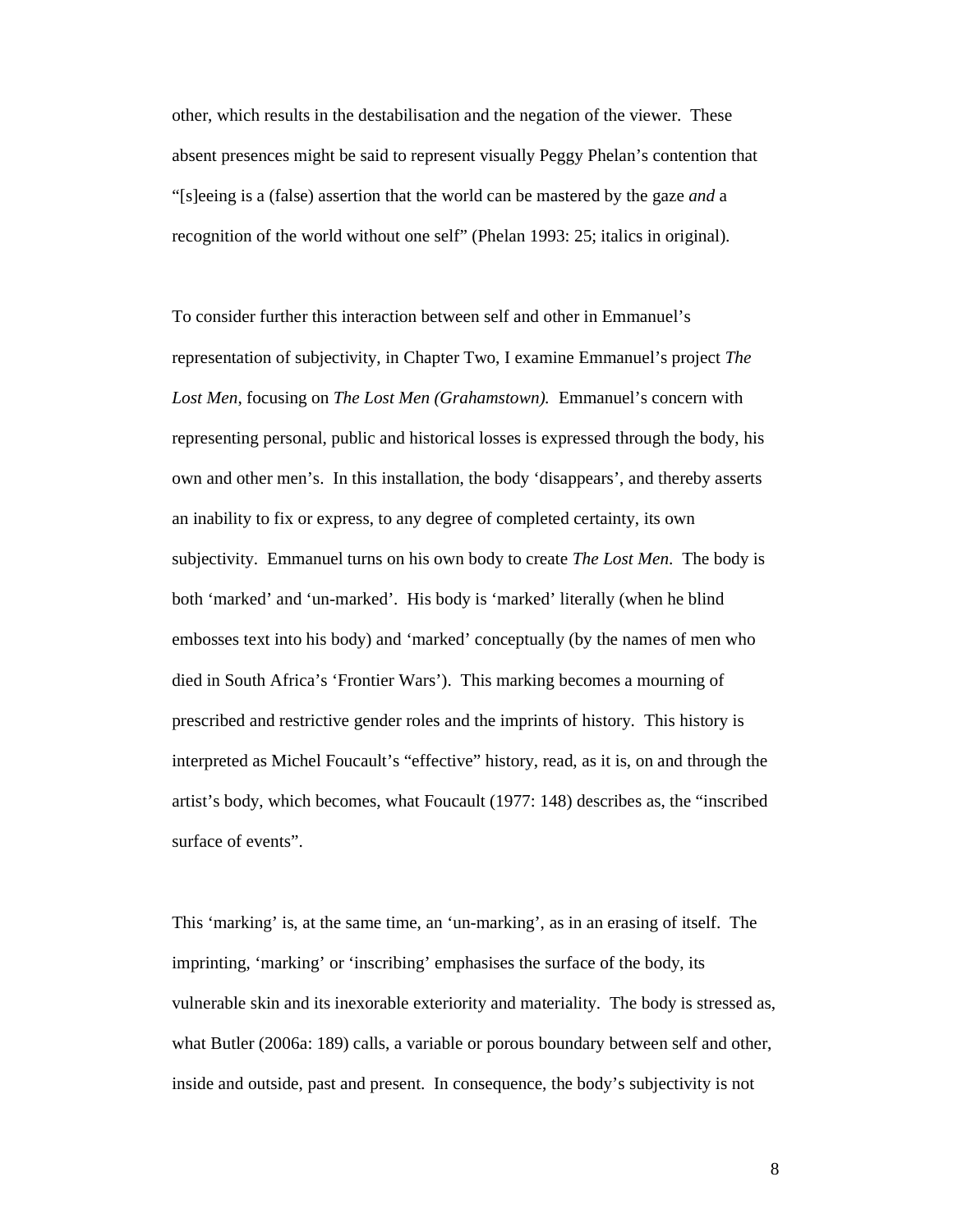other, which results in the destabilisation and the negation of the viewer. These absent presences might be said to represent visually Peggy Phelan's contention that "[s]eeing is a (false) assertion that the world can be mastered by the gaze *and* a recognition of the world without one self" (Phelan 1993: 25; italics in original).

To consider further this interaction between self and other in Emmanuel's representation of subjectivity, in Chapter Two, I examine Emmanuel's project *The Lost Men*, focusing on *The Lost Men (Grahamstown).* Emmanuel's concern with representing personal, public and historical losses is expressed through the body, his own and other men's. In this installation, the body 'disappears', and thereby asserts an inability to fix or express, to any degree of completed certainty, its own subjectivity. Emmanuel turns on his own body to create *The Lost Men*. The body is both 'marked' and 'un-marked'. His body is 'marked' literally (when he blind embosses text into his body) and 'marked' conceptually (by the names of men who died in South Africa's 'Frontier Wars'). This marking becomes a mourning of prescribed and restrictive gender roles and the imprints of history. This history is interpreted as Michel Foucault's "effective" history, read, as it is, on and through the artist's body, which becomes, what Foucault (1977: 148) describes as, the "inscribed surface of events".

This 'marking' is, at the same time, an 'un-marking', as in an erasing of itself. The imprinting, 'marking' or 'inscribing' emphasises the surface of the body, its vulnerable skin and its inexorable exteriority and materiality. The body is stressed as, what Butler (2006a: 189) calls, a variable or porous boundary between self and other, inside and outside, past and present. In consequence, the body's subjectivity is not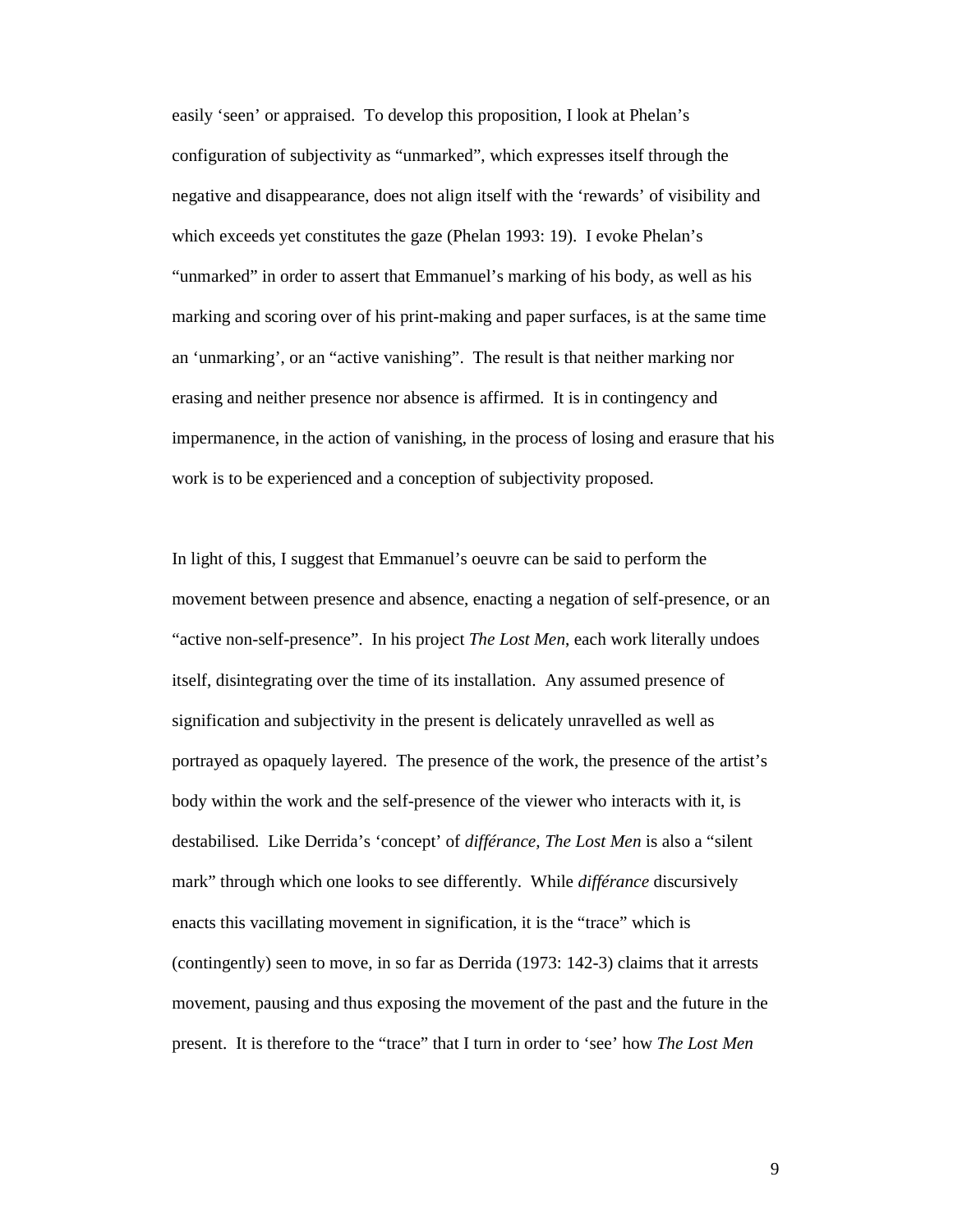easily 'seen' or appraised. To develop this proposition, I look at Phelan's configuration of subjectivity as "unmarked", which expresses itself through the negative and disappearance, does not align itself with the 'rewards' of visibility and which exceeds yet constitutes the gaze (Phelan 1993: 19). I evoke Phelan's "unmarked" in order to assert that Emmanuel's marking of his body, as well as his marking and scoring over of his print-making and paper surfaces, is at the same time an 'unmarking', or an "active vanishing". The result is that neither marking nor erasing and neither presence nor absence is affirmed. It is in contingency and impermanence, in the action of vanishing, in the process of losing and erasure that his work is to be experienced and a conception of subjectivity proposed.

In light of this, I suggest that Emmanuel's oeuvre can be said to perform the movement between presence and absence, enacting a negation of self-presence, or an "active non-self-presence". In his project *The Lost Men*, each work literally undoes itself, disintegrating over the time of its installation. Any assumed presence of signification and subjectivity in the present is delicately unravelled as well as portrayed as opaquely layered. The presence of the work, the presence of the artist's body within the work and the self-presence of the viewer who interacts with it, is destabilised. Like Derrida's 'concept' of *différance*, *The Lost Men* is also a "silent mark" through which one looks to see differently. While *différance* discursively enacts this vacillating movement in signification, it is the "trace" which is (contingently) seen to move, in so far as Derrida (1973: 142-3) claims that it arrests movement, pausing and thus exposing the movement of the past and the future in the present. It is therefore to the "trace" that I turn in order to 'see' how *The Lost Men*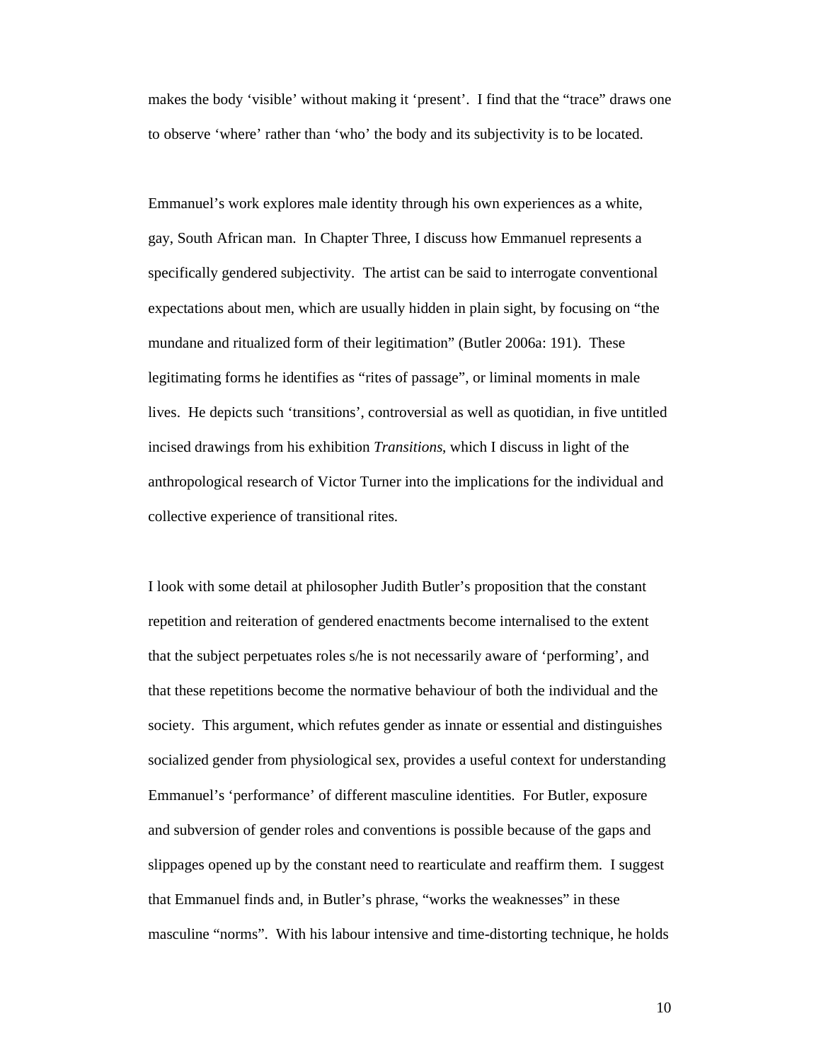makes the body 'visible' without making it 'present'. I find that the "trace" draws one to observe 'where' rather than 'who' the body and its subjectivity is to be located.

Emmanuel's work explores male identity through his own experiences as a white, gay, South African man. In Chapter Three, I discuss how Emmanuel represents a specifically gendered subjectivity. The artist can be said to interrogate conventional expectations about men, which are usually hidden in plain sight, by focusing on "the mundane and ritualized form of their legitimation" (Butler 2006a: 191). These legitimating forms he identifies as "rites of passage", or liminal moments in male lives. He depicts such 'transitions', controversial as well as quotidian, in five untitled incised drawings from his exhibition *Transitions*, which I discuss in light of the anthropological research of Victor Turner into the implications for the individual and collective experience of transitional rites.

I look with some detail at philosopher Judith Butler's proposition that the constant repetition and reiteration of gendered enactments become internalised to the extent that the subject perpetuates roles s/he is not necessarily aware of 'performing', and that these repetitions become the normative behaviour of both the individual and the society. This argument, which refutes gender as innate or essential and distinguishes socialized gender from physiological sex, provides a useful context for understanding Emmanuel's 'performance' of different masculine identities. For Butler, exposure and subversion of gender roles and conventions is possible because of the gaps and slippages opened up by the constant need to rearticulate and reaffirm them. I suggest that Emmanuel finds and, in Butler's phrase, "works the weaknesses" in these masculine "norms". With his labour intensive and time-distorting technique, he holds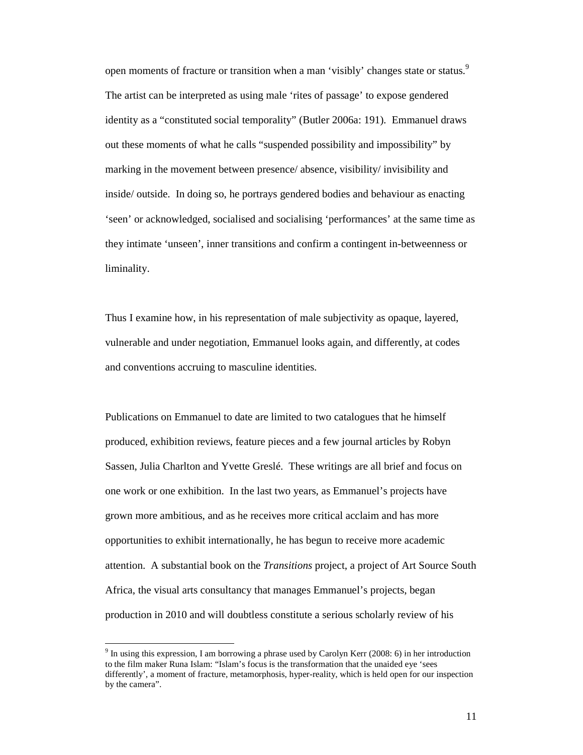open moments of fracture or transition when a man 'visibly' changes state or status.[9] The artist can be interpreted as using male 'rites of passage' to expose gendered identity as a "constituted social temporality" (Butler 2006a: 191). Emmanuel draws out these moments of what he calls "suspended possibility and impossibility" by marking in the movement between presence/ absence, visibility/ invisibility and inside/ outside. In doing so, he portrays gendered bodies and behaviour as enacting 'seen' or acknowledged, socialised and socialising 'performances' at the same time as they intimate 'unseen', inner transitions and confirm a contingent in-betweenness or liminality.

Thus I examine how, in his representation of male subjectivity as opaque, layered, vulnerable and under negotiation, Emmanuel looks again, and differently, at codes and conventions accruing to masculine identities.

Publications on Emmanuel to date are limited to two catalogues that he himself produced, exhibition reviews, feature pieces and a few journal articles by Robyn Sassen, Julia Charlton and Yvette Greslé. These writings are all brief and focus on one work or one exhibition. In the last two years, as Emmanuel's projects have grown more ambitious, and as he receives more critical acclaim and has more opportunities to exhibit internationally, he has begun to receive more academic attention. A substantial book on the *Transitions* project, a project of Art Source South Africa, the visual arts consultancy that manages Emmanuel's projects, began production in 2010 and will doubtless constitute a serious scholarly review of his

[9] In using this expression, I am borrowing a phrase used by Carolyn Kerr (2008: 6) in her introduction to the film maker Runa Islam: "Islam's focus is the transformation that the unaided eye 'sees differently', a moment of fracture, metamorphosis, hyper-reality, which is held open for our inspection by the camera".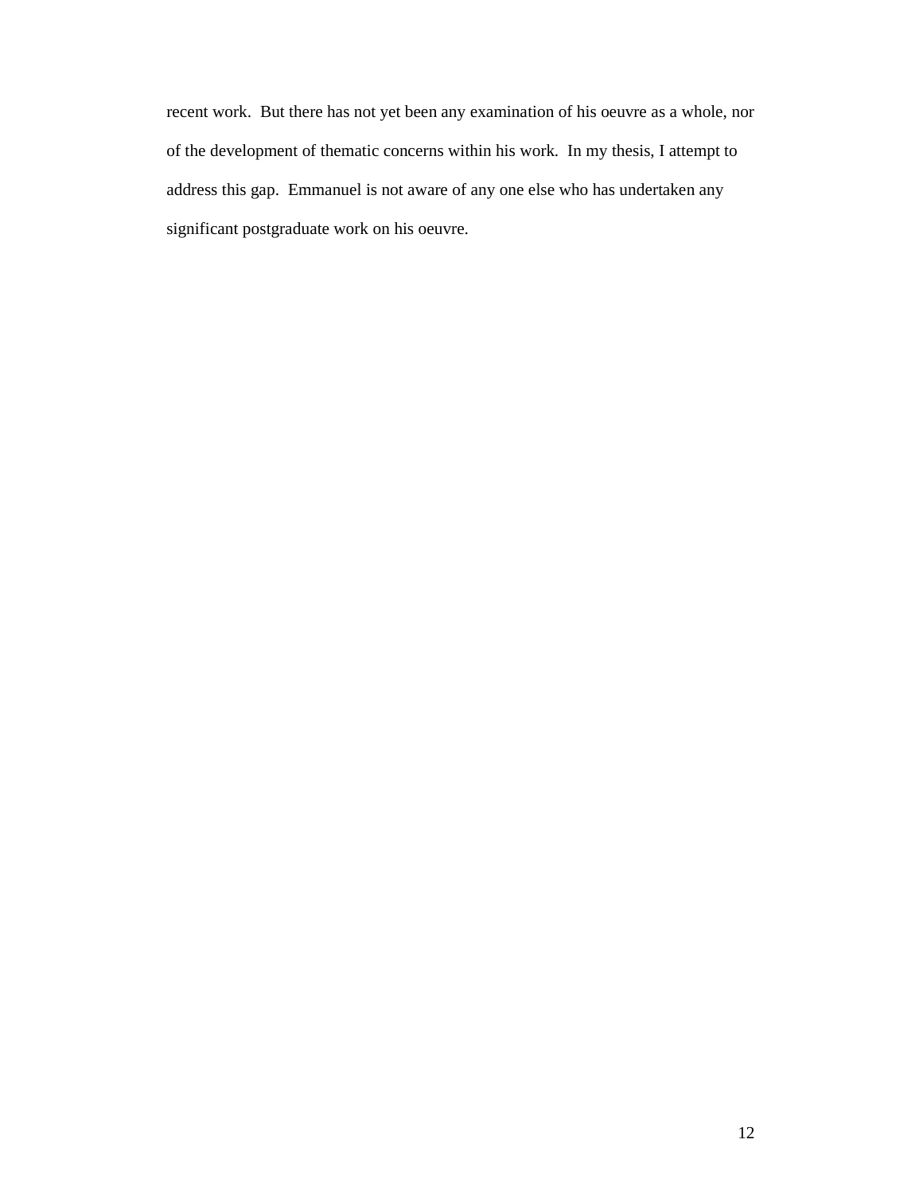recent work.  But there has not yet been any examination of his oeuvre as a whole, nor of the development of thematic concerns within his work.  In my thesis, I attempt to address this gap.  Emmanuel is not aware of any one else who has undertaken any significant postgraduate work on his oeuvre.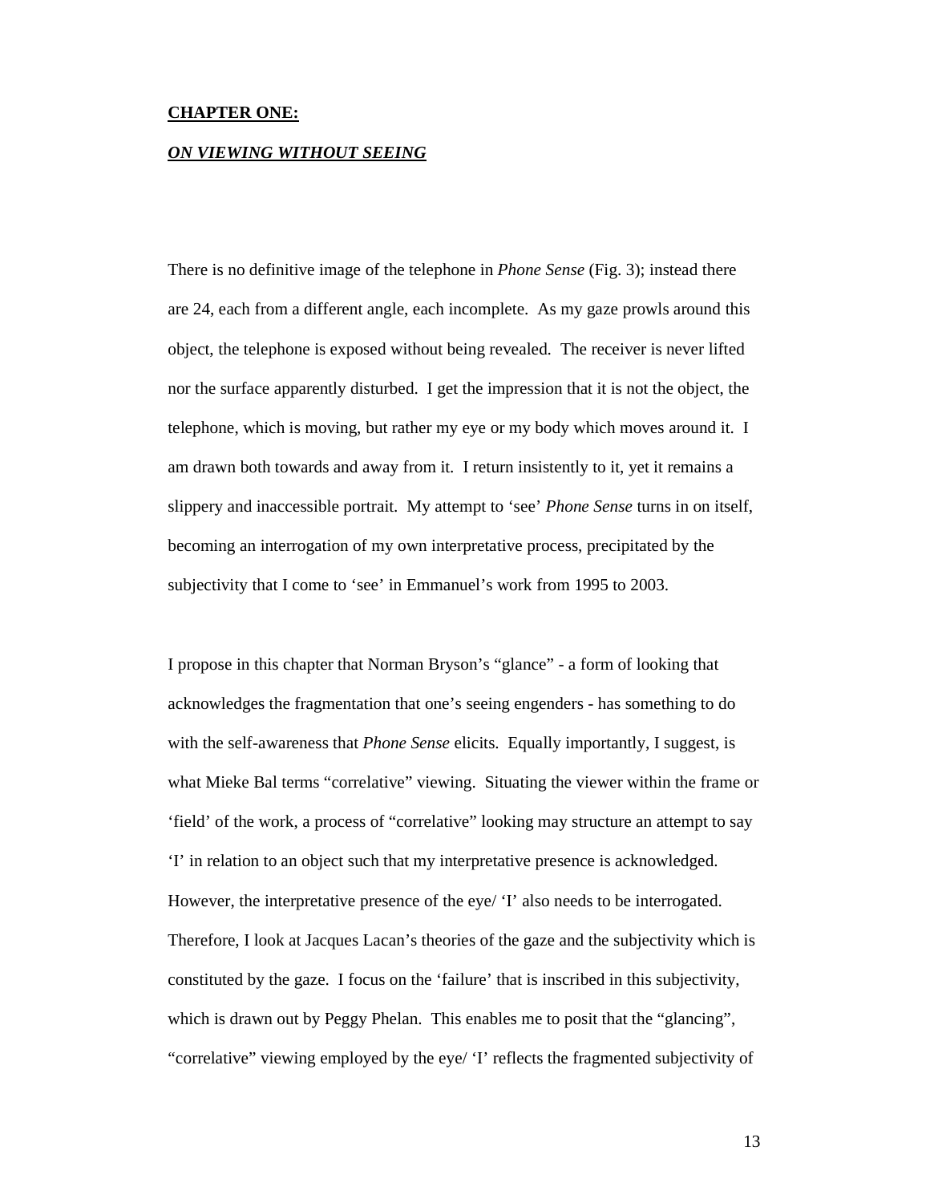## **CHAPTER ONE:**

## ***ON VIEWING WITHOUT SEEING***

There is no definitive image of the telephone in *Phone Sense* (Fig. 3); instead there are 24, each from a different angle, each incomplete. As my gaze prowls around this object, the telephone is exposed without being revealed. The receiver is never lifted nor the surface apparently disturbed. I get the impression that it is not the object, the telephone, which is moving, but rather my eye or my body which moves around it. I am drawn both towards and away from it. I return insistently to it, yet it remains a slippery and inaccessible portrait. My attempt to 'see' *Phone Sense* turns in on itself, becoming an interrogation of my own interpretative process, precipitated by the subjectivity that I come to 'see' in Emmanuel's work from 1995 to 2003.

I propose in this chapter that Norman Bryson's "glance" - a form of looking that acknowledges the fragmentation that one's seeing engenders - has something to do with the self-awareness that *Phone Sense* elicits. Equally importantly, I suggest, is what Mieke Bal terms "correlative" viewing. Situating the viewer within the frame or 'field' of the work, a process of "correlative" looking may structure an attempt to say 'I' in relation to an object such that my interpretative presence is acknowledged. However, the interpretative presence of the eye/ 'I' also needs to be interrogated. Therefore, I look at Jacques Lacan's theories of the gaze and the subjectivity which is constituted by the gaze. I focus on the 'failure' that is inscribed in this subjectivity, which is drawn out by Peggy Phelan. This enables me to posit that the "glancing", "correlative" viewing employed by the eye/ 'I' reflects the fragmented subjectivity of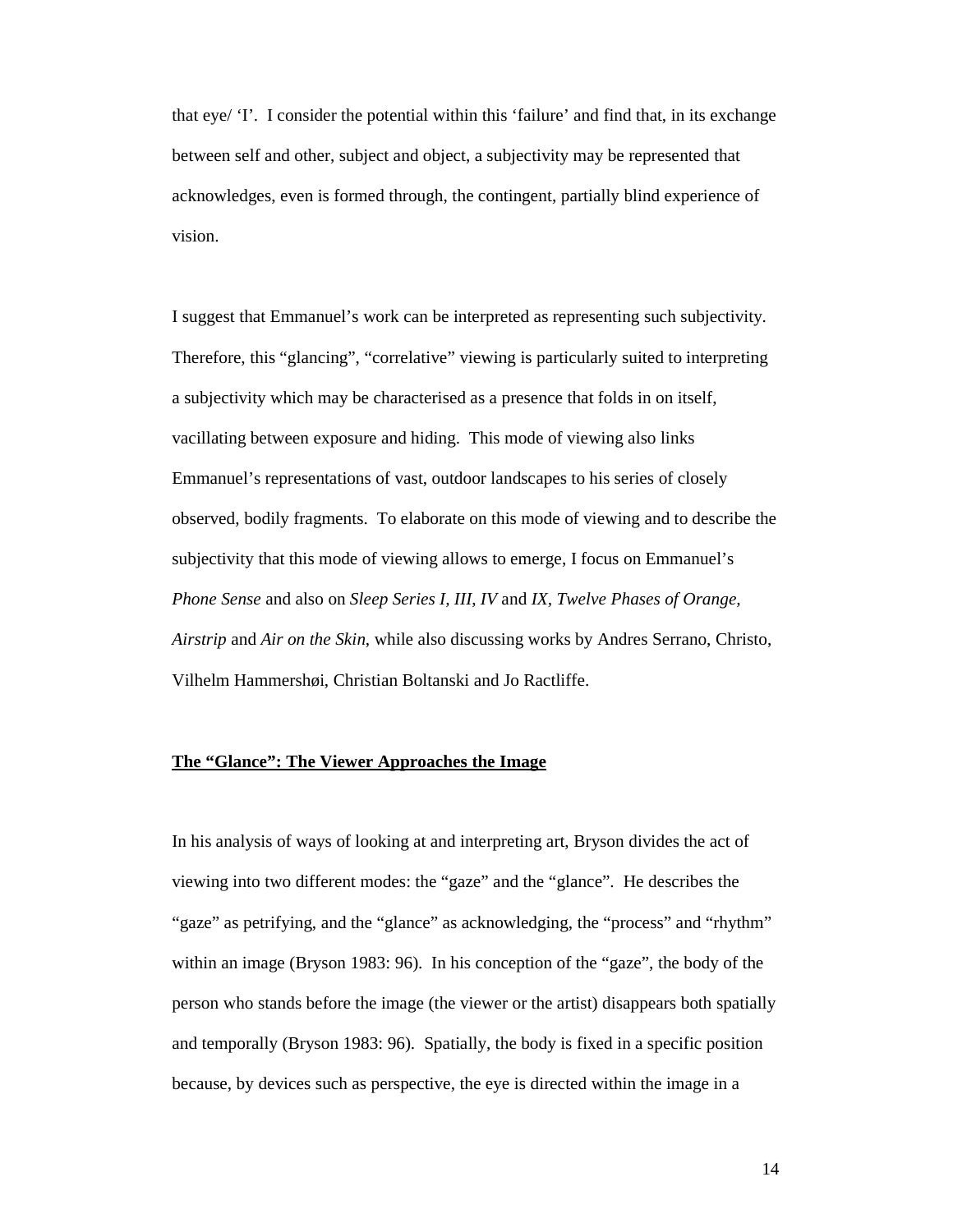that eye/ 'I'. I consider the potential within this 'failure' and find that, in its exchange between self and other, subject and object, a subjectivity may be represented that acknowledges, even is formed through, the contingent, partially blind experience of vision.

I suggest that Emmanuel's work can be interpreted as representing such subjectivity. Therefore, this "glancing", "correlative" viewing is particularly suited to interpreting a subjectivity which may be characterised as a presence that folds in on itself, vacillating between exposure and hiding. This mode of viewing also links Emmanuel's representations of vast, outdoor landscapes to his series of closely observed, bodily fragments. To elaborate on this mode of viewing and to describe the subjectivity that this mode of viewing allows to emerge, I focus on Emmanuel's *Phone Sense* and also on *Sleep Series I, III, IV* and *IX, Twelve Phases of Orange, Airstrip* and *Air on the Skin*, while also discussing works by Andres Serrano, Christo, Vilhelm Hammershøi, Christian Boltanski and Jo Ractliffe.

## **<u>The "Glance": The Viewer Approaches the Image</u>**

In his analysis of ways of looking at and interpreting art, Bryson divides the act of viewing into two different modes: the "gaze" and the "glance". He describes the "gaze" as petrifying, and the "glance" as acknowledging, the "process" and "rhythm" within an image (Bryson 1983: 96). In his conception of the "gaze", the body of the person who stands before the image (the viewer or the artist) disappears both spatially and temporally (Bryson 1983: 96). Spatially, the body is fixed in a specific position because, by devices such as perspective, the eye is directed within the image in a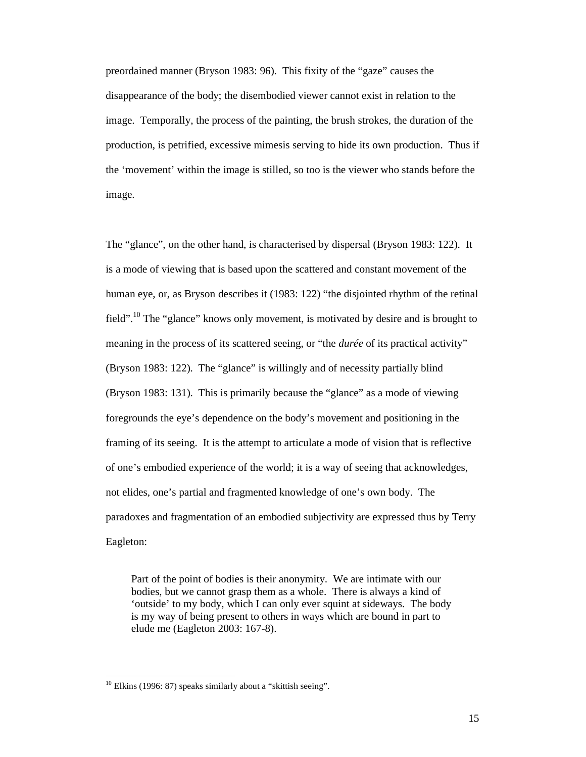preordained manner (Bryson 1983: 96). This fixity of the "gaze" causes the disappearance of the body; the disembodied viewer cannot exist in relation to the image. Temporally, the process of the painting, the brush strokes, the duration of the production, is petrified, excessive mimesis serving to hide its own production. Thus if the 'movement' within the image is stilled, so too is the viewer who stands before the image.

The "glance", on the other hand, is characterised by dispersal (Bryson 1983: 122). It is a mode of viewing that is based upon the scattered and constant movement of the human eye, or, as Bryson describes it (1983: 122) "the disjointed rhythm of the retinal field".[10] The "glance" knows only movement, is motivated by desire and is brought to meaning in the process of its scattered seeing, or "the *durée* of its practical activity" (Bryson 1983: 122). The "glance" is willingly and of necessity partially blind (Bryson 1983: 131). This is primarily because the "glance" as a mode of viewing foregrounds the eye's dependence on the body's movement and positioning in the framing of its seeing. It is the attempt to articulate a mode of vision that is reflective of one's embodied experience of the world; it is a way of seeing that acknowledges, not elides, one's partial and fragmented knowledge of one's own body. The paradoxes and fragmentation of an embodied subjectivity are expressed thus by Terry Eagleton:

> Part of the point of bodies is their anonymity. We are intimate with our bodies, but we cannot grasp them as a whole. There is always a kind of 'outside' to my body, which I can only ever squint at sideways. The body is my way of being present to others in ways which are bound in part to elude me (Eagleton 2003: 167-8).

---

[10] Elkins (1996: 87) speaks similarly about a "skittish seeing".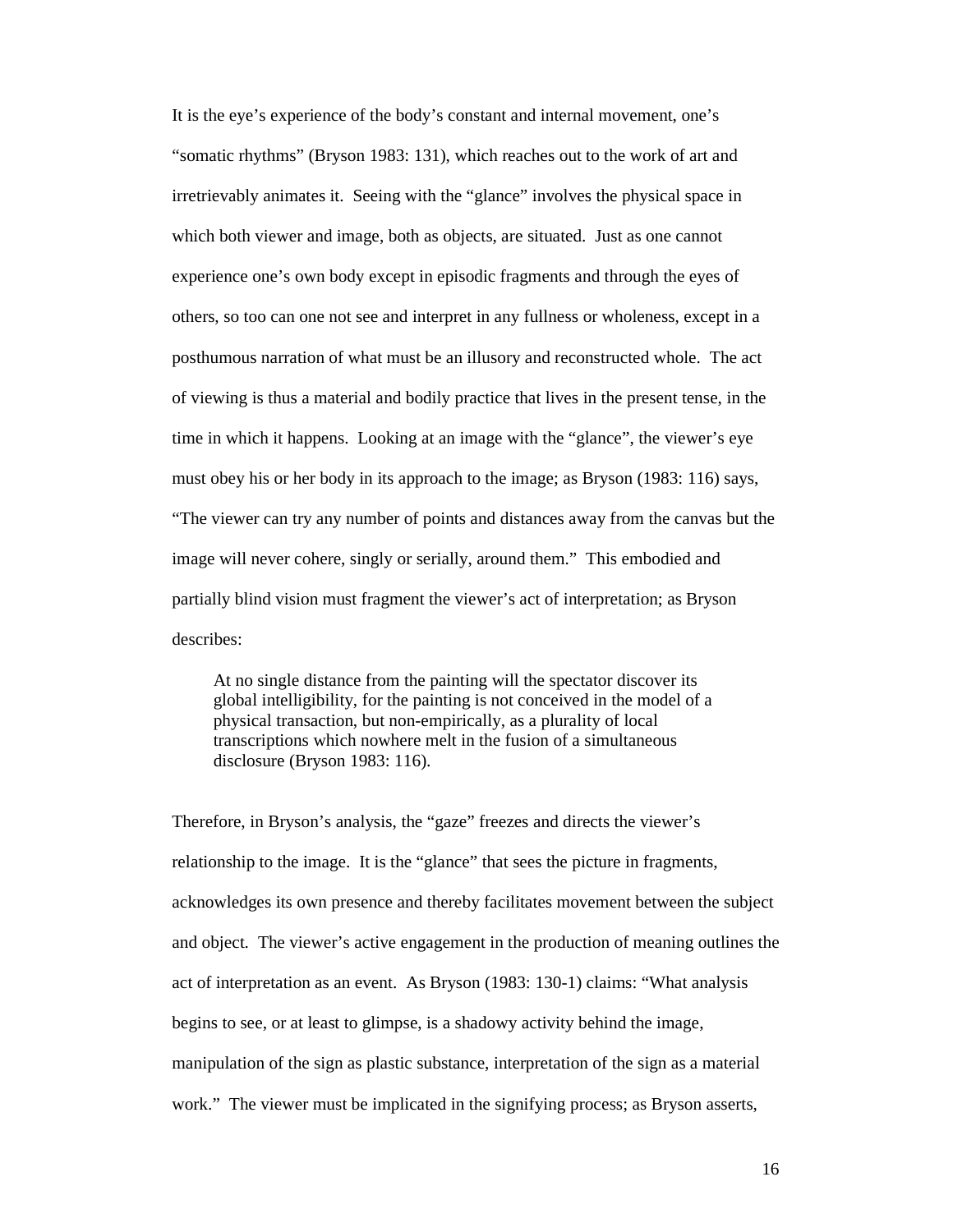It is the eye's experience of the body's constant and internal movement, one's "somatic rhythms" (Bryson 1983: 131), which reaches out to the work of art and irretrievably animates it. Seeing with the "glance" involves the physical space in which both viewer and image, both as objects, are situated. Just as one cannot experience one's own body except in episodic fragments and through the eyes of others, so too can one not see and interpret in any fullness or wholeness, except in a posthumous narration of what must be an illusory and reconstructed whole. The act of viewing is thus a material and bodily practice that lives in the present tense, in the time in which it happens. Looking at an image with the "glance", the viewer's eye must obey his or her body in its approach to the image; as Bryson (1983: 116) says, "The viewer can try any number of points and distances away from the canvas but the image will never cohere, singly or serially, around them." This embodied and partially blind vision must fragment the viewer's act of interpretation; as Bryson describes:

> At no single distance from the painting will the spectator discover its global intelligibility, for the painting is not conceived in the model of a physical transaction, but non-empirically, as a plurality of local transcriptions which nowhere melt in the fusion of a simultaneous disclosure (Bryson 1983: 116).

Therefore, in Bryson's analysis, the "gaze" freezes and directs the viewer's relationship to the image. It is the "glance" that sees the picture in fragments, acknowledges its own presence and thereby facilitates movement between the subject and object. The viewer's active engagement in the production of meaning outlines the act of interpretation as an event. As Bryson (1983: 130-1) claims: "What analysis begins to see, or at least to glimpse, is a shadowy activity behind the image, manipulation of the sign as plastic substance, interpretation of the sign as a material work." The viewer must be implicated in the signifying process; as Bryson asserts,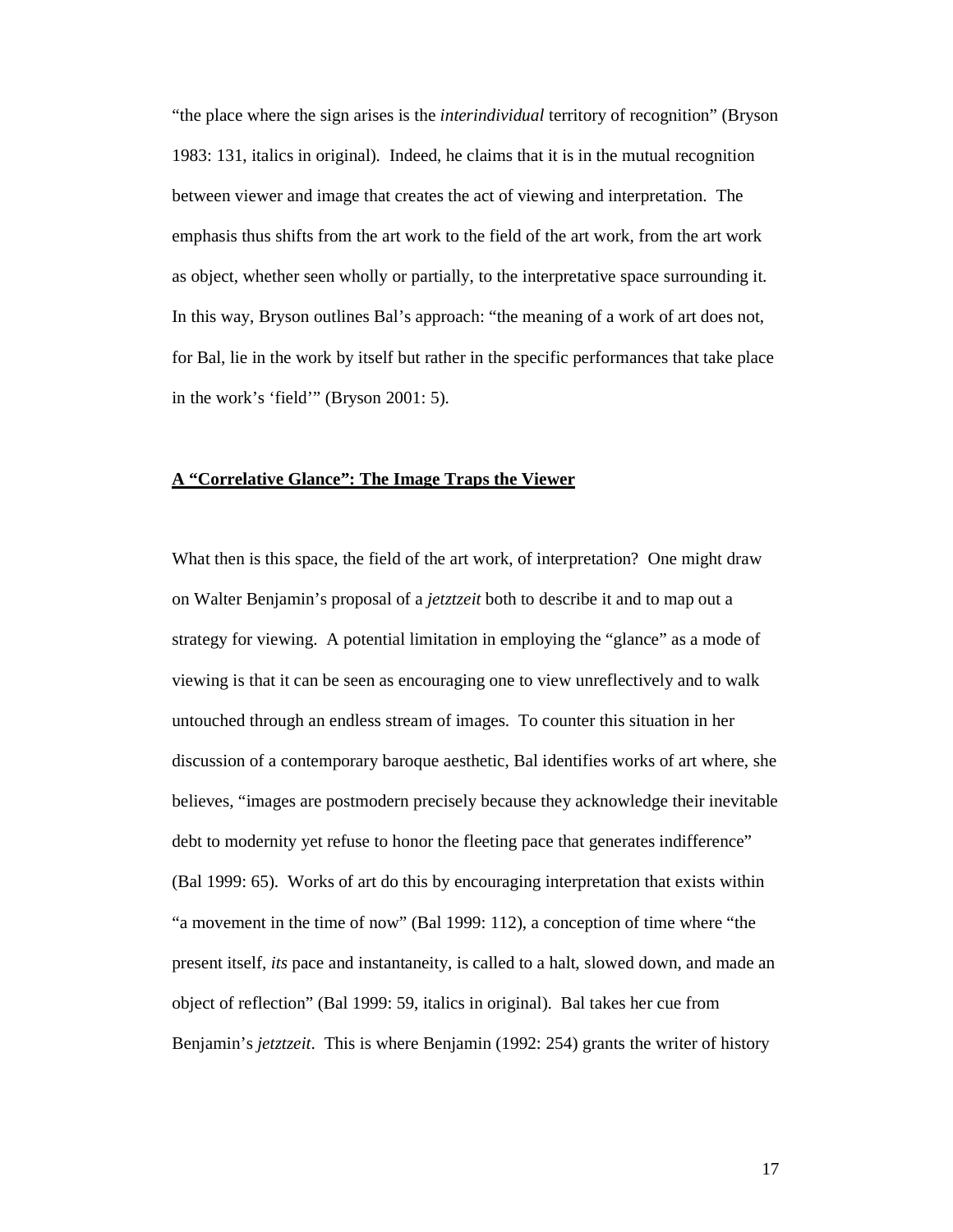"the place where the sign arises is the *interindividual* territory of recognition" (Bryson 1983: 131, italics in original). Indeed, he claims that it is in the mutual recognition between viewer and image that creates the act of viewing and interpretation. The emphasis thus shifts from the art work to the field of the art work, from the art work as object, whether seen wholly or partially, to the interpretative space surrounding it. In this way, Bryson outlines Bal's approach: "the meaning of a work of art does not, for Bal, lie in the work by itself but rather in the specific performances that take place in the work's 'field'" (Bryson 2001: 5).

## A "Correlative Glance": The Image Traps the Viewer

What then is this space, the field of the art work, of interpretation? One might draw on Walter Benjamin's proposal of a *jetztzeit* both to describe it and to map out a strategy for viewing. A potential limitation in employing the "glance" as a mode of viewing is that it can be seen as encouraging one to view unreflectively and to walk untouched through an endless stream of images. To counter this situation in her discussion of a contemporary baroque aesthetic, Bal identifies works of art where, she believes, "images are postmodern precisely because they acknowledge their inevitable debt to modernity yet refuse to honor the fleeting pace that generates indifference" (Bal 1999: 65). Works of art do this by encouraging interpretation that exists within "a movement in the time of now" (Bal 1999: 112), a conception of time where "the present itself, *its* pace and instantaneity, is called to a halt, slowed down, and made an object of reflection" (Bal 1999: 59, italics in original). Bal takes her cue from Benjamin's *jetztzeit*. This is where Benjamin (1992: 254) grants the writer of history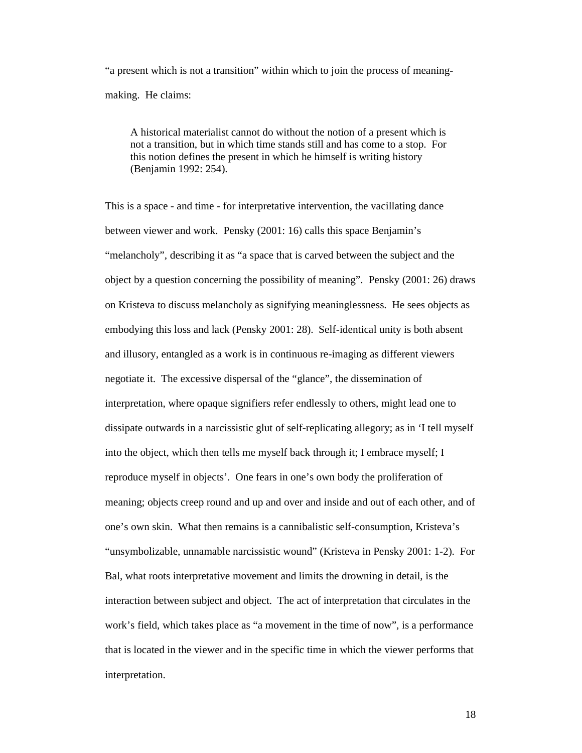"a present which is not a transition" within which to join the process of meaning-making. He claims:

> A historical materialist cannot do without the notion of a present which is not a transition, but in which time stands still and has come to a stop. For this notion defines the present in which he himself is writing history (Benjamin 1992: 254).

This is a space - and time - for interpretative intervention, the vacillating dance between viewer and work. Pensky (2001: 16) calls this space Benjamin's "melancholy", describing it as "a space that is carved between the subject and the object by a question concerning the possibility of meaning". Pensky (2001: 26) draws on Kristeva to discuss melancholy as signifying meaninglessness. He sees objects as embodying this loss and lack (Pensky 2001: 28). Self-identical unity is both absent and illusory, entangled as a work is in continuous re-imaging as different viewers negotiate it. The excessive dispersal of the "glance", the dissemination of interpretation, where opaque signifiers refer endlessly to others, might lead one to dissipate outwards in a narcissistic glut of self-replicating allegory; as in 'I tell myself into the object, which then tells me myself back through it; I embrace myself; I reproduce myself in objects'. One fears in one's own body the proliferation of meaning; objects creep round and up and over and inside and out of each other, and of one's own skin. What then remains is a cannibalistic self-consumption, Kristeva's "unsymbolizable, unnamable narcissistic wound" (Kristeva in Pensky 2001: 1-2). For Bal, what roots interpretative movement and limits the drowning in detail, is the interaction between subject and object. The act of interpretation that circulates in the work's field, which takes place as "a movement in the time of now", is a performance that is located in the viewer and in the specific time in which the viewer performs that interpretation.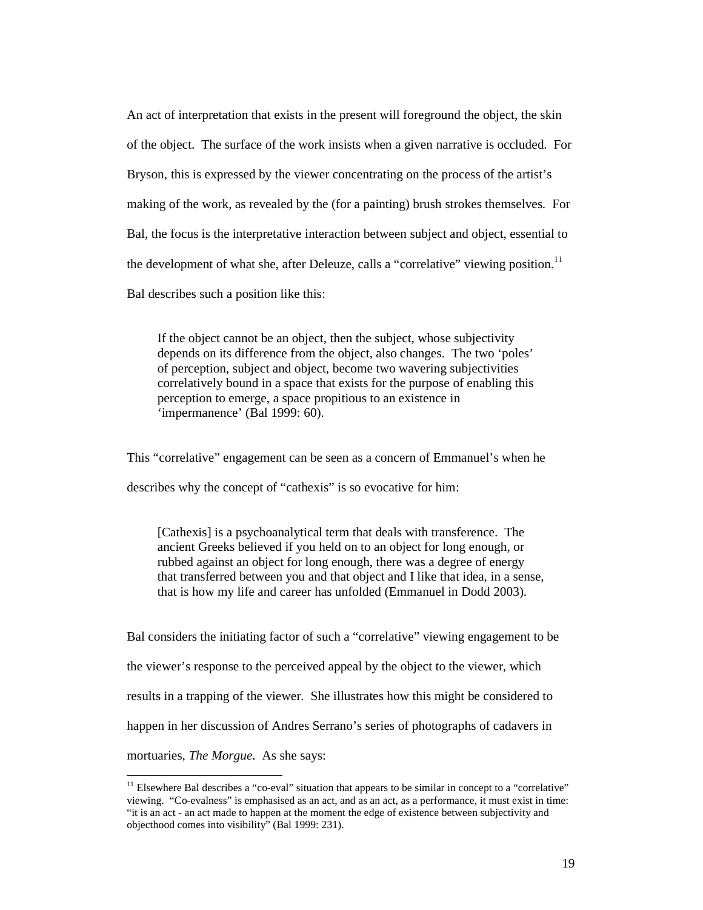An act of interpretation that exists in the present will foreground the object, the skin of the object. The surface of the work insists when a given narrative is occluded. For Bryson, this is expressed by the viewer concentrating on the process of the artist's making of the work, as revealed by the (for a painting) brush strokes themselves. For Bal, the focus is the interpretative interaction between subject and object, essential to the development of what she, after Deleuze, calls a "correlative" viewing position.[11] Bal describes such a position like this:

> If the object cannot be an object, then the subject, whose subjectivity depends on its difference from the object, also changes. The two 'poles' of perception, subject and object, become two wavering subjectivities correlatively bound in a space that exists for the purpose of enabling this perception to emerge, a space propitious to an existence in 'impermanence' (Bal 1999: 60).

This "correlative" engagement can be seen as a concern of Emmanuel's when he describes why the concept of "cathexis" is so evocative for him:

> [Cathexis] is a psychoanalytical term that deals with transference. The ancient Greeks believed if you held on to an object for long enough, or rubbed against an object for long enough, there was a degree of energy that transferred between you and that object and I like that idea, in a sense, that is how my life and career has unfolded (Emmanuel in Dodd 2003).

Bal considers the initiating factor of such a "correlative" viewing engagement to be the viewer's response to the perceived appeal by the object to the viewer, which results in a trapping of the viewer. She illustrates how this might be considered to happen in her discussion of Andres Serrano's series of photographs of cadavers in mortuaries, *The Morgue*. As she says:

---

[11] Elsewhere Bal describes a "co-eval" situation that appears to be similar in concept to a "correlative" viewing. "Co-evalness" is emphasised as an act, and as an act, as a performance, it must exist in time: "it is an act - an act made to happen at the moment the edge of existence between subjectivity and objecthood comes into visibility" (Bal 1999: 231).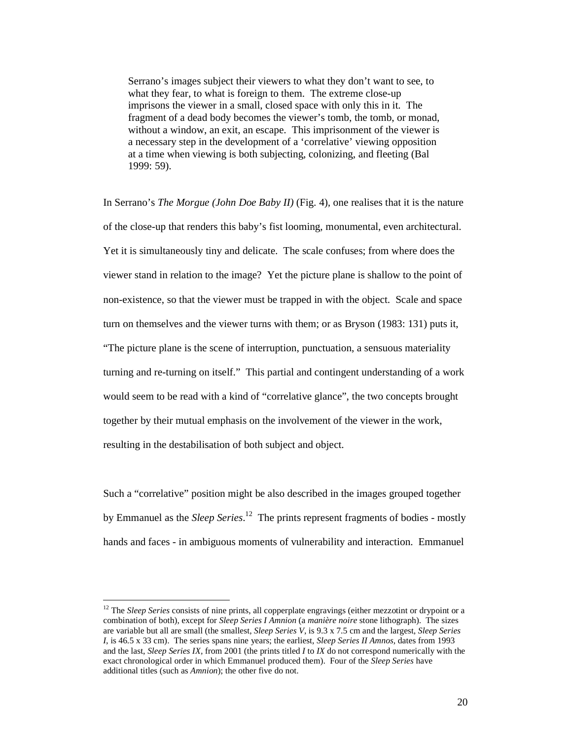> Serrano's images subject their viewers to what they don't want to see, to what they fear, to what is foreign to them. The extreme close-up imprisons the viewer in a small, closed space with only this in it. The fragment of a dead body becomes the viewer's tomb, the tomb, or monad, without a window, an exit, an escape. This imprisonment of the viewer is a necessary step in the development of a 'correlative' viewing opposition at a time when viewing is both subjecting, colonizing, and fleeting (Bal 1999: 59).

In Serrano's *The Morgue (John Doe Baby II)* (Fig. 4), one realises that it is the nature of the close-up that renders this baby's fist looming, monumental, even architectural. Yet it is simultaneously tiny and delicate. The scale confuses; from where does the viewer stand in relation to the image? Yet the picture plane is shallow to the point of non-existence, so that the viewer must be trapped in with the object. Scale and space turn on themselves and the viewer turns with them; or as Bryson (1983: 131) puts it, "The picture plane is the scene of interruption, punctuation, a sensuous materiality turning and re-turning on itself." This partial and contingent understanding of a work would seem to be read with a kind of "correlative glance", the two concepts brought together by their mutual emphasis on the involvement of the viewer in the work, resulting in the destabilisation of both subject and object.

Such a "correlative" position might be also described in the images grouped together by Emmanuel as the *Sleep Series*.[12] The prints represent fragments of bodies - mostly hands and faces - in ambiguous moments of vulnerability and interaction. Emmanuel

---

[12] The *Sleep Series* consists of nine prints, all copperplate engravings (either mezzotint or drypoint or a combination of both), except for *Sleep Series I Amnion* (a *manière noire* stone lithograph). The sizes are variable but all are small (the smallest, *Sleep Series V*, is 9.3 x 7.5 cm and the largest, *Sleep Series I*, is 46.5 x 33 cm). The series spans nine years; the earliest, *Sleep Series II Amnos*, dates from 1993 and the last, *Sleep Series IX*, from 2001 (the prints titled *I* to *IX* do not correspond numerically with the exact chronological order in which Emmanuel produced them). Four of the *Sleep Series* have additional titles (such as *Amnion*); the other five do not.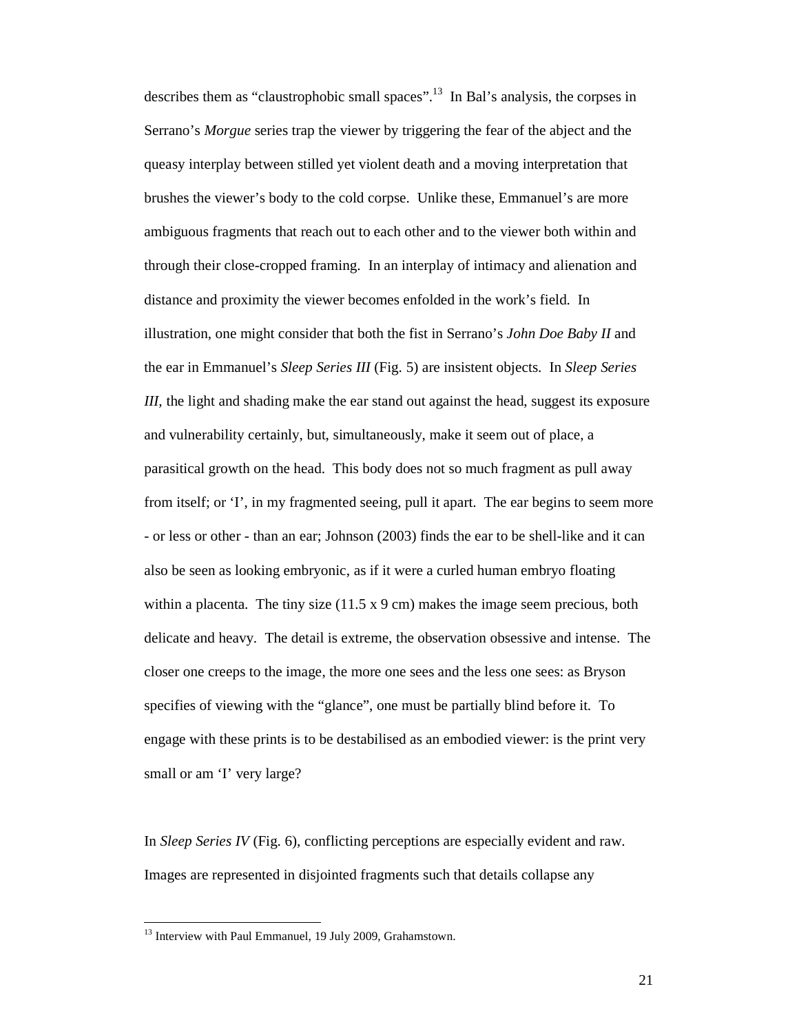describes them as "claustrophobic small spaces".[13] In Bal's analysis, the corpses in Serrano's *Morgue* series trap the viewer by triggering the fear of the abject and the queasy interplay between stilled yet violent death and a moving interpretation that brushes the viewer's body to the cold corpse. Unlike these, Emmanuel's are more ambiguous fragments that reach out to each other and to the viewer both within and through their close-cropped framing. In an interplay of intimacy and alienation and distance and proximity the viewer becomes enfolded in the work's field. In illustration, one might consider that both the fist in Serrano's *John Doe Baby II* and the ear in Emmanuel's *Sleep Series III* (Fig. 5) are insistent objects. In *Sleep Series III,* the light and shading make the ear stand out against the head, suggest its exposure and vulnerability certainly, but, simultaneously, make it seem out of place, a parasitical growth on the head. This body does not so much fragment as pull away from itself; or 'I', in my fragmented seeing, pull it apart. The ear begins to seem more - or less or other - than an ear; Johnson (2003) finds the ear to be shell-like and it can also be seen as looking embryonic, as if it were a curled human embryo floating within a placenta. The tiny size (11.5 x 9 cm) makes the image seem precious, both delicate and heavy. The detail is extreme, the observation obsessive and intense. The closer one creeps to the image, the more one sees and the less one sees: as Bryson specifies of viewing with the "glance", one must be partially blind before it. To engage with these prints is to be destabilised as an embodied viewer: is the print very small or am 'I' very large?

In *Sleep Series IV* (Fig. 6), conflicting perceptions are especially evident and raw. Images are represented in disjointed fragments such that details collapse any

[13] Interview with Paul Emmanuel, 19 July 2009, Grahamstown.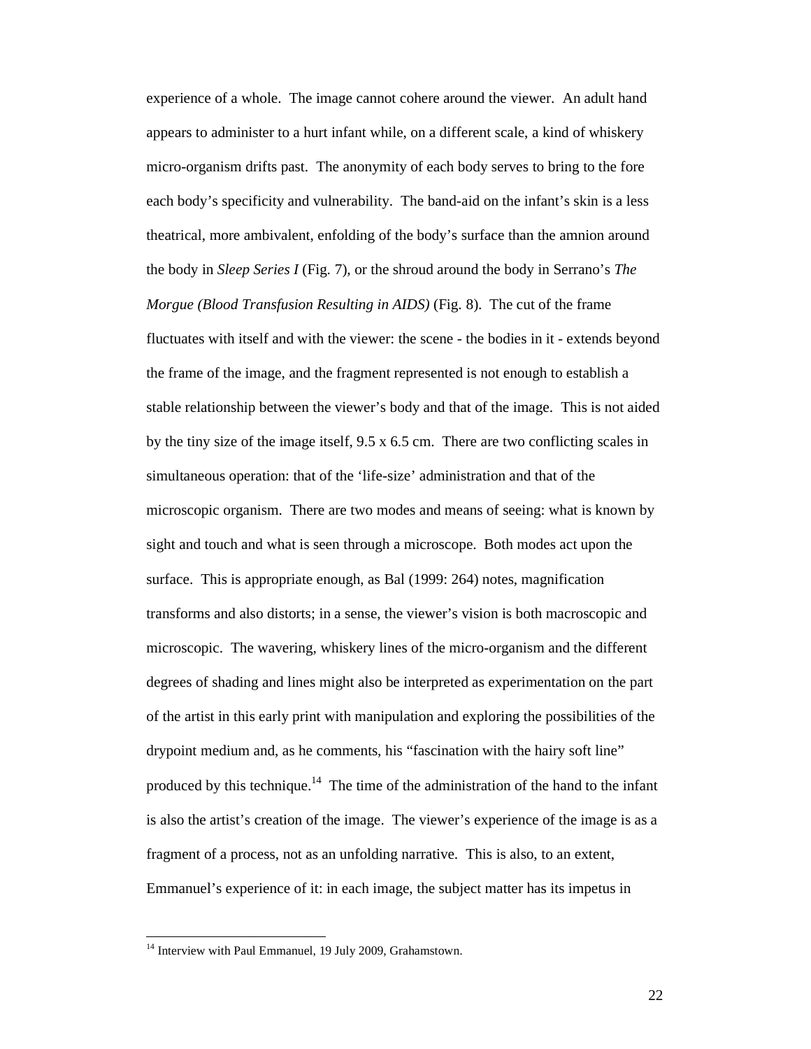experience of a whole. The image cannot cohere around the viewer. An adult hand appears to administer to a hurt infant while, on a different scale, a kind of whiskery micro-organism drifts past. The anonymity of each body serves to bring to the fore each body's specificity and vulnerability. The band-aid on the infant's skin is a less theatrical, more ambivalent, enfolding of the body's surface than the amnion around the body in *Sleep Series I* (Fig. 7), or the shroud around the body in Serrano's *The Morgue (Blood Transfusion Resulting in AIDS)* (Fig. 8). The cut of the frame fluctuates with itself and with the viewer: the scene - the bodies in it - extends beyond the frame of the image, and the fragment represented is not enough to establish a stable relationship between the viewer's body and that of the image. This is not aided by the tiny size of the image itself, 9.5 x 6.5 cm. There are two conflicting scales in simultaneous operation: that of the 'life-size' administration and that of the microscopic organism. There are two modes and means of seeing: what is known by sight and touch and what is seen through a microscope. Both modes act upon the surface. This is appropriate enough, as Bal (1999: 264) notes, magnification transforms and also distorts; in a sense, the viewer's vision is both macroscopic and microscopic. The wavering, whiskery lines of the micro-organism and the different degrees of shading and lines might also be interpreted as experimentation on the part of the artist in this early print with manipulation and exploring the possibilities of the drypoint medium and, as he comments, his "fascination with the hairy soft line" produced by this technique.[14] The time of the administration of the hand to the infant is also the artist's creation of the image. The viewer's experience of the image is as a fragment of a process, not as an unfolding narrative. This is also, to an extent, Emmanuel's experience of it: in each image, the subject matter has its impetus in

[14] Interview with Paul Emmanuel, 19 July 2009, Grahamstown.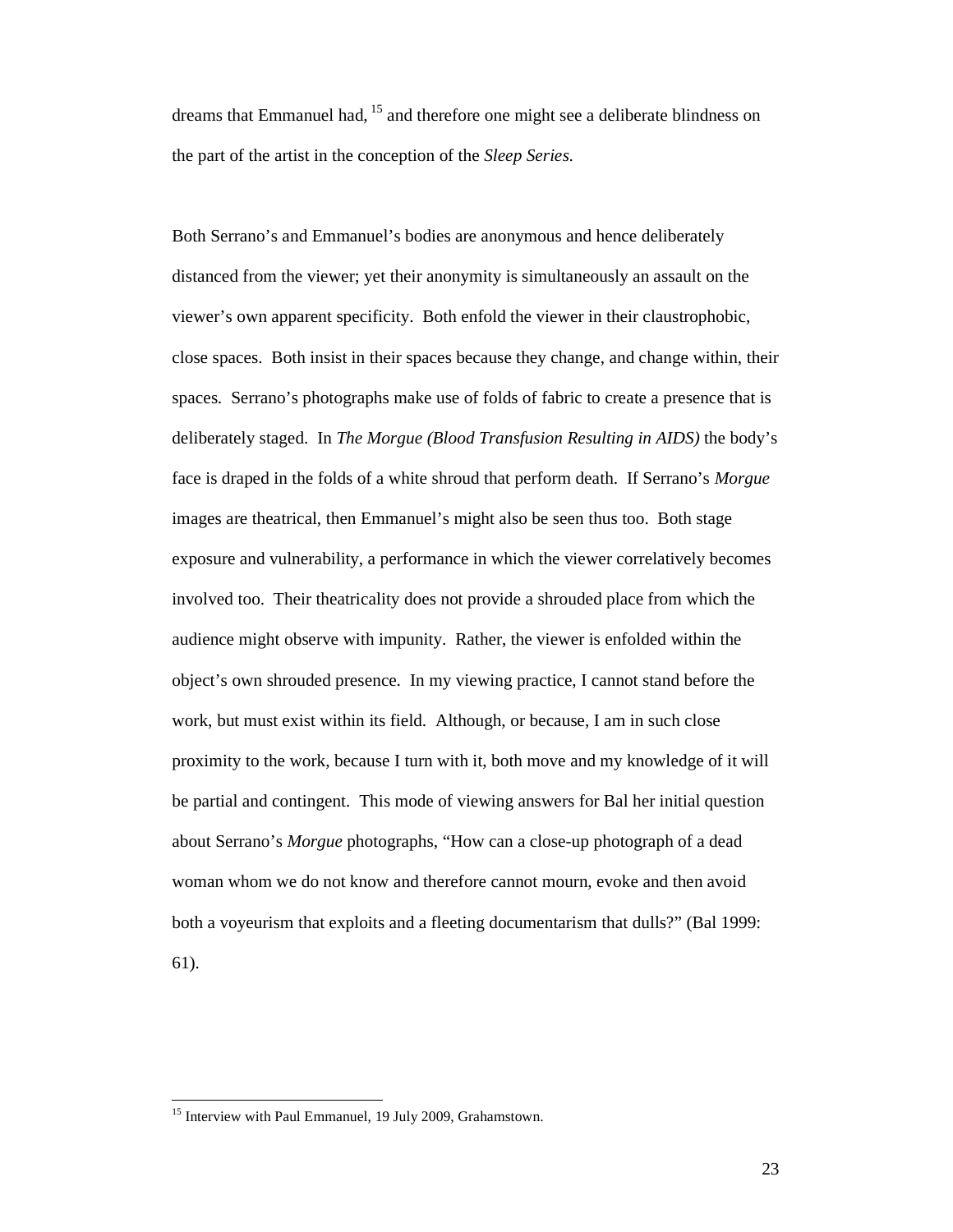dreams that Emmanuel had,[15] and therefore one might see a deliberate blindness on the part of the artist in the conception of the *Sleep Series.*

Both Serrano's and Emmanuel's bodies are anonymous and hence deliberately distanced from the viewer; yet their anonymity is simultaneously an assault on the viewer's own apparent specificity. Both enfold the viewer in their claustrophobic, close spaces. Both insist in their spaces because they change, and change within, their spaces. Serrano's photographs make use of folds of fabric to create a presence that is deliberately staged. In *The Morgue (Blood Transfusion Resulting in AIDS)* the body's face is draped in the folds of a white shroud that perform death. If Serrano's *Morgue* images are theatrical, then Emmanuel's might also be seen thus too. Both stage exposure and vulnerability, a performance in which the viewer correlatively becomes involved too. Their theatricality does not provide a shrouded place from which the audience might observe with impunity. Rather, the viewer is enfolded within the object's own shrouded presence. In my viewing practice, I cannot stand before the work, but must exist within its field. Although, or because, I am in such close proximity to the work, because I turn with it, both move and my knowledge of it will be partial and contingent. This mode of viewing answers for Bal her initial question about Serrano's *Morgue* photographs, "How can a close-up photograph of a dead woman whom we do not know and therefore cannot mourn, evoke and then avoid both a voyeurism that exploits and a fleeting documentarism that dulls?" (Bal 1999: 61).

---

[15] Interview with Paul Emmanuel, 19 July 2009, Grahamstown.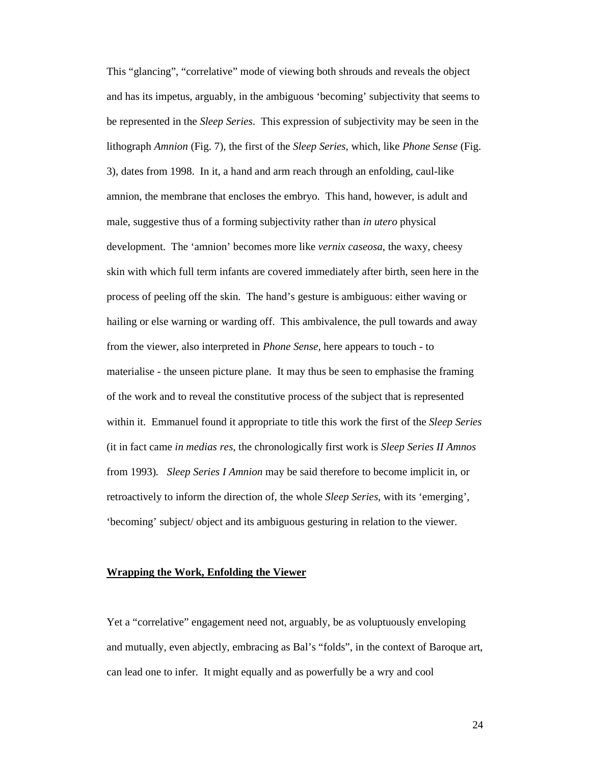This "glancing", "correlative" mode of viewing both shrouds and reveals the object and has its impetus, arguably, in the ambiguous 'becoming' subjectivity that seems to be represented in the *Sleep Series*. This expression of subjectivity may be seen in the lithograph *Amnion* (Fig. 7), the first of the *Sleep Series,* which, like *Phone Sense* (Fig. 3), dates from 1998. In it, a hand and arm reach through an enfolding, caul-like amnion, the membrane that encloses the embryo. This hand, however, is adult and male, suggestive thus of a forming subjectivity rather than *in utero* physical development. The 'amnion' becomes more like *vernix caseosa*, the waxy, cheesy skin with which full term infants are covered immediately after birth, seen here in the process of peeling off the skin. The hand's gesture is ambiguous: either waving or hailing or else warning or warding off. This ambivalence, the pull towards and away from the viewer, also interpreted in *Phone Sense*, here appears to touch - to materialise - the unseen picture plane. It may thus be seen to emphasise the framing of the work and to reveal the constitutive process of the subject that is represented within it. Emmanuel found it appropriate to title this work the first of the *Sleep Series* (it in fact came *in medias res,* the chronologically first work is *Sleep Series II Amnos* from 1993). *Sleep Series I Amnion* may be said therefore to become implicit in, or retroactively to inform the direction of, the whole *Sleep Series*, with its 'emerging', 'becoming' subject/ object and its ambiguous gesturing in relation to the viewer.

## **Wrapping the Work, Enfolding the Viewer**

Yet a "correlative" engagement need not, arguably, be as voluptuously enveloping and mutually, even abjectly, embracing as Bal's "folds", in the context of Baroque art, can lead one to infer. It might equally and as powerfully be a wry and cool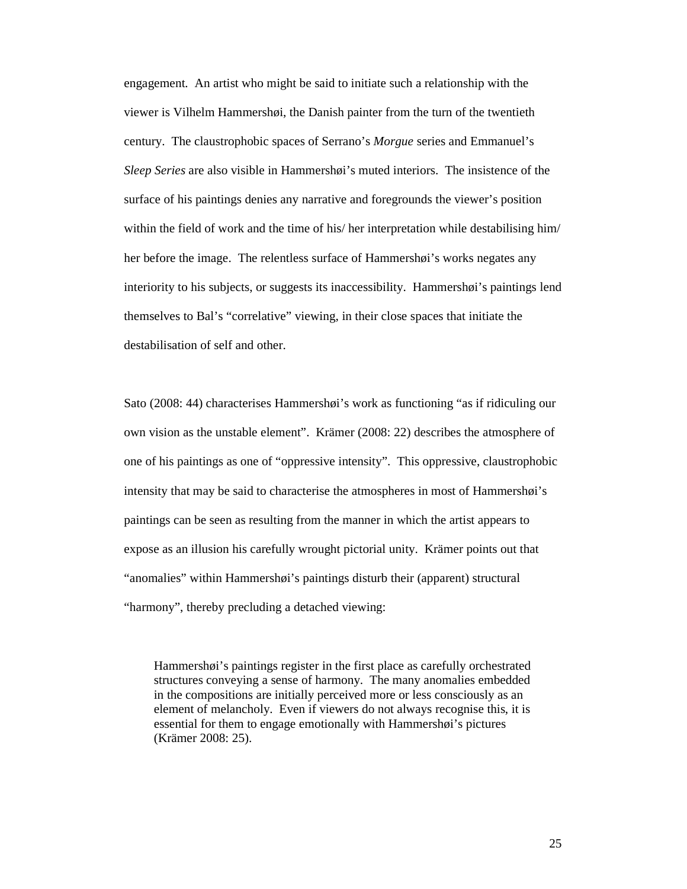engagement. An artist who might be said to initiate such a relationship with the viewer is Vilhelm Hammershøi, the Danish painter from the turn of the twentieth century. The claustrophobic spaces of Serrano's *Morgue* series and Emmanuel's *Sleep Series* are also visible in Hammershøi's muted interiors. The insistence of the surface of his paintings denies any narrative and foregrounds the viewer's position within the field of work and the time of his/ her interpretation while destabilising him/ her before the image. The relentless surface of Hammershøi's works negates any interiority to his subjects, or suggests its inaccessibility. Hammershøi's paintings lend themselves to Bal's "correlative" viewing, in their close spaces that initiate the destabilisation of self and other.

Sato (2008: 44) characterises Hammershøi's work as functioning "as if ridiculing our own vision as the unstable element". Krämer (2008: 22) describes the atmosphere of one of his paintings as one of "oppressive intensity". This oppressive, claustrophobic intensity that may be said to characterise the atmospheres in most of Hammershøi's paintings can be seen as resulting from the manner in which the artist appears to expose as an illusion his carefully wrought pictorial unity. Krämer points out that "anomalies" within Hammershøi's paintings disturb their (apparent) structural "harmony", thereby precluding a detached viewing:

> Hammershøi's paintings register in the first place as carefully orchestrated structures conveying a sense of harmony. The many anomalies embedded in the compositions are initially perceived more or less consciously as an element of melancholy. Even if viewers do not always recognise this, it is essential for them to engage emotionally with Hammershøi's pictures (Krämer 2008: 25).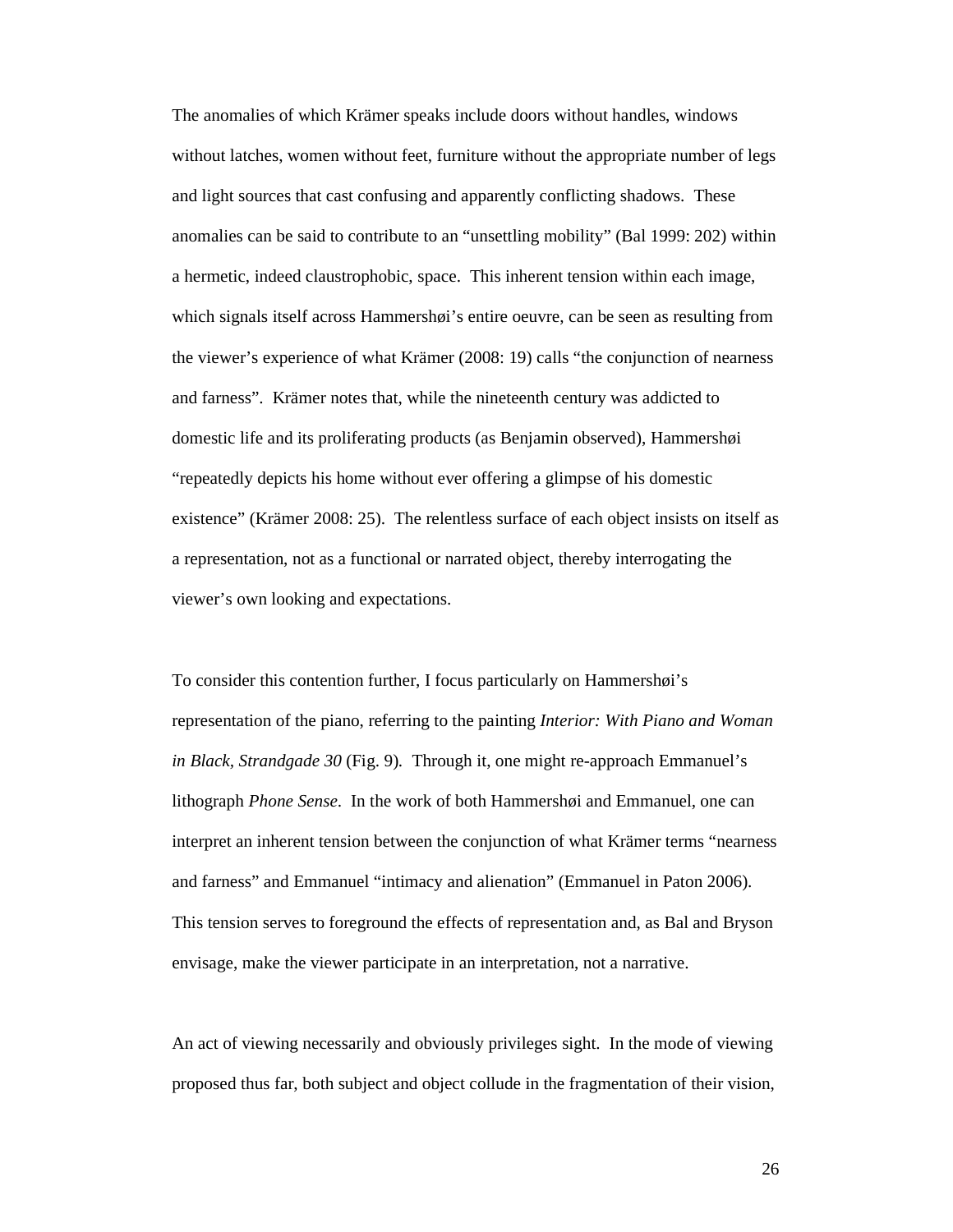The anomalies of which Krämer speaks include doors without handles, windows without latches, women without feet, furniture without the appropriate number of legs and light sources that cast confusing and apparently conflicting shadows. These anomalies can be said to contribute to an "unsettling mobility" (Bal 1999: 202) within a hermetic, indeed claustrophobic, space. This inherent tension within each image, which signals itself across Hammershøi's entire oeuvre, can be seen as resulting from the viewer's experience of what Krämer (2008: 19) calls "the conjunction of nearness and farness". Krämer notes that, while the nineteenth century was addicted to domestic life and its proliferating products (as Benjamin observed), Hammershøi "repeatedly depicts his home without ever offering a glimpse of his domestic existence" (Krämer 2008: 25). The relentless surface of each object insists on itself as a representation, not as a functional or narrated object, thereby interrogating the viewer's own looking and expectations.

To consider this contention further, I focus particularly on Hammershøi's representation of the piano, referring to the painting *Interior: With Piano and Woman in Black, Strandgade 30* (Fig. 9). Through it, one might re-approach Emmanuel's lithograph *Phone Sense*. In the work of both Hammershøi and Emmanuel, one can interpret an inherent tension between the conjunction of what Krämer terms "nearness and farness" and Emmanuel "intimacy and alienation" (Emmanuel in Paton 2006). This tension serves to foreground the effects of representation and, as Bal and Bryson envisage, make the viewer participate in an interpretation, not a narrative.

An act of viewing necessarily and obviously privileges sight. In the mode of viewing proposed thus far, both subject and object collude in the fragmentation of their vision,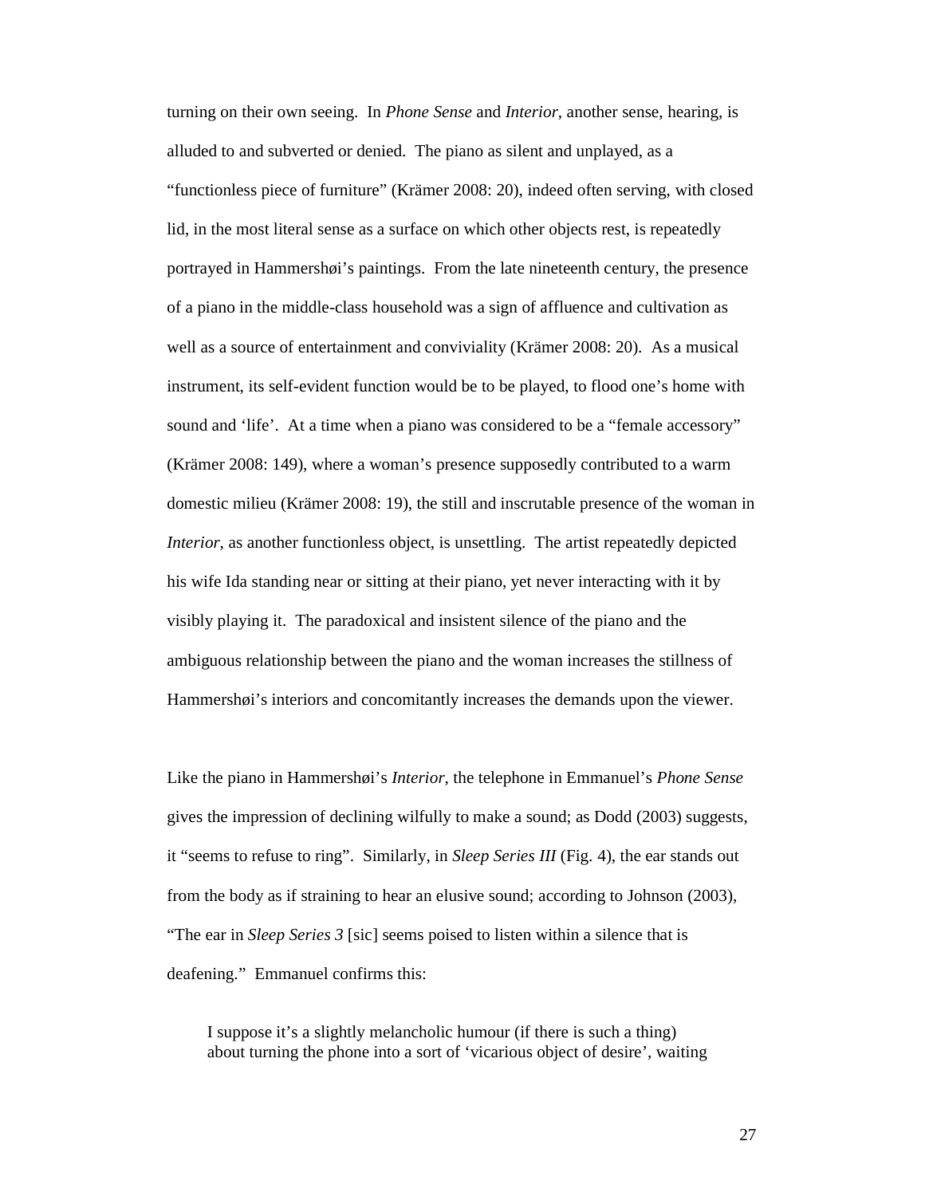turning on their own seeing. In *Phone Sense* and *Interior*, another sense, hearing, is alluded to and subverted or denied. The piano as silent and unplayed, as a "functionless piece of furniture" (Krämer 2008: 20), indeed often serving, with closed lid, in the most literal sense as a surface on which other objects rest, is repeatedly portrayed in Hammershøi's paintings. From the late nineteenth century, the presence of a piano in the middle-class household was a sign of affluence and cultivation as well as a source of entertainment and conviviality (Krämer 2008: 20). As a musical instrument, its self-evident function would be to be played, to flood one's home with sound and 'life'. At a time when a piano was considered to be a "female accessory" (Krämer 2008: 149), where a woman's presence supposedly contributed to a warm domestic milieu (Krämer 2008: 19), the still and inscrutable presence of the woman in *Interior*, as another functionless object, is unsettling. The artist repeatedly depicted his wife Ida standing near or sitting at their piano, yet never interacting with it by visibly playing it. The paradoxical and insistent silence of the piano and the ambiguous relationship between the piano and the woman increases the stillness of Hammershøi's interiors and concomitantly increases the demands upon the viewer.

Like the piano in Hammershøi's *Interior*, the telephone in Emmanuel's *Phone Sense* gives the impression of declining wilfully to make a sound; as Dodd (2003) suggests, it "seems to refuse to ring". Similarly, in *Sleep Series III* (Fig. 4), the ear stands out from the body as if straining to hear an elusive sound; according to Johnson (2003), "The ear in *Sleep Series 3* [sic] seems poised to listen within a silence that is deafening." Emmanuel confirms this:

> I suppose it's a slightly melancholic humour (if there is such a thing) about turning the phone into a sort of 'vicarious object of desire', waiting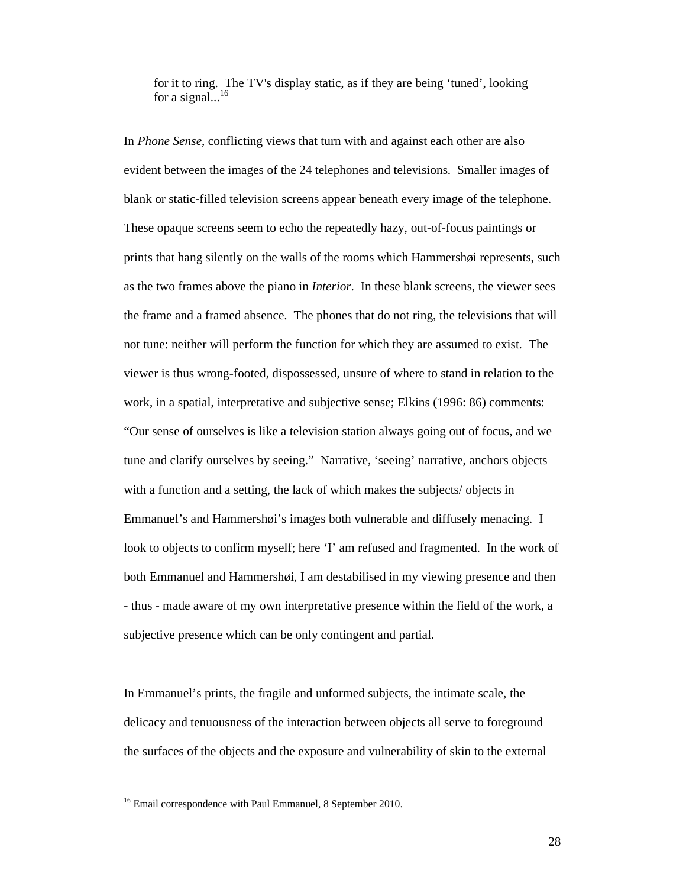> for it to ring. The TV's display static, as if they are being 'tuned', looking for a signal...[16]

In *Phone Sense*, conflicting views that turn with and against each other are also evident between the images of the 24 telephones and televisions. Smaller images of blank or static-filled television screens appear beneath every image of the telephone. These opaque screens seem to echo the repeatedly hazy, out-of-focus paintings or prints that hang silently on the walls of the rooms which Hammershøi represents, such as the two frames above the piano in *Interior*. In these blank screens, the viewer sees the frame and a framed absence. The phones that do not ring, the televisions that will not tune: neither will perform the function for which they are assumed to exist. The viewer is thus wrong-footed, dispossessed, unsure of where to stand in relation to the work, in a spatial, interpretative and subjective sense; Elkins (1996: 86) comments: "Our sense of ourselves is like a television station always going out of focus, and we tune and clarify ourselves by seeing." Narrative, 'seeing' narrative, anchors objects with a function and a setting, the lack of which makes the subjects/ objects in Emmanuel's and Hammershøi's images both vulnerable and diffusely menacing. I look to objects to confirm myself; here 'I' am refused and fragmented. In the work of both Emmanuel and Hammershøi, I am destabilised in my viewing presence and then - thus - made aware of my own interpretative presence within the field of the work, a subjective presence which can be only contingent and partial.

In Emmanuel's prints, the fragile and unformed subjects, the intimate scale, the delicacy and tenuousness of the interaction between objects all serve to foreground the surfaces of the objects and the exposure and vulnerability of skin to the external

[16] Email correspondence with Paul Emmanuel, 8 September 2010.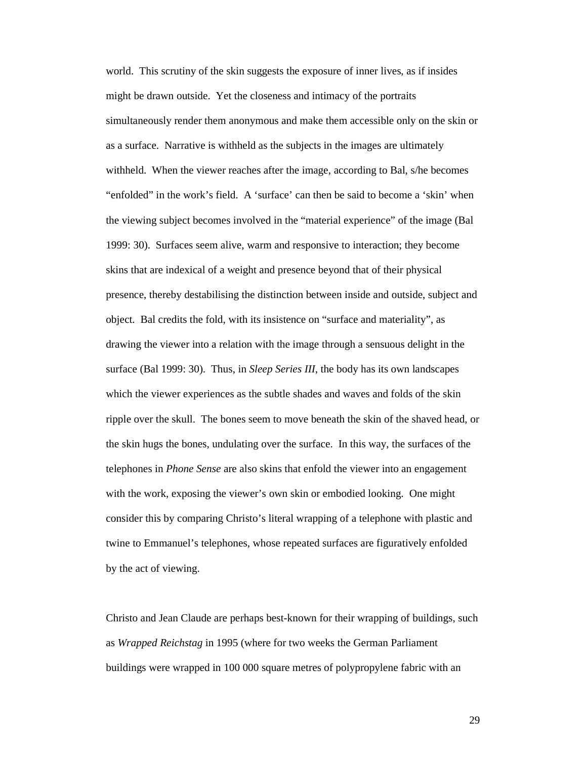world. This scrutiny of the skin suggests the exposure of inner lives, as if insides might be drawn outside. Yet the closeness and intimacy of the portraits simultaneously render them anonymous and make them accessible only on the skin or as a surface. Narrative is withheld as the subjects in the images are ultimately withheld. When the viewer reaches after the image, according to Bal, s/he becomes "enfolded" in the work's field. A 'surface' can then be said to become a 'skin' when the viewing subject becomes involved in the "material experience" of the image (Bal 1999: 30). Surfaces seem alive, warm and responsive to interaction; they become skins that are indexical of a weight and presence beyond that of their physical presence, thereby destabilising the distinction between inside and outside, subject and object. Bal credits the fold, with its insistence on "surface and materiality", as drawing the viewer into a relation with the image through a sensuous delight in the surface (Bal 1999: 30). Thus, in *Sleep Series III*, the body has its own landscapes which the viewer experiences as the subtle shades and waves and folds of the skin ripple over the skull. The bones seem to move beneath the skin of the shaved head, or the skin hugs the bones, undulating over the surface. In this way, the surfaces of the telephones in *Phone Sense* are also skins that enfold the viewer into an engagement with the work, exposing the viewer's own skin or embodied looking. One might consider this by comparing Christo's literal wrapping of a telephone with plastic and twine to Emmanuel's telephones, whose repeated surfaces are figuratively enfolded by the act of viewing.

Christo and Jean Claude are perhaps best-known for their wrapping of buildings, such as *Wrapped Reichstag* in 1995 (where for two weeks the German Parliament buildings were wrapped in 100 000 square metres of polypropylene fabric with an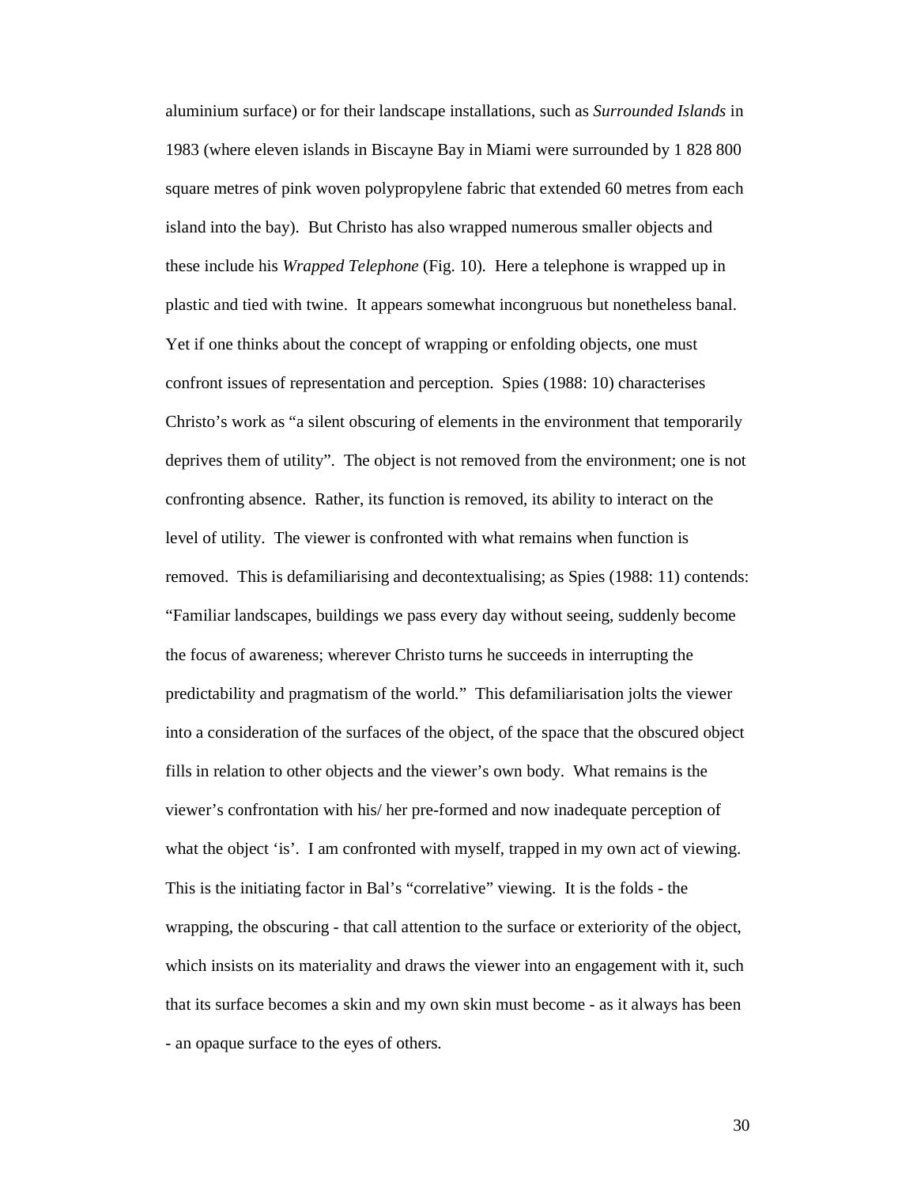aluminium surface) or for their landscape installations, such as *Surrounded Islands* in 1983 (where eleven islands in Biscayne Bay in Miami were surrounded by 1 828 800 square metres of pink woven polypropylene fabric that extended 60 metres from each island into the bay). But Christo has also wrapped numerous smaller objects and these include his *Wrapped Telephone* (Fig. 10). Here a telephone is wrapped up in plastic and tied with twine. It appears somewhat incongruous but nonetheless banal. Yet if one thinks about the concept of wrapping or enfolding objects, one must confront issues of representation and perception. Spies (1988: 10) characterises Christo's work as "a silent obscuring of elements in the environment that temporarily deprives them of utility". The object is not removed from the environment; one is not confronting absence. Rather, its function is removed, its ability to interact on the level of utility. The viewer is confronted with what remains when function is removed. This is defamiliarising and decontextualising; as Spies (1988: 11) contends: "Familiar landscapes, buildings we pass every day without seeing, suddenly become the focus of awareness; wherever Christo turns he succeeds in interrupting the predictability and pragmatism of the world." This defamiliarisation jolts the viewer into a consideration of the surfaces of the object, of the space that the obscured object fills in relation to other objects and the viewer's own body. What remains is the viewer's confrontation with his/ her pre-formed and now inadequate perception of what the object 'is'. I am confronted with myself, trapped in my own act of viewing. This is the initiating factor in Bal's "correlative" viewing. It is the folds - the wrapping, the obscuring - that call attention to the surface or exteriority of the object, which insists on its materiality and draws the viewer into an engagement with it, such that its surface becomes a skin and my own skin must become - as it always has been - an opaque surface to the eyes of others.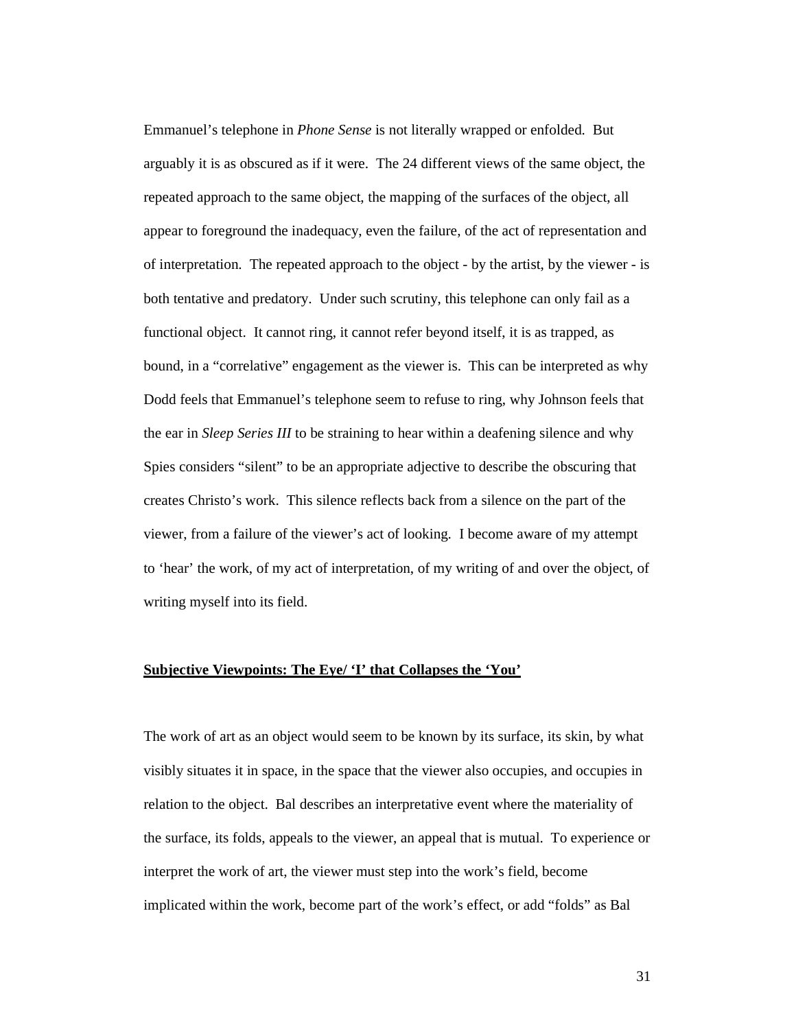Emmanuel’s telephone in *Phone Sense* is not literally wrapped or enfolded. But arguably it is as obscured as if it were. The 24 different views of the same object, the repeated approach to the same object, the mapping of the surfaces of the object, all appear to foreground the inadequacy, even the failure, of the act of representation and of interpretation. The repeated approach to the object - by the artist, by the viewer - is both tentative and predatory. Under such scrutiny, this telephone can only fail as a functional object. It cannot ring, it cannot refer beyond itself, it is as trapped, as bound, in a “correlative” engagement as the viewer is. This can be interpreted as why Dodd feels that Emmanuel’s telephone seem to refuse to ring, why Johnson feels that the ear in *Sleep Series III* to be straining to hear within a deafening silence and why Spies considers “silent” to be an appropriate adjective to describe the obscuring that creates Christo’s work. This silence reflects back from a silence on the part of the viewer, from a failure of the viewer’s act of looking. I become aware of my attempt to ‘hear’ the work, of my act of interpretation, of my writing of and over the object, of writing myself into its field.

## <u>Subjective Viewpoints: The Eye/ ‘I’ that Collapses the ‘You’</u>

The work of art as an object would seem to be known by its surface, its skin, by what visibly situates it in space, in the space that the viewer also occupies, and occupies in relation to the object. Bal describes an interpretative event where the materiality of the surface, its folds, appeals to the viewer, an appeal that is mutual. To experience or interpret the work of art, the viewer must step into the work’s field, become implicated within the work, become part of the work’s effect, or add “folds” as Bal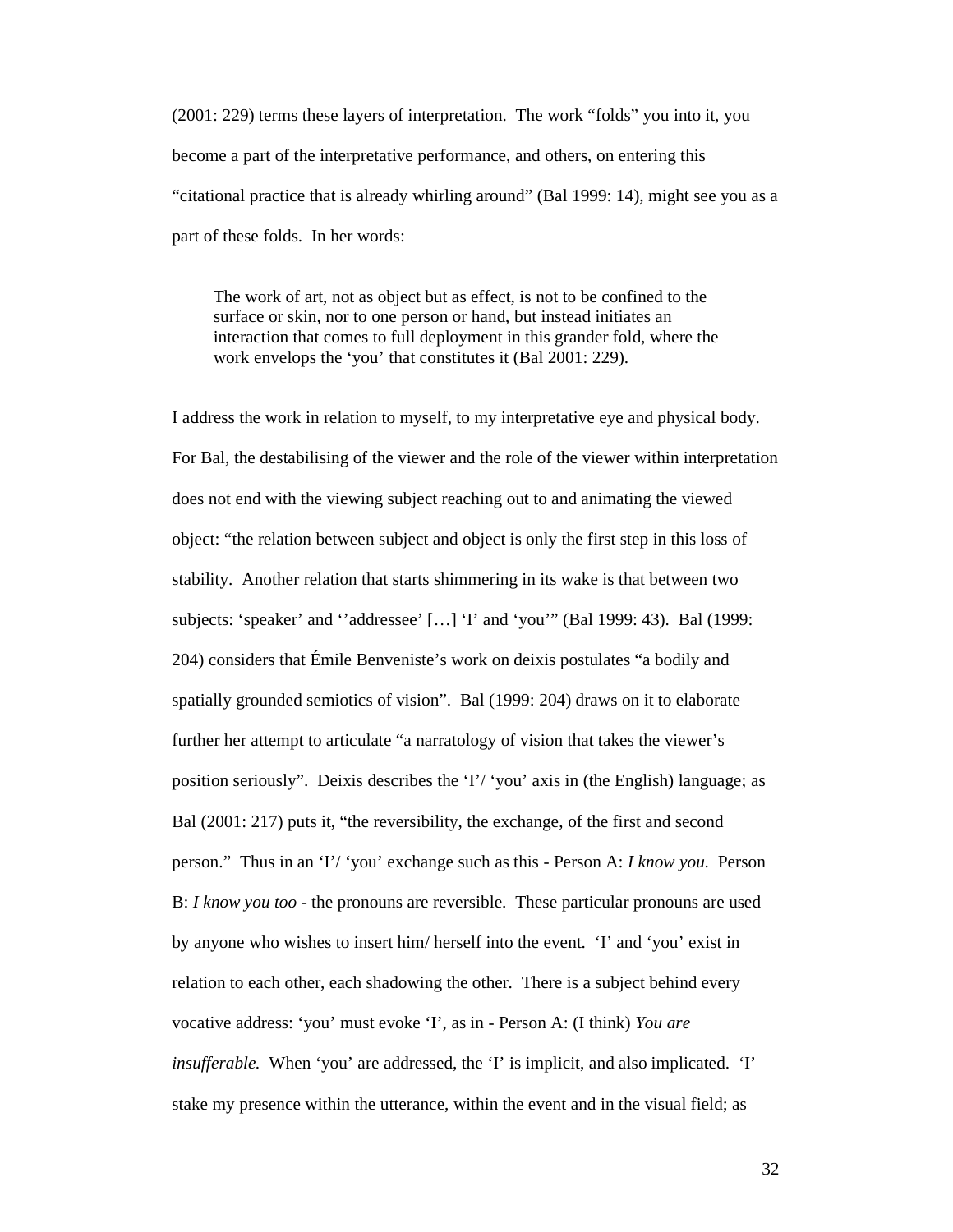(2001: 229) terms these layers of interpretation. The work "folds" you into it, you become a part of the interpretative performance, and others, on entering this "citational practice that is already whirling around" (Bal 1999: 14), might see you as a part of these folds. In her words:

> The work of art, not as object but as effect, is not to be confined to the surface or skin, nor to one person or hand, but instead initiates an interaction that comes to full deployment in this grander fold, where the work envelops the 'you' that constitutes it (Bal 2001: 229).

I address the work in relation to myself, to my interpretative eye and physical body. For Bal, the destabilising of the viewer and the role of the viewer within interpretation does not end with the viewing subject reaching out to and animating the viewed object: "the relation between subject and object is only the first step in this loss of stability. Another relation that starts shimmering in its wake is that between two subjects: 'speaker' and ''addressee' […] 'I' and 'you'" (Bal 1999: 43). Bal (1999: 204) considers that Émile Benveniste's work on deixis postulates "a bodily and spatially grounded semiotics of vision". Bal (1999: 204) draws on it to elaborate further her attempt to articulate "a narratology of vision that takes the viewer's position seriously". Deixis describes the 'I'/ 'you' axis in (the English) language; as Bal (2001: 217) puts it, "the reversibility, the exchange, of the first and second person." Thus in an 'I'/ 'you' exchange such as this - Person A: *I know you.* Person B: *I know you too* - the pronouns are reversible. These particular pronouns are used by anyone who wishes to insert him/ herself into the event. 'I' and 'you' exist in relation to each other, each shadowing the other. There is a subject behind every vocative address: 'you' must evoke 'I', as in - Person A: (I think) *You are insufferable.* When 'you' are addressed, the 'I' is implicit, and also implicated. 'I' stake my presence within the utterance, within the event and in the visual field; as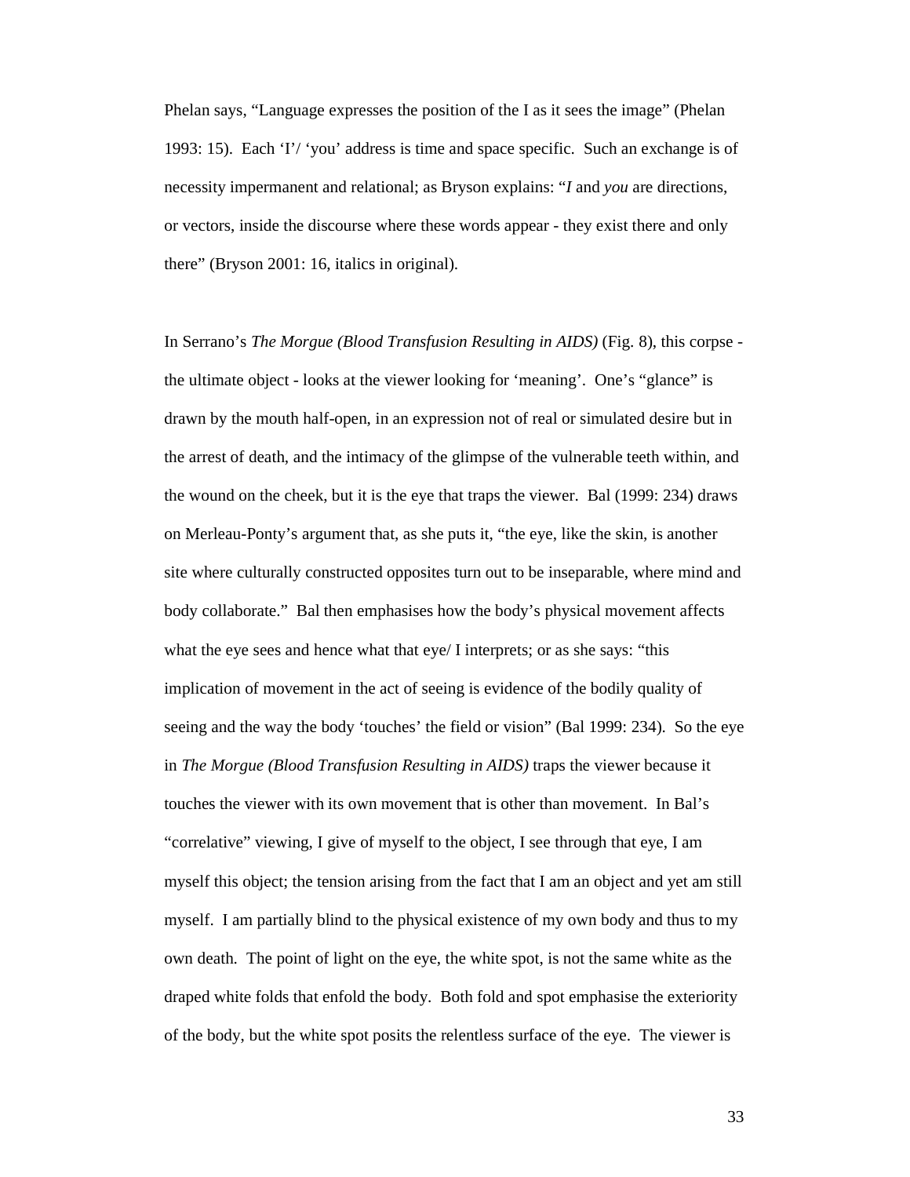Phelan says, “Language expresses the position of the I as it sees the image” (Phelan 1993: 15). Each ‘I’/ ‘you’ address is time and space specific. Such an exchange is of necessity impermanent and relational; as Bryson explains: “*I* and *you* are directions, or vectors, inside the discourse where these words appear - they exist there and only there” (Bryson 2001: 16, italics in original).

In Serrano’s *The Morgue (Blood Transfusion Resulting in AIDS)* (Fig. 8), this corpse - the ultimate object - looks at the viewer looking for ‘meaning’. One’s “glance” is drawn by the mouth half-open, in an expression not of real or simulated desire but in the arrest of death, and the intimacy of the glimpse of the vulnerable teeth within, and the wound on the cheek, but it is the eye that traps the viewer. Bal (1999: 234) draws on Merleau-Ponty’s argument that, as she puts it, “the eye, like the skin, is another site where culturally constructed opposites turn out to be inseparable, where mind and body collaborate.” Bal then emphasises how the body’s physical movement affects what the eye sees and hence what that eye/ I interprets; or as she says: “this implication of movement in the act of seeing is evidence of the bodily quality of seeing and the way the body ‘touches’ the field or vision” (Bal 1999: 234). So the eye in *The Morgue (Blood Transfusion Resulting in AIDS)* traps the viewer because it touches the viewer with its own movement that is other than movement. In Bal’s “correlative” viewing, I give of myself to the object, I see through that eye, I am myself this object; the tension arising from the fact that I am an object and yet am still myself. I am partially blind to the physical existence of my own body and thus to my own death. The point of light on the eye, the white spot, is not the same white as the draped white folds that enfold the body. Both fold and spot emphasise the exteriority of the body, but the white spot posits the relentless surface of the eye. The viewer is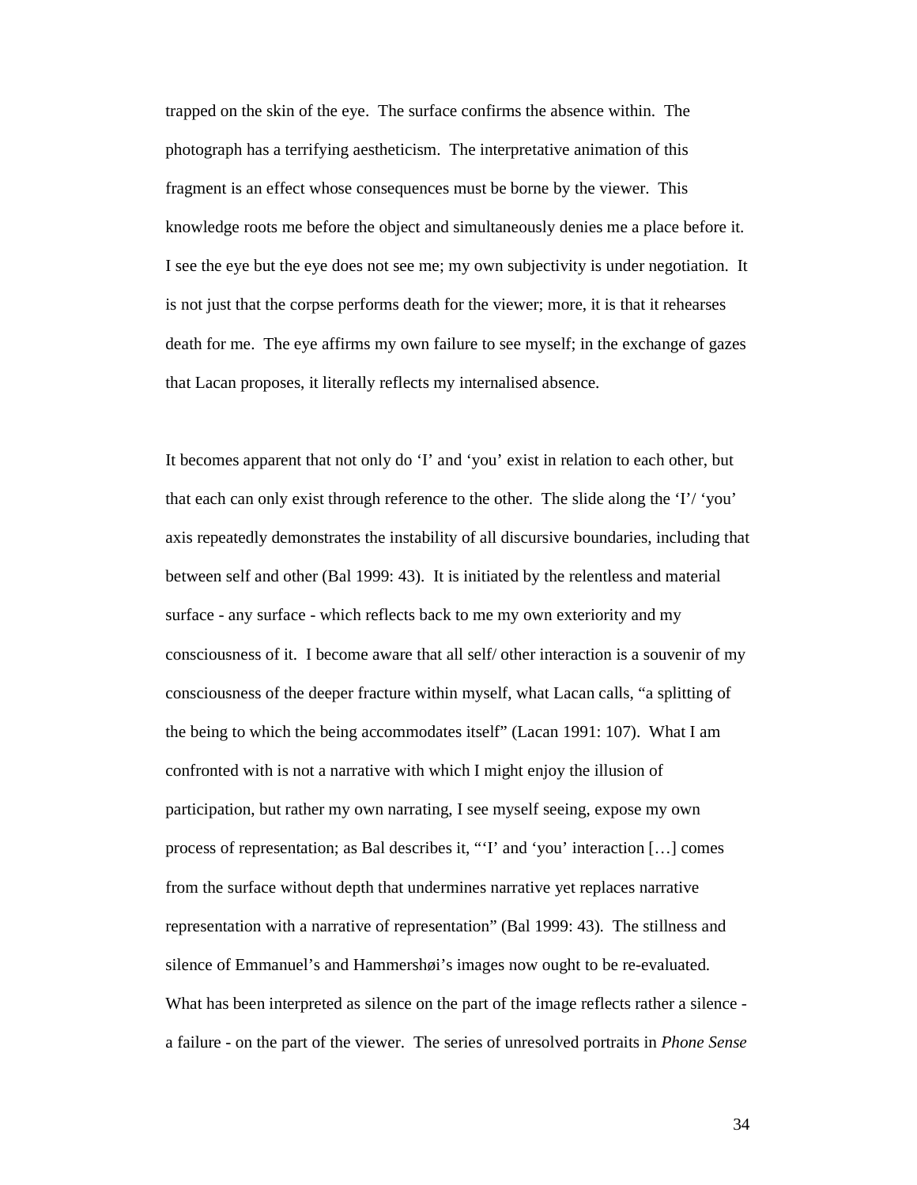trapped on the skin of the eye. The surface confirms the absence within. The photograph has a terrifying aestheticism. The interpretative animation of this fragment is an effect whose consequences must be borne by the viewer. This knowledge roots me before the object and simultaneously denies me a place before it. I see the eye but the eye does not see me; my own subjectivity is under negotiation. It is not just that the corpse performs death for the viewer; more, it is that it rehearses death for me. The eye affirms my own failure to see myself; in the exchange of gazes that Lacan proposes, it literally reflects my internalised absence.

It becomes apparent that not only do 'I' and 'you' exist in relation to each other, but that each can only exist through reference to the other. The slide along the 'I'/ 'you' axis repeatedly demonstrates the instability of all discursive boundaries, including that between self and other (Bal 1999: 43). It is initiated by the relentless and material surface - any surface - which reflects back to me my own exteriority and my consciousness of it. I become aware that all self/ other interaction is a souvenir of my consciousness of the deeper fracture within myself, what Lacan calls, "a splitting of the being to which the being accommodates itself" (Lacan 1991: 107). What I am confronted with is not a narrative with which I might enjoy the illusion of participation, but rather my own narrating, I see myself seeing, expose my own process of representation; as Bal describes it, "'I' and 'you' interaction […] comes from the surface without depth that undermines narrative yet replaces narrative representation with a narrative of representation" (Bal 1999: 43). The stillness and silence of Emmanuel's and Hammershøi's images now ought to be re-evaluated. What has been interpreted as silence on the part of the image reflects rather a silence - a failure - on the part of the viewer. The series of unresolved portraits in *Phone Sense*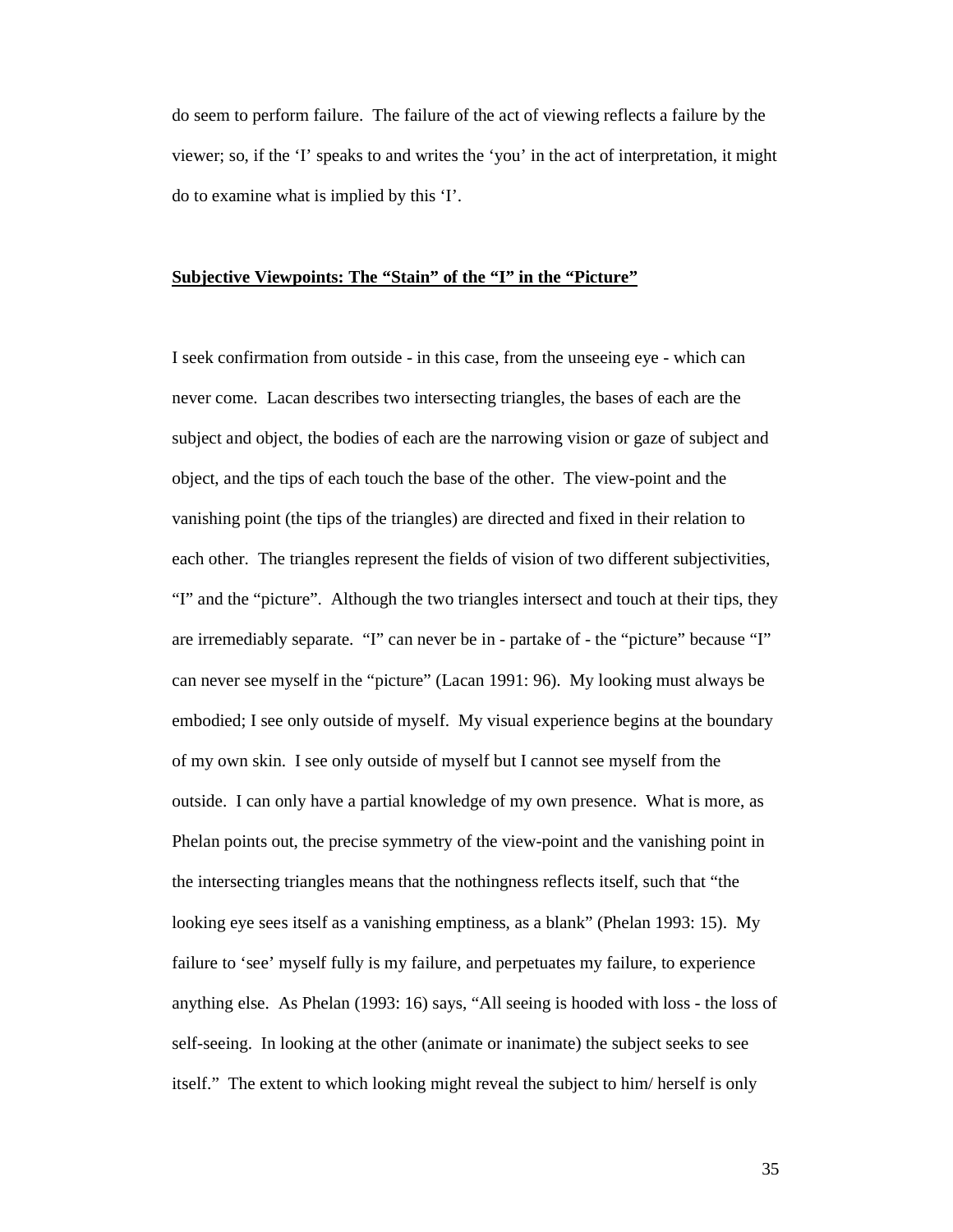do seem to perform failure. The failure of the act of viewing reflects a failure by the viewer; so, if the 'I' speaks to and writes the 'you' in the act of interpretation, it might do to examine what is implied by this 'I'.

## **Subjective Viewpoints: The "Stain" of the "I" in the "Picture"**

I seek confirmation from outside - in this case, from the unseeing eye - which can never come. Lacan describes two intersecting triangles, the bases of each are the subject and object, the bodies of each are the narrowing vision or gaze of subject and object, and the tips of each touch the base of the other. The view-point and the vanishing point (the tips of the triangles) are directed and fixed in their relation to each other. The triangles represent the fields of vision of two different subjectivities, "I" and the "picture". Although the two triangles intersect and touch at their tips, they are irremediably separate. "I" can never be in - partake of - the "picture" because "I" can never see myself in the "picture" (Lacan 1991: 96). My looking must always be embodied; I see only outside of myself. My visual experience begins at the boundary of my own skin. I see only outside of myself but I cannot see myself from the outside. I can only have a partial knowledge of my own presence. What is more, as Phelan points out, the precise symmetry of the view-point and the vanishing point in the intersecting triangles means that the nothingness reflects itself, such that "the looking eye sees itself as a vanishing emptiness, as a blank" (Phelan 1993: 15). My failure to 'see' myself fully is my failure, and perpetuates my failure, to experience anything else. As Phelan (1993: 16) says, "All seeing is hooded with loss - the loss of self-seeing. In looking at the other (animate or inanimate) the subject seeks to see itself." The extent to which looking might reveal the subject to him/ herself is only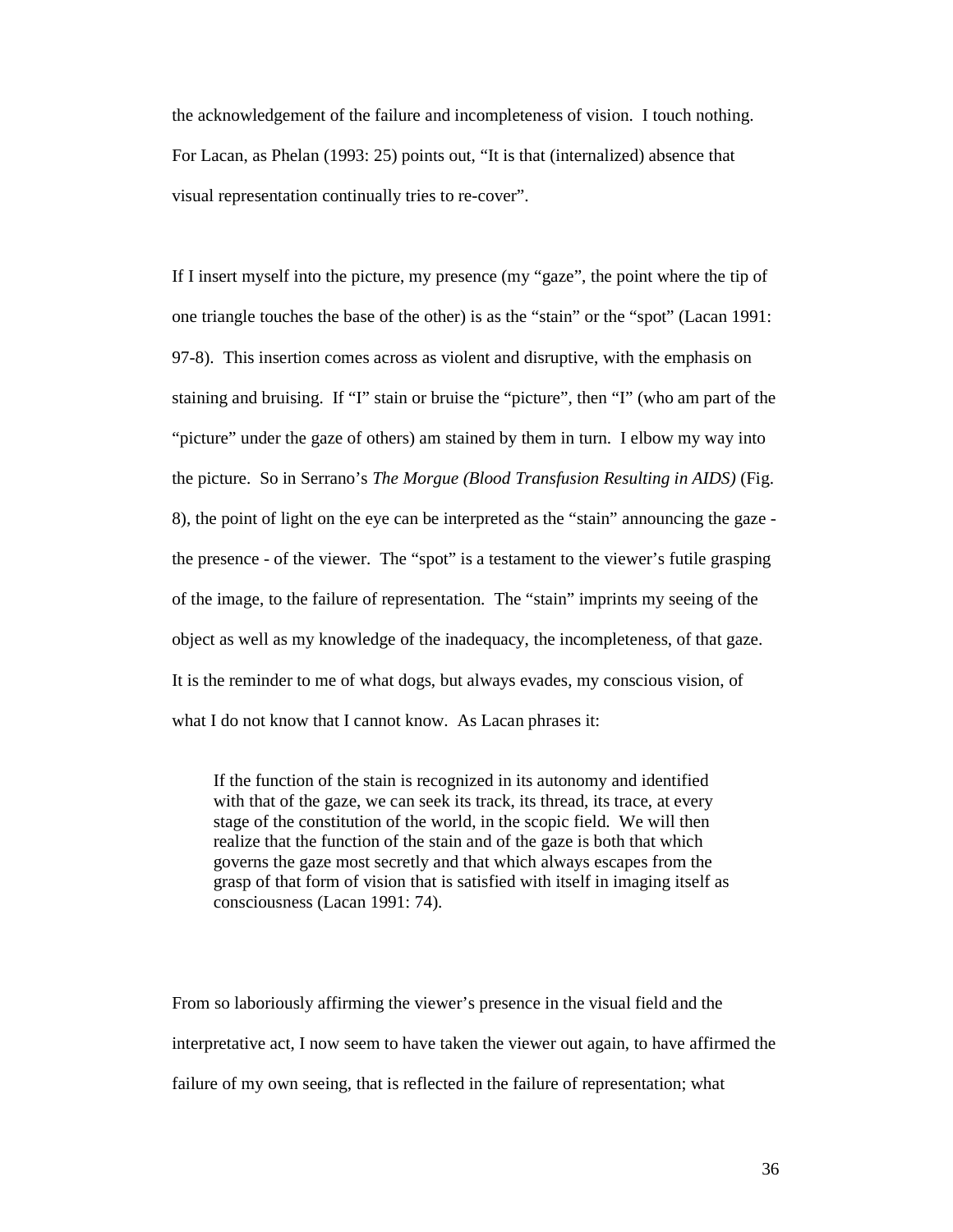the acknowledgement of the failure and incompleteness of vision. I touch nothing. For Lacan, as Phelan (1993: 25) points out, "It is that (internalized) absence that visual representation continually tries to re-cover".

If I insert myself into the picture, my presence (my "gaze", the point where the tip of one triangle touches the base of the other) is as the "stain" or the "spot" (Lacan 1991: 97-8). This insertion comes across as violent and disruptive, with the emphasis on staining and bruising. If "I" stain or bruise the "picture", then "I" (who am part of the "picture" under the gaze of others) am stained by them in turn. I elbow my way into the picture. So in Serrano's *The Morgue (Blood Transfusion Resulting in AIDS)* (Fig. 8), the point of light on the eye can be interpreted as the "stain" announcing the gaze - the presence - of the viewer. The "spot" is a testament to the viewer's futile grasping of the image, to the failure of representation. The "stain" imprints my seeing of the object as well as my knowledge of the inadequacy, the incompleteness, of that gaze. It is the reminder to me of what dogs, but always evades, my conscious vision, of what I do not know that I cannot know. As Lacan phrases it:

> If the function of the stain is recognized in its autonomy and identified with that of the gaze, we can seek its track, its thread, its trace, at every stage of the constitution of the world, in the scopic field. We will then realize that the function of the stain and of the gaze is both that which governs the gaze most secretly and that which always escapes from the grasp of that form of vision that is satisfied with itself in imaging itself as consciousness (Lacan 1991: 74).

From so laboriously affirming the viewer's presence in the visual field and the interpretative act, I now seem to have taken the viewer out again, to have affirmed the failure of my own seeing, that is reflected in the failure of representation; what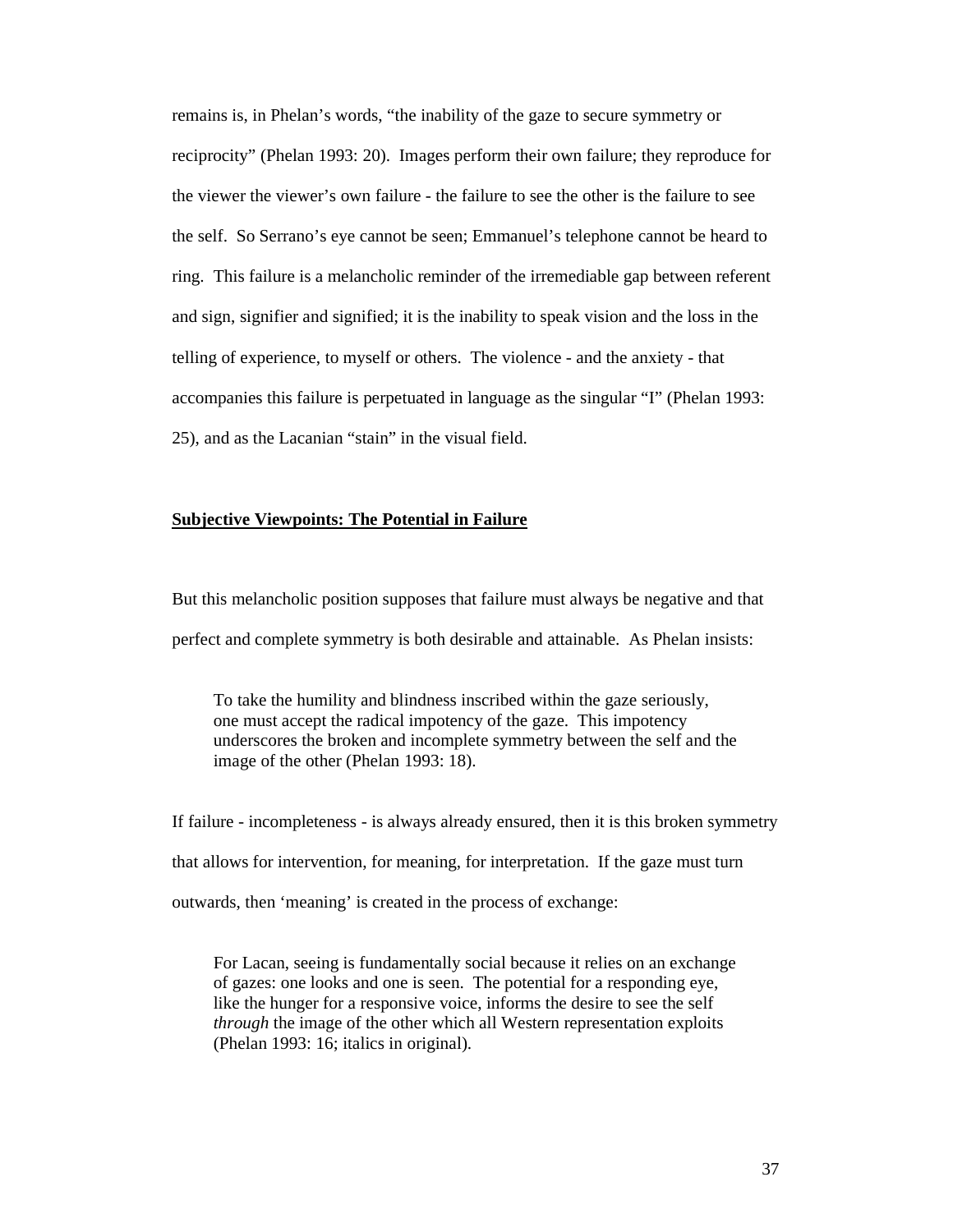remains is, in Phelan's words, "the inability of the gaze to secure symmetry or reciprocity" (Phelan 1993: 20). Images perform their own failure; they reproduce for the viewer the viewer's own failure - the failure to see the other is the failure to see the self. So Serrano's eye cannot be seen; Emmanuel's telephone cannot be heard to ring. This failure is a melancholic reminder of the irremediable gap between referent and sign, signifier and signified; it is the inability to speak vision and the loss in the telling of experience, to myself or others. The violence - and the anxiety - that accompanies this failure is perpetuated in language as the singular "I" (Phelan 1993: 25), and as the Lacanian "stain" in the visual field.

## **Subjective Viewpoints: The Potential in Failure**

But this melancholic position supposes that failure must always be negative and that perfect and complete symmetry is both desirable and attainable. As Phelan insists:

> To take the humility and blindness inscribed within the gaze seriously, one must accept the radical impotency of the gaze. This impotency underscores the broken and incomplete symmetry between the self and the image of the other (Phelan 1993: 18).

If failure - incompleteness - is always already ensured, then it is this broken symmetry that allows for intervention, for meaning, for interpretation. If the gaze must turn outwards, then 'meaning' is created in the process of exchange:

> For Lacan, seeing is fundamentally social because it relies on an exchange of gazes: one looks and one is seen. The potential for a responding eye, like the hunger for a responsive voice, informs the desire to see the self *through* the image of the other which all Western representation exploits (Phelan 1993: 16; italics in original).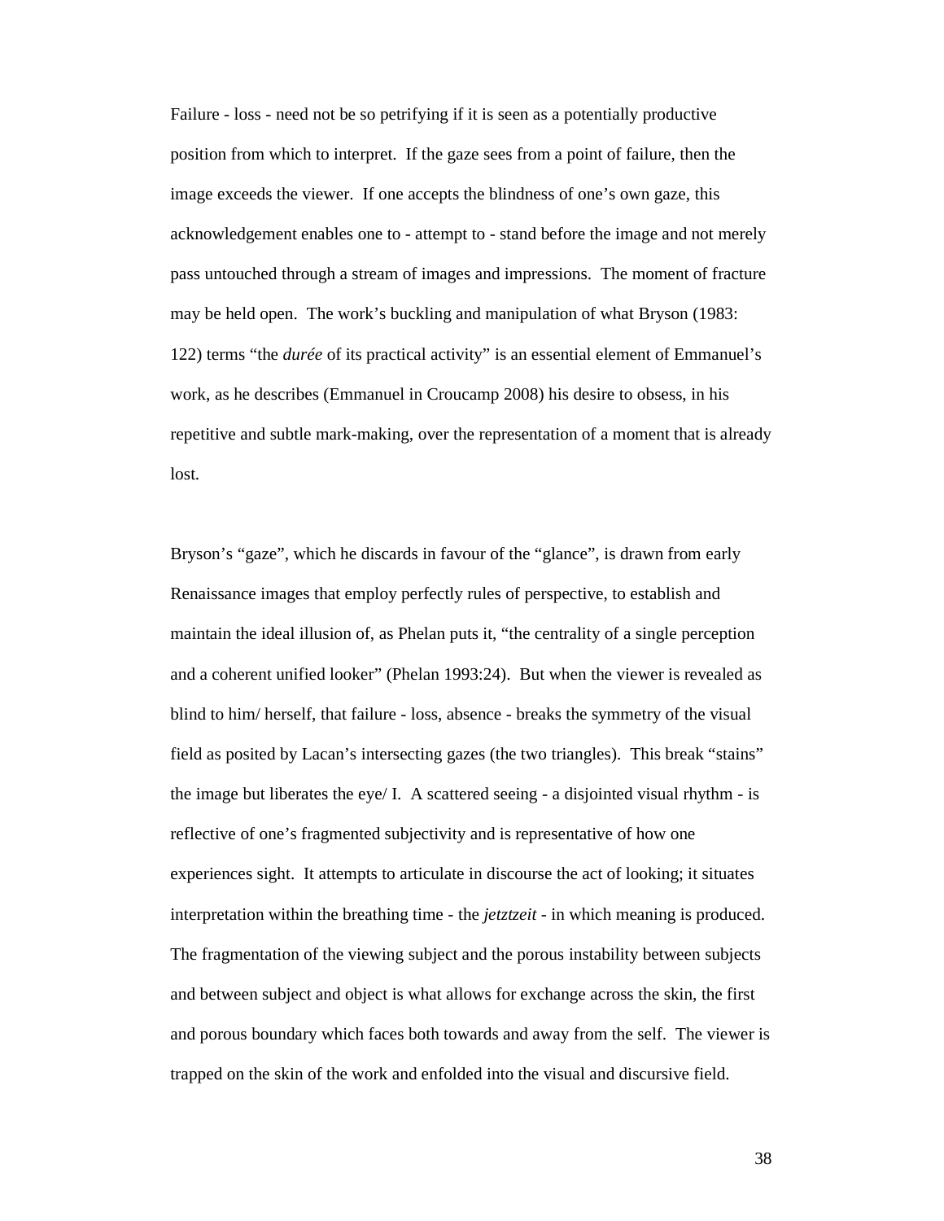Failure - loss - need not be so petrifying if it is seen as a potentially productive position from which to interpret. If the gaze sees from a point of failure, then the image exceeds the viewer. If one accepts the blindness of one's own gaze, this acknowledgement enables one to - attempt to - stand before the image and not merely pass untouched through a stream of images and impressions. The moment of fracture may be held open. The work's buckling and manipulation of what Bryson (1983: 122) terms "the *durée* of its practical activity" is an essential element of Emmanuel's work, as he describes (Emmanuel in Croucamp 2008) his desire to obsess, in his repetitive and subtle mark-making, over the representation of a moment that is already lost.

Bryson's "gaze", which he discards in favour of the "glance", is drawn from early Renaissance images that employ perfectly rules of perspective, to establish and maintain the ideal illusion of, as Phelan puts it, "the centrality of a single perception and a coherent unified looker" (Phelan 1993:24). But when the viewer is revealed as blind to him/ herself, that failure - loss, absence - breaks the symmetry of the visual field as posited by Lacan's intersecting gazes (the two triangles). This break "stains" the image but liberates the eye/ I. A scattered seeing - a disjointed visual rhythm - is reflective of one's fragmented subjectivity and is representative of how one experiences sight. It attempts to articulate in discourse the act of looking; it situates interpretation within the breathing time - the *jetztzeit* - in which meaning is produced. The fragmentation of the viewing subject and the porous instability between subjects and between subject and object is what allows for exchange across the skin, the first and porous boundary which faces both towards and away from the self. The viewer is trapped on the skin of the work and enfolded into the visual and discursive field.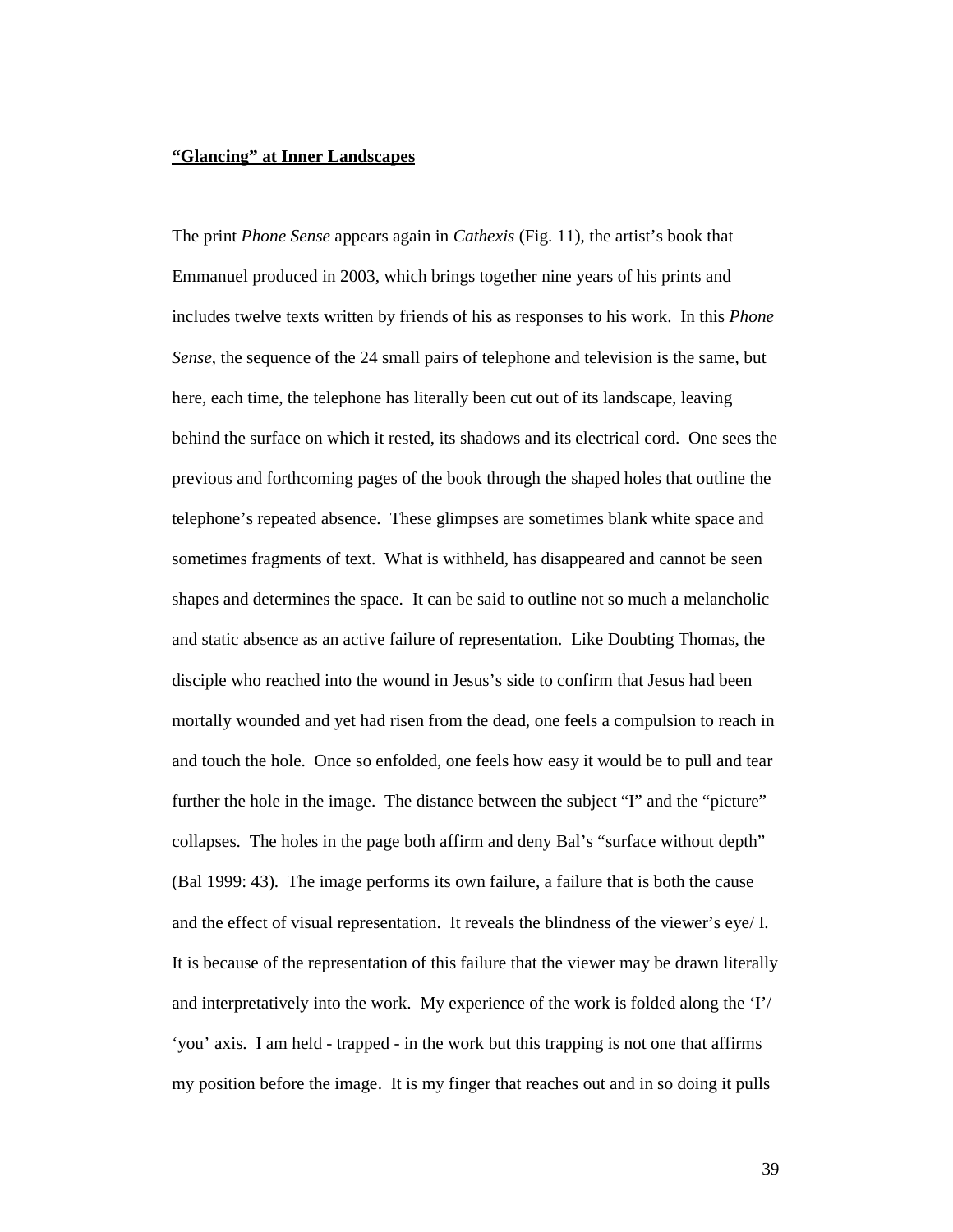**<u>"Glancing" at Inner Landscapes</u>**

The print *Phone Sense* appears again in *Cathexis* (Fig. 11), the artist's book that Emmanuel produced in 2003, which brings together nine years of his prints and includes twelve texts written by friends of his as responses to his work. In this *Phone Sense*, the sequence of the 24 small pairs of telephone and television is the same, but here, each time, the telephone has literally been cut out of its landscape, leaving behind the surface on which it rested, its shadows and its electrical cord. One sees the previous and forthcoming pages of the book through the shaped holes that outline the telephone's repeated absence. These glimpses are sometimes blank white space and sometimes fragments of text. What is withheld, has disappeared and cannot be seen shapes and determines the space. It can be said to outline not so much a melancholic and static absence as an active failure of representation. Like Doubting Thomas, the disciple who reached into the wound in Jesus's side to confirm that Jesus had been mortally wounded and yet had risen from the dead, one feels a compulsion to reach in and touch the hole. Once so enfolded, one feels how easy it would be to pull and tear further the hole in the image. The distance between the subject "I" and the "picture" collapses. The holes in the page both affirm and deny Bal's "surface without depth" (Bal 1999: 43). The image performs its own failure, a failure that is both the cause and the effect of visual representation. It reveals the blindness of the viewer's eye/ I. It is because of the representation of this failure that the viewer may be drawn literally and interpretatively into the work. My experience of the work is folded along the 'I'/ 'you' axis. I am held - trapped - in the work but this trapping is not one that affirms my position before the image. It is my finger that reaches out and in so doing it pulls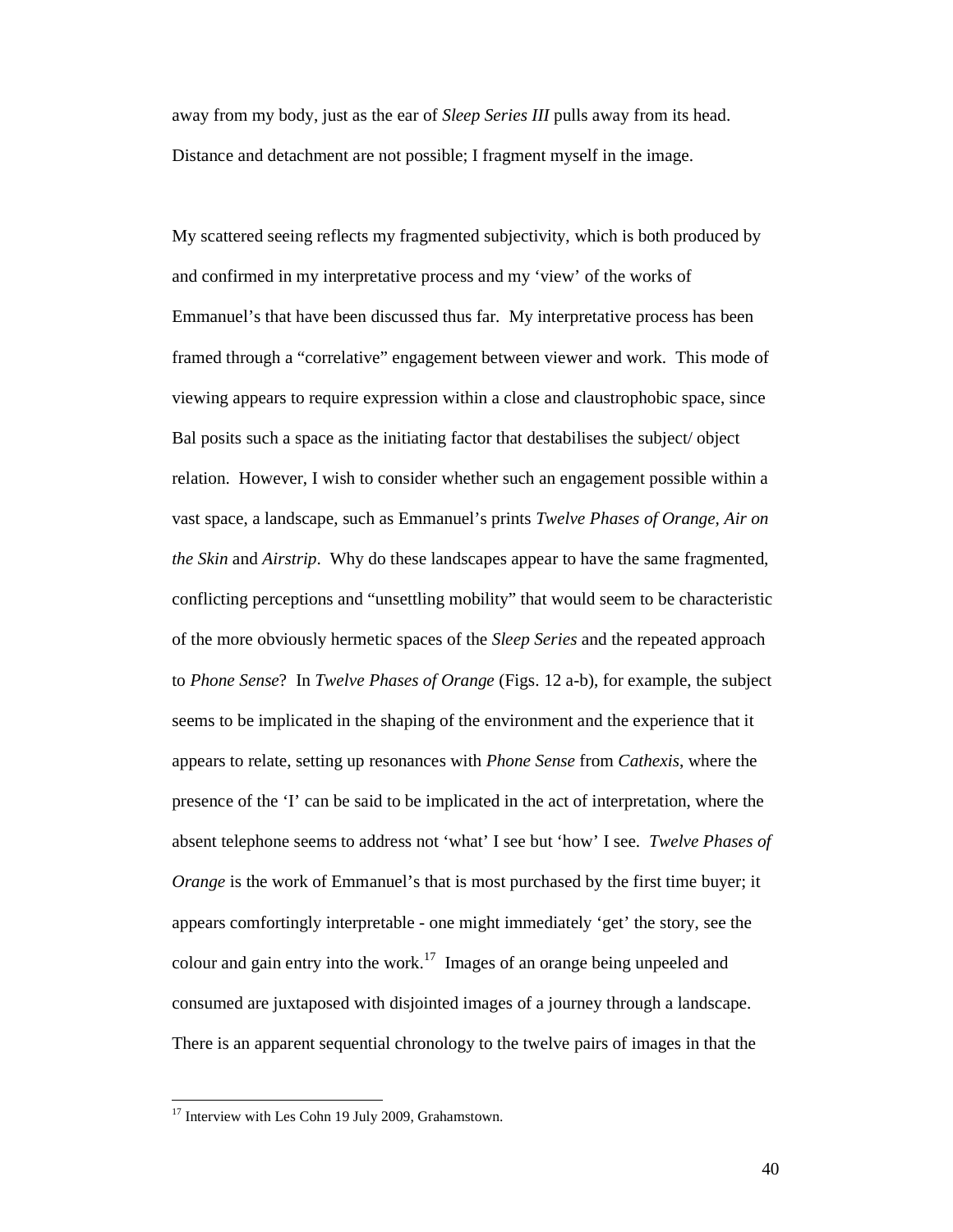away from my body, just as the ear of *Sleep Series III* pulls away from its head. Distance and detachment are not possible; I fragment myself in the image.

My scattered seeing reflects my fragmented subjectivity, which is both produced by and confirmed in my interpretative process and my 'view' of the works of Emmanuel's that have been discussed thus far. My interpretative process has been framed through a "correlative" engagement between viewer and work. This mode of viewing appears to require expression within a close and claustrophobic space, since Bal posits such a space as the initiating factor that destabilises the subject/ object relation. However, I wish to consider whether such an engagement possible within a vast space, a landscape, such as Emmanuel's prints *Twelve Phases of Orange, Air on the Skin* and *Airstrip*. Why do these landscapes appear to have the same fragmented, conflicting perceptions and "unsettling mobility" that would seem to be characteristic of the more obviously hermetic spaces of the *Sleep Series* and the repeated approach to *Phone Sense*? In *Twelve Phases of Orange* (Figs. 12 a-b), for example, the subject seems to be implicated in the shaping of the environment and the experience that it appears to relate, setting up resonances with *Phone Sense* from *Cathexis*, where the presence of the 'I' can be said to be implicated in the act of interpretation, where the absent telephone seems to address not 'what' I see but 'how' I see. *Twelve Phases of Orange* is the work of Emmanuel's that is most purchased by the first time buyer; it appears comfortingly interpretable - one might immediately 'get' the story, see the colour and gain entry into the work.[17] Images of an orange being unpeeled and consumed are juxtaposed with disjointed images of a journey through a landscape. There is an apparent sequential chronology to the twelve pairs of images in that the

[17] Interview with Les Cohn 19 July 2009, Grahamstown.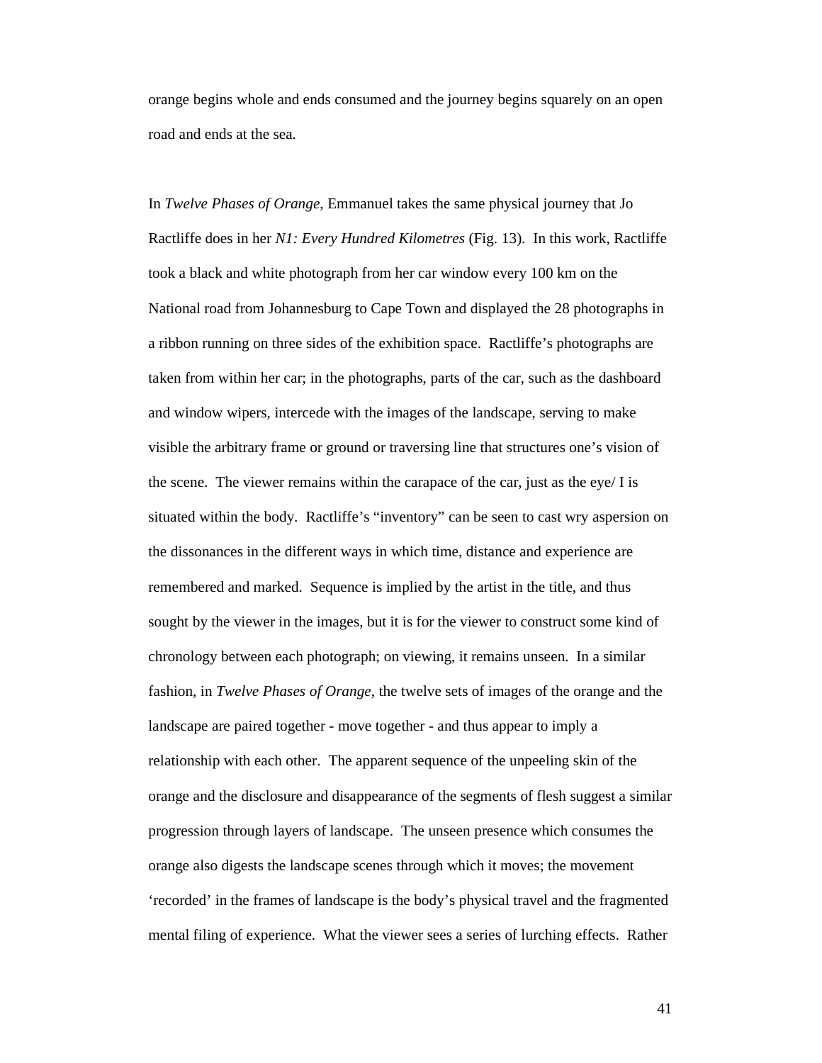orange begins whole and ends consumed and the journey begins squarely on an open road and ends at the sea.

In *Twelve Phases of Orange*, Emmanuel takes the same physical journey that Jo Ractliffe does in her *N1: Every Hundred Kilometres* (Fig. 13). In this work, Ractliffe took a black and white photograph from her car window every 100 km on the National road from Johannesburg to Cape Town and displayed the 28 photographs in a ribbon running on three sides of the exhibition space. Ractliffe's photographs are taken from within her car; in the photographs, parts of the car, such as the dashboard and window wipers, intercede with the images of the landscape, serving to make visible the arbitrary frame or ground or traversing line that structures one's vision of the scene. The viewer remains within the carapace of the car, just as the eye/ I is situated within the body. Ractliffe's "inventory" can be seen to cast wry aspersion on the dissonances in the different ways in which time, distance and experience are remembered and marked. Sequence is implied by the artist in the title, and thus sought by the viewer in the images, but it is for the viewer to construct some kind of chronology between each photograph; on viewing, it remains unseen. In a similar fashion, in *Twelve Phases of Orange*, the twelve sets of images of the orange and the landscape are paired together - move together - and thus appear to imply a relationship with each other. The apparent sequence of the unpeeling skin of the orange and the disclosure and disappearance of the segments of flesh suggest a similar progression through layers of landscape. The unseen presence which consumes the orange also digests the landscape scenes through which it moves; the movement 'recorded' in the frames of landscape is the body's physical travel and the fragmented mental filing of experience. What the viewer sees a series of lurching effects. Rather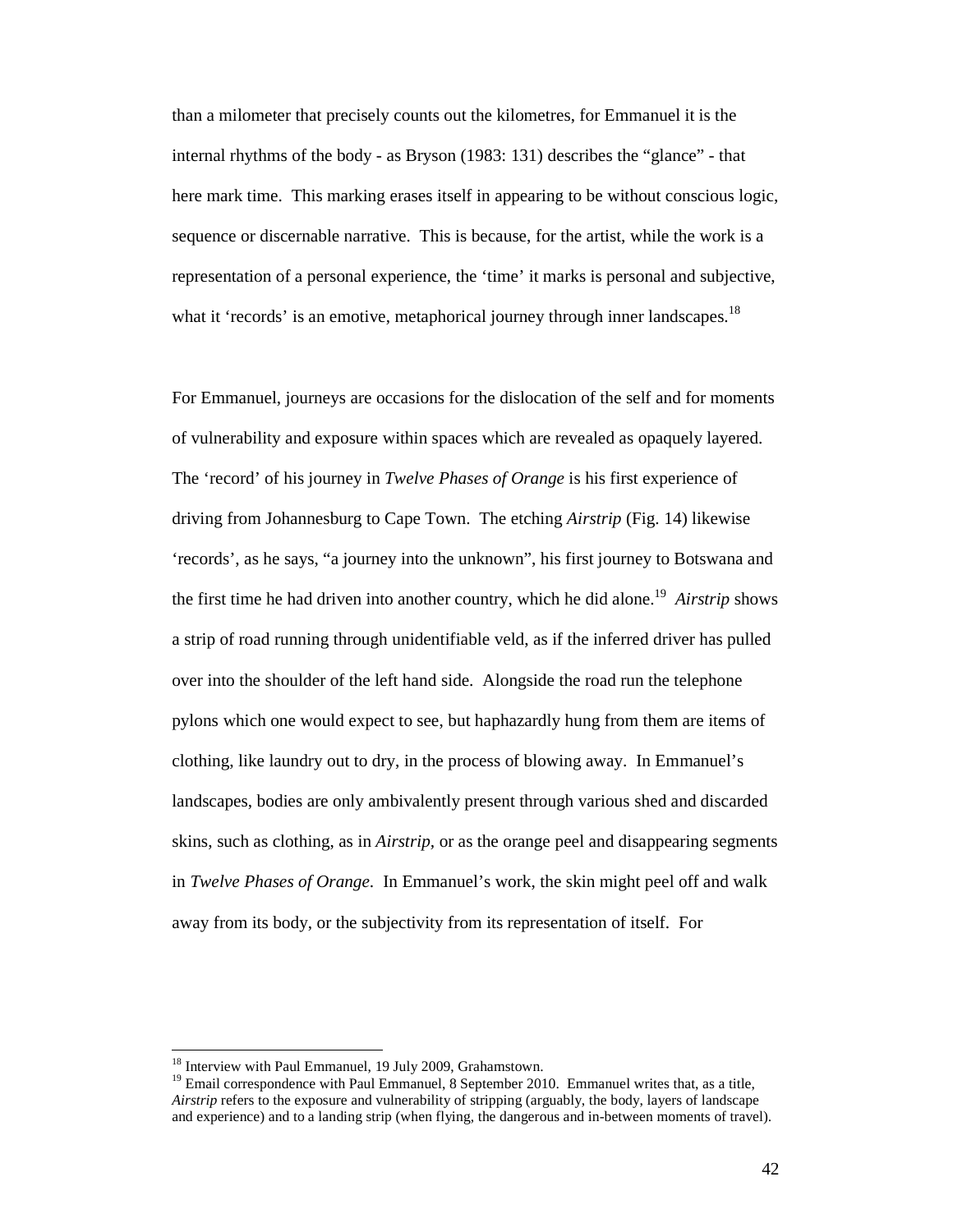than a milometer that precisely counts out the kilometres, for Emmanuel it is the internal rhythms of the body - as Bryson (1983: 131) describes the "glance" - that here mark time. This marking erases itself in appearing to be without conscious logic, sequence or discernable narrative. This is because, for the artist, while the work is a representation of a personal experience, the 'time' it marks is personal and subjective, what it 'records' is an emotive, metaphorical journey through inner landscapes.[18]

For Emmanuel, journeys are occasions for the dislocation of the self and for moments of vulnerability and exposure within spaces which are revealed as opaquely layered. The 'record' of his journey in *Twelve Phases of Orange* is his first experience of driving from Johannesburg to Cape Town. The etching *Airstrip* (Fig. 14) likewise 'records', as he says, "a journey into the unknown", his first journey to Botswana and the first time he had driven into another country, which he did alone.[19] *Airstrip* shows a strip of road running through unidentifiable veld, as if the inferred driver has pulled over into the shoulder of the left hand side. Alongside the road run the telephone pylons which one would expect to see, but haphazardly hung from them are items of clothing, like laundry out to dry, in the process of blowing away. In Emmanuel's landscapes, bodies are only ambivalently present through various shed and discarded skins, such as clothing, as in *Airstrip*, or as the orange peel and disappearing segments in *Twelve Phases of Orange*. In Emmanuel's work, the skin might peel off and walk away from its body, or the subjectivity from its representation of itself. For

[18] Interview with Paul Emmanuel, 19 July 2009, Grahamstown.

[19] Email correspondence with Paul Emmanuel, 8 September 2010. Emmanuel writes that, as a title, *Airstrip* refers to the exposure and vulnerability of stripping (arguably, the body, layers of landscape and experience) and to a landing strip (when flying, the dangerous and in-between moments of travel).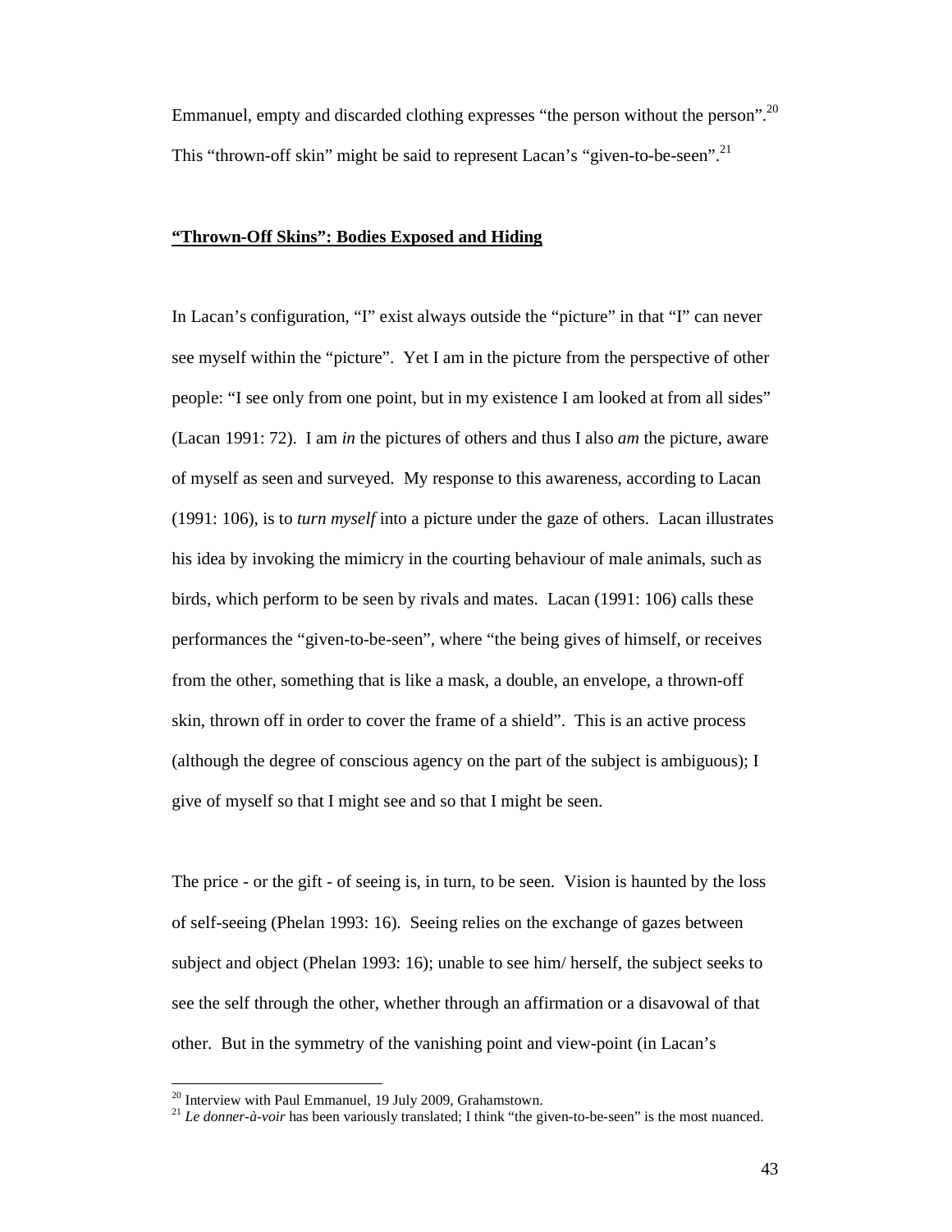Emmanuel, empty and discarded clothing expresses "the person without the person".[20] This "thrown-off skin" might be said to represent Lacan's "given-to-be-seen".[21]

## "Thrown-Off Skins": Bodies Exposed and Hiding

In Lacan's configuration, "I" exist always outside the "picture" in that "I" can never see myself within the "picture". Yet I am in the picture from the perspective of other people: "I see only from one point, but in my existence I am looked at from all sides" (Lacan 1991: 72). I am *in* the pictures of others and thus I also *am* the picture, aware of myself as seen and surveyed. My response to this awareness, according to Lacan (1991: 106), is to *turn myself* into a picture under the gaze of others. Lacan illustrates his idea by invoking the mimicry in the courting behaviour of male animals, such as birds, which perform to be seen by rivals and mates. Lacan (1991: 106) calls these performances the "given-to-be-seen", where "the being gives of himself, or receives from the other, something that is like a mask, a double, an envelope, a thrown-off skin, thrown off in order to cover the frame of a shield". This is an active process (although the degree of conscious agency on the part of the subject is ambiguous); I give of myself so that I might see and so that I might be seen.

The price - or the gift - of seeing is, in turn, to be seen. Vision is haunted by the loss of self-seeing (Phelan 1993: 16). Seeing relies on the exchange of gazes between subject and object (Phelan 1993: 16); unable to see him/ herself, the subject seeks to see the self through the other, whether through an affirmation or a disavowal of that other. But in the symmetry of the vanishing point and view-point (in Lacan's

[20] Interview with Paul Emmanuel, 19 July 2009, Grahamstown.

[21] *Le donner-à-voir* has been variously translated; I think "the given-to-be-seen" is the most nuanced.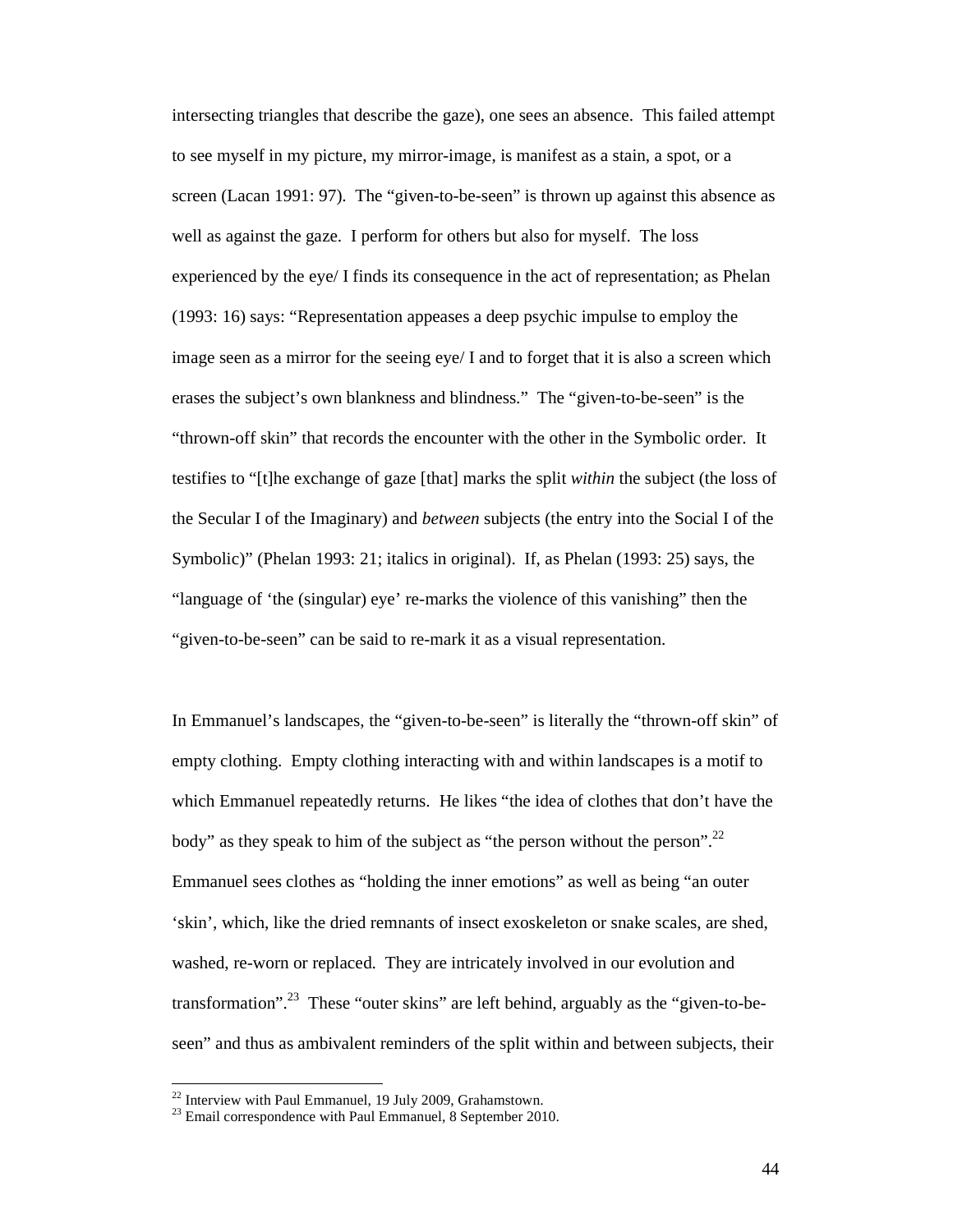intersecting triangles that describe the gaze), one sees an absence. This failed attempt to see myself in my picture, my mirror-image, is manifest as a stain, a spot, or a screen (Lacan 1991: 97). The "given-to-be-seen" is thrown up against this absence as well as against the gaze. I perform for others but also for myself. The loss experienced by the eye/ I finds its consequence in the act of representation; as Phelan (1993: 16) says: "Representation appeases a deep psychic impulse to employ the image seen as a mirror for the seeing eye/ I and to forget that it is also a screen which erases the subject's own blankness and blindness." The "given-to-be-seen" is the "thrown-off skin" that records the encounter with the other in the Symbolic order. It testifies to "[t]he exchange of gaze [that] marks the split *within* the subject (the loss of the Secular I of the Imaginary) and *between* subjects (the entry into the Social I of the Symbolic)" (Phelan 1993: 21; italics in original). If, as Phelan (1993: 25) says, the "language of 'the (singular) eye' re-marks the violence of this vanishing" then the "given-to-be-seen" can be said to re-mark it as a visual representation.

In Emmanuel's landscapes, the "given-to-be-seen" is literally the "thrown-off skin" of empty clothing. Empty clothing interacting with and within landscapes is a motif to which Emmanuel repeatedly returns. He likes "the idea of clothes that don't have the body" as they speak to him of the subject as "the person without the person".[22] Emmanuel sees clothes as "holding the inner emotions" as well as being "an outer 'skin', which, like the dried remnants of insect exoskeleton or snake scales, are shed, washed, re-worn or replaced. They are intricately involved in our evolution and transformation".[23] These "outer skins" are left behind, arguably as the "given-to-be-seen" and thus as ambivalent reminders of the split within and between subjects, their

[22] Interview with Paul Emmanuel, 19 July 2009, Grahamstown.
[23] Email correspondence with Paul Emmanuel, 8 September 2010.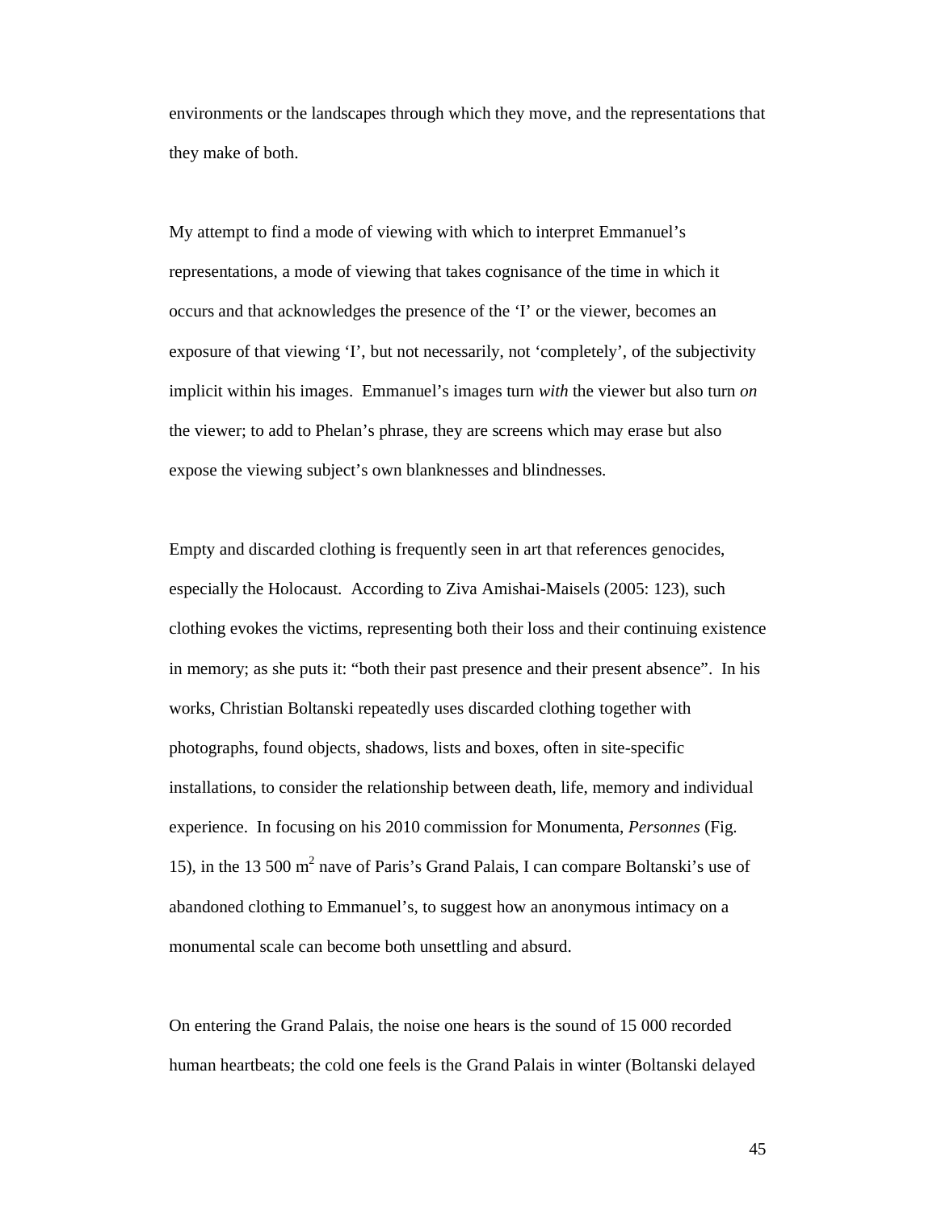environments or the landscapes through which they move, and the representations that they make of both.

My attempt to find a mode of viewing with which to interpret Emmanuel's representations, a mode of viewing that takes cognisance of the time in which it occurs and that acknowledges the presence of the 'I' or the viewer, becomes an exposure of that viewing 'I', but not necessarily, not 'completely', of the subjectivity implicit within his images. Emmanuel's images turn *with* the viewer but also turn *on* the viewer; to add to Phelan's phrase, they are screens which may erase but also expose the viewing subject's own blanknesses and blindnesses.

Empty and discarded clothing is frequently seen in art that references genocides, especially the Holocaust. According to Ziva Amishai-Maisels (2005: 123), such clothing evokes the victims, representing both their loss and their continuing existence in memory; as she puts it: "both their past presence and their present absence". In his works, Christian Boltanski repeatedly uses discarded clothing together with photographs, found objects, shadows, lists and boxes, often in site-specific installations, to consider the relationship between death, life, memory and individual experience. In focusing on his 2010 commission for Monumenta, *Personnes* (Fig. 15), in the 13 500 m$^2$ nave of Paris's Grand Palais, I can compare Boltanski's use of abandoned clothing to Emmanuel's, to suggest how an anonymous intimacy on a monumental scale can become both unsettling and absurd.

On entering the Grand Palais, the noise one hears is the sound of 15 000 recorded human heartbeats; the cold one feels is the Grand Palais in winter (Boltanski delayed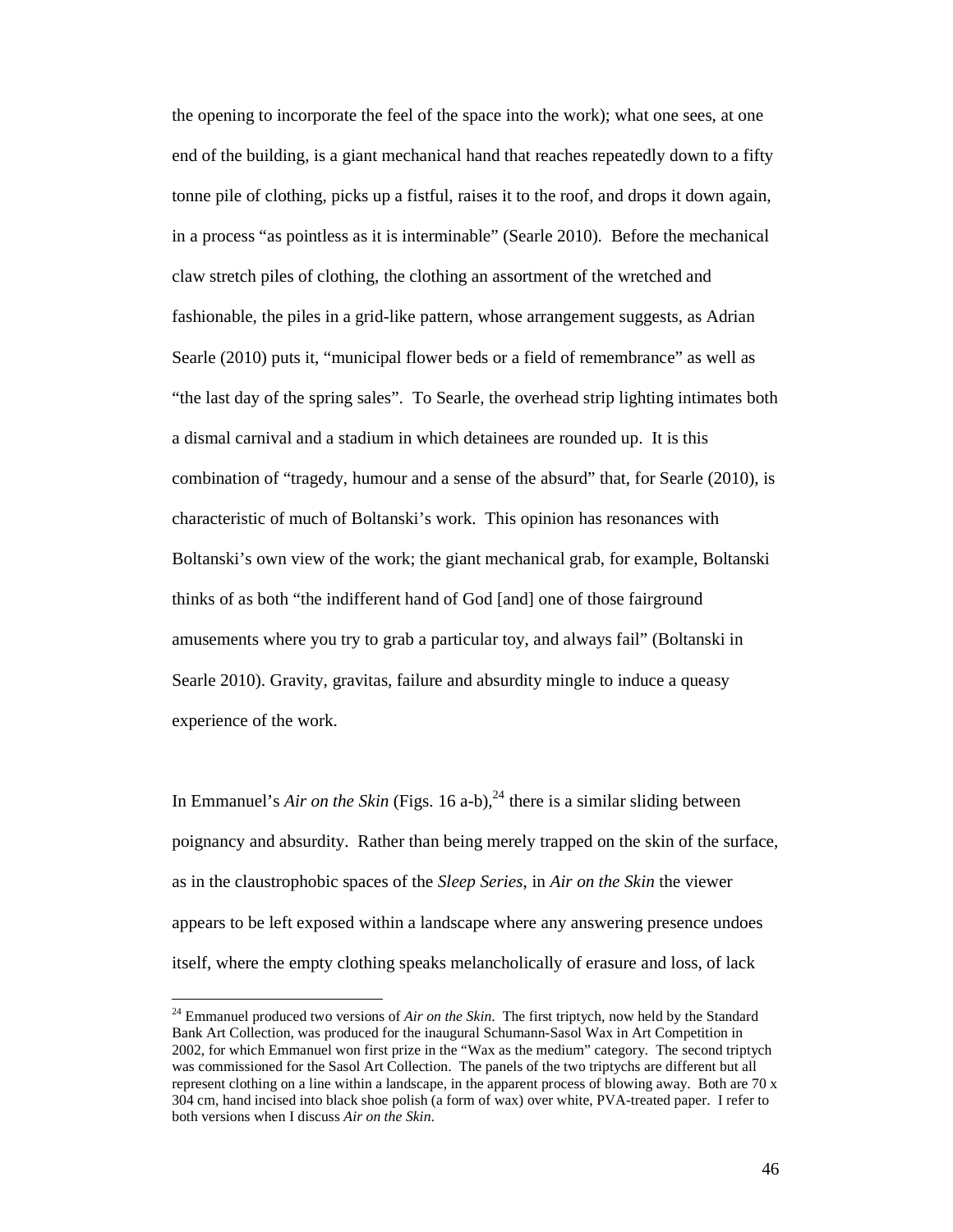the opening to incorporate the feel of the space into the work); what one sees, at one end of the building, is a giant mechanical hand that reaches repeatedly down to a fifty tonne pile of clothing, picks up a fistful, raises it to the roof, and drops it down again, in a process "as pointless as it is interminable" (Searle 2010). Before the mechanical claw stretch piles of clothing, the clothing an assortment of the wretched and fashionable, the piles in a grid-like pattern, whose arrangement suggests, as Adrian Searle (2010) puts it, "municipal flower beds or a field of remembrance" as well as "the last day of the spring sales". To Searle, the overhead strip lighting intimates both a dismal carnival and a stadium in which detainees are rounded up. It is this combination of "tragedy, humour and a sense of the absurd" that, for Searle (2010), is characteristic of much of Boltanski's work. This opinion has resonances with Boltanski's own view of the work; the giant mechanical grab, for example, Boltanski thinks of as both "the indifferent hand of God [and] one of those fairground amusements where you try to grab a particular toy, and always fail" (Boltanski in Searle 2010). Gravity, gravitas, failure and absurdity mingle to induce a queasy experience of the work.

In Emmanuel's *Air on the Skin* (Figs. 16 a-b),[24] there is a similar sliding between poignancy and absurdity. Rather than being merely trapped on the skin of the surface, as in the claustrophobic spaces of the *Sleep Series*, in *Air on the Skin* the viewer appears to be left exposed within a landscape where any answering presence undoes itself, where the empty clothing speaks melancholically of erasure and loss, of lack

---

[24] Emmanuel produced two versions of *Air on the Skin*. The first triptych, now held by the Standard Bank Art Collection, was produced for the inaugural Schumann-Sasol Wax in Art Competition in 2002, for which Emmanuel won first prize in the "Wax as the medium" category. The second triptych was commissioned for the Sasol Art Collection. The panels of the two triptychs are different but all represent clothing on a line within a landscape, in the apparent process of blowing away. Both are 70 x 304 cm, hand incised into black shoe polish (a form of wax) over white, PVA-treated paper. I refer to both versions when I discuss *Air on the Skin*.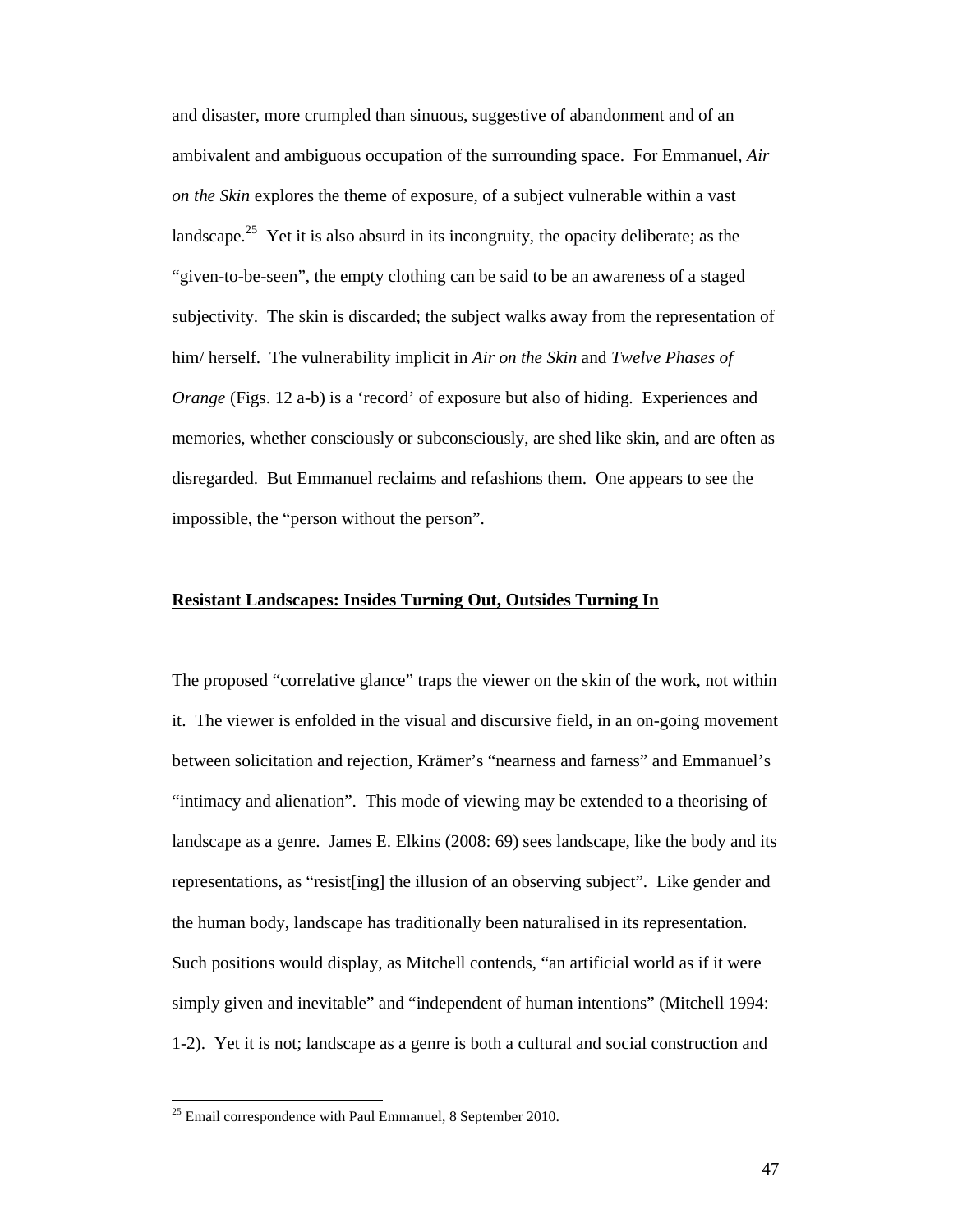and disaster, more crumpled than sinuous, suggestive of abandonment and of an ambivalent and ambiguous occupation of the surrounding space. For Emmanuel, *Air on the Skin* explores the theme of exposure, of a subject vulnerable within a vast landscape.[25] Yet it is also absurd in its incongruity, the opacity deliberate; as the "given-to-be-seen", the empty clothing can be said to be an awareness of a staged subjectivity. The skin is discarded; the subject walks away from the representation of him/ herself. The vulnerability implicit in *Air on the Skin* and *Twelve Phases of Orange* (Figs. 12 a-b) is a 'record' of exposure but also of hiding. Experiences and memories, whether consciously or subconsciously, are shed like skin, and are often as disregarded. But Emmanuel reclaims and refashions them. One appears to see the impossible, the "person without the person".

## Resistant Landscapes: Insides Turning Out, Outsides Turning In

The proposed "correlative glance" traps the viewer on the skin of the work, not within it. The viewer is enfolded in the visual and discursive field, in an on-going movement between solicitation and rejection, Krämer's "nearness and farness" and Emmanuel's "intimacy and alienation". This mode of viewing may be extended to a theorising of landscape as a genre. James E. Elkins (2008: 69) sees landscape, like the body and its representations, as "resist[ing] the illusion of an observing subject". Like gender and the human body, landscape has traditionally been naturalised in its representation. Such positions would display, as Mitchell contends, "an artificial world as if it were simply given and inevitable" and "independent of human intentions" (Mitchell 1994: 1-2). Yet it is not; landscape as a genre is both a cultural and social construction and

[25] Email correspondence with Paul Emmanuel, 8 September 2010.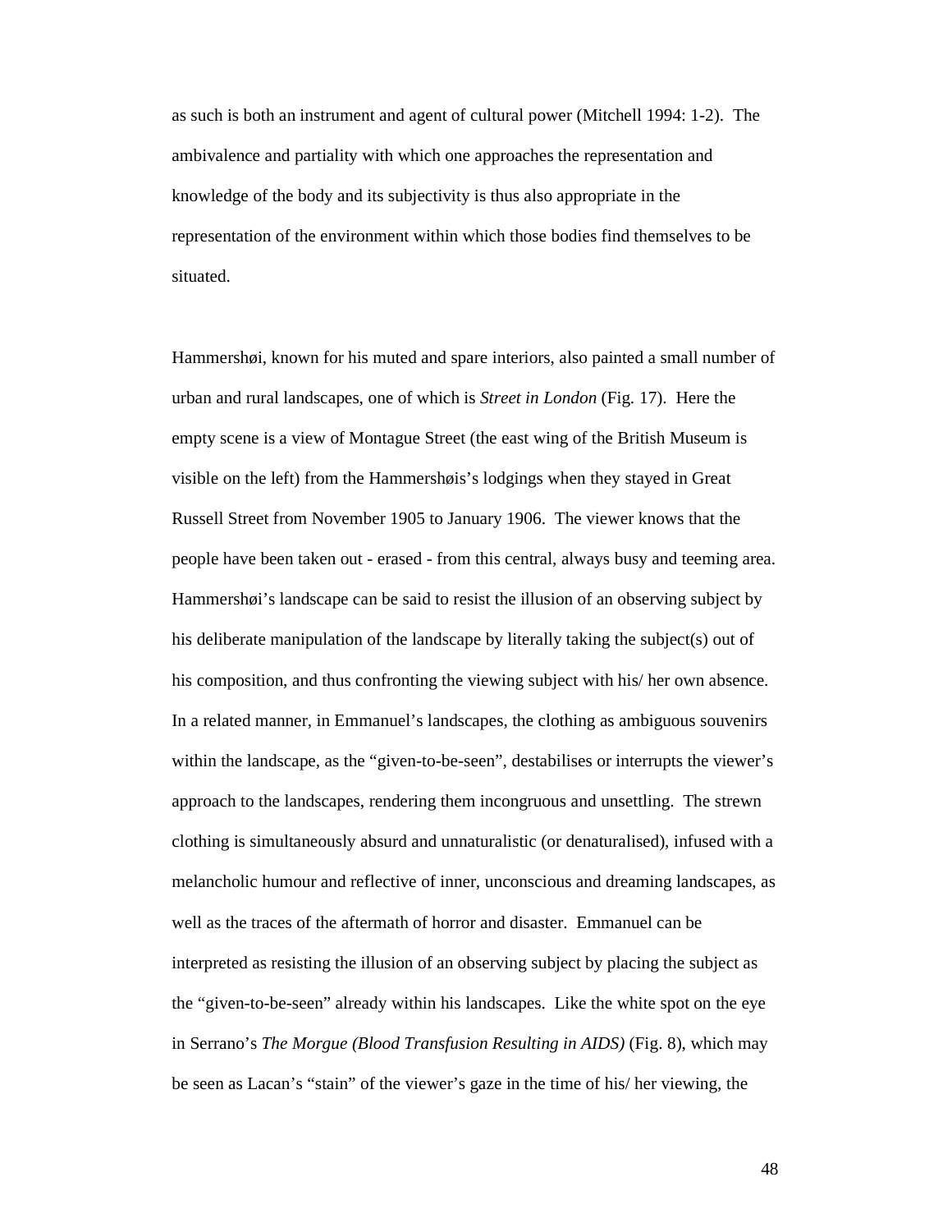as such is both an instrument and agent of cultural power (Mitchell 1994: 1-2).  The ambivalence and partiality with which one approaches the representation and knowledge of the body and its subjectivity is thus also appropriate in the representation of the environment within which those bodies find themselves to be situated.

Hammershøi, known for his muted and spare interiors, also painted a small number of urban and rural landscapes, one of which is *Street in London* (Fig. 17).  Here the empty scene is a view of Montague Street (the east wing of the British Museum is visible on the left) from the Hammershøis's lodgings when they stayed in Great Russell Street from November 1905 to January 1906.  The viewer knows that the people have been taken out - erased - from this central, always busy and teeming area. Hammershøi's landscape can be said to resist the illusion of an observing subject by his deliberate manipulation of the landscape by literally taking the subject(s) out of his composition, and thus confronting the viewing subject with his/ her own absence. In a related manner, in Emmanuel's landscapes, the clothing as ambiguous souvenirs within the landscape, as the "given-to-be-seen", destabilises or interrupts the viewer's approach to the landscapes, rendering them incongruous and unsettling.  The strewn clothing is simultaneously absurd and unnaturalistic (or denaturalised), infused with a melancholic humour and reflective of inner, unconscious and dreaming landscapes, as well as the traces of the aftermath of horror and disaster.  Emmanuel can be interpreted as resisting the illusion of an observing subject by placing the subject as the "given-to-be-seen" already within his landscapes.  Like the white spot on the eye in Serrano's *The Morgue (Blood Transfusion Resulting in AIDS)* (Fig. 8), which may be seen as Lacan's "stain" of the viewer's gaze in the time of his/ her viewing, the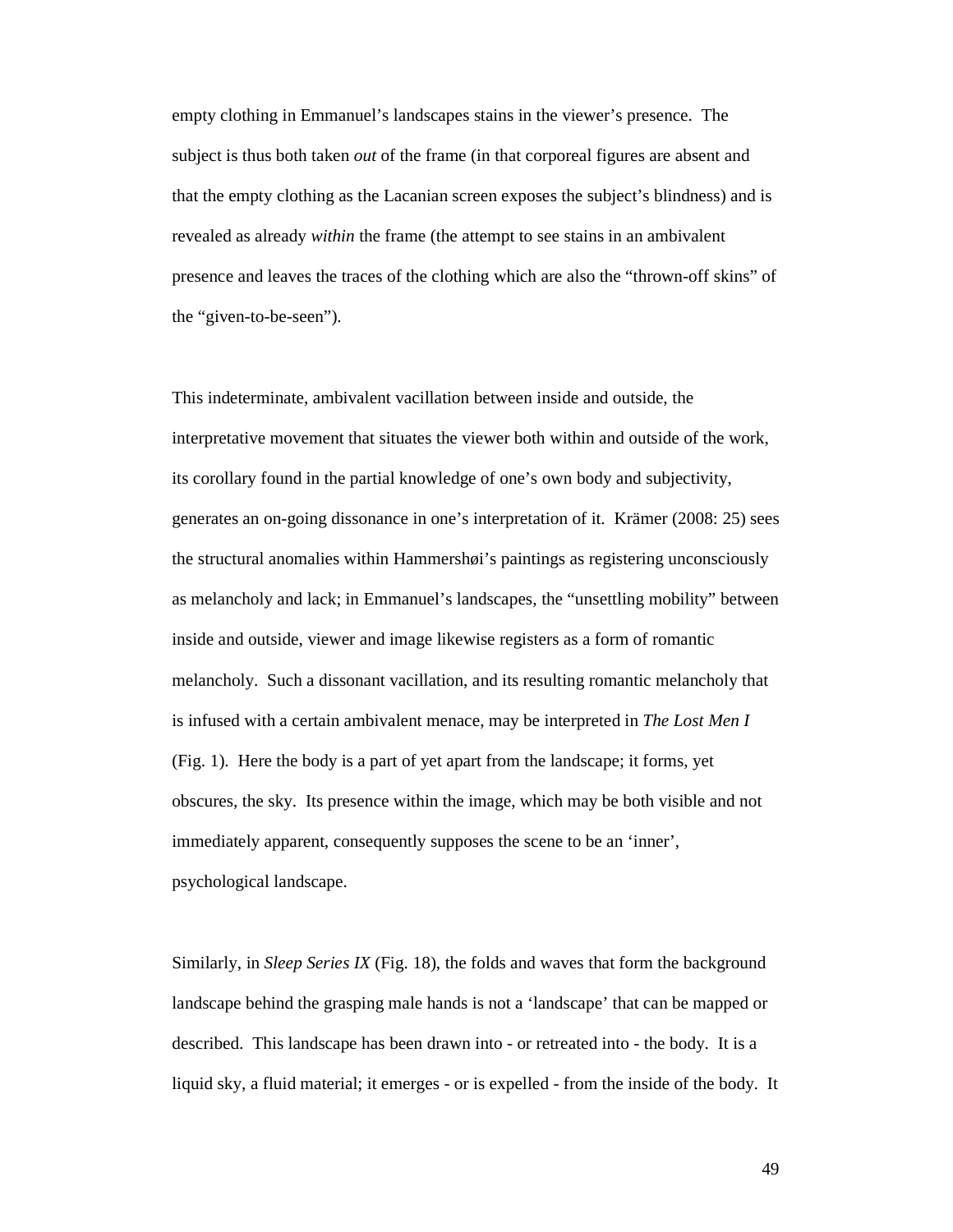empty clothing in Emmanuel's landscapes stains in the viewer's presence. The subject is thus both taken *out* of the frame (in that corporeal figures are absent and that the empty clothing as the Lacanian screen exposes the subject's blindness) and is revealed as already *within* the frame (the attempt to see stains in an ambivalent presence and leaves the traces of the clothing which are also the "thrown-off skins" of the "given-to-be-seen").

This indeterminate, ambivalent vacillation between inside and outside, the interpretative movement that situates the viewer both within and outside of the work, its corollary found in the partial knowledge of one's own body and subjectivity, generates an on-going dissonance in one's interpretation of it. Krämer (2008: 25) sees the structural anomalies within Hammershøi's paintings as registering unconsciously as melancholy and lack; in Emmanuel's landscapes, the "unsettling mobility" between inside and outside, viewer and image likewise registers as a form of romantic melancholy. Such a dissonant vacillation, and its resulting romantic melancholy that is infused with a certain ambivalent menace, may be interpreted in *The Lost Men I* (Fig. 1). Here the body is a part of yet apart from the landscape; it forms, yet obscures, the sky. Its presence within the image, which may be both visible and not immediately apparent, consequently supposes the scene to be an 'inner', psychological landscape.

Similarly, in *Sleep Series IX* (Fig. 18), the folds and waves that form the background landscape behind the grasping male hands is not a 'landscape' that can be mapped or described. This landscape has been drawn into - or retreated into - the body. It is a liquid sky, a fluid material; it emerges - or is expelled - from the inside of the body. It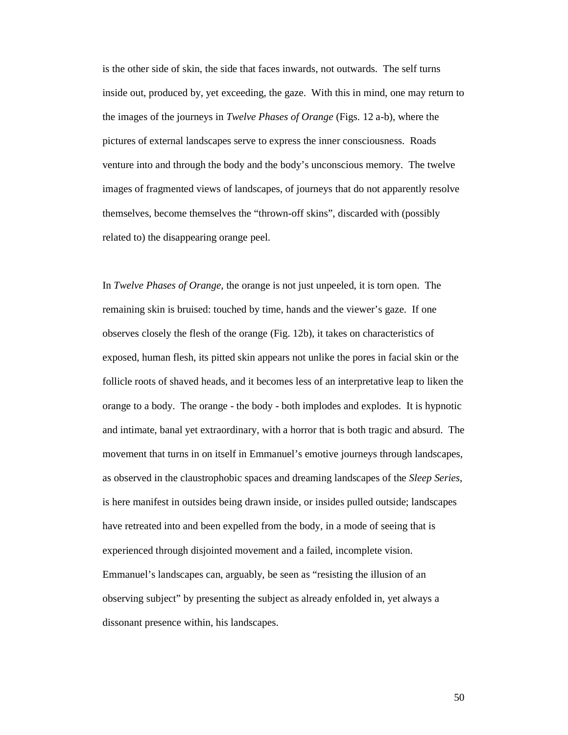is the other side of skin, the side that faces inwards, not outwards. The self turns inside out, produced by, yet exceeding, the gaze. With this in mind, one may return to the images of the journeys in *Twelve Phases of Orange* (Figs. 12 a-b), where the pictures of external landscapes serve to express the inner consciousness. Roads venture into and through the body and the body's unconscious memory. The twelve images of fragmented views of landscapes, of journeys that do not apparently resolve themselves, become themselves the "thrown-off skins", discarded with (possibly related to) the disappearing orange peel.

In *Twelve Phases of Orange,* the orange is not just unpeeled, it is torn open. The remaining skin is bruised: touched by time, hands and the viewer's gaze. If one observes closely the flesh of the orange (Fig. 12b), it takes on characteristics of exposed, human flesh, its pitted skin appears not unlike the pores in facial skin or the follicle roots of shaved heads, and it becomes less of an interpretative leap to liken the orange to a body. The orange - the body - both implodes and explodes. It is hypnotic and intimate, banal yet extraordinary, with a horror that is both tragic and absurd. The movement that turns in on itself in Emmanuel's emotive journeys through landscapes, as observed in the claustrophobic spaces and dreaming landscapes of the *Sleep Series*, is here manifest in outsides being drawn inside, or insides pulled outside; landscapes have retreated into and been expelled from the body, in a mode of seeing that is experienced through disjointed movement and a failed, incomplete vision. Emmanuel's landscapes can, arguably, be seen as "resisting the illusion of an observing subject" by presenting the subject as already enfolded in, yet always a dissonant presence within, his landscapes.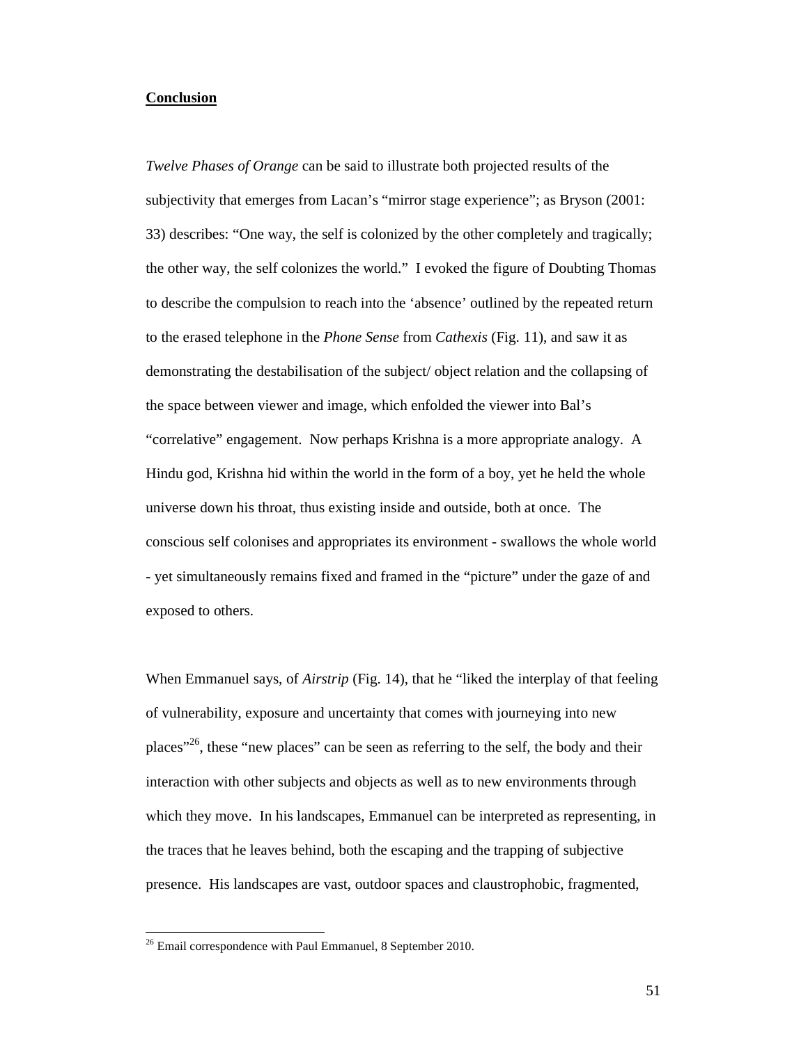**Conclusion**

*Twelve Phases of Orange* can be said to illustrate both projected results of the subjectivity that emerges from Lacan's "mirror stage experience"; as Bryson (2001: 33) describes: "One way, the self is colonized by the other completely and tragically; the other way, the self colonizes the world." I evoked the figure of Doubting Thomas to describe the compulsion to reach into the 'absence' outlined by the repeated return to the erased telephone in the *Phone Sense* from *Cathexis* (Fig. 11), and saw it as demonstrating the destabilisation of the subject/ object relation and the collapsing of the space between viewer and image, which enfolded the viewer into Bal's "correlative" engagement. Now perhaps Krishna is a more appropriate analogy. A Hindu god, Krishna hid within the world in the form of a boy, yet he held the whole universe down his throat, thus existing inside and outside, both at once. The conscious self colonises and appropriates its environment - swallows the whole world - yet simultaneously remains fixed and framed in the "picture" under the gaze of and exposed to others.

When Emmanuel says, of *Airstrip* (Fig. 14), that he "liked the interplay of that feeling of vulnerability, exposure and uncertainty that comes with journeying into new places"[26], these "new places" can be seen as referring to the self, the body and their interaction with other subjects and objects as well as to new environments through which they move. In his landscapes, Emmanuel can be interpreted as representing, in the traces that he leaves behind, both the escaping and the trapping of subjective presence. His landscapes are vast, outdoor spaces and claustrophobic, fragmented,

[26] Email correspondence with Paul Emmanuel, 8 September 2010.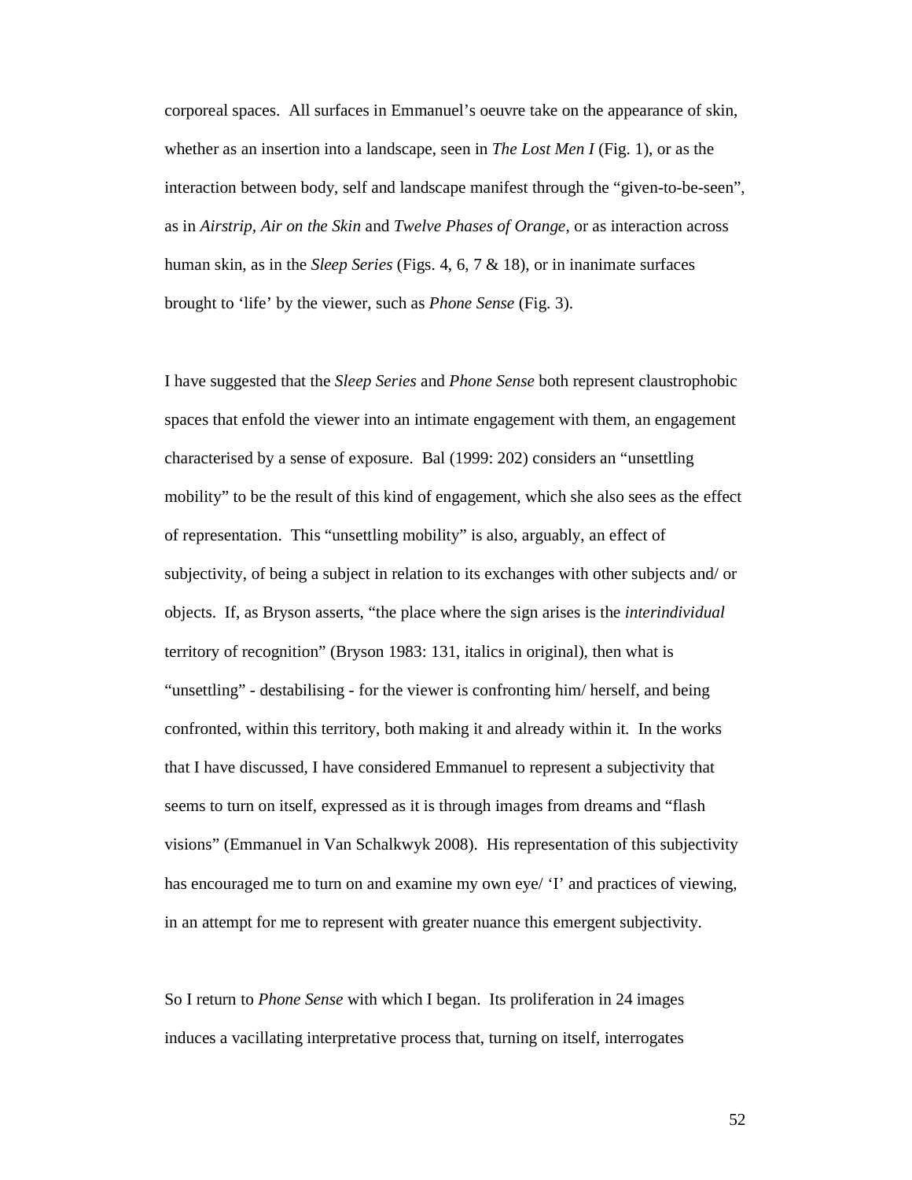corporeal spaces. All surfaces in Emmanuel's oeuvre take on the appearance of skin, whether as an insertion into a landscape, seen in *The Lost Men I* (Fig. 1), or as the interaction between body, self and landscape manifest through the "given-to-be-seen", as in *Airstrip*, *Air on the Skin* and *Twelve Phases of Orange*, or as interaction across human skin, as in the *Sleep Series* (Figs. 4, 6, 7 & 18), or in inanimate surfaces brought to 'life' by the viewer, such as *Phone Sense* (Fig. 3).

I have suggested that the *Sleep Series* and *Phone Sense* both represent claustrophobic spaces that enfold the viewer into an intimate engagement with them, an engagement characterised by a sense of exposure. Bal (1999: 202) considers an "unsettling mobility" to be the result of this kind of engagement, which she also sees as the effect of representation. This "unsettling mobility" is also, arguably, an effect of subjectivity, of being a subject in relation to its exchanges with other subjects and/ or objects. If, as Bryson asserts, "the place where the sign arises is the *interindividual* territory of recognition" (Bryson 1983: 131, italics in original), then what is "unsettling" - destabilising - for the viewer is confronting him/ herself, and being confronted, within this territory, both making it and already within it. In the works that I have discussed, I have considered Emmanuel to represent a subjectivity that seems to turn on itself, expressed as it is through images from dreams and "flash visions" (Emmanuel in Van Schalkwyk 2008). His representation of this subjectivity has encouraged me to turn on and examine my own eye/ 'I' and practices of viewing, in an attempt for me to represent with greater nuance this emergent subjectivity.

So I return to *Phone Sense* with which I began. Its proliferation in 24 images induces a vacillating interpretative process that, turning on itself, interrogates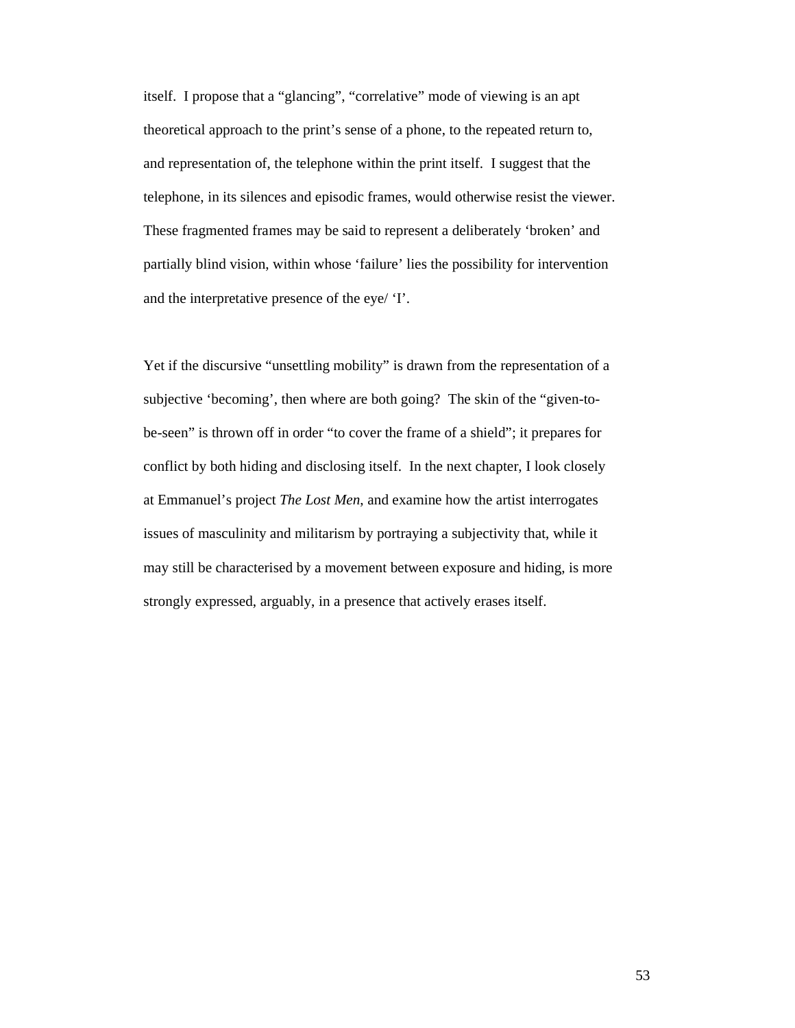itself. I propose that a "glancing", "correlative" mode of viewing is an apt theoretical approach to the print's sense of a phone, to the repeated return to, and representation of, the telephone within the print itself. I suggest that the telephone, in its silences and episodic frames, would otherwise resist the viewer. These fragmented frames may be said to represent a deliberately 'broken' and partially blind vision, within whose 'failure' lies the possibility for intervention and the interpretative presence of the eye/ 'I'.

Yet if the discursive "unsettling mobility" is drawn from the representation of a subjective 'becoming', then where are both going? The skin of the "given-to-be-seen" is thrown off in order "to cover the frame of a shield"; it prepares for conflict by both hiding and disclosing itself. In the next chapter, I look closely at Emmanuel's project *The Lost Men*, and examine how the artist interrogates issues of masculinity and militarism by portraying a subjectivity that, while it may still be characterised by a movement between exposure and hiding, is more strongly expressed, arguably, in a presence that actively erases itself.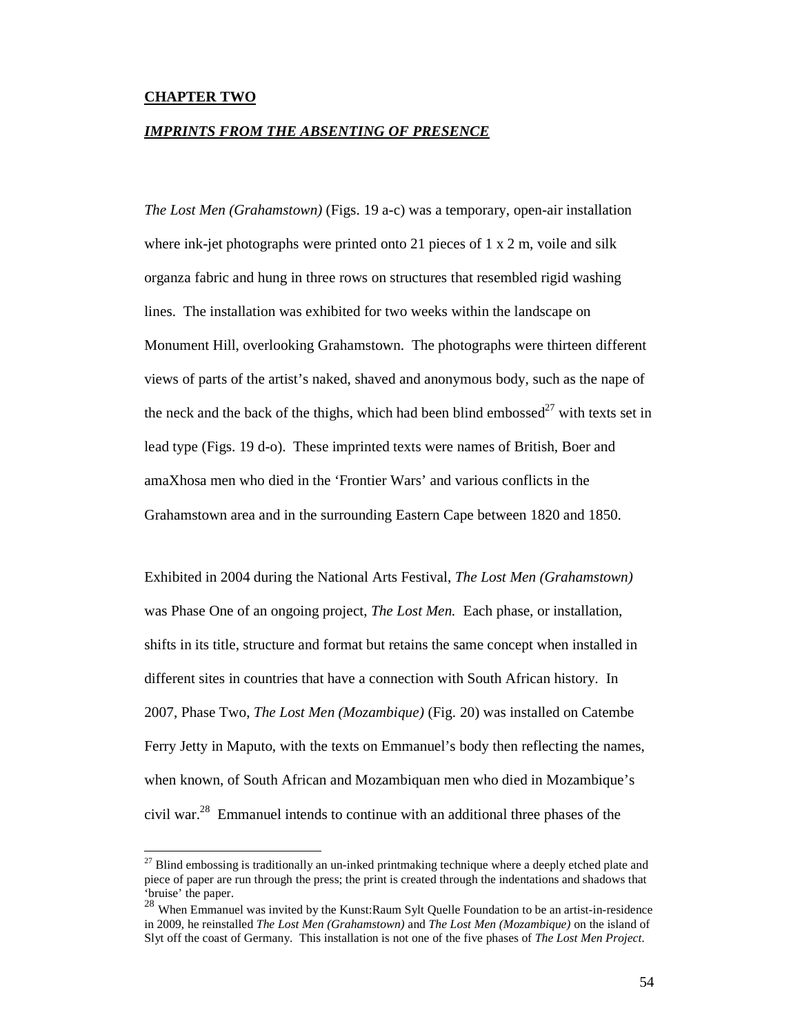**CHAPTER TWO**

***IMPRINTS FROM THE ABSENTING OF PRESENCE***

*The Lost Men (Grahamstown)* (Figs. 19 a-c) was a temporary, open-air installation where ink-jet photographs were printed onto 21 pieces of 1 x 2 m, voile and silk organza fabric and hung in three rows on structures that resembled rigid washing lines. The installation was exhibited for two weeks within the landscape on Monument Hill, overlooking Grahamstown. The photographs were thirteen different views of parts of the artist's naked, shaved and anonymous body, such as the nape of the neck and the back of the thighs, which had been blind embossed[27] with texts set in lead type (Figs. 19 d-o). These imprinted texts were names of British, Boer and amaXhosa men who died in the 'Frontier Wars' and various conflicts in the Grahamstown area and in the surrounding Eastern Cape between 1820 and 1850.

Exhibited in 2004 during the National Arts Festival, *The Lost Men (Grahamstown)* was Phase One of an ongoing project, *The Lost Men.* Each phase, or installation, shifts in its title, structure and format but retains the same concept when installed in different sites in countries that have a connection with South African history. In 2007, Phase Two, *The Lost Men (Mozambique)* (Fig. 20) was installed on Catembe Ferry Jetty in Maputo, with the texts on Emmanuel's body then reflecting the names, when known, of South African and Mozambiquan men who died in Mozambique's civil war.[28] Emmanuel intends to continue with an additional three phases of the

---

[27] Blind embossing is traditionally an un-inked printmaking technique where a deeply etched plate and piece of paper are run through the press; the print is created through the indentations and shadows that 'bruise' the paper.

[28] When Emmanuel was invited by the Kunst:Raum Sylt Quelle Foundation to be an artist-in-residence in 2009, he reinstalled *The Lost Men (Grahamstown)* and *The Lost Men (Mozambique)* on the island of Slyt off the coast of Germany. This installation is not one of the five phases of *The Lost Men Project*.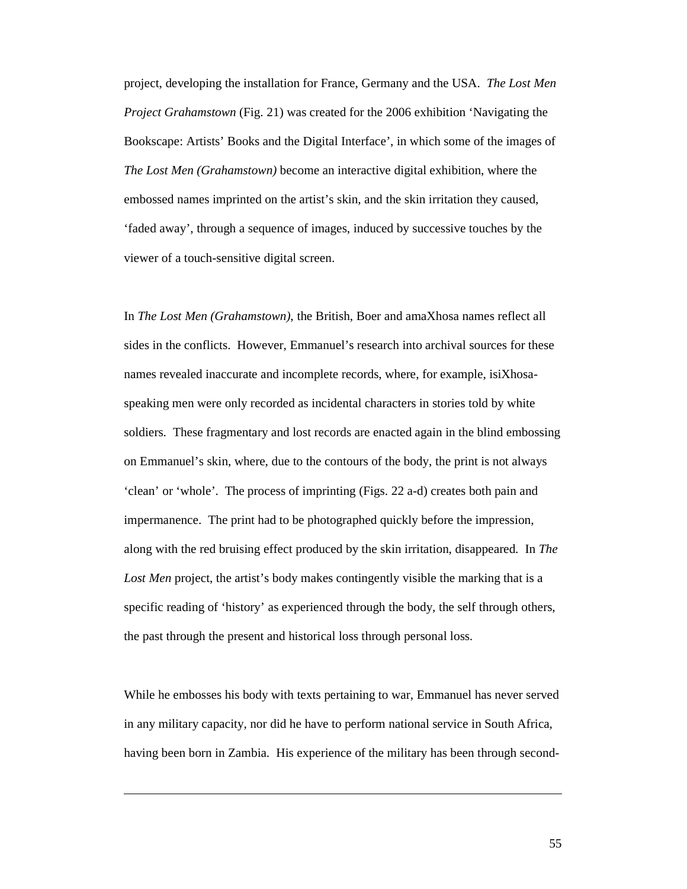project, developing the installation for France, Germany and the USA. *The Lost Men Project Grahamstown* (Fig. 21) was created for the 2006 exhibition 'Navigating the Bookscape: Artists' Books and the Digital Interface', in which some of the images of *The Lost Men (Grahamstown)* become an interactive digital exhibition, where the embossed names imprinted on the artist's skin, and the skin irritation they caused, 'faded away', through a sequence of images, induced by successive touches by the viewer of a touch-sensitive digital screen.

In *The Lost Men (Grahamstown)*, the British, Boer and amaXhosa names reflect all sides in the conflicts. However, Emmanuel's research into archival sources for these names revealed inaccurate and incomplete records, where, for example, isiXhosa-speaking men were only recorded as incidental characters in stories told by white soldiers. These fragmentary and lost records are enacted again in the blind embossing on Emmanuel's skin, where, due to the contours of the body, the print is not always 'clean' or 'whole'. The process of imprinting (Figs. 22 a-d) creates both pain and impermanence. The print had to be photographed quickly before the impression, along with the red bruising effect produced by the skin irritation, disappeared. In *The Lost Men* project, the artist's body makes contingently visible the marking that is a specific reading of 'history' as experienced through the body, the self through others, the past through the present and historical loss through personal loss.

While he embosses his body with texts pertaining to war, Emmanuel has never served in any military capacity, nor did he have to perform national service in South Africa, having been born in Zambia. His experience of the military has been through second-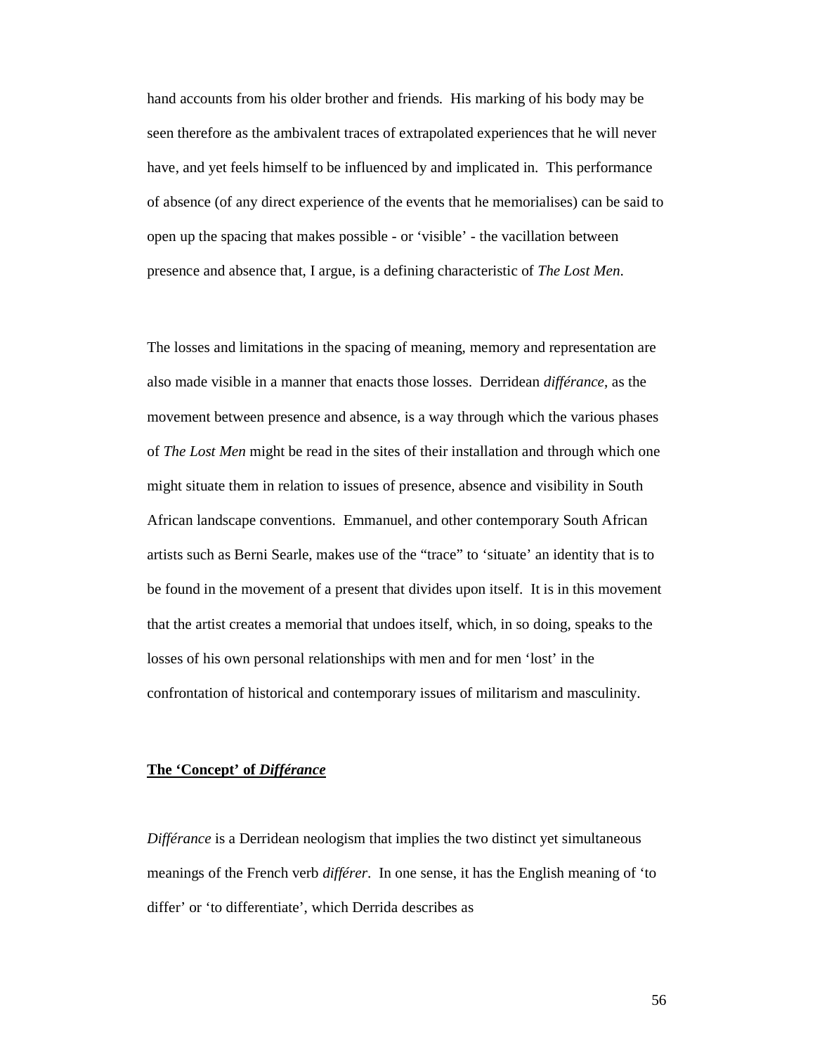hand accounts from his older brother and friends. His marking of his body may be seen therefore as the ambivalent traces of extrapolated experiences that he will never have, and yet feels himself to be influenced by and implicated in. This performance of absence (of any direct experience of the events that he memorialises) can be said to open up the spacing that makes possible - or 'visible' - the vacillation between presence and absence that, I argue, is a defining characteristic of *The Lost Men*.

The losses and limitations in the spacing of meaning, memory and representation are also made visible in a manner that enacts those losses. Derridean *différance*, as the movement between presence and absence, is a way through which the various phases of *The Lost Men* might be read in the sites of their installation and through which one might situate them in relation to issues of presence, absence and visibility in South African landscape conventions. Emmanuel, and other contemporary South African artists such as Berni Searle, makes use of the "trace" to 'situate' an identity that is to be found in the movement of a present that divides upon itself. It is in this movement that the artist creates a memorial that undoes itself, which, in so doing, speaks to the losses of his own personal relationships with men and for men 'lost' in the confrontation of historical and contemporary issues of militarism and masculinity.

## The 'Concept' of *Différance*

*Différance* is a Derridean neologism that implies the two distinct yet simultaneous meanings of the French verb *différer*. In one sense, it has the English meaning of 'to differ' or 'to differentiate', which Derrida describes as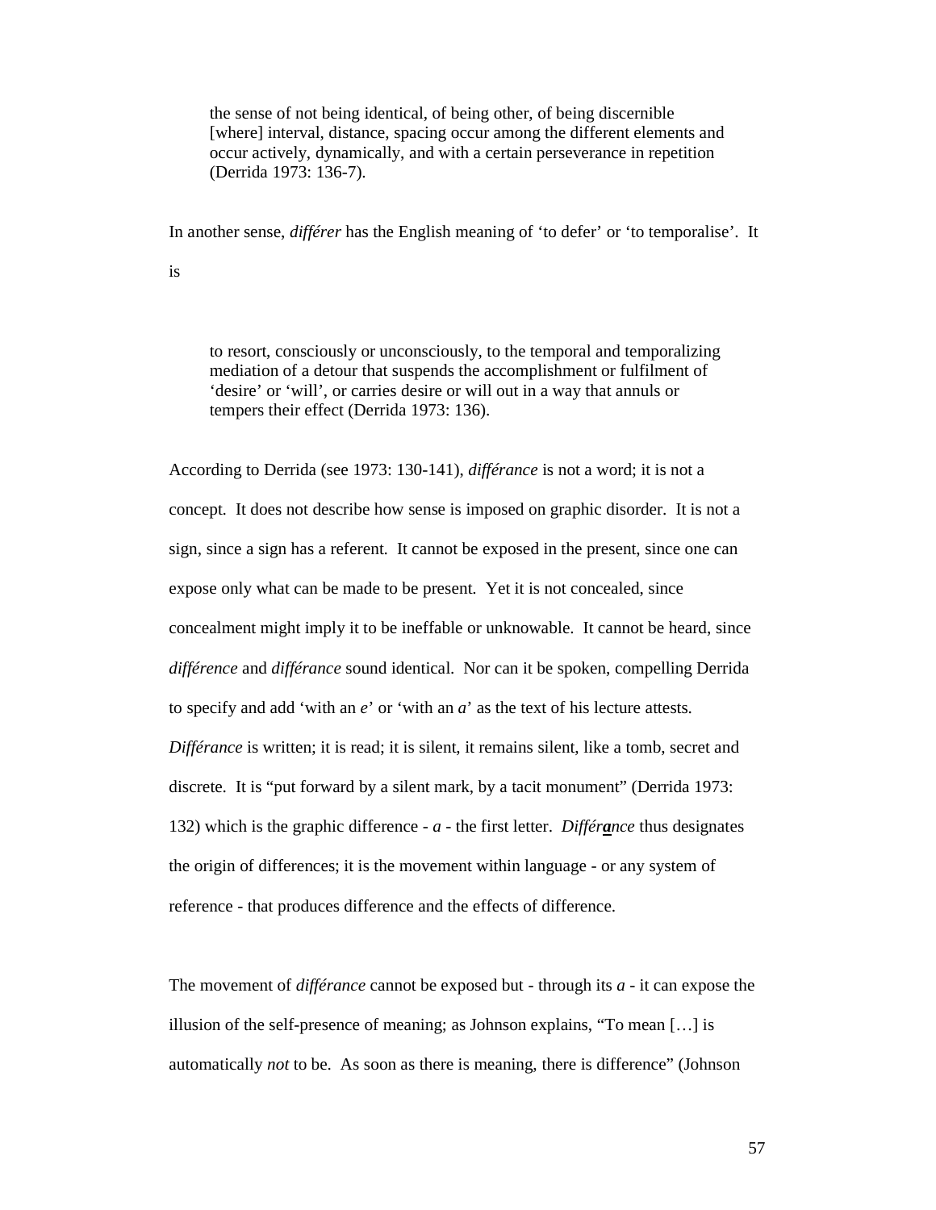> the sense of not being identical, of being other, of being discernible [where] interval, distance, spacing occur among the different elements and occur actively, dynamically, and with a certain perseverance in repetition (Derrida 1973: 136-7).

In another sense, *différer* has the English meaning of 'to defer' or 'to temporalise'. It is

> to resort, consciously or unconsciously, to the temporal and temporalizing mediation of a detour that suspends the accomplishment or fulfilment of 'desire' or 'will', or carries desire or will out in a way that annuls or tempers their effect (Derrida 1973: 136).

According to Derrida (see 1973: 130-141), *différance* is not a word; it is not a concept. It does not describe how sense is imposed on graphic disorder. It is not a sign, since a sign has a referent. It cannot be exposed in the present, since one can expose only what can be made to be present. Yet it is not concealed, since concealment might imply it to be ineffable or unknowable. It cannot be heard, since *différence* and *différance* sound identical. Nor can it be spoken, compelling Derrida to specify and add 'with an *e*' or 'with an *a*' as the text of his lecture attests. *Différance* is written; it is read; it is silent, it remains silent, like a tomb, secret and discrete. It is "put forward by a silent mark, by a tacit monument" (Derrida 1973: 132) which is the graphic difference - *a* - the first letter. *Différ**a**nce* thus designates the origin of differences; it is the movement within language - or any system of reference - that produces difference and the effects of difference.

The movement of *différance* cannot be exposed but - through its *a* - it can expose the illusion of the self-presence of meaning; as Johnson explains, "To mean […] is automatically *not* to be. As soon as there is meaning, there is difference" (Johnson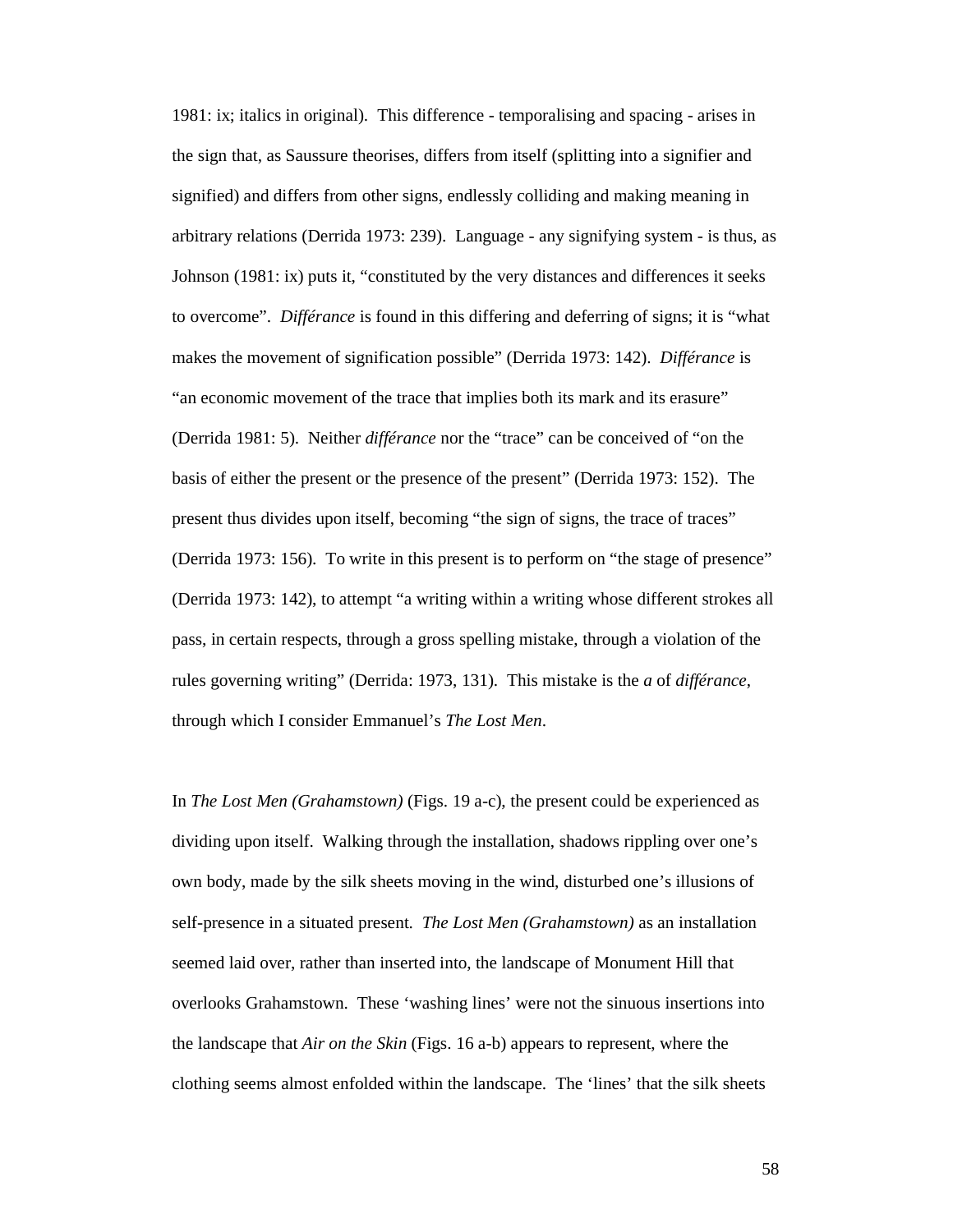1981: ix; italics in original). This difference - temporalising and spacing - arises in the sign that, as Saussure theorises, differs from itself (splitting into a signifier and signified) and differs from other signs, endlessly colliding and making meaning in arbitrary relations (Derrida 1973: 239). Language - any signifying system - is thus, as Johnson (1981: ix) puts it, "constituted by the very distances and differences it seeks to overcome". *Différance* is found in this differing and deferring of signs; it is "what makes the movement of signification possible" (Derrida 1973: 142). *Différance* is "an economic movement of the trace that implies both its mark and its erasure" (Derrida 1981: 5). Neither *différance* nor the "trace" can be conceived of "on the basis of either the present or the presence of the present" (Derrida 1973: 152). The present thus divides upon itself, becoming "the sign of signs, the trace of traces" (Derrida 1973: 156). To write in this present is to perform on "the stage of presence" (Derrida 1973: 142), to attempt "a writing within a writing whose different strokes all pass, in certain respects, through a gross spelling mistake, through a violation of the rules governing writing" (Derrida: 1973, 131). This mistake is the *a* of *différance*, through which I consider Emmanuel's *The Lost Men*.

In *The Lost Men (Grahamstown)* (Figs. 19 a-c), the present could be experienced as dividing upon itself. Walking through the installation, shadows rippling over one's own body, made by the silk sheets moving in the wind, disturbed one's illusions of self-presence in a situated present. *The Lost Men (Grahamstown)* as an installation seemed laid over, rather than inserted into, the landscape of Monument Hill that overlooks Grahamstown. These 'washing lines' were not the sinuous insertions into the landscape that *Air on the Skin* (Figs. 16 a-b) appears to represent, where the clothing seems almost enfolded within the landscape. The 'lines' that the silk sheets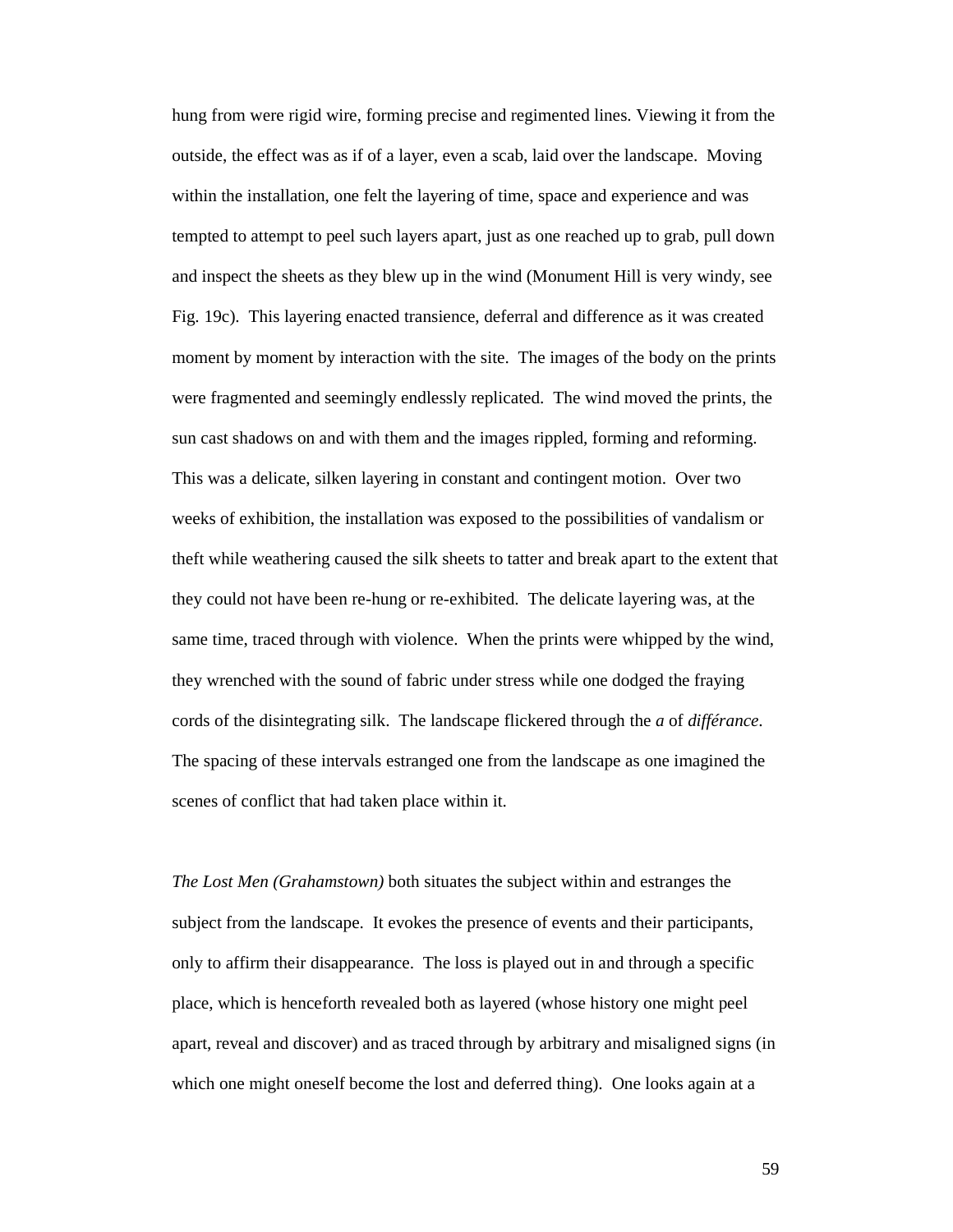hung from were rigid wire, forming precise and regimented lines. Viewing it from the outside, the effect was as if of a layer, even a scab, laid over the landscape. Moving within the installation, one felt the layering of time, space and experience and was tempted to attempt to peel such layers apart, just as one reached up to grab, pull down and inspect the sheets as they blew up in the wind (Monument Hill is very windy, see Fig. 19c). This layering enacted transience, deferral and difference as it was created moment by moment by interaction with the site. The images of the body on the prints were fragmented and seemingly endlessly replicated. The wind moved the prints, the sun cast shadows on and with them and the images rippled, forming and reforming. This was a delicate, silken layering in constant and contingent motion. Over two weeks of exhibition, the installation was exposed to the possibilities of vandalism or theft while weathering caused the silk sheets to tatter and break apart to the extent that they could not have been re-hung or re-exhibited. The delicate layering was, at the same time, traced through with violence. When the prints were whipped by the wind, they wrenched with the sound of fabric under stress while one dodged the fraying cords of the disintegrating silk. The landscape flickered through the *a* of *différance*. The spacing of these intervals estranged one from the landscape as one imagined the scenes of conflict that had taken place within it.

*The Lost Men (Grahamstown)* both situates the subject within and estranges the subject from the landscape. It evokes the presence of events and their participants, only to affirm their disappearance. The loss is played out in and through a specific place, which is henceforth revealed both as layered (whose history one might peel apart, reveal and discover) and as traced through by arbitrary and misaligned signs (in which one might oneself become the lost and deferred thing). One looks again at a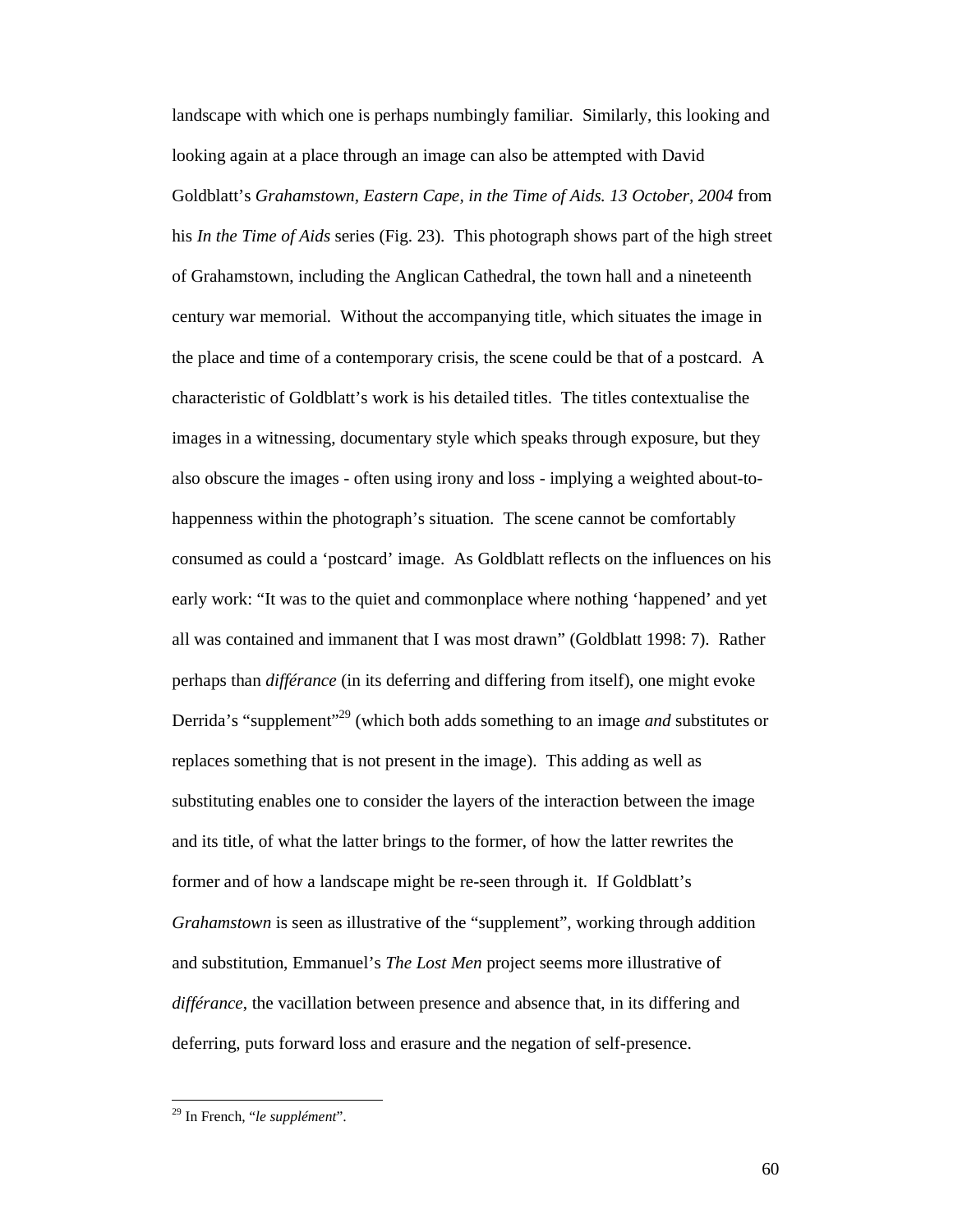landscape with which one is perhaps numbingly familiar. Similarly, this looking and looking again at a place through an image can also be attempted with David Goldblatt's *Grahamstown, Eastern Cape, in the Time of Aids. 13 October, 2004* from his *In the Time of Aids* series (Fig. 23). This photograph shows part of the high street of Grahamstown, including the Anglican Cathedral, the town hall and a nineteenth century war memorial. Without the accompanying title, which situates the image in the place and time of a contemporary crisis, the scene could be that of a postcard. A characteristic of Goldblatt's work is his detailed titles. The titles contextualise the images in a witnessing, documentary style which speaks through exposure, but they also obscure the images - often using irony and loss - implying a weighted about-to-happenness within the photograph's situation. The scene cannot be comfortably consumed as could a 'postcard' image. As Goldblatt reflects on the influences on his early work: "It was to the quiet and commonplace where nothing 'happened' and yet all was contained and immanent that I was most drawn" (Goldblatt 1998: 7). Rather perhaps than *différance* (in its deferring and differing from itself), one might evoke Derrida's "supplement"[29] (which both adds something to an image *and* substitutes or replaces something that is not present in the image). This adding as well as substituting enables one to consider the layers of the interaction between the image and its title, of what the latter brings to the former, of how the latter rewrites the former and of how a landscape might be re-seen through it. If Goldblatt's *Grahamstown* is seen as illustrative of the "supplement", working through addition and substitution, Emmanuel's *The Lost Men* project seems more illustrative of *différance*, the vacillation between presence and absence that, in its differing and deferring, puts forward loss and erasure and the negation of self-presence.

---

[29] In French, "*le supplément*".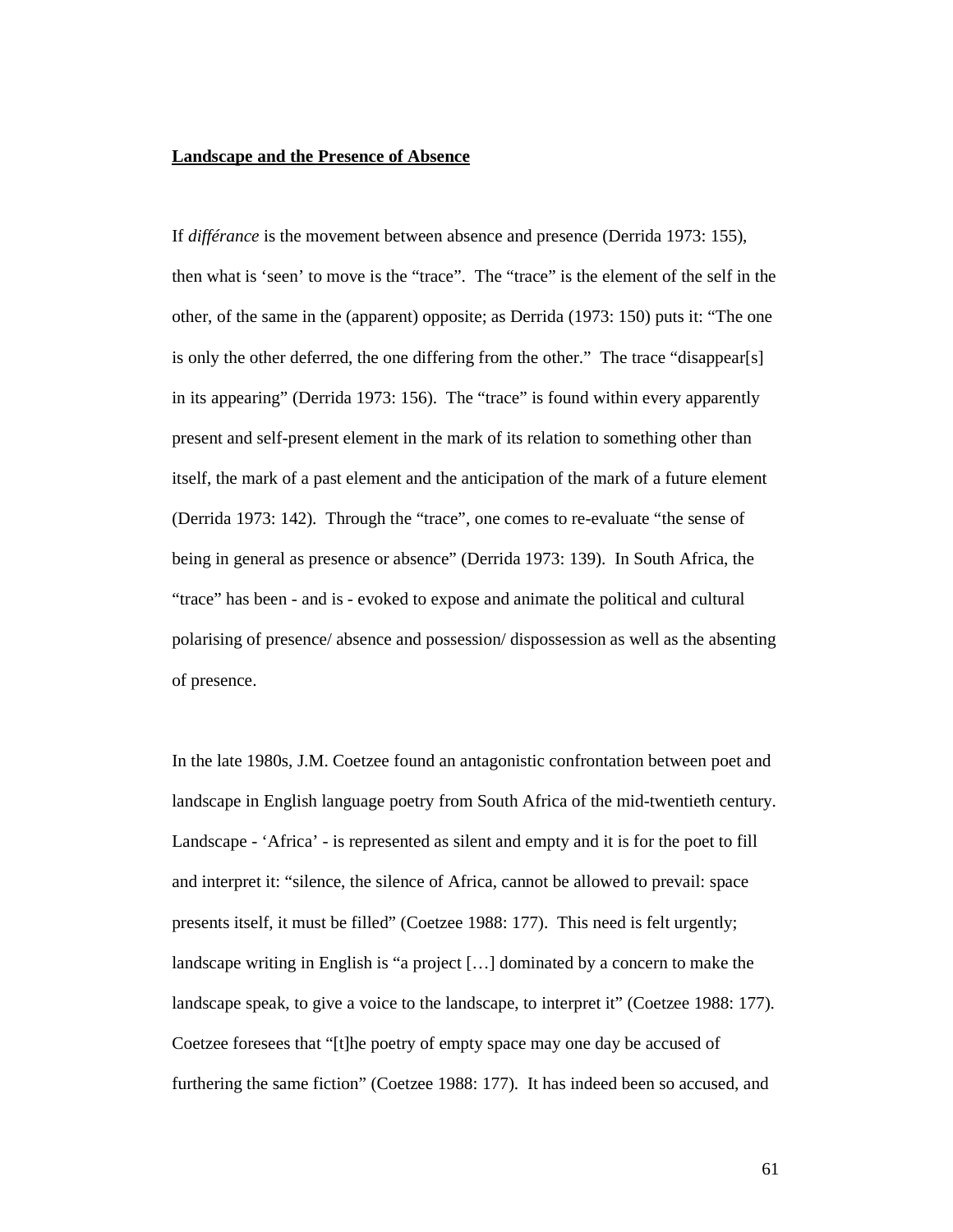**Landscape and the Presence of Absence**

If *différance* is the movement between absence and presence (Derrida 1973: 155), then what is 'seen' to move is the "trace". The "trace" is the element of the self in the other, of the same in the (apparent) opposite; as Derrida (1973: 150) puts it: "The one is only the other deferred, the one differing from the other." The trace "disappear[s] in its appearing" (Derrida 1973: 156). The "trace" is found within every apparently present and self-present element in the mark of its relation to something other than itself, the mark of a past element and the anticipation of the mark of a future element (Derrida 1973: 142). Through the "trace", one comes to re-evaluate "the sense of being in general as presence or absence" (Derrida 1973: 139). In South Africa, the "trace" has been - and is - evoked to expose and animate the political and cultural polarising of presence/ absence and possession/ dispossession as well as the absenting of presence.

In the late 1980s, J.M. Coetzee found an antagonistic confrontation between poet and landscape in English language poetry from South Africa of the mid-twentieth century. Landscape - 'Africa' - is represented as silent and empty and it is for the poet to fill and interpret it: "silence, the silence of Africa, cannot be allowed to prevail: space presents itself, it must be filled" (Coetzee 1988: 177). This need is felt urgently; landscape writing in English is "a project […] dominated by a concern to make the landscape speak, to give a voice to the landscape, to interpret it" (Coetzee 1988: 177). Coetzee foresees that "[t]he poetry of empty space may one day be accused of furthering the same fiction" (Coetzee 1988: 177). It has indeed been so accused, and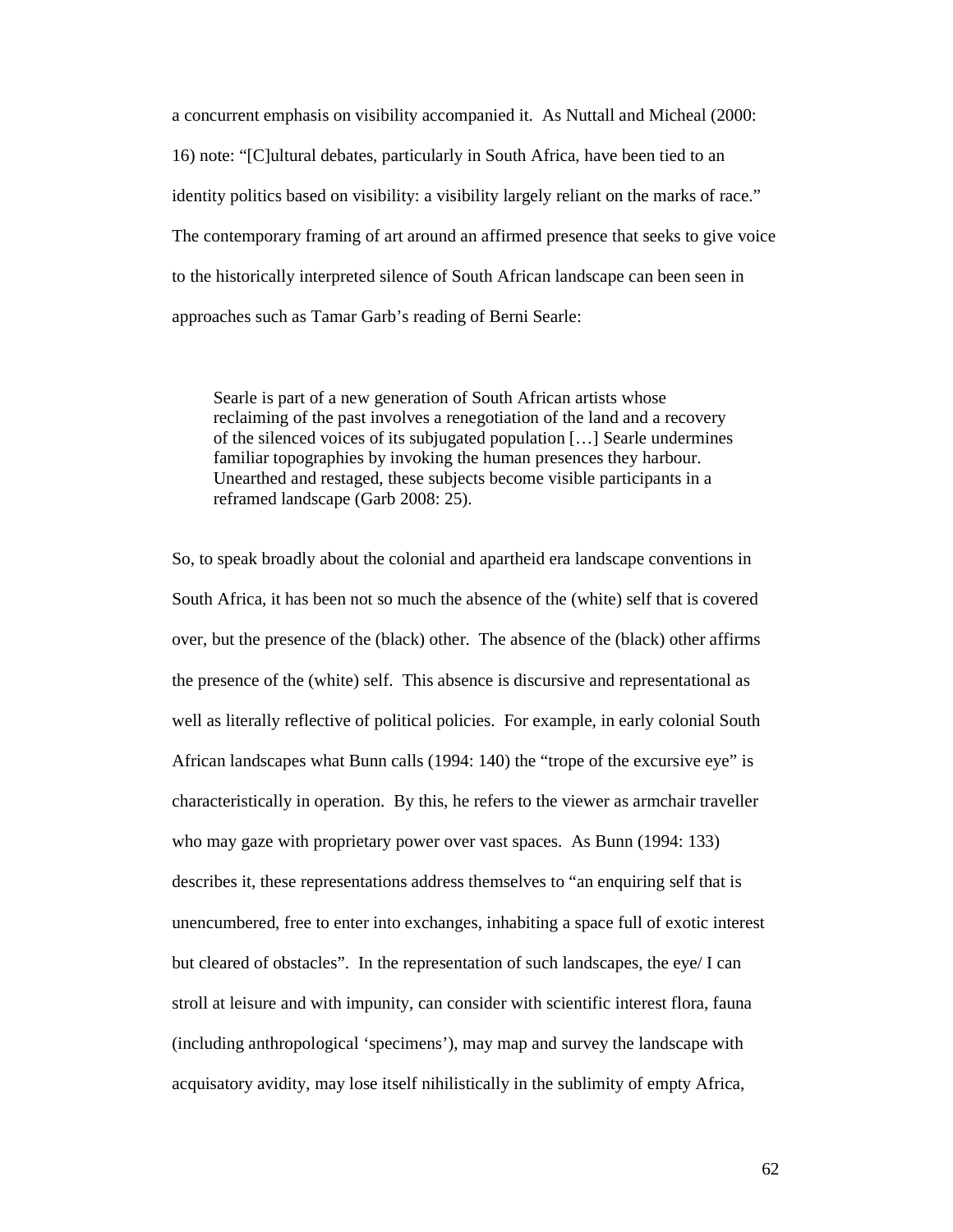a concurrent emphasis on visibility accompanied it. As Nuttall and Micheal (2000: 16) note: "[C]ultural debates, particularly in South Africa, have been tied to an identity politics based on visibility: a visibility largely reliant on the marks of race." The contemporary framing of art around an affirmed presence that seeks to give voice to the historically interpreted silence of South African landscape can been seen in approaches such as Tamar Garb's reading of Berni Searle:

> Searle is part of a new generation of South African artists whose reclaiming of the past involves a renegotiation of the land and a recovery of the silenced voices of its subjugated population […] Searle undermines familiar topographies by invoking the human presences they harbour. Unearthed and restaged, these subjects become visible participants in a reframed landscape (Garb 2008: 25).

So, to speak broadly about the colonial and apartheid era landscape conventions in South Africa, it has been not so much the absence of the (white) self that is covered over, but the presence of the (black) other. The absence of the (black) other affirms the presence of the (white) self. This absence is discursive and representational as well as literally reflective of political policies. For example, in early colonial South African landscapes what Bunn calls (1994: 140) the "trope of the excursive eye" is characteristically in operation. By this, he refers to the viewer as armchair traveller who may gaze with proprietary power over vast spaces. As Bunn (1994: 133) describes it, these representations address themselves to "an enquiring self that is unencumbered, free to enter into exchanges, inhabiting a space full of exotic interest but cleared of obstacles". In the representation of such landscapes, the eye/ I can stroll at leisure and with impunity, can consider with scientific interest flora, fauna (including anthropological 'specimens'), may map and survey the landscape with acquisatory avidity, may lose itself nihilistically in the sublimity of empty Africa,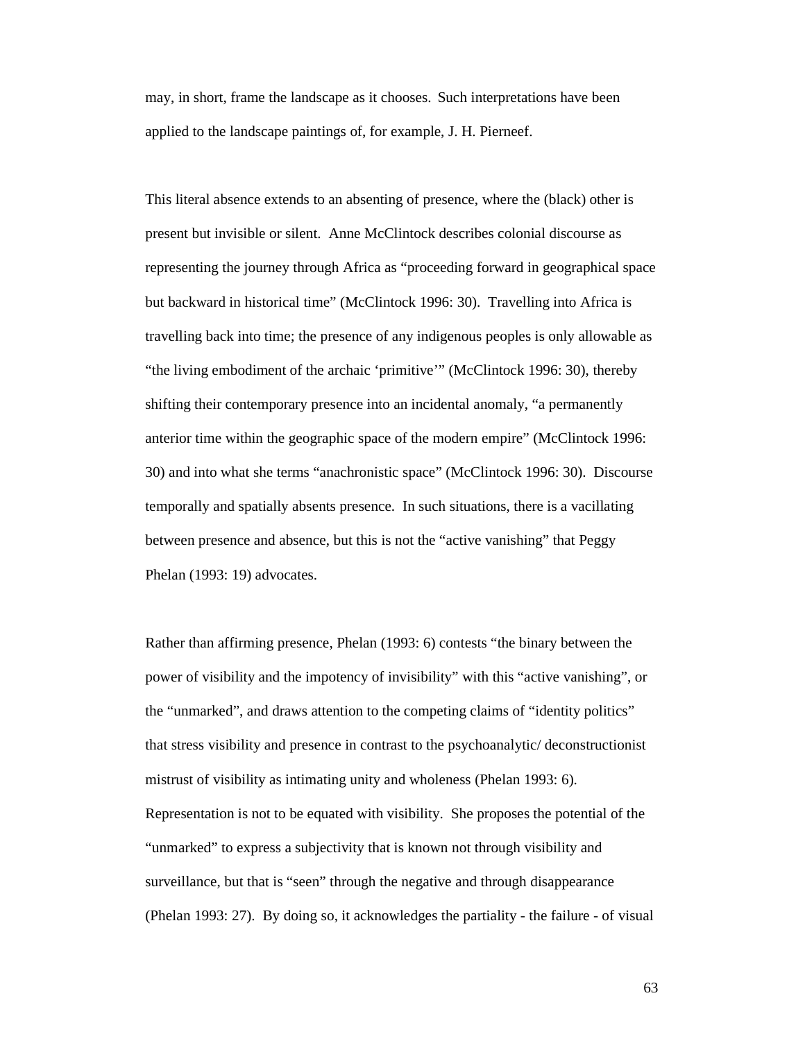may, in short, frame the landscape as it chooses. Such interpretations have been applied to the landscape paintings of, for example, J. H. Pierneef.

This literal absence extends to an absenting of presence, where the (black) other is present but invisible or silent. Anne McClintock describes colonial discourse as representing the journey through Africa as "proceeding forward in geographical space but backward in historical time" (McClintock 1996: 30). Travelling into Africa is travelling back into time; the presence of any indigenous peoples is only allowable as "the living embodiment of the archaic 'primitive'" (McClintock 1996: 30), thereby shifting their contemporary presence into an incidental anomaly, "a permanently anterior time within the geographic space of the modern empire" (McClintock 1996: 30) and into what she terms "anachronistic space" (McClintock 1996: 30). Discourse temporally and spatially absents presence. In such situations, there is a vacillating between presence and absence, but this is not the "active vanishing" that Peggy Phelan (1993: 19) advocates.

Rather than affirming presence, Phelan (1993: 6) contests "the binary between the power of visibility and the impotency of invisibility" with this "active vanishing", or the "unmarked", and draws attention to the competing claims of "identity politics" that stress visibility and presence in contrast to the psychoanalytic/ deconstructionist mistrust of visibility as intimating unity and wholeness (Phelan 1993: 6). Representation is not to be equated with visibility. She proposes the potential of the "unmarked" to express a subjectivity that is known not through visibility and surveillance, but that is "seen" through the negative and through disappearance (Phelan 1993: 27). By doing so, it acknowledges the partiality - the failure - of visual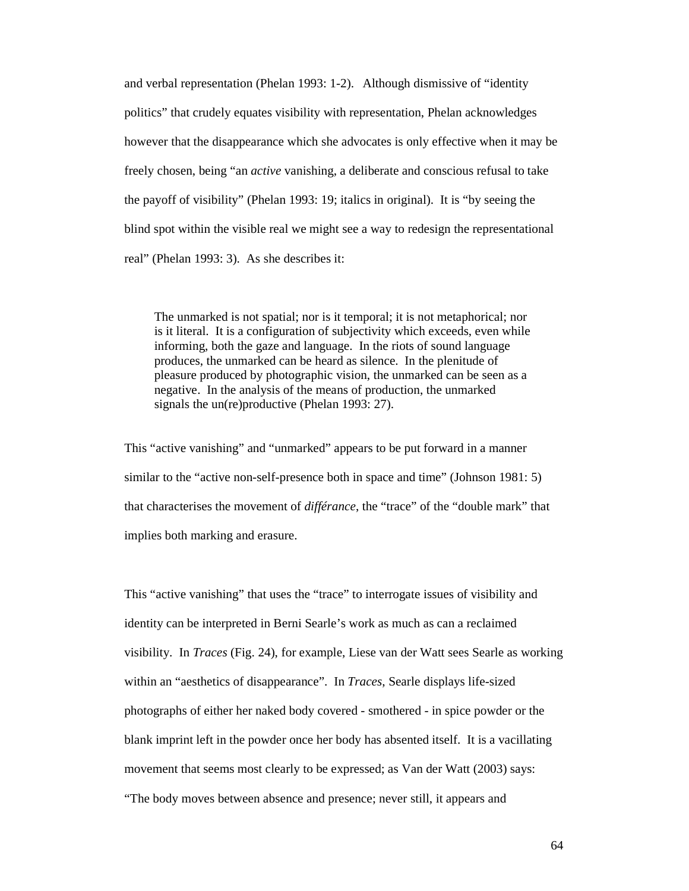and verbal representation (Phelan 1993: 1-2). Although dismissive of "identity politics" that crudely equates visibility with representation, Phelan acknowledges however that the disappearance which she advocates is only effective when it may be freely chosen, being "an *active* vanishing, a deliberate and conscious refusal to take the payoff of visibility" (Phelan 1993: 19; italics in original). It is "by seeing the blind spot within the visible real we might see a way to redesign the representational real" (Phelan 1993: 3). As she describes it:

> The unmarked is not spatial; nor is it temporal; it is not metaphorical; nor is it literal. It is a configuration of subjectivity which exceeds, even while informing, both the gaze and language. In the riots of sound language produces, the unmarked can be heard as silence. In the plenitude of pleasure produced by photographic vision, the unmarked can be seen as a negative. In the analysis of the means of production, the unmarked signals the un(re)productive (Phelan 1993: 27).

This "active vanishing" and "unmarked" appears to be put forward in a manner similar to the "active non-self-presence both in space and time" (Johnson 1981: 5) that characterises the movement of *différance*, the "trace" of the "double mark" that implies both marking and erasure.

This "active vanishing" that uses the "trace" to interrogate issues of visibility and identity can be interpreted in Berni Searle's work as much as can a reclaimed visibility. In *Traces* (Fig. 24), for example, Liese van der Watt sees Searle as working within an "aesthetics of disappearance". In *Traces*, Searle displays life-sized photographs of either her naked body covered - smothered - in spice powder or the blank imprint left in the powder once her body has absented itself. It is a vacillating movement that seems most clearly to be expressed; as Van der Watt (2003) says: "The body moves between absence and presence; never still, it appears and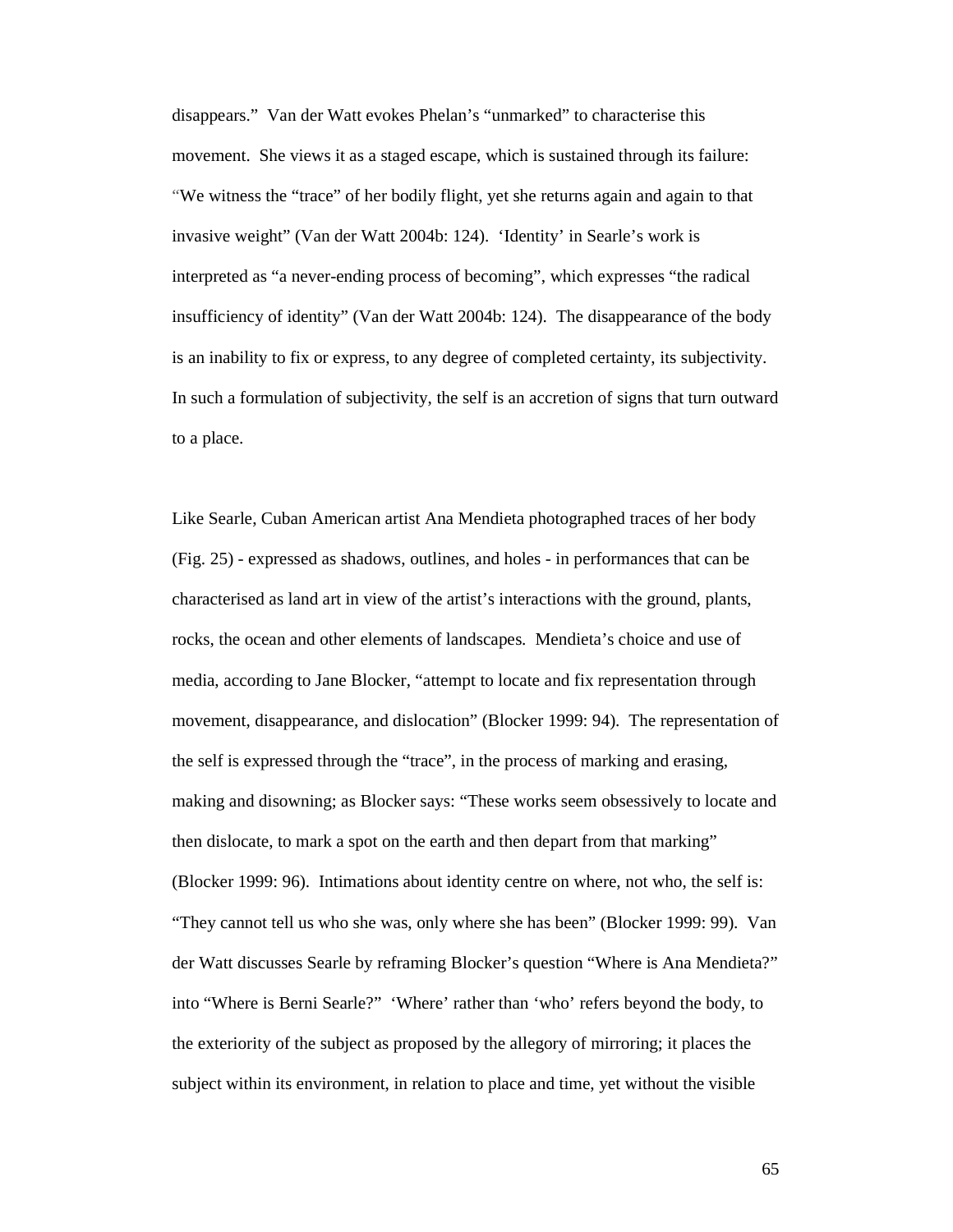disappears." Van der Watt evokes Phelan's "unmarked" to characterise this movement. She views it as a staged escape, which is sustained through its failure: "We witness the "trace" of her bodily flight, yet she returns again and again to that invasive weight" (Van der Watt 2004b: 124). 'Identity' in Searle's work is interpreted as "a never-ending process of becoming", which expresses "the radical insufficiency of identity" (Van der Watt 2004b: 124). The disappearance of the body is an inability to fix or express, to any degree of completed certainty, its subjectivity. In such a formulation of subjectivity, the self is an accretion of signs that turn outward to a place.

Like Searle, Cuban American artist Ana Mendieta photographed traces of her body (Fig. 25) - expressed as shadows, outlines, and holes - in performances that can be characterised as land art in view of the artist's interactions with the ground, plants, rocks, the ocean and other elements of landscapes. Mendieta's choice and use of media, according to Jane Blocker, "attempt to locate and fix representation through movement, disappearance, and dislocation" (Blocker 1999: 94). The representation of the self is expressed through the "trace", in the process of marking and erasing, making and disowning; as Blocker says: "These works seem obsessively to locate and then dislocate, to mark a spot on the earth and then depart from that marking" (Blocker 1999: 96). Intimations about identity centre on where, not who, the self is: "They cannot tell us who she was, only where she has been" (Blocker 1999: 99). Van der Watt discusses Searle by reframing Blocker's question "Where is Ana Mendieta?" into "Where is Berni Searle?" 'Where' rather than 'who' refers beyond the body, to the exteriority of the subject as proposed by the allegory of mirroring; it places the subject within its environment, in relation to place and time, yet without the visible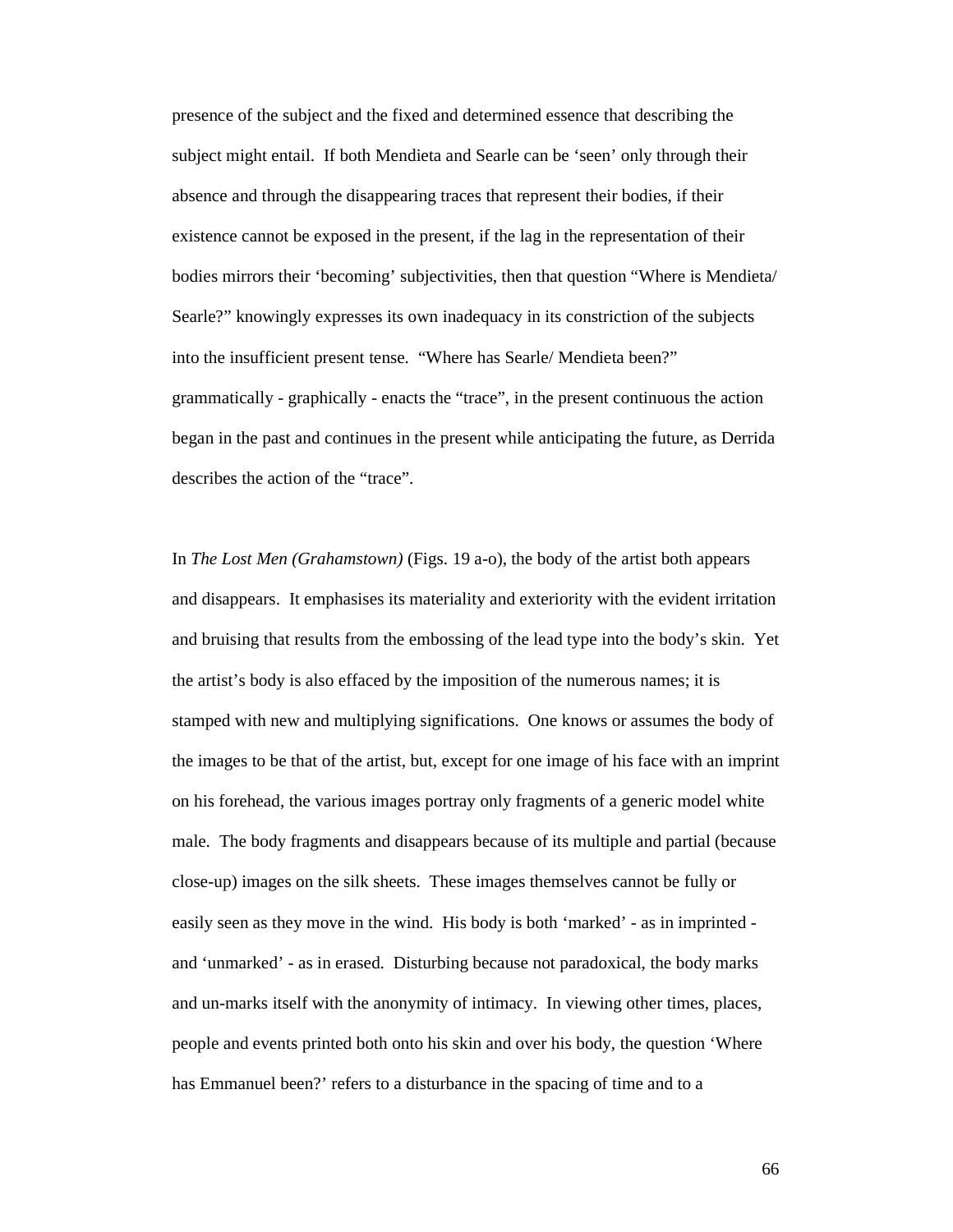presence of the subject and the fixed and determined essence that describing the subject might entail. If both Mendieta and Searle can be 'seen' only through their absence and through the disappearing traces that represent their bodies, if their existence cannot be exposed in the present, if the lag in the representation of their bodies mirrors their 'becoming' subjectivities, then that question "Where is Mendieta/ Searle?" knowingly expresses its own inadequacy in its constriction of the subjects into the insufficient present tense. "Where has Searle/ Mendieta been?" grammatically - graphically - enacts the "trace", in the present continuous the action began in the past and continues in the present while anticipating the future, as Derrida describes the action of the "trace".

In *The Lost Men (Grahamstown)* (Figs. 19 a-o), the body of the artist both appears and disappears. It emphasises its materiality and exteriority with the evident irritation and bruising that results from the embossing of the lead type into the body's skin. Yet the artist's body is also effaced by the imposition of the numerous names; it is stamped with new and multiplying significations. One knows or assumes the body of the images to be that of the artist, but, except for one image of his face with an imprint on his forehead, the various images portray only fragments of a generic model white male. The body fragments and disappears because of its multiple and partial (because close-up) images on the silk sheets. These images themselves cannot be fully or easily seen as they move in the wind. His body is both 'marked' - as in imprinted - and 'unmarked' - as in erased. Disturbing because not paradoxical, the body marks and un-marks itself with the anonymity of intimacy. In viewing other times, places, people and events printed both onto his skin and over his body, the question 'Where has Emmanuel been?' refers to a disturbance in the spacing of time and to a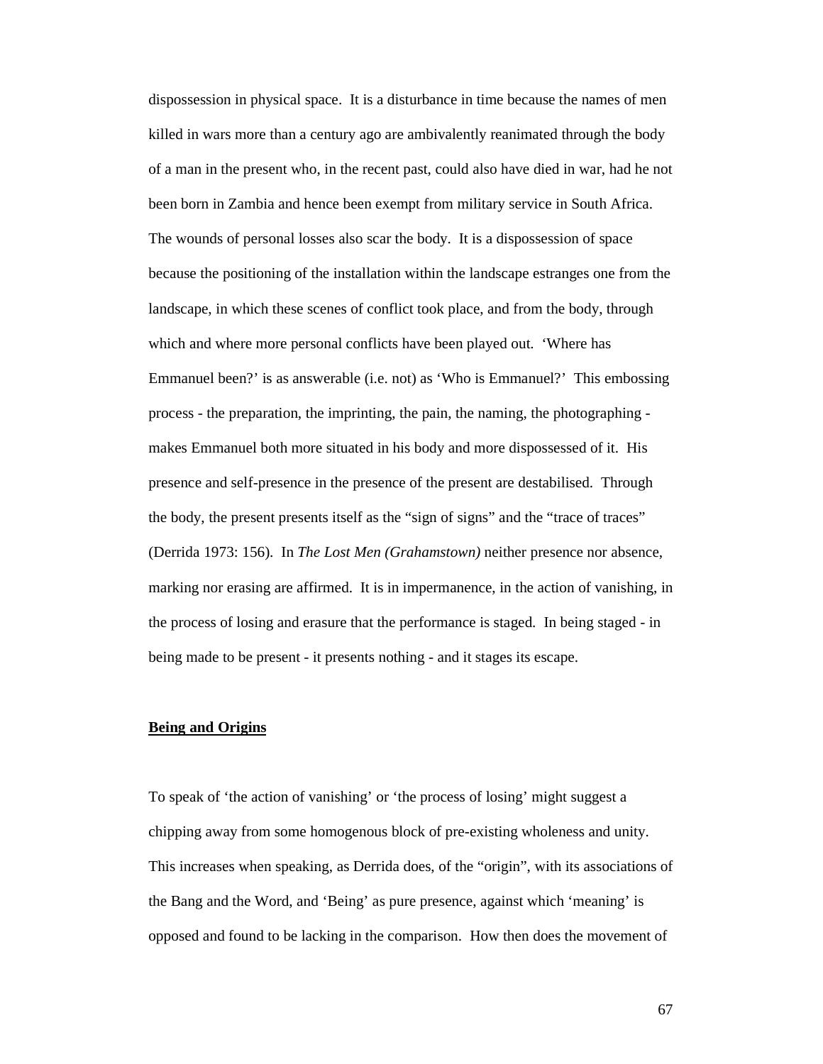dispossession in physical space. It is a disturbance in time because the names of men killed in wars more than a century ago are ambivalently reanimated through the body of a man in the present who, in the recent past, could also have died in war, had he not been born in Zambia and hence been exempt from military service in South Africa. The wounds of personal losses also scar the body. It is a dispossession of space because the positioning of the installation within the landscape estranges one from the landscape, in which these scenes of conflict took place, and from the body, through which and where more personal conflicts have been played out. 'Where has Emmanuel been?' is as answerable (i.e. not) as 'Who is Emmanuel?' This embossing process - the preparation, the imprinting, the pain, the naming, the photographing - makes Emmanuel both more situated in his body and more dispossessed of it. His presence and self-presence in the presence of the present are destabilised. Through the body, the present presents itself as the "sign of signs" and the "trace of traces" (Derrida 1973: 156). In *The Lost Men (Grahamstown)* neither presence nor absence, marking nor erasing are affirmed. It is in impermanence, in the action of vanishing, in the process of losing and erasure that the performance is staged. In being staged - in being made to be present - it presents nothing - and it stages its escape.

## Being and Origins

To speak of 'the action of vanishing' or 'the process of losing' might suggest a chipping away from some homogenous block of pre-existing wholeness and unity. This increases when speaking, as Derrida does, of the "origin", with its associations of the Bang and the Word, and 'Being' as pure presence, against which 'meaning' is opposed and found to be lacking in the comparison. How then does the movement of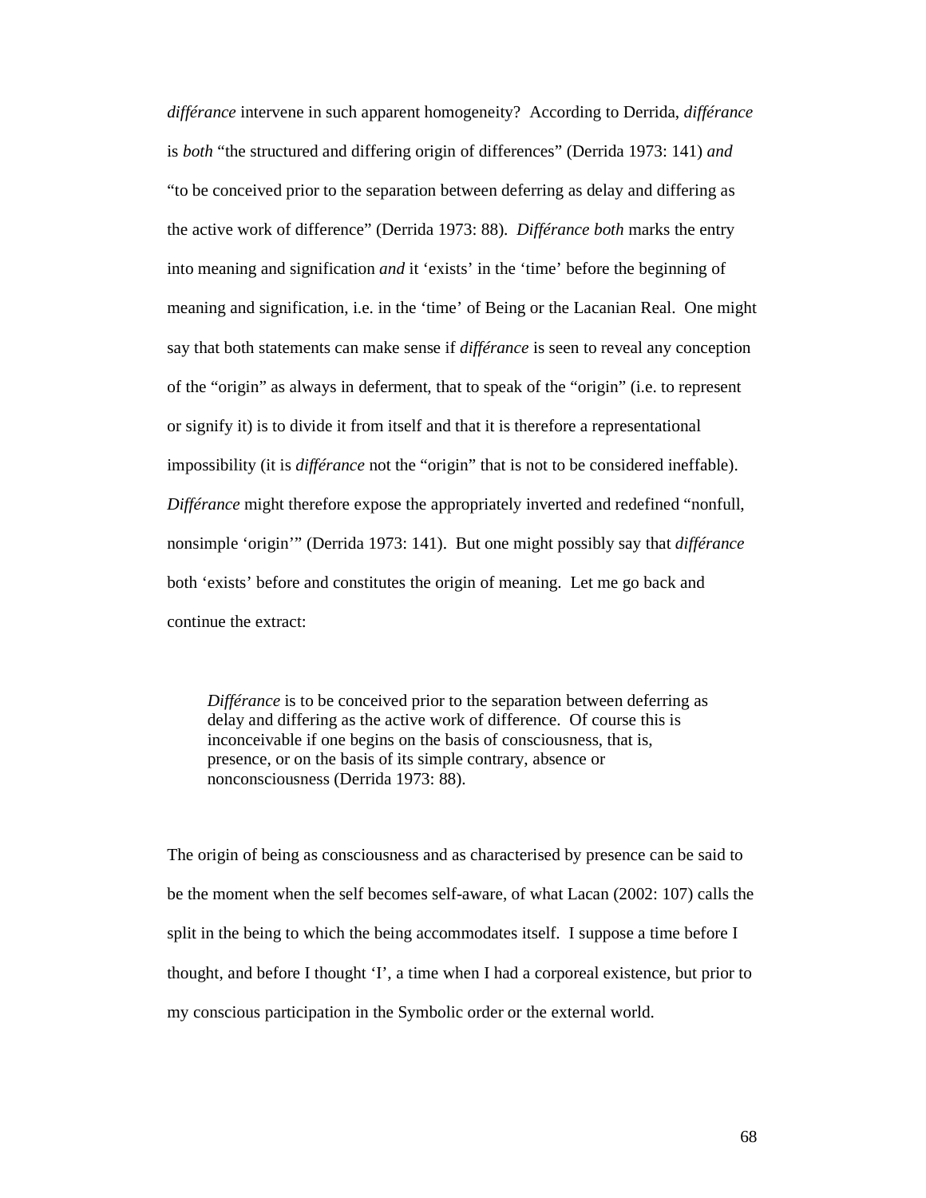*différance* intervene in such apparent homogeneity? According to Derrida, *différance* is *both* "the structured and differing origin of differences" (Derrida 1973: 141) *and* "to be conceived prior to the separation between deferring as delay and differing as the active work of difference" (Derrida 1973: 88). *Différance both* marks the entry into meaning and signification *and* it 'exists' in the 'time' before the beginning of meaning and signification, i.e. in the 'time' of Being or the Lacanian Real. One might say that both statements can make sense if *différance* is seen to reveal any conception of the "origin" as always in deferment, that to speak of the "origin" (i.e. to represent or signify it) is to divide it from itself and that it is therefore a representational impossibility (it is *différance* not the "origin" that is not to be considered ineffable). *Différance* might therefore expose the appropriately inverted and redefined "nonfull, nonsimple 'origin'" (Derrida 1973: 141). But one might possibly say that *différance* both 'exists' before and constitutes the origin of meaning. Let me go back and continue the extract:

> *Différance* is to be conceived prior to the separation between deferring as delay and differing as the active work of difference. Of course this is inconceivable if one begins on the basis of consciousness, that is, presence, or on the basis of its simple contrary, absence or nonconsciousness (Derrida 1973: 88).

The origin of being as consciousness and as characterised by presence can be said to be the moment when the self becomes self-aware, of what Lacan (2002: 107) calls the split in the being to which the being accommodates itself. I suppose a time before I thought, and before I thought 'I', a time when I had a corporeal existence, but prior to my conscious participation in the Symbolic order or the external world.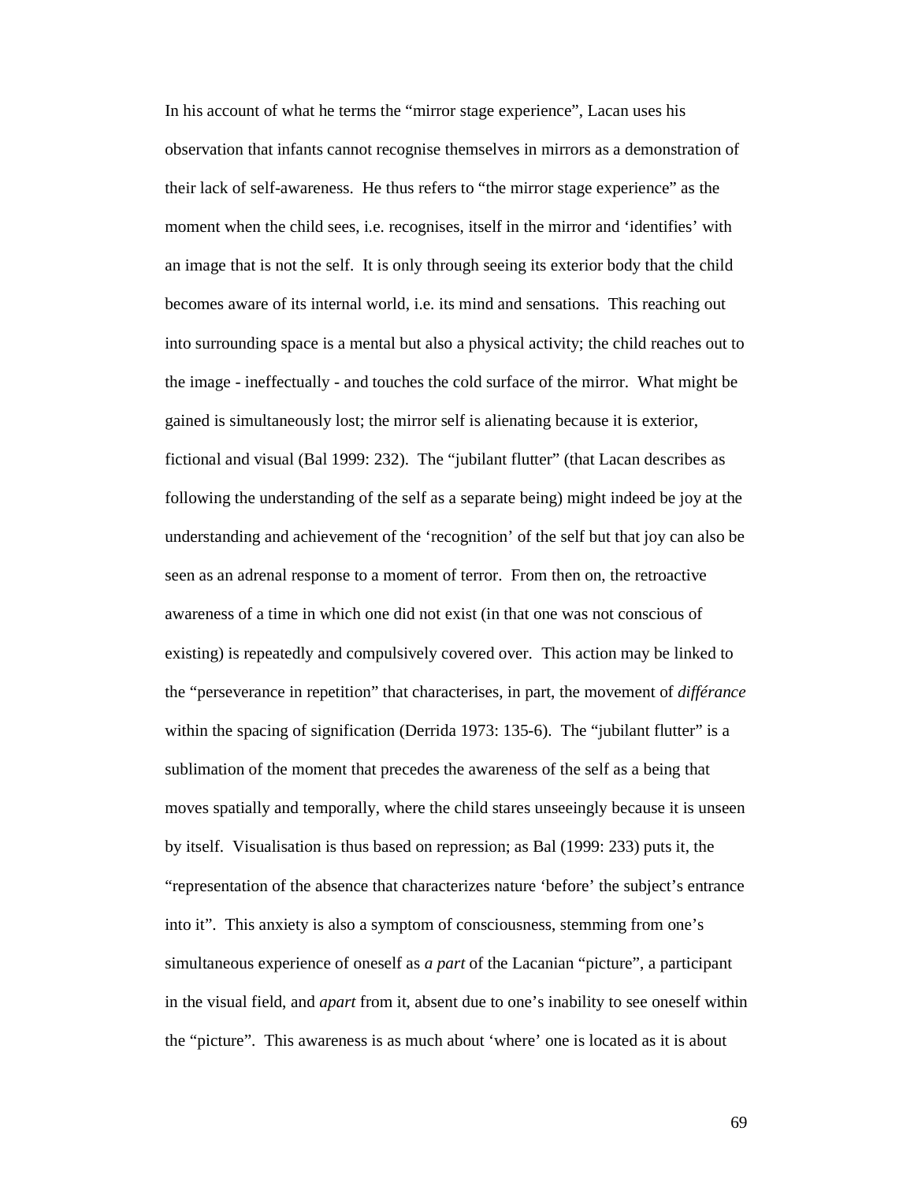In his account of what he terms the "mirror stage experience", Lacan uses his observation that infants cannot recognise themselves in mirrors as a demonstration of their lack of self-awareness. He thus refers to "the mirror stage experience" as the moment when the child sees, i.e. recognises, itself in the mirror and 'identifies' with an image that is not the self. It is only through seeing its exterior body that the child becomes aware of its internal world, i.e. its mind and sensations. This reaching out into surrounding space is a mental but also a physical activity; the child reaches out to the image - ineffectually - and touches the cold surface of the mirror. What might be gained is simultaneously lost; the mirror self is alienating because it is exterior, fictional and visual (Bal 1999: 232). The "jubilant flutter" (that Lacan describes as following the understanding of the self as a separate being) might indeed be joy at the understanding and achievement of the 'recognition' of the self but that joy can also be seen as an adrenal response to a moment of terror. From then on, the retroactive awareness of a time in which one did not exist (in that one was not conscious of existing) is repeatedly and compulsively covered over. This action may be linked to the "perseverance in repetition" that characterises, in part, the movement of *différance* within the spacing of signification (Derrida 1973: 135-6). The "jubilant flutter" is a sublimation of the moment that precedes the awareness of the self as a being that moves spatially and temporally, where the child stares unseeingly because it is unseen by itself. Visualisation is thus based on repression; as Bal (1999: 233) puts it, the "representation of the absence that characterizes nature 'before' the subject's entrance into it". This anxiety is also a symptom of consciousness, stemming from one's simultaneous experience of oneself as *a part* of the Lacanian "picture", a participant in the visual field, and *apart* from it, absent due to one's inability to see oneself within the "picture". This awareness is as much about 'where' one is located as it is about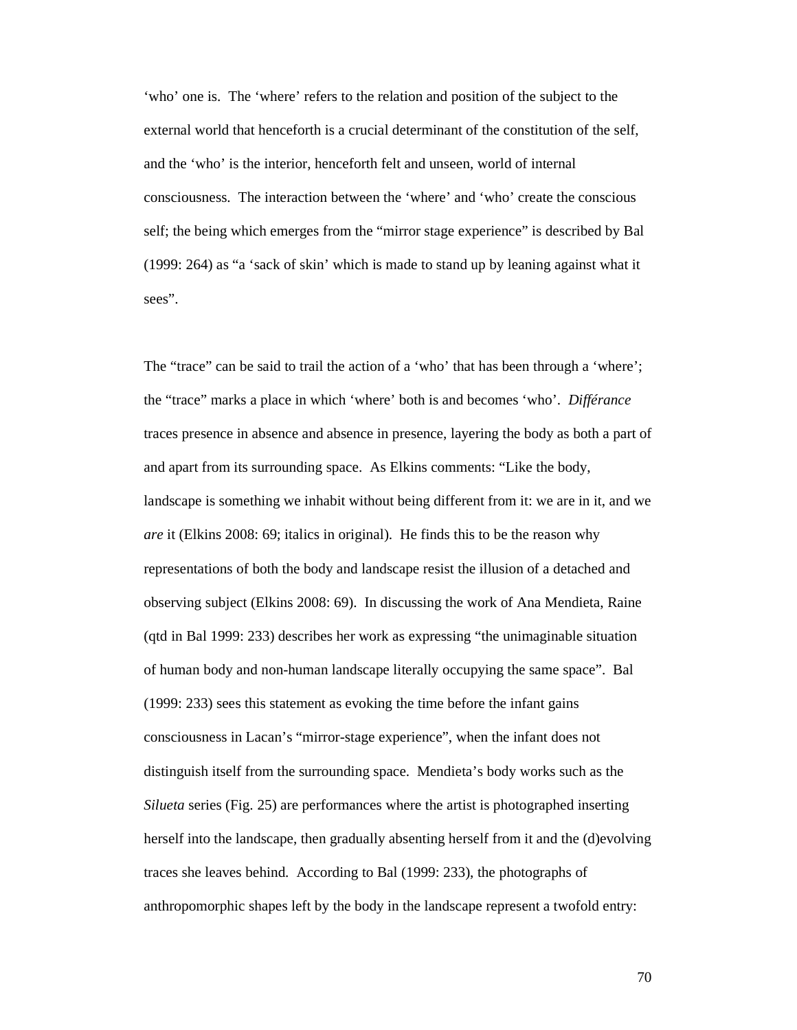'who' one is. The 'where' refers to the relation and position of the subject to the external world that henceforth is a crucial determinant of the constitution of the self, and the 'who' is the interior, henceforth felt and unseen, world of internal consciousness. The interaction between the 'where' and 'who' create the conscious self; the being which emerges from the "mirror stage experience" is described by Bal (1999: 264) as "a 'sack of skin' which is made to stand up by leaning against what it sees".

The "trace" can be said to trail the action of a 'who' that has been through a 'where'; the "trace" marks a place in which 'where' both is and becomes 'who'. *Différance* traces presence in absence and absence in presence, layering the body as both a part of and apart from its surrounding space. As Elkins comments: "Like the body, landscape is something we inhabit without being different from it: we are in it, and we *are* it (Elkins 2008: 69; italics in original). He finds this to be the reason why representations of both the body and landscape resist the illusion of a detached and observing subject (Elkins 2008: 69). In discussing the work of Ana Mendieta, Raine (qtd in Bal 1999: 233) describes her work as expressing "the unimaginable situation of human body and non-human landscape literally occupying the same space". Bal (1999: 233) sees this statement as evoking the time before the infant gains consciousness in Lacan's "mirror-stage experience", when the infant does not distinguish itself from the surrounding space. Mendieta's body works such as the *Silueta* series (Fig. 25) are performances where the artist is photographed inserting herself into the landscape, then gradually absenting herself from it and the (d)evolving traces she leaves behind. According to Bal (1999: 233), the photographs of anthropomorphic shapes left by the body in the landscape represent a twofold entry: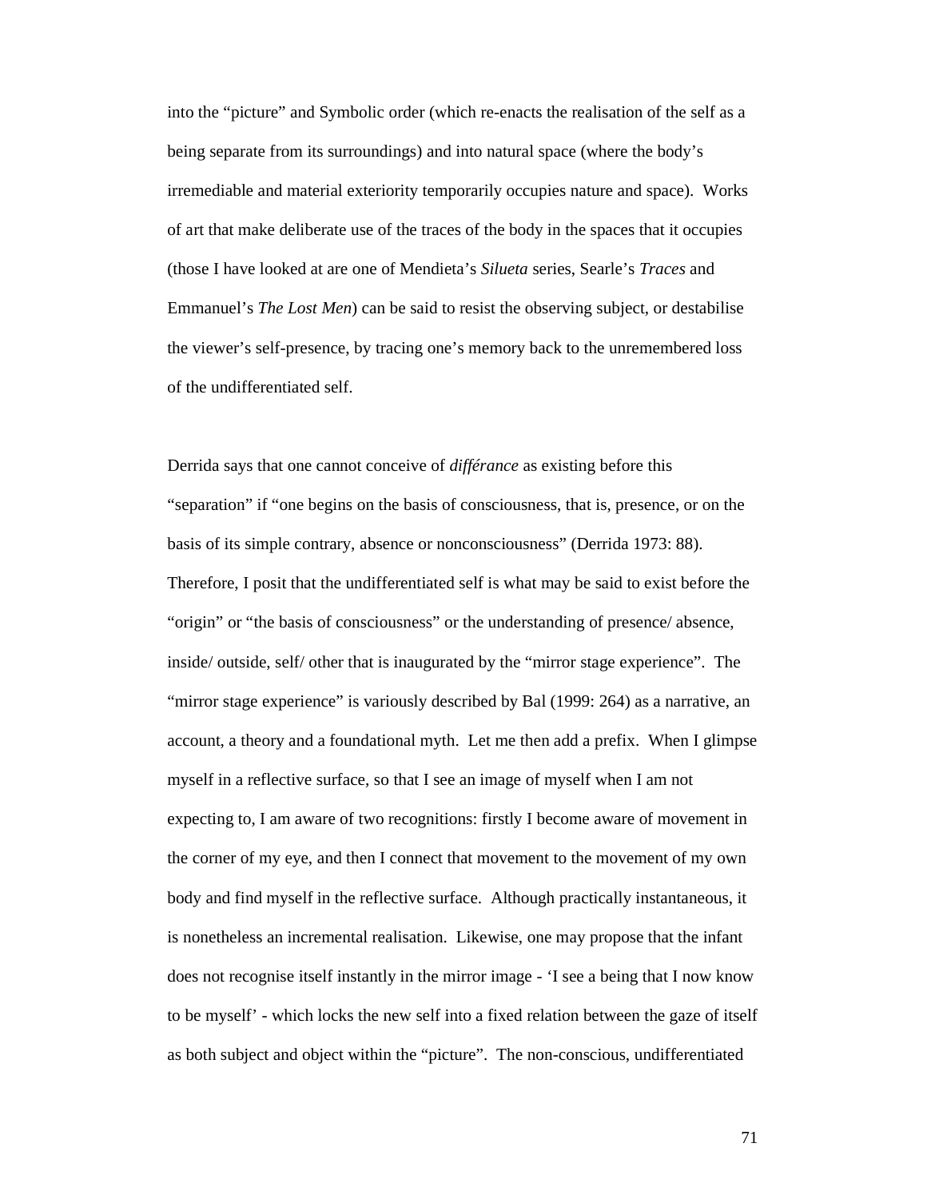into the "picture" and Symbolic order (which re-enacts the realisation of the self as a being separate from its surroundings) and into natural space (where the body's irremediable and material exteriority temporarily occupies nature and space). Works of art that make deliberate use of the traces of the body in the spaces that it occupies (those I have looked at are one of Mendieta's *Silueta* series, Searle's *Traces* and Emmanuel's *The Lost Men*) can be said to resist the observing subject, or destabilise the viewer's self-presence, by tracing one's memory back to the unremembered loss of the undifferentiated self.

Derrida says that one cannot conceive of *différance* as existing before this "separation" if "one begins on the basis of consciousness, that is, presence, or on the basis of its simple contrary, absence or nonconsciousness" (Derrida 1973: 88). Therefore, I posit that the undifferentiated self is what may be said to exist before the "origin" or "the basis of consciousness" or the understanding of presence/ absence, inside/ outside, self/ other that is inaugurated by the "mirror stage experience". The "mirror stage experience" is variously described by Bal (1999: 264) as a narrative, an account, a theory and a foundational myth. Let me then add a prefix. When I glimpse myself in a reflective surface, so that I see an image of myself when I am not expecting to, I am aware of two recognitions: firstly I become aware of movement in the corner of my eye, and then I connect that movement to the movement of my own body and find myself in the reflective surface. Although practically instantaneous, it is nonetheless an incremental realisation. Likewise, one may propose that the infant does not recognise itself instantly in the mirror image - 'I see a being that I now know to be myself' - which locks the new self into a fixed relation between the gaze of itself as both subject and object within the "picture". The non-conscious, undifferentiated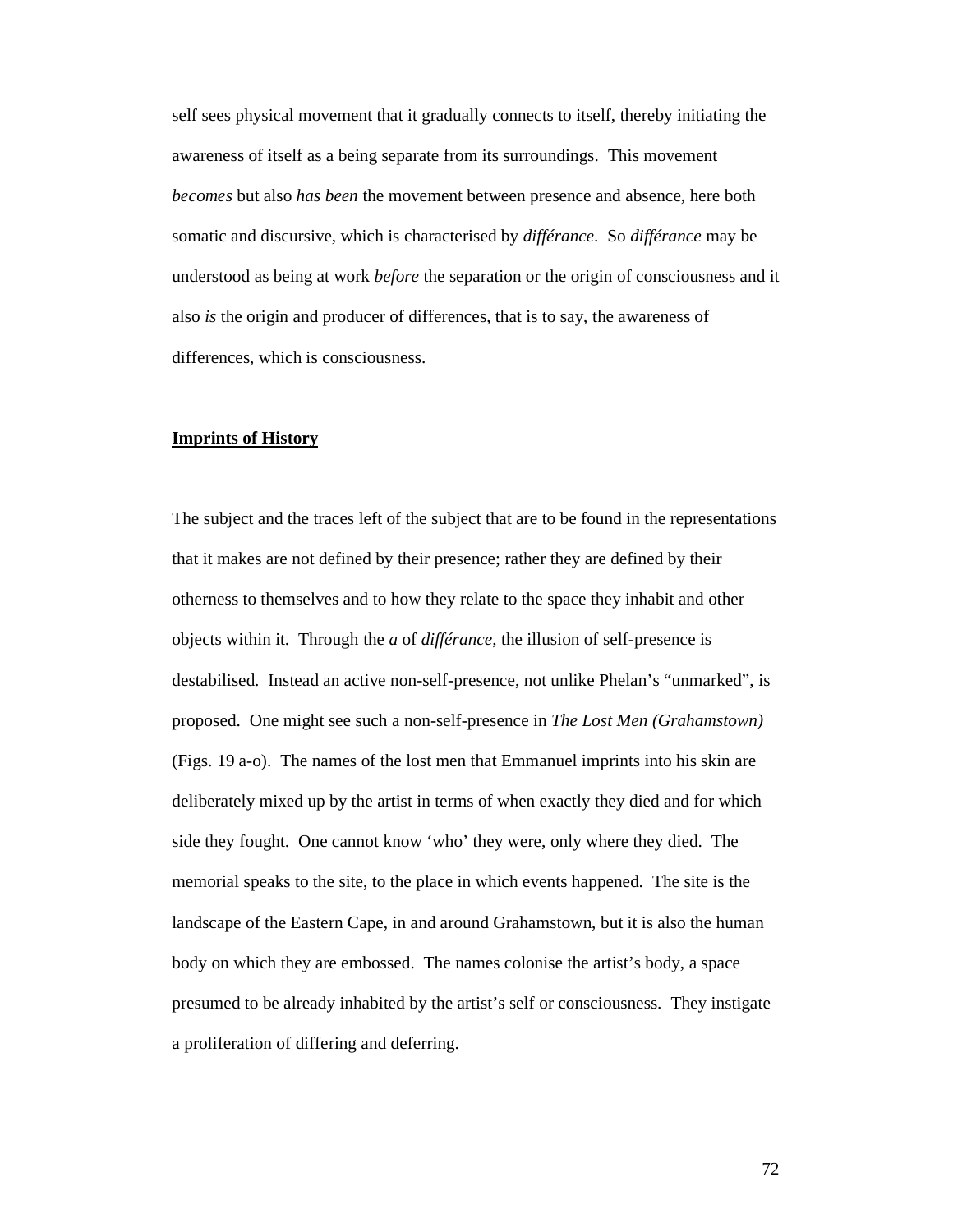self sees physical movement that it gradually connects to itself, thereby initiating the awareness of itself as a being separate from its surroundings. This movement *becomes* but also *has been* the movement between presence and absence, here both somatic and discursive, which is characterised by *différance*. So *différance* may be understood as being at work *before* the separation or the origin of consciousness and it also *is* the origin and producer of differences, that is to say, the awareness of differences, which is consciousness.

## **Imprints of History**

The subject and the traces left of the subject that are to be found in the representations that it makes are not defined by their presence; rather they are defined by their otherness to themselves and to how they relate to the space they inhabit and other objects within it. Through the ***a*** of *différance*, the illusion of self-presence is destabilised. Instead an active non-self-presence, not unlike Phelan's "unmarked", is proposed. One might see such a non-self-presence in *The Lost Men (Grahamstown)* (Figs. 19 a-o). The names of the lost men that Emmanuel imprints into his skin are deliberately mixed up by the artist in terms of when exactly they died and for which side they fought. One cannot know 'who' they were, only where they died. The memorial speaks to the site, to the place in which events happened. The site is the landscape of the Eastern Cape, in and around Grahamstown, but it is also the human body on which they are embossed. The names colonise the artist's body, a space presumed to be already inhabited by the artist's self or consciousness. They instigate a proliferation of differing and deferring.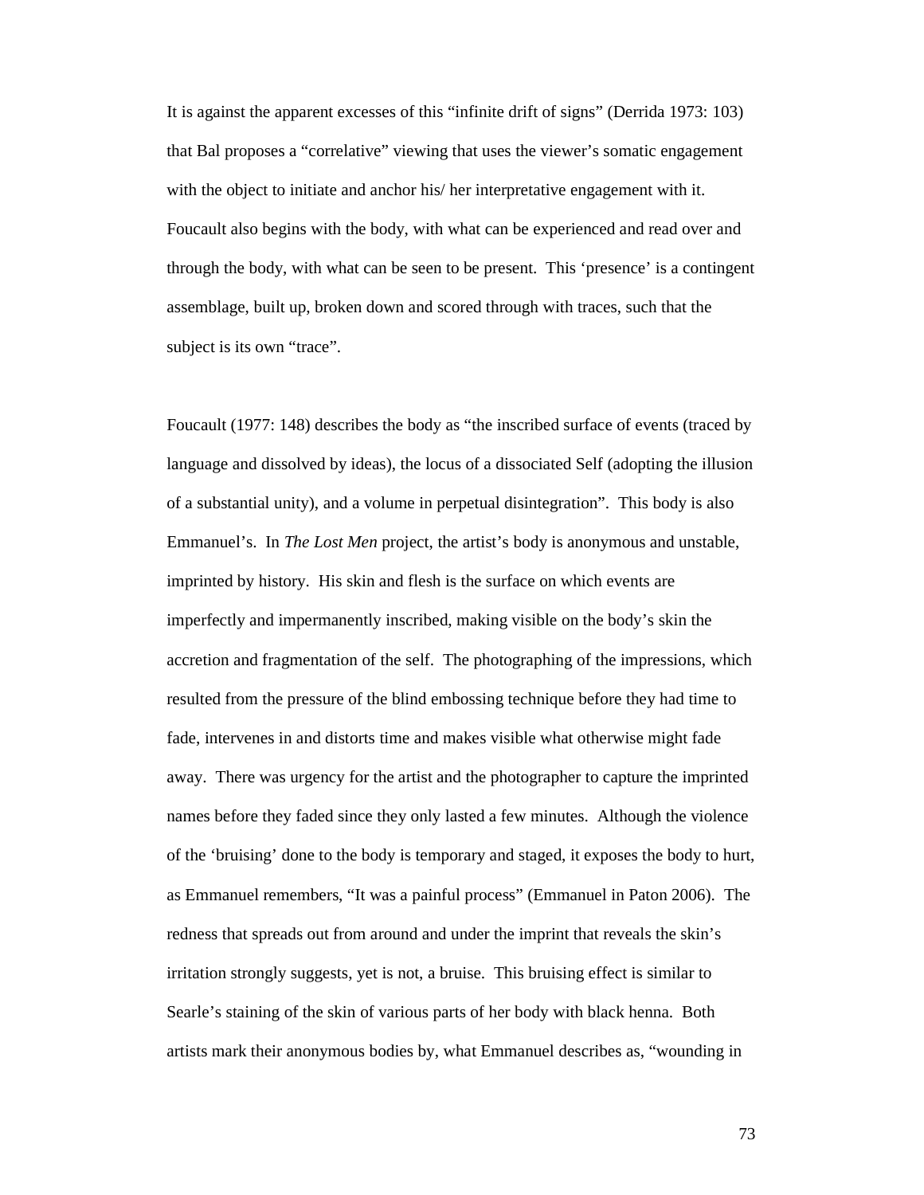It is against the apparent excesses of this "infinite drift of signs" (Derrida 1973: 103) that Bal proposes a "correlative" viewing that uses the viewer's somatic engagement with the object to initiate and anchor his/ her interpretative engagement with it. Foucault also begins with the body, with what can be experienced and read over and through the body, with what can be seen to be present. This 'presence' is a contingent assemblage, built up, broken down and scored through with traces, such that the subject is its own "trace".

Foucault (1977: 148) describes the body as "the inscribed surface of events (traced by language and dissolved by ideas), the locus of a dissociated Self (adopting the illusion of a substantial unity), and a volume in perpetual disintegration". This body is also Emmanuel's. In *The Lost Men* project, the artist's body is anonymous and unstable, imprinted by history. His skin and flesh is the surface on which events are imperfectly and impermanently inscribed, making visible on the body's skin the accretion and fragmentation of the self. The photographing of the impressions, which resulted from the pressure of the blind embossing technique before they had time to fade, intervenes in and distorts time and makes visible what otherwise might fade away. There was urgency for the artist and the photographer to capture the imprinted names before they faded since they only lasted a few minutes. Although the violence of the 'bruising' done to the body is temporary and staged, it exposes the body to hurt, as Emmanuel remembers, "It was a painful process" (Emmanuel in Paton 2006). The redness that spreads out from around and under the imprint that reveals the skin's irritation strongly suggests, yet is not, a bruise. This bruising effect is similar to Searle's staining of the skin of various parts of her body with black henna. Both artists mark their anonymous bodies by, what Emmanuel describes as, "wounding in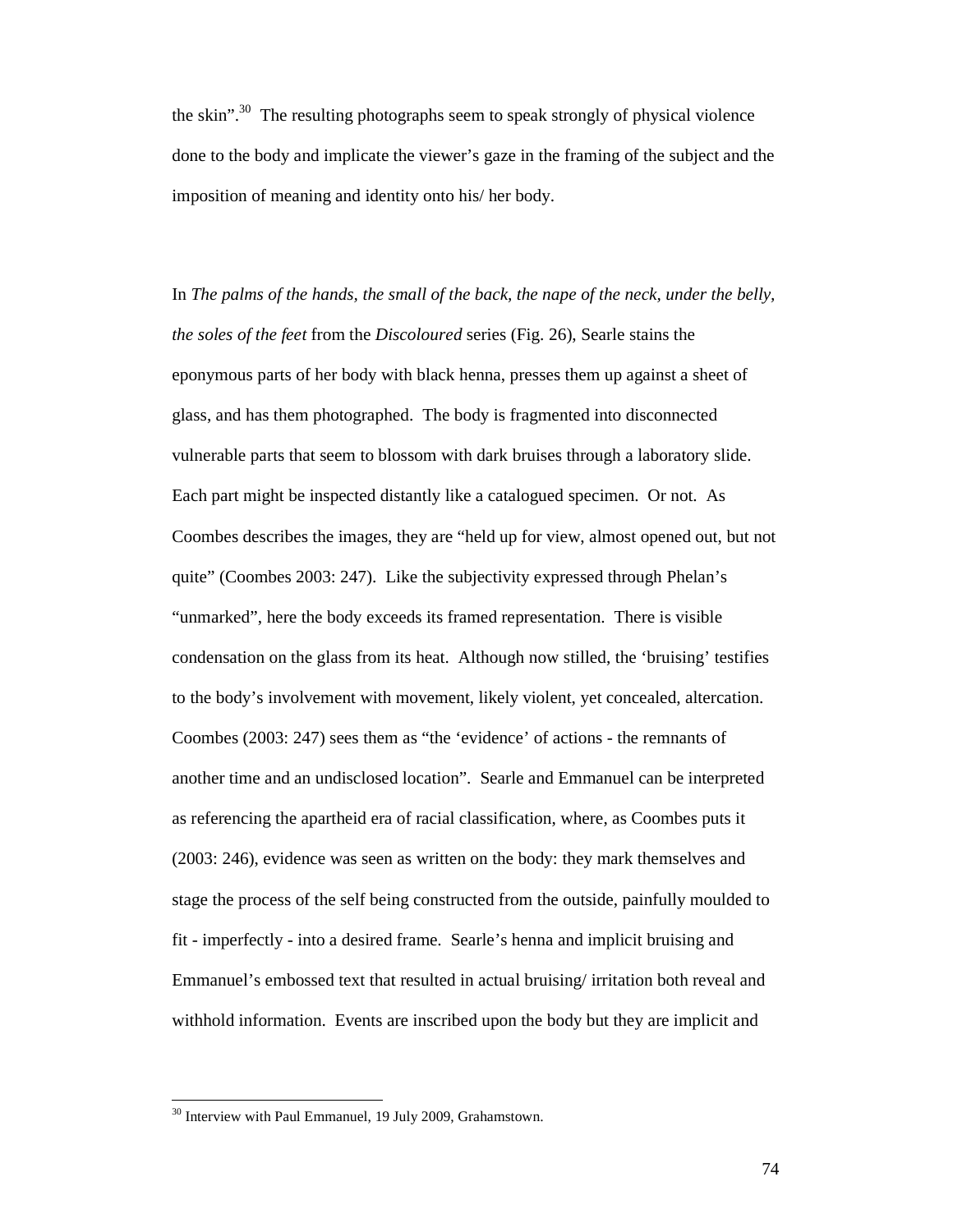the skin".[30] The resulting photographs seem to speak strongly of physical violence done to the body and implicate the viewer's gaze in the framing of the subject and the imposition of meaning and identity onto his/ her body.

In *The palms of the hands, the small of the back, the nape of the neck, under the belly, the soles of the feet* from the *Discoloured* series (Fig. 26), Searle stains the eponymous parts of her body with black henna, presses them up against a sheet of glass, and has them photographed. The body is fragmented into disconnected vulnerable parts that seem to blossom with dark bruises through a laboratory slide. Each part might be inspected distantly like a catalogued specimen. Or not. As Coombes describes the images, they are "held up for view, almost opened out, but not quite" (Coombes 2003: 247). Like the subjectivity expressed through Phelan's "unmarked", here the body exceeds its framed representation. There is visible condensation on the glass from its heat. Although now stilled, the 'bruising' testifies to the body's involvement with movement, likely violent, yet concealed, altercation. Coombes (2003: 247) sees them as "the 'evidence' of actions - the remnants of another time and an undisclosed location". Searle and Emmanuel can be interpreted as referencing the apartheid era of racial classification, where, as Coombes puts it (2003: 246), evidence was seen as written on the body: they mark themselves and stage the process of the self being constructed from the outside, painfully moulded to fit - imperfectly - into a desired frame. Searle's henna and implicit bruising and Emmanuel's embossed text that resulted in actual bruising/ irritation both reveal and withhold information. Events are inscribed upon the body but they are implicit and

[30] Interview with Paul Emmanuel, 19 July 2009, Grahamstown.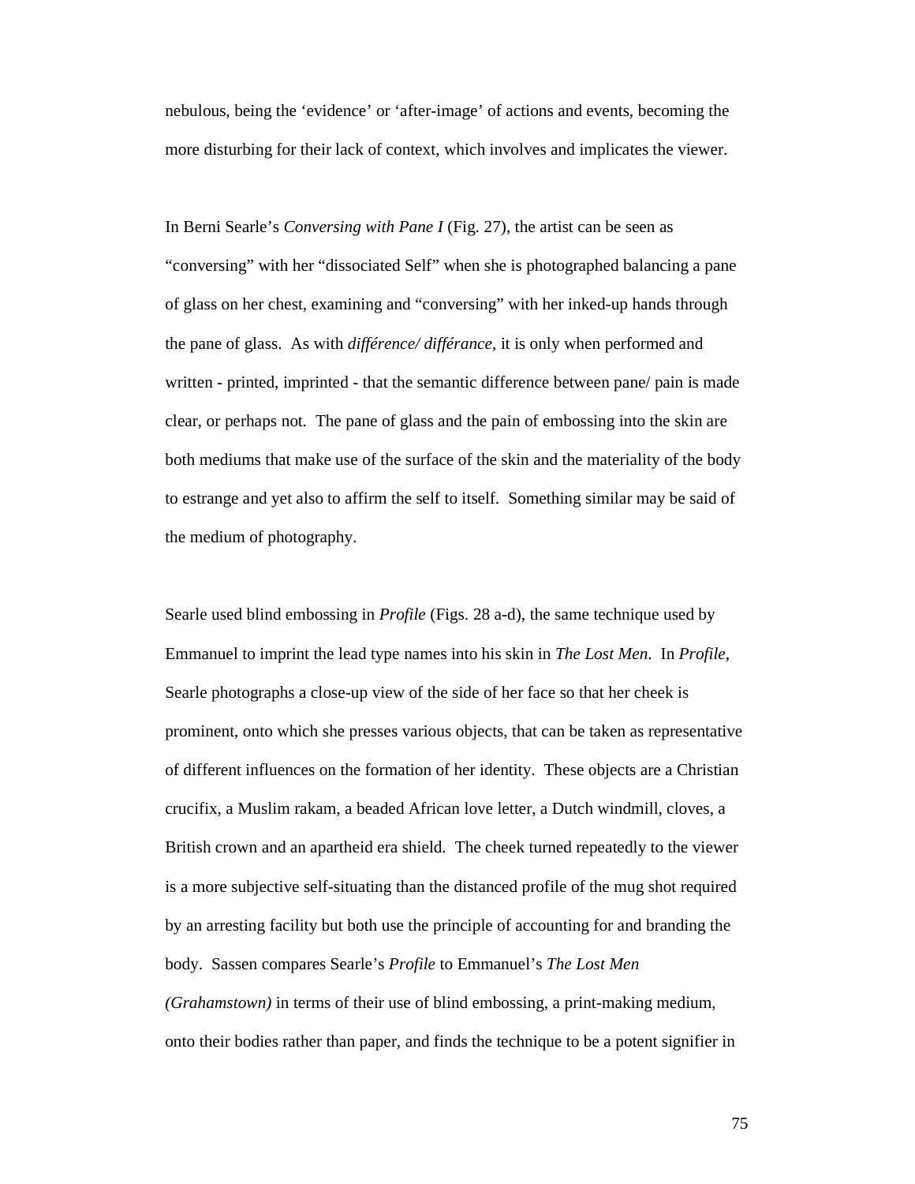nebulous, being the 'evidence' or 'after-image' of actions and events, becoming the more disturbing for their lack of context, which involves and implicates the viewer.

In Berni Searle's *Conversing with Pane I* (Fig. 27), the artist can be seen as "conversing" with her "dissociated Self" when she is photographed balancing a pane of glass on her chest, examining and "conversing" with her inked-up hands through the pane of glass. As with *différence/ différance*, it is only when performed and written - printed, imprinted - that the semantic difference between pane/ pain is made clear, or perhaps not. The pane of glass and the pain of embossing into the skin are both mediums that make use of the surface of the skin and the materiality of the body to estrange and yet also to affirm the self to itself. Something similar may be said of the medium of photography.

Searle used blind embossing in *Profile* (Figs. 28 a-d), the same technique used by Emmanuel to imprint the lead type names into his skin in *The Lost Men*. In *Profile*, Searle photographs a close-up view of the side of her face so that her cheek is prominent, onto which she presses various objects, that can be taken as representative of different influences on the formation of her identity. These objects are a Christian crucifix, a Muslim rakam, a beaded African love letter, a Dutch windmill, cloves, a British crown and an apartheid era shield. The cheek turned repeatedly to the viewer is a more subjective self-situating than the distanced profile of the mug shot required by an arresting facility but both use the principle of accounting for and branding the body. Sassen compares Searle's *Profile* to Emmanuel's *The Lost Men (Grahamstown)* in terms of their use of blind embossing, a print-making medium, onto their bodies rather than paper, and finds the technique to be a potent signifier in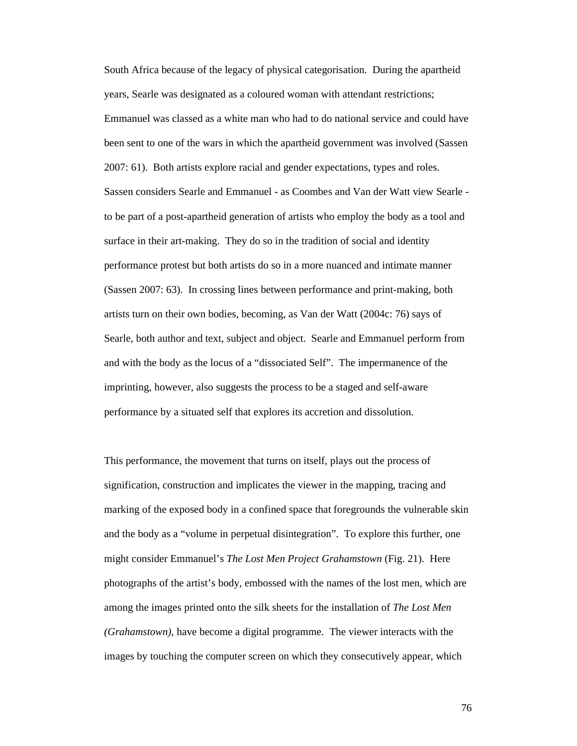South Africa because of the legacy of physical categorisation. During the apartheid years, Searle was designated as a coloured woman with attendant restrictions; Emmanuel was classed as a white man who had to do national service and could have been sent to one of the wars in which the apartheid government was involved (Sassen 2007: 61). Both artists explore racial and gender expectations, types and roles. Sassen considers Searle and Emmanuel - as Coombes and Van der Watt view Searle - to be part of a post-apartheid generation of artists who employ the body as a tool and surface in their art-making. They do so in the tradition of social and identity performance protest but both artists do so in a more nuanced and intimate manner (Sassen 2007: 63). In crossing lines between performance and print-making, both artists turn on their own bodies, becoming, as Van der Watt (2004c: 76) says of Searle, both author and text, subject and object. Searle and Emmanuel perform from and with the body as the locus of a "dissociated Self". The impermanence of the imprinting, however, also suggests the process to be a staged and self-aware performance by a situated self that explores its accretion and dissolution.

This performance, the movement that turns on itself, plays out the process of signification, construction and implicates the viewer in the mapping, tracing and marking of the exposed body in a confined space that foregrounds the vulnerable skin and the body as a "volume in perpetual disintegration". To explore this further, one might consider Emmanuel's *The Lost Men Project Grahamstown* (Fig. 21). Here photographs of the artist's body, embossed with the names of the lost men, which are among the images printed onto the silk sheets for the installation of *The Lost Men (Grahamstown)*, have become a digital programme. The viewer interacts with the images by touching the computer screen on which they consecutively appear, which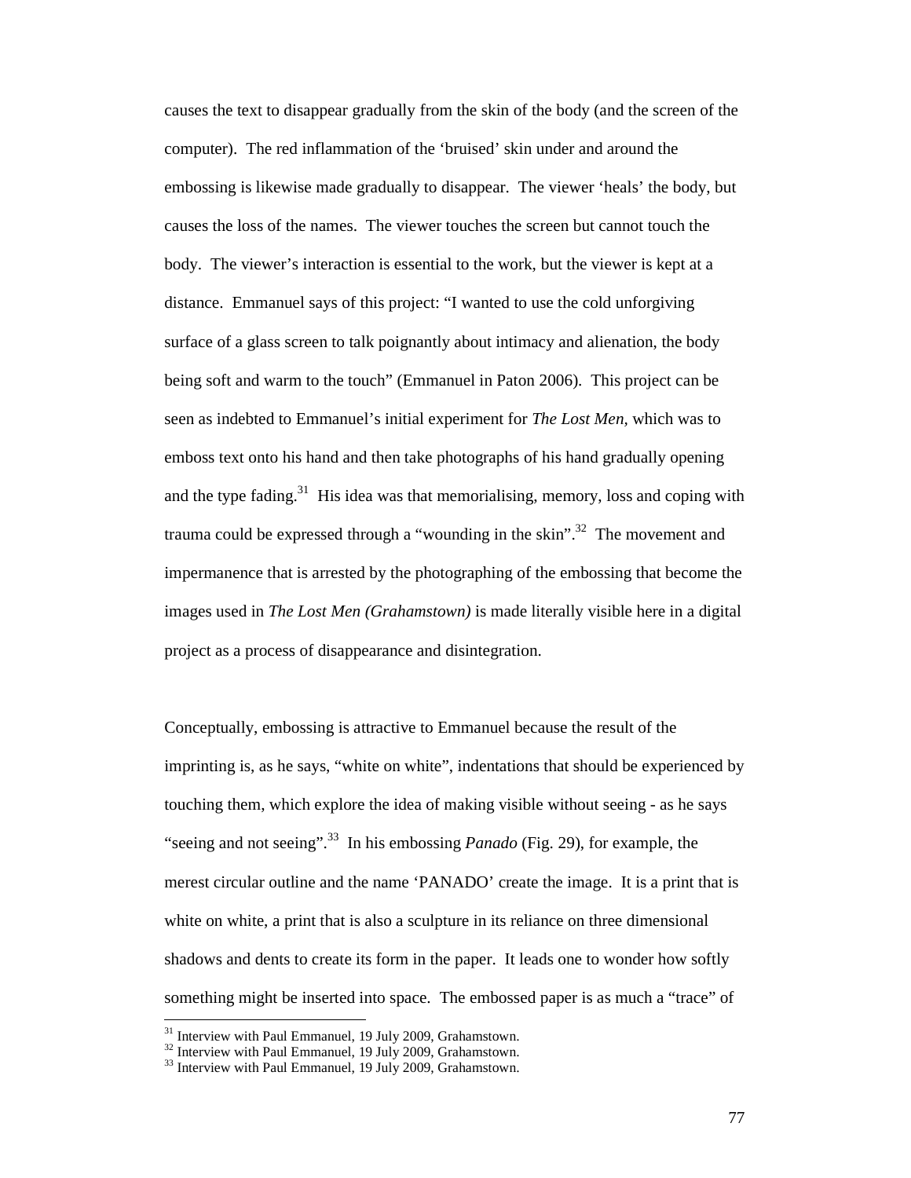causes the text to disappear gradually from the skin of the body (and the screen of the computer). The red inflammation of the 'bruised' skin under and around the embossing is likewise made gradually to disappear. The viewer 'heals' the body, but causes the loss of the names. The viewer touches the screen but cannot touch the body. The viewer's interaction is essential to the work, but the viewer is kept at a distance. Emmanuel says of this project: "I wanted to use the cold unforgiving surface of a glass screen to talk poignantly about intimacy and alienation, the body being soft and warm to the touch" (Emmanuel in Paton 2006). This project can be seen as indebted to Emmanuel's initial experiment for *The Lost Men*, which was to emboss text onto his hand and then take photographs of his hand gradually opening and the type fading.[31] His idea was that memorialising, memory, loss and coping with trauma could be expressed through a "wounding in the skin".[32] The movement and impermanence that is arrested by the photographing of the embossing that become the images used in *The Lost Men (Grahamstown)* is made literally visible here in a digital project as a process of disappearance and disintegration.

Conceptually, embossing is attractive to Emmanuel because the result of the imprinting is, as he says, "white on white", indentations that should be experienced by touching them, which explore the idea of making visible without seeing - as he says "seeing and not seeing".[33] In his embossing *Panado* (Fig. 29), for example, the merest circular outline and the name 'PANADO' create the image. It is a print that is white on white, a print that is also a sculpture in its reliance on three dimensional shadows and dents to create its form in the paper. It leads one to wonder how softly something might be inserted into space. The embossed paper is as much a "trace" of

[31] Interview with Paul Emmanuel, 19 July 2009, Grahamstown.
[32] Interview with Paul Emmanuel, 19 July 2009, Grahamstown.
[33] Interview with Paul Emmanuel, 19 July 2009, Grahamstown.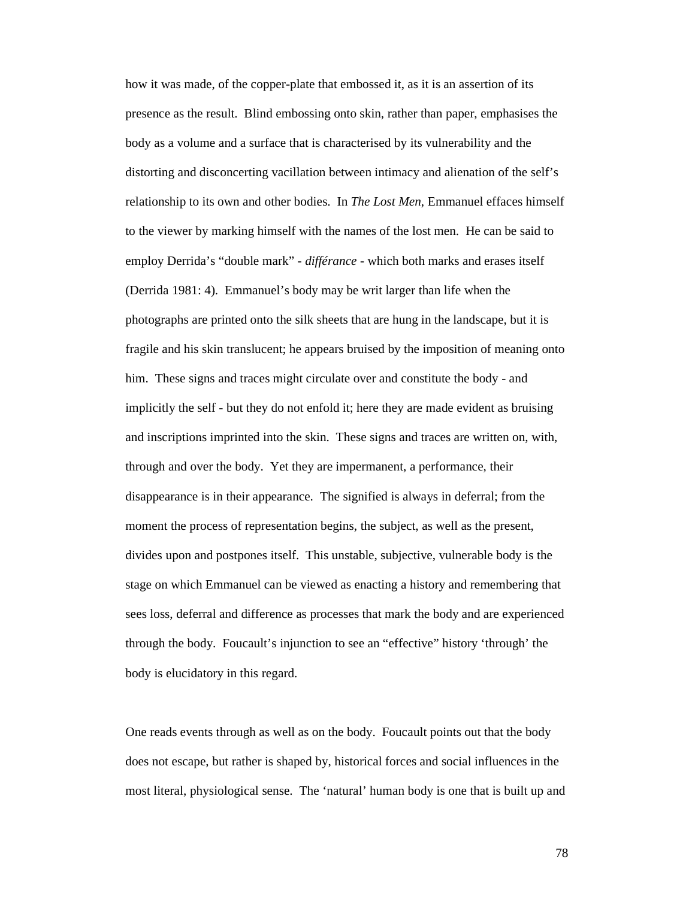how it was made, of the copper-plate that embossed it, as it is an assertion of its presence as the result. Blind embossing onto skin, rather than paper, emphasises the body as a volume and a surface that is characterised by its vulnerability and the distorting and disconcerting vacillation between intimacy and alienation of the self's relationship to its own and other bodies. In *The Lost Men*, Emmanuel effaces himself to the viewer by marking himself with the names of the lost men. He can be said to employ Derrida's "double mark" - *différance* - which both marks and erases itself (Derrida 1981: 4). Emmanuel's body may be writ larger than life when the photographs are printed onto the silk sheets that are hung in the landscape, but it is fragile and his skin translucent; he appears bruised by the imposition of meaning onto him. These signs and traces might circulate over and constitute the body - and implicitly the self - but they do not enfold it; here they are made evident as bruising and inscriptions imprinted into the skin. These signs and traces are written on, with, through and over the body. Yet they are impermanent, a performance, their disappearance is in their appearance. The signified is always in deferral; from the moment the process of representation begins, the subject, as well as the present, divides upon and postpones itself. This unstable, subjective, vulnerable body is the stage on which Emmanuel can be viewed as enacting a history and remembering that sees loss, deferral and difference as processes that mark the body and are experienced through the body. Foucault's injunction to see an "effective" history 'through' the body is elucidatory in this regard.

One reads events through as well as on the body. Foucault points out that the body does not escape, but rather is shaped by, historical forces and social influences in the most literal, physiological sense. The 'natural' human body is one that is built up and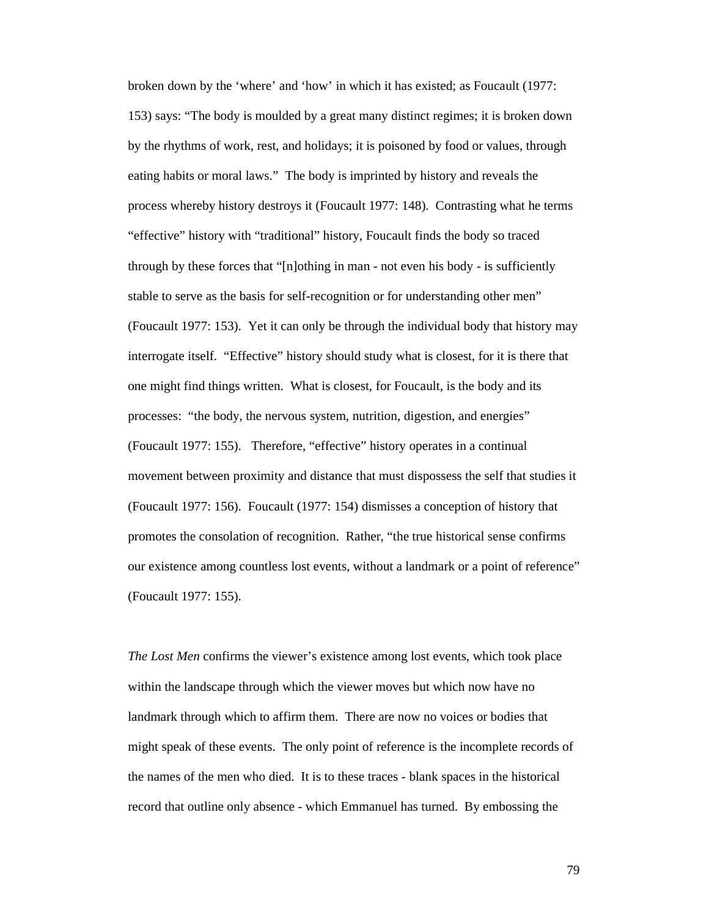broken down by the 'where' and 'how' in which it has existed; as Foucault (1977: 153) says: "The body is moulded by a great many distinct regimes; it is broken down by the rhythms of work, rest, and holidays; it is poisoned by food or values, through eating habits or moral laws." The body is imprinted by history and reveals the process whereby history destroys it (Foucault 1977: 148). Contrasting what he terms "effective" history with "traditional" history, Foucault finds the body so traced through by these forces that "[n]othing in man - not even his body - is sufficiently stable to serve as the basis for self-recognition or for understanding other men" (Foucault 1977: 153). Yet it can only be through the individual body that history may interrogate itself. "Effective" history should study what is closest, for it is there that one might find things written. What is closest, for Foucault, is the body and its processes: "the body, the nervous system, nutrition, digestion, and energies" (Foucault 1977: 155). Therefore, "effective" history operates in a continual movement between proximity and distance that must dispossess the self that studies it (Foucault 1977: 156). Foucault (1977: 154) dismisses a conception of history that promotes the consolation of recognition. Rather, "the true historical sense confirms our existence among countless lost events, without a landmark or a point of reference" (Foucault 1977: 155).

*The Lost Men* confirms the viewer's existence among lost events, which took place within the landscape through which the viewer moves but which now have no landmark through which to affirm them. There are now no voices or bodies that might speak of these events. The only point of reference is the incomplete records of the names of the men who died. It is to these traces - blank spaces in the historical record that outline only absence - which Emmanuel has turned. By embossing the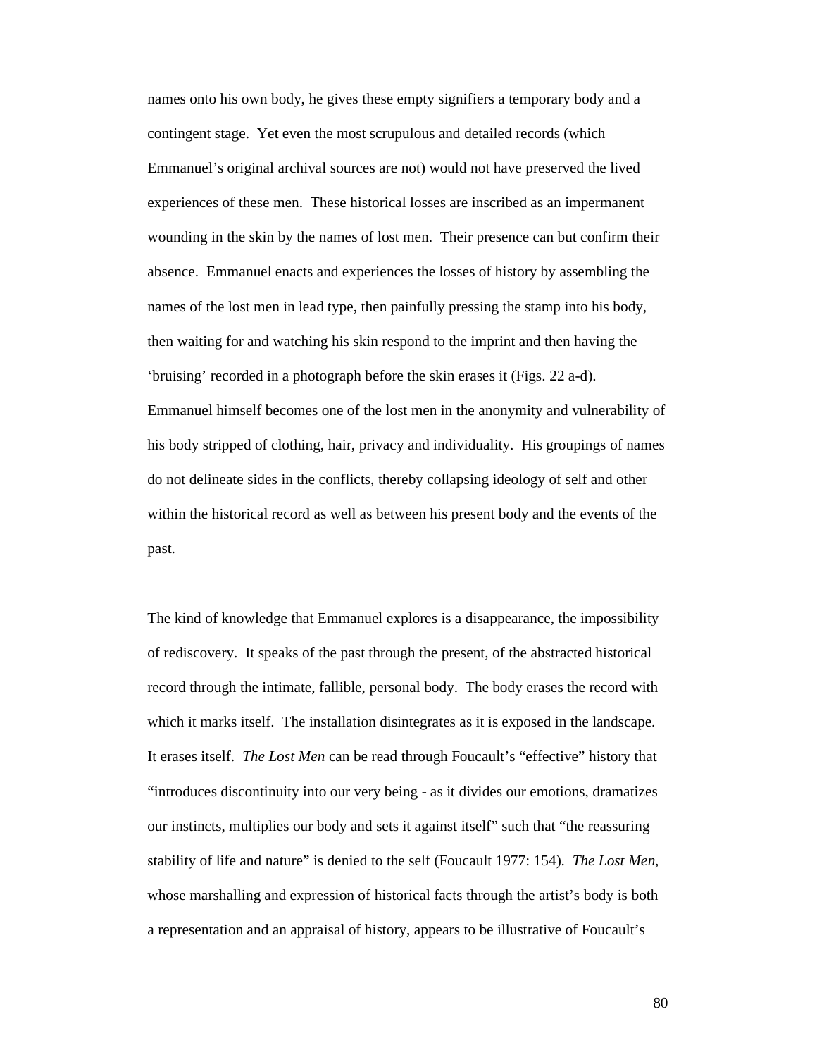names onto his own body, he gives these empty signifiers a temporary body and a contingent stage. Yet even the most scrupulous and detailed records (which Emmanuel's original archival sources are not) would not have preserved the lived experiences of these men. These historical losses are inscribed as an impermanent wounding in the skin by the names of lost men. Their presence can but confirm their absence. Emmanuel enacts and experiences the losses of history by assembling the names of the lost men in lead type, then painfully pressing the stamp into his body, then waiting for and watching his skin respond to the imprint and then having the 'bruising' recorded in a photograph before the skin erases it (Figs. 22 a-d). Emmanuel himself becomes one of the lost men in the anonymity and vulnerability of his body stripped of clothing, hair, privacy and individuality. His groupings of names do not delineate sides in the conflicts, thereby collapsing ideology of self and other within the historical record as well as between his present body and the events of the past.

The kind of knowledge that Emmanuel explores is a disappearance, the impossibility of rediscovery. It speaks of the past through the present, of the abstracted historical record through the intimate, fallible, personal body. The body erases the record with which it marks itself. The installation disintegrates as it is exposed in the landscape. It erases itself. *The Lost Men* can be read through Foucault's "effective" history that "introduces discontinuity into our very being - as it divides our emotions, dramatizes our instincts, multiplies our body and sets it against itself" such that "the reassuring stability of life and nature" is denied to the self (Foucault 1977: 154). *The Lost Men*, whose marshalling and expression of historical facts through the artist's body is both a representation and an appraisal of history, appears to be illustrative of Foucault's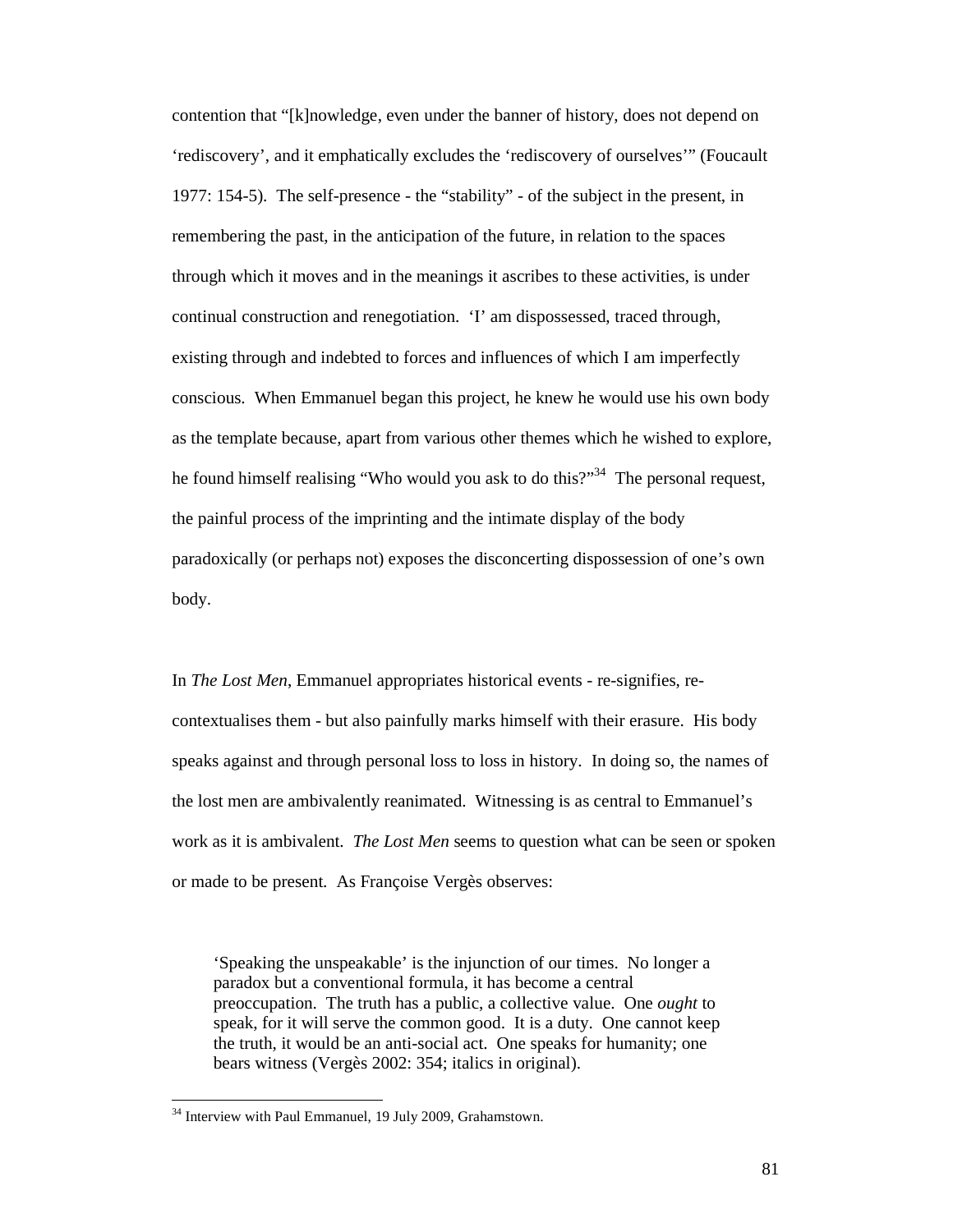contention that "[k]nowledge, even under the banner of history, does not depend on 'rediscovery', and it emphatically excludes the 'rediscovery of ourselves'" (Foucault 1977: 154-5). The self-presence - the "stability" - of the subject in the present, in remembering the past, in the anticipation of the future, in relation to the spaces through which it moves and in the meanings it ascribes to these activities, is under continual construction and renegotiation. 'I' am dispossessed, traced through, existing through and indebted to forces and influences of which I am imperfectly conscious. When Emmanuel began this project, he knew he would use his own body as the template because, apart from various other themes which he wished to explore, he found himself realising "Who would you ask to do this?"[34] The personal request, the painful process of the imprinting and the intimate display of the body paradoxically (or perhaps not) exposes the disconcerting dispossession of one's own body.

In *The Lost Men*, Emmanuel appropriates historical events - re-signifies, re-contextualises them - but also painfully marks himself with their erasure. His body speaks against and through personal loss to loss in history. In doing so, the names of the lost men are ambivalently reanimated. Witnessing is as central to Emmanuel's work as it is ambivalent. *The Lost Men* seems to question what can be seen or spoken or made to be present. As Françoise Vergès observes:

> 'Speaking the unspeakable' is the injunction of our times. No longer a paradox but a conventional formula, it has become a central preoccupation. The truth has a public, a collective value. One *ought* to speak, for it will serve the common good. It is a duty. One cannot keep the truth, it would be an anti-social act. One speaks for humanity; one bears witness (Vergès 2002: 354; italics in original).

[34] Interview with Paul Emmanuel, 19 July 2009, Grahamstown.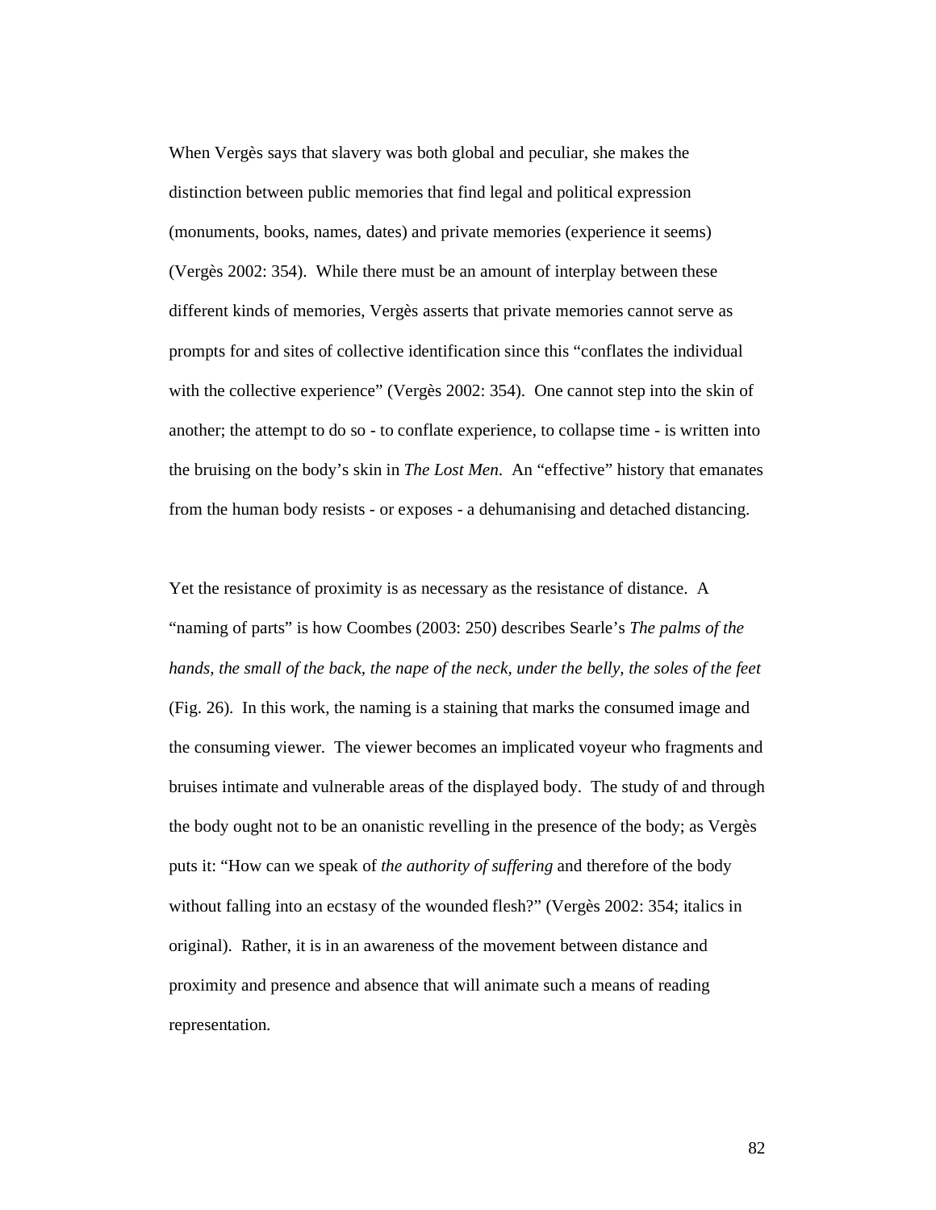When Vergès says that slavery was both global and peculiar, she makes the distinction between public memories that find legal and political expression (monuments, books, names, dates) and private memories (experience it seems) (Vergès 2002: 354). While there must be an amount of interplay between these different kinds of memories, Vergès asserts that private memories cannot serve as prompts for and sites of collective identification since this "conflates the individual with the collective experience" (Vergès 2002: 354). One cannot step into the skin of another; the attempt to do so - to conflate experience, to collapse time - is written into the bruising on the body's skin in *The Lost Men*. An "effective" history that emanates from the human body resists - or exposes - a dehumanising and detached distancing.

Yet the resistance of proximity is as necessary as the resistance of distance. A "naming of parts" is how Coombes (2003: 250) describes Searle's *The palms of the hands, the small of the back, the nape of the neck, under the belly, the soles of the feet* (Fig. 26). In this work, the naming is a staining that marks the consumed image and the consuming viewer. The viewer becomes an implicated voyeur who fragments and bruises intimate and vulnerable areas of the displayed body. The study of and through the body ought not to be an onanistic revelling in the presence of the body; as Vergès puts it: "How can we speak of *the authority of suffering* and therefore of the body without falling into an ecstasy of the wounded flesh?" (Vergès 2002: 354; italics in original). Rather, it is in an awareness of the movement between distance and proximity and presence and absence that will animate such a means of reading representation.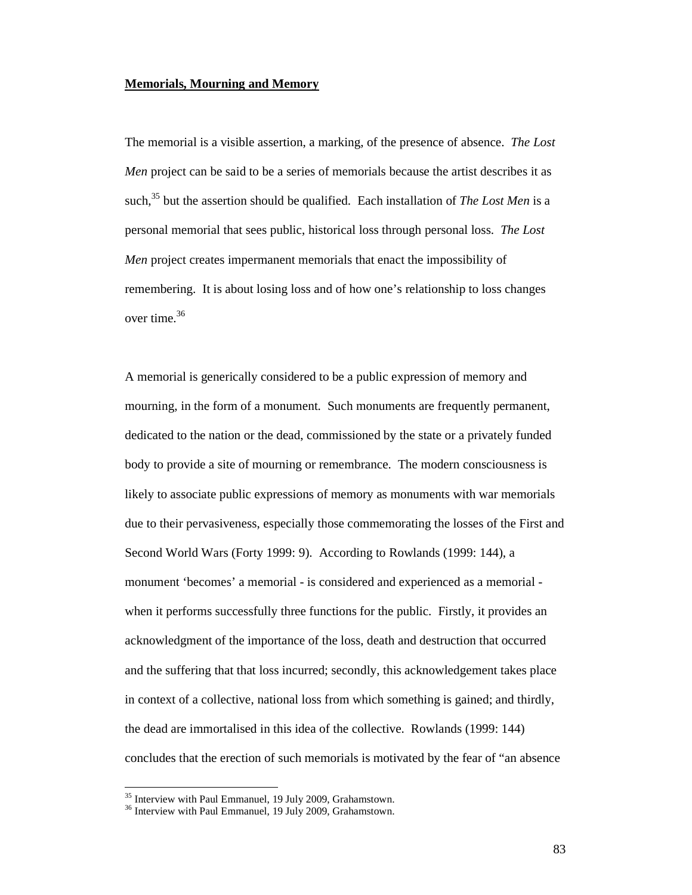**Memorials, Mourning and Memory**

The memorial is a visible assertion, a marking, of the presence of absence. *The Lost Men* project can be said to be a series of memorials because the artist describes it as such,[35] but the assertion should be qualified. Each installation of *The Lost Men* is a personal memorial that sees public, historical loss through personal loss. *The Lost Men* project creates impermanent memorials that enact the impossibility of remembering. It is about losing loss and of how one's relationship to loss changes over time.[36]

A memorial is generically considered to be a public expression of memory and mourning, in the form of a monument. Such monuments are frequently permanent, dedicated to the nation or the dead, commissioned by the state or a privately funded body to provide a site of mourning or remembrance. The modern consciousness is likely to associate public expressions of memory as monuments with war memorials due to their pervasiveness, especially those commemorating the losses of the First and Second World Wars (Forty 1999: 9). According to Rowlands (1999: 144), a monument 'becomes' a memorial - is considered and experienced as a memorial - when it performs successfully three functions for the public. Firstly, it provides an acknowledgment of the importance of the loss, death and destruction that occurred and the suffering that that loss incurred; secondly, this acknowledgement takes place in context of a collective, national loss from which something is gained; and thirdly, the dead are immortalised in this idea of the collective. Rowlands (1999: 144) concludes that the erection of such memorials is motivated by the fear of "an absence

---

[35] Interview with Paul Emmanuel, 19 July 2009, Grahamstown.

[36] Interview with Paul Emmanuel, 19 July 2009, Grahamstown.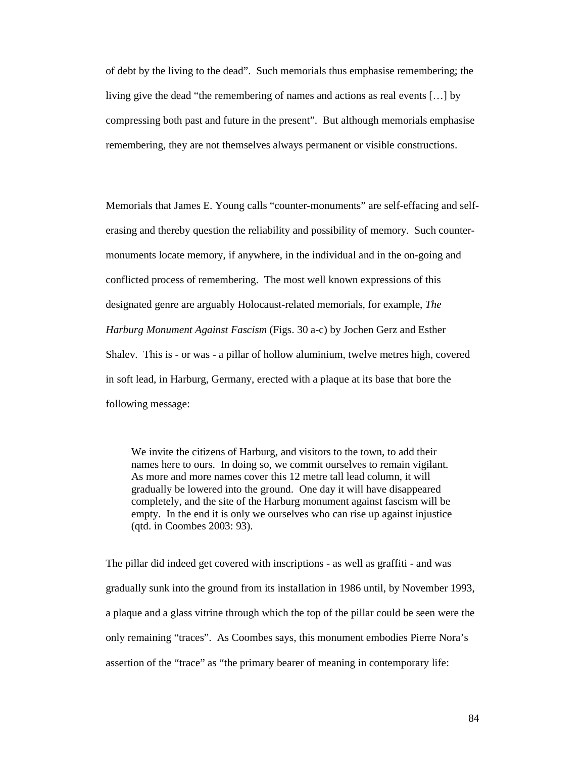of debt by the living to the dead". Such memorials thus emphasise remembering; the living give the dead "the remembering of names and actions as real events […] by compressing both past and future in the present". But although memorials emphasise remembering, they are not themselves always permanent or visible constructions.

Memorials that James E. Young calls "counter-monuments" are self-effacing and self-erasing and thereby question the reliability and possibility of memory. Such counter-monuments locate memory, if anywhere, in the individual and in the on-going and conflicted process of remembering. The most well known expressions of this designated genre are arguably Holocaust-related memorials, for example, *The Harburg Monument Against Fascism* (Figs. 30 a-c) by Jochen Gerz and Esther Shalev. This is - or was - a pillar of hollow aluminium, twelve metres high, covered in soft lead, in Harburg, Germany, erected with a plaque at its base that bore the following message:

> We invite the citizens of Harburg, and visitors to the town, to add their names here to ours. In doing so, we commit ourselves to remain vigilant. As more and more names cover this 12 metre tall lead column, it will gradually be lowered into the ground. One day it will have disappeared completely, and the site of the Harburg monument against fascism will be empty. In the end it is only we ourselves who can rise up against injustice (qtd. in Coombes 2003: 93).

The pillar did indeed get covered with inscriptions - as well as graffiti - and was gradually sunk into the ground from its installation in 1986 until, by November 1993, a plaque and a glass vitrine through which the top of the pillar could be seen were the only remaining "traces". As Coombes says, this monument embodies Pierre Nora's assertion of the "trace" as "the primary bearer of meaning in contemporary life: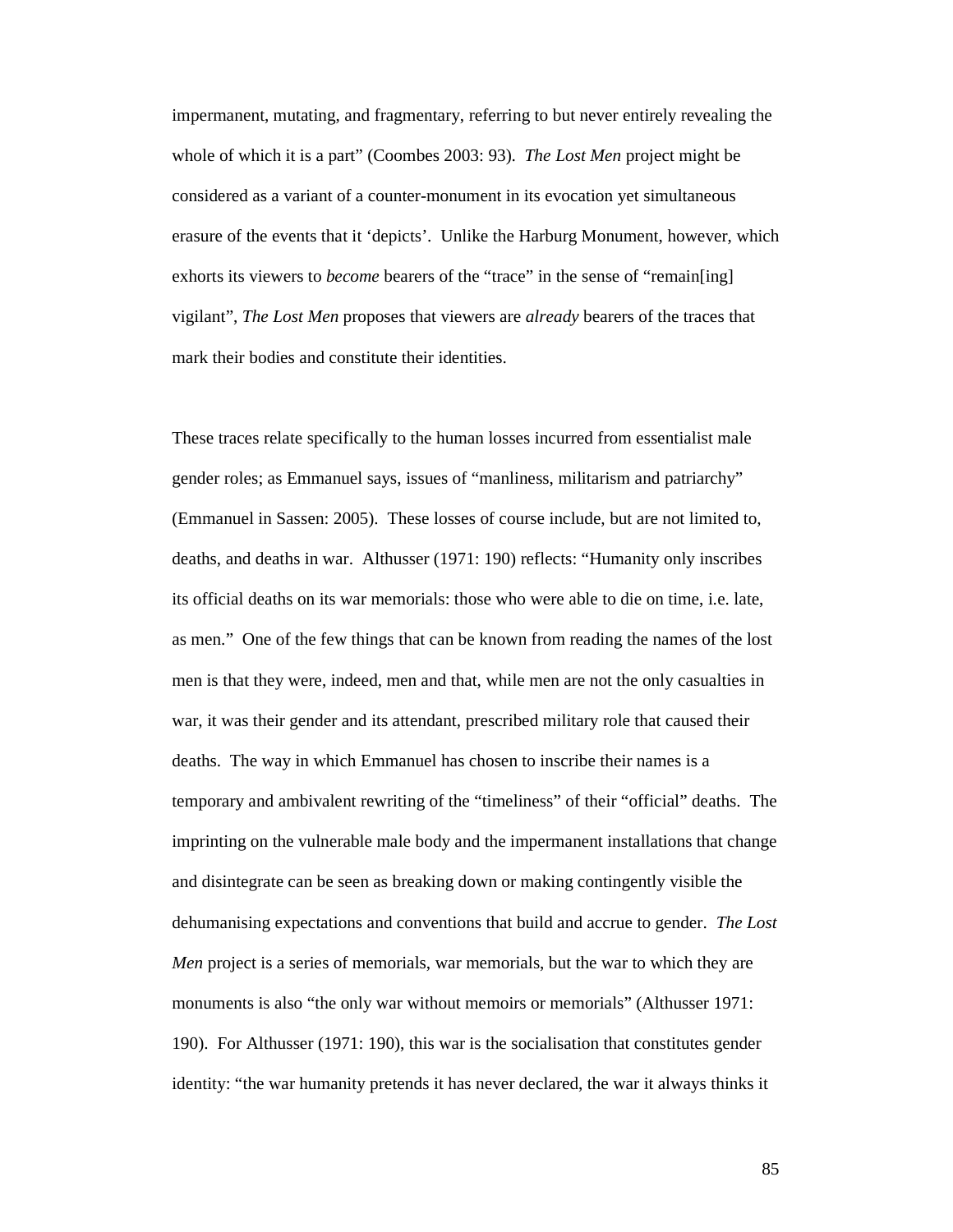impermanent, mutating, and fragmentary, referring to but never entirely revealing the whole of which it is a part" (Coombes 2003: 93). *The Lost Men* project might be considered as a variant of a counter-monument in its evocation yet simultaneous erasure of the events that it 'depicts'. Unlike the Harburg Monument, however, which exhorts its viewers to *become* bearers of the "trace" in the sense of "remain[ing] vigilant", *The Lost Men* proposes that viewers are *already* bearers of the traces that mark their bodies and constitute their identities.

These traces relate specifically to the human losses incurred from essentialist male gender roles; as Emmanuel says, issues of "manliness, militarism and patriarchy" (Emmanuel in Sassen: 2005). These losses of course include, but are not limited to, deaths, and deaths in war. Althusser (1971: 190) reflects: "Humanity only inscribes its official deaths on its war memorials: those who were able to die on time, i.e. late, as men." One of the few things that can be known from reading the names of the lost men is that they were, indeed, men and that, while men are not the only casualties in war, it was their gender and its attendant, prescribed military role that caused their deaths. The way in which Emmanuel has chosen to inscribe their names is a temporary and ambivalent rewriting of the "timeliness" of their "official" deaths. The imprinting on the vulnerable male body and the impermanent installations that change and disintegrate can be seen as breaking down or making contingently visible the dehumanising expectations and conventions that build and accrue to gender. *The Lost Men* project is a series of memorials, war memorials, but the war to which they are monuments is also "the only war without memoirs or memorials" (Althusser 1971: 190). For Althusser (1971: 190), this war is the socialisation that constitutes gender identity: "the war humanity pretends it has never declared, the war it always thinks it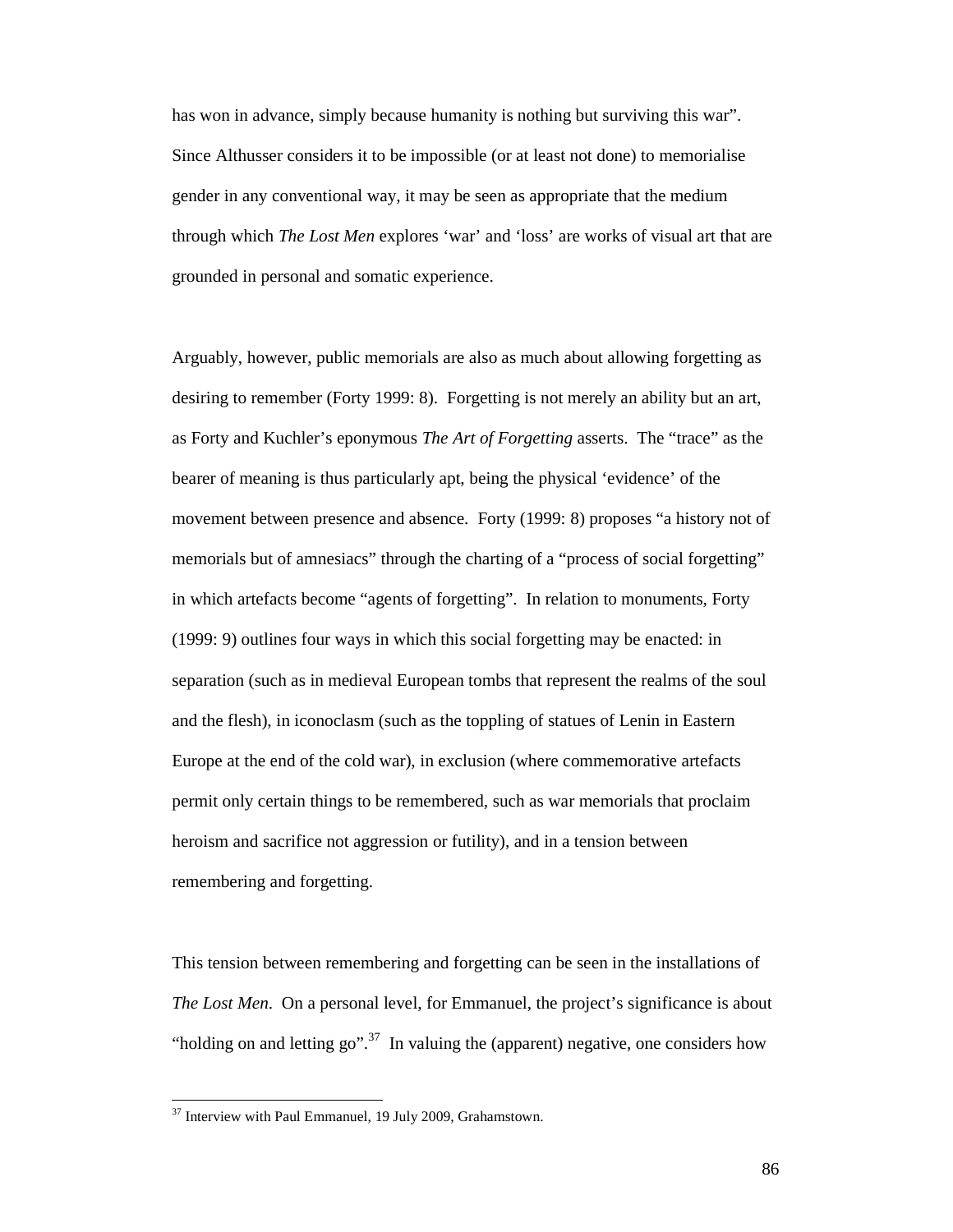has won in advance, simply because humanity is nothing but surviving this war". Since Althusser considers it to be impossible (or at least not done) to memorialise gender in any conventional way, it may be seen as appropriate that the medium through which *The Lost Men* explores 'war' and 'loss' are works of visual art that are grounded in personal and somatic experience.

Arguably, however, public memorials are also as much about allowing forgetting as desiring to remember (Forty 1999: 8). Forgetting is not merely an ability but an art, as Forty and Kuchler's eponymous *The Art of Forgetting* asserts. The "trace" as the bearer of meaning is thus particularly apt, being the physical 'evidence' of the movement between presence and absence. Forty (1999: 8) proposes "a history not of memorials but of amnesiacs" through the charting of a "process of social forgetting" in which artefacts become "agents of forgetting". In relation to monuments, Forty (1999: 9) outlines four ways in which this social forgetting may be enacted: in separation (such as in medieval European tombs that represent the realms of the soul and the flesh), in iconoclasm (such as the toppling of statues of Lenin in Eastern Europe at the end of the cold war), in exclusion (where commemorative artefacts permit only certain things to be remembered, such as war memorials that proclaim heroism and sacrifice not aggression or futility), and in a tension between remembering and forgetting.

This tension between remembering and forgetting can be seen in the installations of *The Lost Men*. On a personal level, for Emmanuel, the project's significance is about "holding on and letting go".[37] In valuing the (apparent) negative, one considers how

[37] Interview with Paul Emmanuel, 19 July 2009, Grahamstown.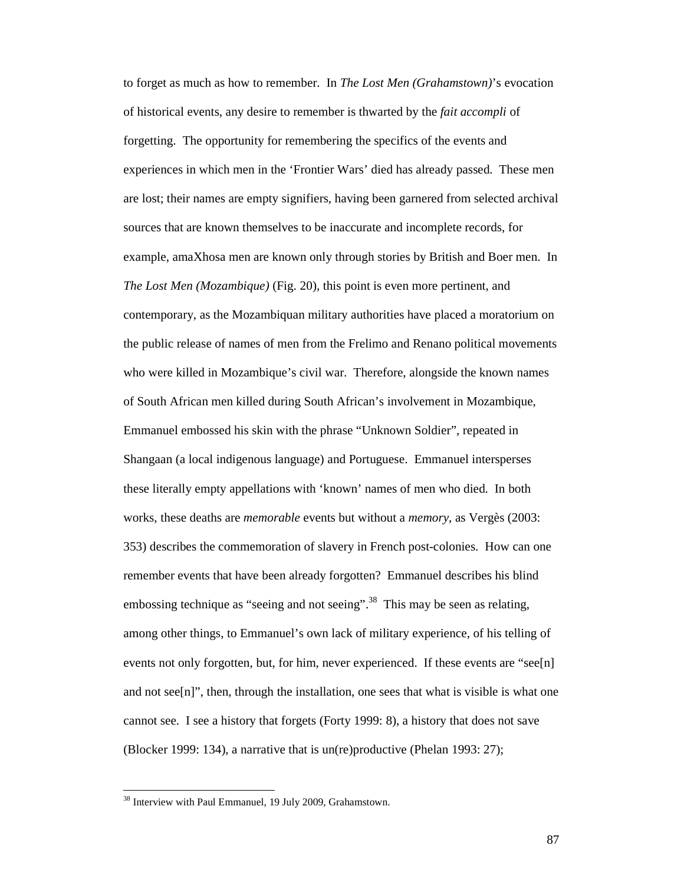to forget as much as how to remember. In *The Lost Men (Grahamstown)*'s evocation of historical events, any desire to remember is thwarted by the *fait accompli* of forgetting. The opportunity for remembering the specifics of the events and experiences in which men in the 'Frontier Wars' died has already passed. These men are lost; their names are empty signifiers, having been garnered from selected archival sources that are known themselves to be inaccurate and incomplete records, for example, amaXhosa men are known only through stories by British and Boer men. In *The Lost Men (Mozambique)* (Fig. 20), this point is even more pertinent, and contemporary, as the Mozambiquan military authorities have placed a moratorium on the public release of names of men from the Frelimo and Renano political movements who were killed in Mozambique's civil war. Therefore, alongside the known names of South African men killed during South African's involvement in Mozambique, Emmanuel embossed his skin with the phrase "Unknown Soldier", repeated in Shangaan (a local indigenous language) and Portuguese. Emmanuel intersperses these literally empty appellations with 'known' names of men who died. In both works, these deaths are *memorable* events but without a *memory*, as Vergès (2003: 353) describes the commemoration of slavery in French post-colonies. How can one remember events that have been already forgotten? Emmanuel describes his blind embossing technique as "seeing and not seeing".[38] This may be seen as relating, among other things, to Emmanuel's own lack of military experience, of his telling of events not only forgotten, but, for him, never experienced. If these events are "see[n] and not see[n]", then, through the installation, one sees that what is visible is what one cannot see. I see a history that forgets (Forty 1999: 8), a history that does not save (Blocker 1999: 134), a narrative that is un(re)productive (Phelan 1993: 27);

---

[38] Interview with Paul Emmanuel, 19 July 2009, Grahamstown.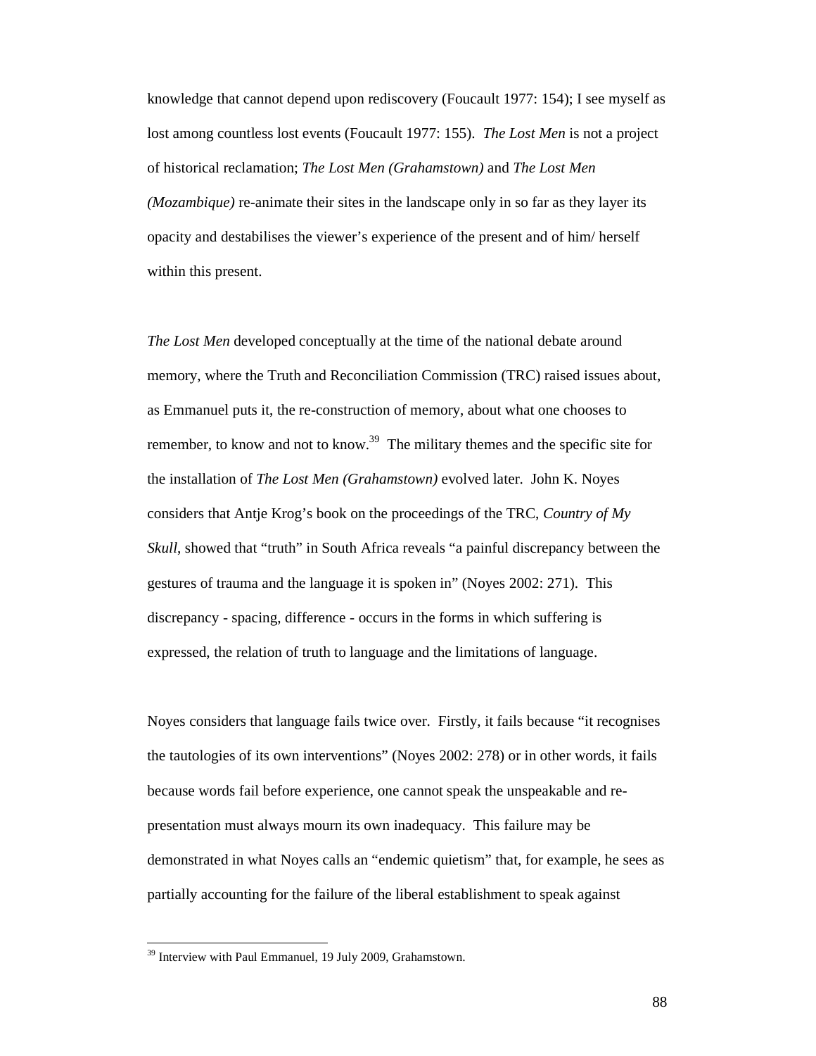knowledge that cannot depend upon rediscovery (Foucault 1977: 154); I see myself as lost among countless lost events (Foucault 1977: 155). *The Lost Men* is not a project of historical reclamation; *The Lost Men (Grahamstown)* and *The Lost Men (Mozambique)* re-animate their sites in the landscape only in so far as they layer its opacity and destabilises the viewer's experience of the present and of him/ herself within this present.

*The Lost Men* developed conceptually at the time of the national debate around memory, where the Truth and Reconciliation Commission (TRC) raised issues about, as Emmanuel puts it, the re-construction of memory, about what one chooses to remember, to know and not to know.[39] The military themes and the specific site for the installation of *The Lost Men (Grahamstown)* evolved later. John K. Noyes considers that Antje Krog's book on the proceedings of the TRC, *Country of My Skull*, showed that "truth" in South Africa reveals "a painful discrepancy between the gestures of trauma and the language it is spoken in" (Noyes 2002: 271). This discrepancy - spacing, difference - occurs in the forms in which suffering is expressed, the relation of truth to language and the limitations of language.

Noyes considers that language fails twice over. Firstly, it fails because "it recognises the tautologies of its own interventions" (Noyes 2002: 278) or in other words, it fails because words fail before experience, one cannot speak the unspeakable and re-presentation must always mourn its own inadequacy. This failure may be demonstrated in what Noyes calls an "endemic quietism" that, for example, he sees as partially accounting for the failure of the liberal establishment to speak against

---

[39] Interview with Paul Emmanuel, 19 July 2009, Grahamstown.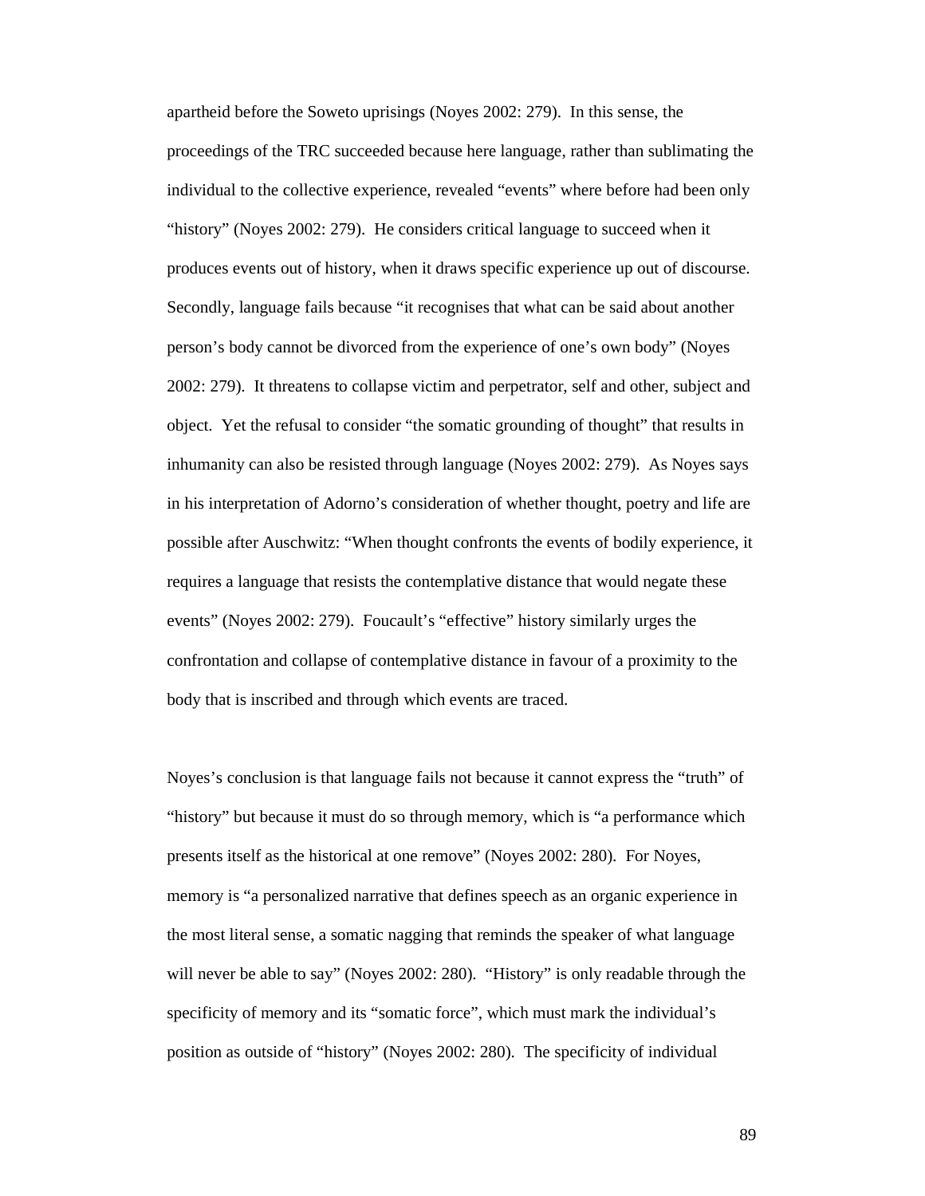apartheid before the Soweto uprisings (Noyes 2002: 279). In this sense, the proceedings of the TRC succeeded because here language, rather than sublimating the individual to the collective experience, revealed "events" where before had been only "history" (Noyes 2002: 279). He considers critical language to succeed when it produces events out of history, when it draws specific experience up out of discourse. Secondly, language fails because "it recognises that what can be said about another person's body cannot be divorced from the experience of one's own body" (Noyes 2002: 279). It threatens to collapse victim and perpetrator, self and other, subject and object. Yet the refusal to consider "the somatic grounding of thought" that results in inhumanity can also be resisted through language (Noyes 2002: 279). As Noyes says in his interpretation of Adorno's consideration of whether thought, poetry and life are possible after Auschwitz: "When thought confronts the events of bodily experience, it requires a language that resists the contemplative distance that would negate these events" (Noyes 2002: 279). Foucault's "effective" history similarly urges the confrontation and collapse of contemplative distance in favour of a proximity to the body that is inscribed and through which events are traced.

Noyes's conclusion is that language fails not because it cannot express the "truth" of "history" but because it must do so through memory, which is "a performance which presents itself as the historical at one remove" (Noyes 2002: 280). For Noyes, memory is "a personalized narrative that defines speech as an organic experience in the most literal sense, a somatic nagging that reminds the speaker of what language will never be able to say" (Noyes 2002: 280). "History" is only readable through the specificity of memory and its "somatic force", which must mark the individual's position as outside of "history" (Noyes 2002: 280). The specificity of individual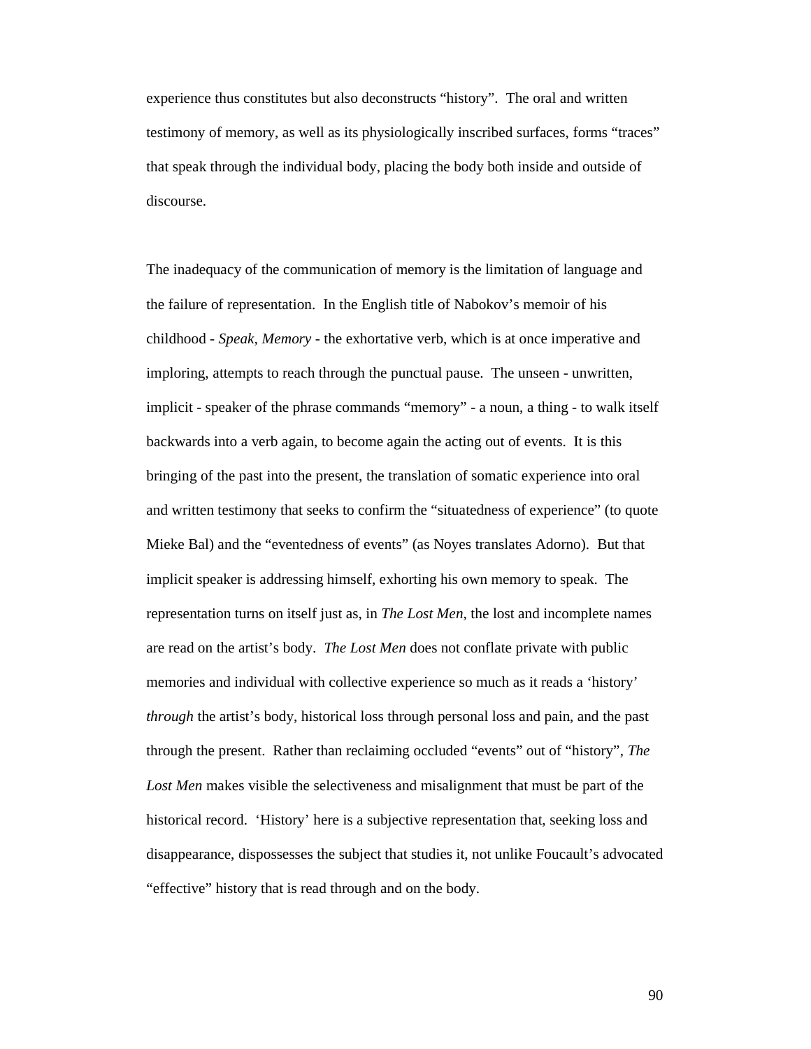experience thus constitutes but also deconstructs “history”. The oral and written testimony of memory, as well as its physiologically inscribed surfaces, forms “traces” that speak through the individual body, placing the body both inside and outside of discourse.

The inadequacy of the communication of memory is the limitation of language and the failure of representation. In the English title of Nabokov’s memoir of his childhood - *Speak, Memory* - the exhortative verb, which is at once imperative and imploring, attempts to reach through the punctual pause. The unseen - unwritten, implicit - speaker of the phrase commands “memory” - a noun, a thing - to walk itself backwards into a verb again, to become again the acting out of events. It is this bringing of the past into the present, the translation of somatic experience into oral and written testimony that seeks to confirm the “situatedness of experience” (to quote Mieke Bal) and the “eventedness of events” (as Noyes translates Adorno). But that implicit speaker is addressing himself, exhorting his own memory to speak. The representation turns on itself just as, in *The Lost Men*, the lost and incomplete names are read on the artist’s body. *The Lost Men* does not conflate private with public memories and individual with collective experience so much as it reads a ‘history’ *through* the artist’s body, historical loss through personal loss and pain, and the past through the present. Rather than reclaiming occluded “events” out of “history”, *The Lost Men* makes visible the selectiveness and misalignment that must be part of the historical record. ‘History’ here is a subjective representation that, seeking loss and disappearance, dispossesses the subject that studies it, not unlike Foucault’s advocated “effective” history that is read through and on the body.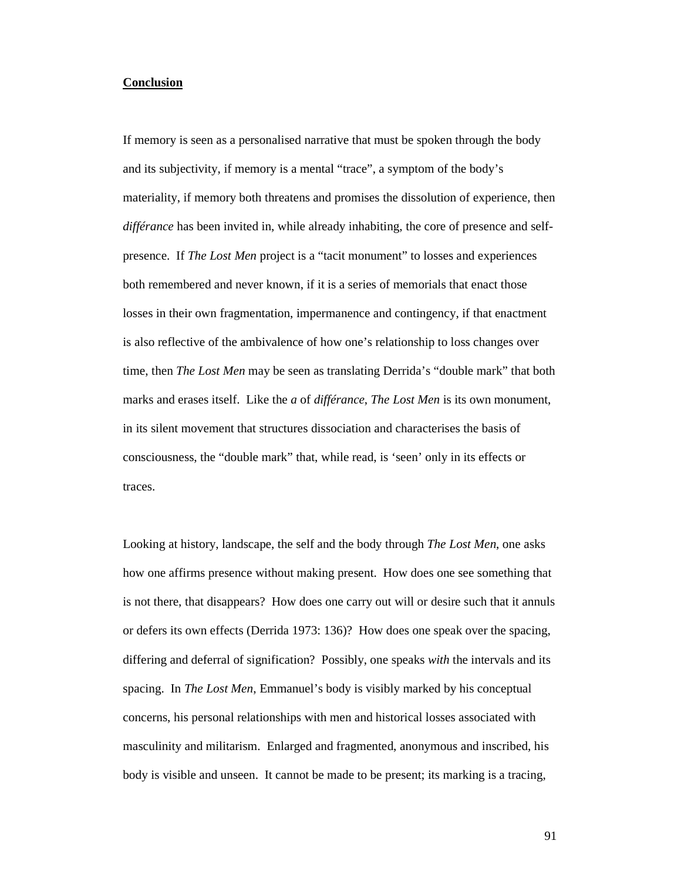## Conclusion

If memory is seen as a personalised narrative that must be spoken through the body and its subjectivity, if memory is a mental "trace", a symptom of the body's materiality, if memory both threatens and promises the dissolution of experience, then *différance* has been invited in, while already inhabiting, the core of presence and self-presence. If *The Lost Men* project is a "tacit monument" to losses and experiences both remembered and never known, if it is a series of memorials that enact those losses in their own fragmentation, impermanence and contingency, if that enactment is also reflective of the ambivalence of how one's relationship to loss changes over time, then *The Lost Men* may be seen as translating Derrida's "double mark" that both marks and erases itself. Like the *a* of *différance*, *The Lost Men* is its own monument, in its silent movement that structures dissociation and characterises the basis of consciousness, the "double mark" that, while read, is 'seen' only in its effects or traces.

Looking at history, landscape, the self and the body through *The Lost Men*, one asks how one affirms presence without making present. How does one see something that is not there, that disappears? How does one carry out will or desire such that it annuls or defers its own effects (Derrida 1973: 136)? How does one speak over the spacing, differing and deferral of signification? Possibly, one speaks *with* the intervals and its spacing. In *The Lost Men*, Emmanuel's body is visibly marked by his conceptual concerns, his personal relationships with men and historical losses associated with masculinity and militarism. Enlarged and fragmented, anonymous and inscribed, his body is visible and unseen. It cannot be made to be present; its marking is a tracing,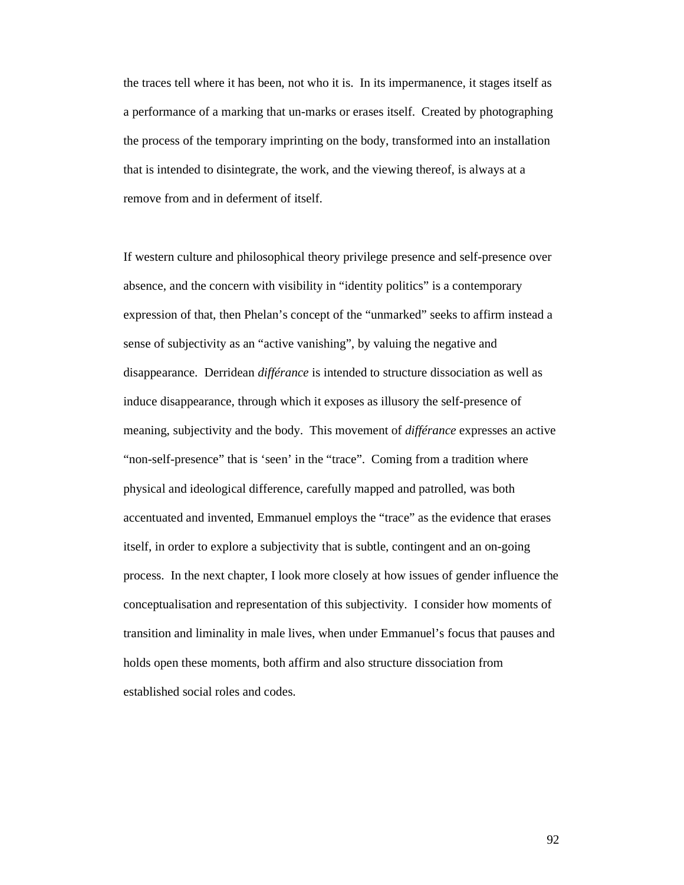the traces tell where it has been, not who it is. In its impermanence, it stages itself as a performance of a marking that un-marks or erases itself. Created by photographing the process of the temporary imprinting on the body, transformed into an installation that is intended to disintegrate, the work, and the viewing thereof, is always at a remove from and in deferment of itself.

If western culture and philosophical theory privilege presence and self-presence over absence, and the concern with visibility in "identity politics" is a contemporary expression of that, then Phelan's concept of the "unmarked" seeks to affirm instead a sense of subjectivity as an "active vanishing", by valuing the negative and disappearance. Derridean *différance* is intended to structure dissociation as well as induce disappearance, through which it exposes as illusory the self-presence of meaning, subjectivity and the body. This movement of *différance* expresses an active "non-self-presence" that is 'seen' in the "trace". Coming from a tradition where physical and ideological difference, carefully mapped and patrolled, was both accentuated and invented, Emmanuel employs the "trace" as the evidence that erases itself, in order to explore a subjectivity that is subtle, contingent and an on-going process. In the next chapter, I look more closely at how issues of gender influence the conceptualisation and representation of this subjectivity. I consider how moments of transition and liminality in male lives, when under Emmanuel's focus that pauses and holds open these moments, both affirm and also structure dissociation from established social roles and codes.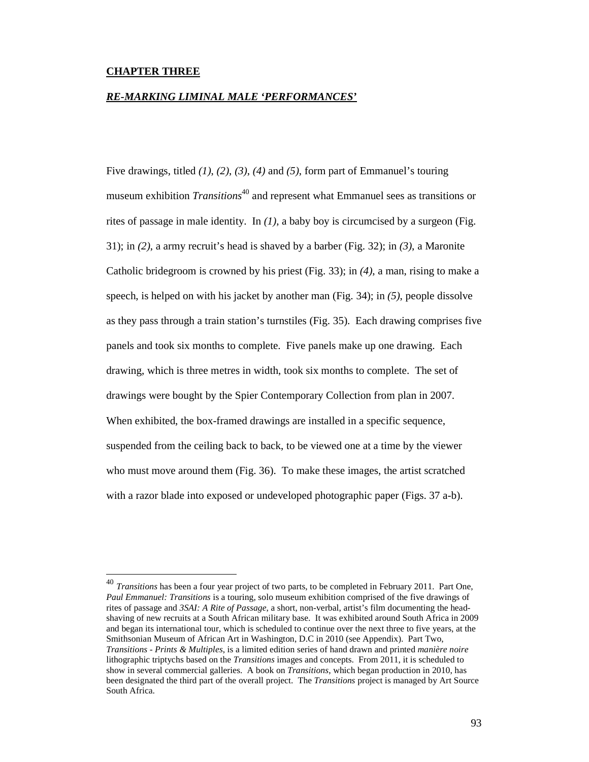**CHAPTER THREE**

***RE-MARKING LIMINAL MALE 'PERFORMANCES'***

Five drawings, titled *(1)*, *(2)*, *(3)*, *(4)* and *(5)*, form part of Emmanuel's touring museum exhibition *Transitions*[40] and represent what Emmanuel sees as transitions or rites of passage in male identity. In *(1)*, a baby boy is circumcised by a surgeon (Fig. 31); in *(2)*, a army recruit's head is shaved by a barber (Fig. 32); in *(3)*, a Maronite Catholic bridegroom is crowned by his priest (Fig. 33); in *(4)*, a man, rising to make a speech, is helped on with his jacket by another man (Fig. 34); in *(5)*, people dissolve as they pass through a train station's turnstiles (Fig. 35). Each drawing comprises five panels and took six months to complete. Five panels make up one drawing. Each drawing, which is three metres in width, took six months to complete. The set of drawings were bought by the Spier Contemporary Collection from plan in 2007. When exhibited, the box-framed drawings are installed in a specific sequence, suspended from the ceiling back to back, to be viewed one at a time by the viewer who must move around them (Fig. 36). To make these images, the artist scratched with a razor blade into exposed or undeveloped photographic paper (Figs. 37 a-b).

---

[40] *Transitions* has been a four year project of two parts, to be completed in February 2011. Part One, *Paul Emmanuel: Transitions* is a touring, solo museum exhibition comprised of the five drawings of rites of passage and *3SAI: A Rite of Passage*, a short, non-verbal, artist's film documenting the head-shaving of new recruits at a South African military base. It was exhibited around South Africa in 2009 and began its international tour, which is scheduled to continue over the next three to five years, at the Smithsonian Museum of African Art in Washington, D.C in 2010 (see Appendix). Part Two, *Transitions - Prints & Multiples*, is a limited edition series of hand drawn and printed *manière noire* lithographic triptychs based on the *Transitions* images and concepts. From 2011, it is scheduled to show in several commercial galleries. A book on *Transitions*, which began production in 2010, has been designated the third part of the overall project. The *Transitions* project is managed by Art Source South Africa.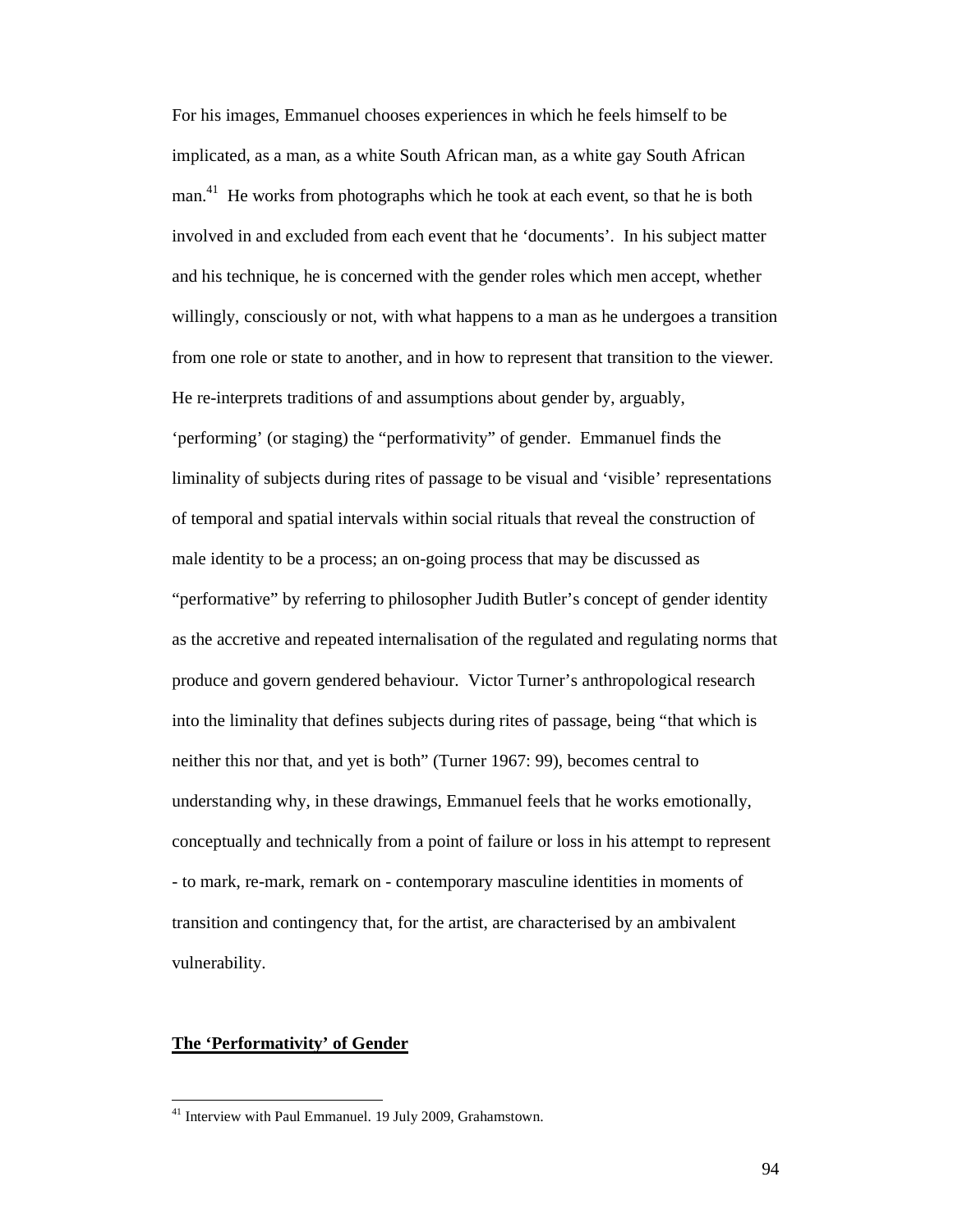For his images, Emmanuel chooses experiences in which he feels himself to be implicated, as a man, as a white South African man, as a white gay South African man.[41] He works from photographs which he took at each event, so that he is both involved in and excluded from each event that he 'documents'. In his subject matter and his technique, he is concerned with the gender roles which men accept, whether willingly, consciously or not, with what happens to a man as he undergoes a transition from one role or state to another, and in how to represent that transition to the viewer. He re-interprets traditions of and assumptions about gender by, arguably, 'performing' (or staging) the "performativity" of gender. Emmanuel finds the liminality of subjects during rites of passage to be visual and 'visible' representations of temporal and spatial intervals within social rituals that reveal the construction of male identity to be a process; an on-going process that may be discussed as "performative" by referring to philosopher Judith Butler's concept of gender identity as the accretive and repeated internalisation of the regulated and regulating norms that produce and govern gendered behaviour. Victor Turner's anthropological research into the liminality that defines subjects during rites of passage, being "that which is neither this nor that, and yet is both" (Turner 1967: 99), becomes central to understanding why, in these drawings, Emmanuel feels that he works emotionally, conceptually and technically from a point of failure or loss in his attempt to represent - to mark, re-mark, remark on - contemporary masculine identities in moments of transition and contingency that, for the artist, are characterised by an ambivalent vulnerability.

## The 'Performativity' of Gender

[41] Interview with Paul Emmanuel. 19 July 2009, Grahamstown.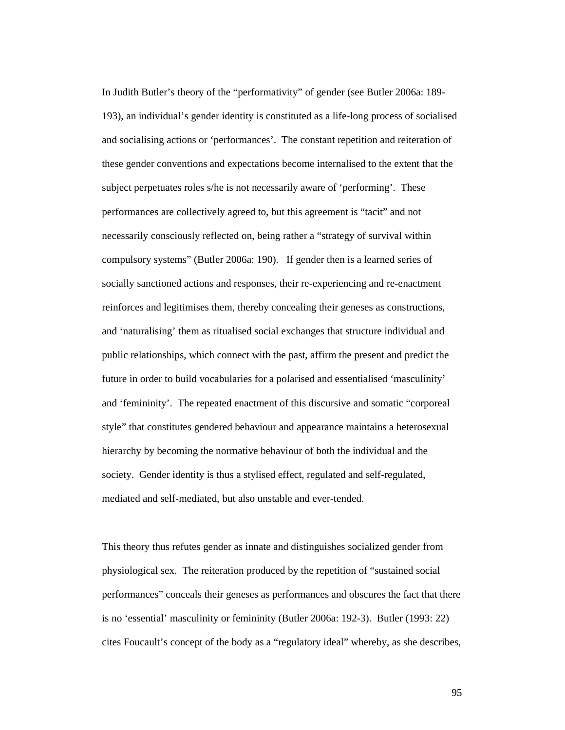In Judith Butler's theory of the "performativity" of gender (see Butler 2006a: 189-193), an individual's gender identity is constituted as a life-long process of socialised and socialising actions or 'performances'. The constant repetition and reiteration of these gender conventions and expectations become internalised to the extent that the subject perpetuates roles s/he is not necessarily aware of 'performing'. These performances are collectively agreed to, but this agreement is "tacit" and not necessarily consciously reflected on, being rather a "strategy of survival within compulsory systems" (Butler 2006a: 190). If gender then is a learned series of socially sanctioned actions and responses, their re-experiencing and re-enactment reinforces and legitimises them, thereby concealing their geneses as constructions, and 'naturalising' them as ritualised social exchanges that structure individual and public relationships, which connect with the past, affirm the present and predict the future in order to build vocabularies for a polarised and essentialised 'masculinity' and 'femininity'. The repeated enactment of this discursive and somatic "corporeal style" that constitutes gendered behaviour and appearance maintains a heterosexual hierarchy by becoming the normative behaviour of both the individual and the society. Gender identity is thus a stylised effect, regulated and self-regulated, mediated and self-mediated, but also unstable and ever-tended.

This theory thus refutes gender as innate and distinguishes socialized gender from physiological sex. The reiteration produced by the repetition of "sustained social performances" conceals their geneses as performances and obscures the fact that there is no 'essential' masculinity or femininity (Butler 2006a: 192-3). Butler (1993: 22) cites Foucault's concept of the body as a "regulatory ideal" whereby, as she describes,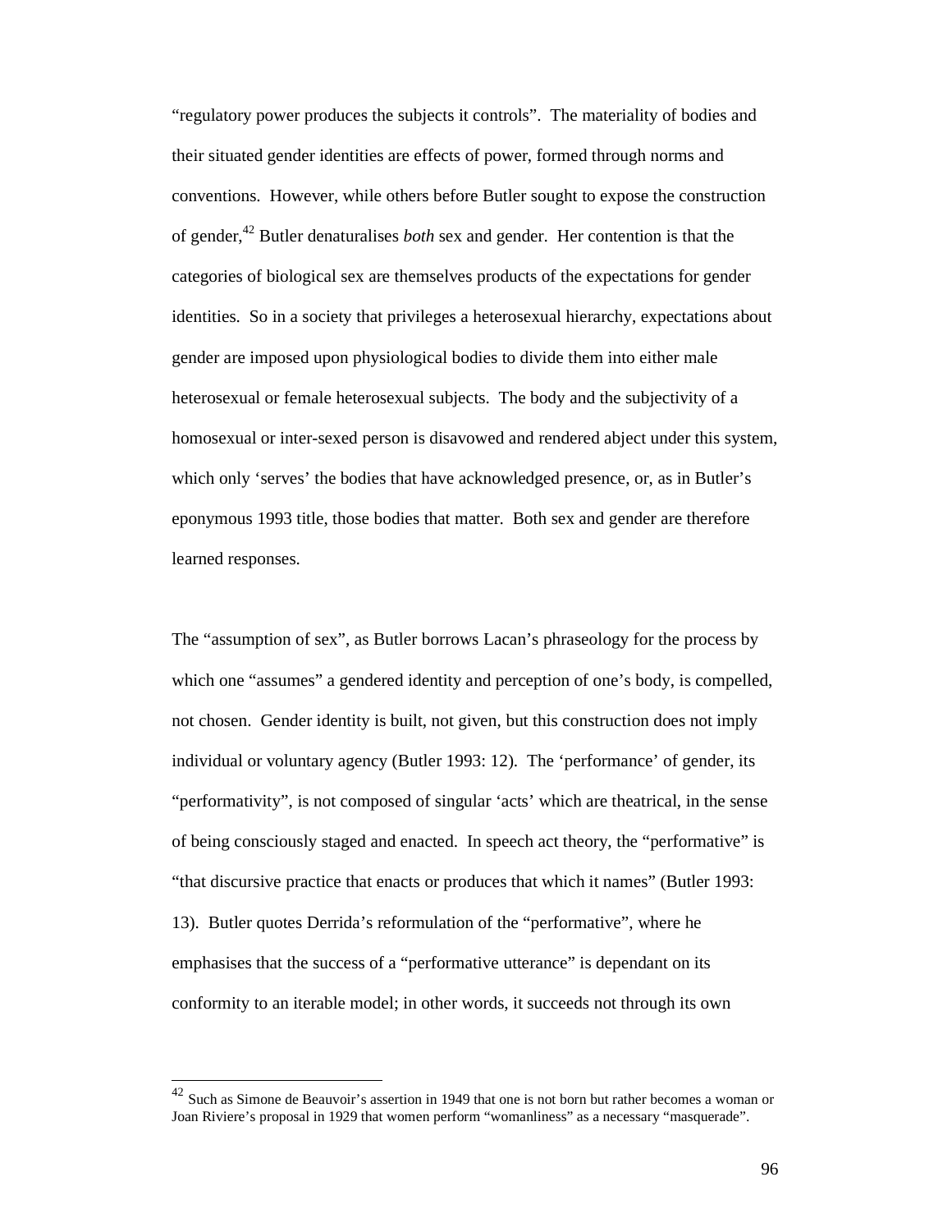"regulatory power produces the subjects it controls". The materiality of bodies and their situated gender identities are effects of power, formed through norms and conventions. However, while others before Butler sought to expose the construction of gender,[42] Butler denaturalises *both* sex and gender. Her contention is that the categories of biological sex are themselves products of the expectations for gender identities. So in a society that privileges a heterosexual hierarchy, expectations about gender are imposed upon physiological bodies to divide them into either male heterosexual or female heterosexual subjects. The body and the subjectivity of a homosexual or inter-sexed person is disavowed and rendered abject under this system, which only 'serves' the bodies that have acknowledged presence, or, as in Butler's eponymous 1993 title, those bodies that matter. Both sex and gender are therefore learned responses.

The "assumption of sex", as Butler borrows Lacan's phraseology for the process by which one "assumes" a gendered identity and perception of one's body, is compelled, not chosen. Gender identity is built, not given, but this construction does not imply individual or voluntary agency (Butler 1993: 12). The 'performance' of gender, its "performativity", is not composed of singular 'acts' which are theatrical, in the sense of being consciously staged and enacted. In speech act theory, the "performative" is "that discursive practice that enacts or produces that which it names" (Butler 1993: 13). Butler quotes Derrida's reformulation of the "performative", where he emphasises that the success of a "performative utterance" is dependant on its conformity to an iterable model; in other words, it succeeds not through its own

[42] Such as Simone de Beauvoir's assertion in 1949 that one is not born but rather becomes a woman or Joan Riviere's proposal in 1929 that women perform "womanliness" as a necessary "masquerade".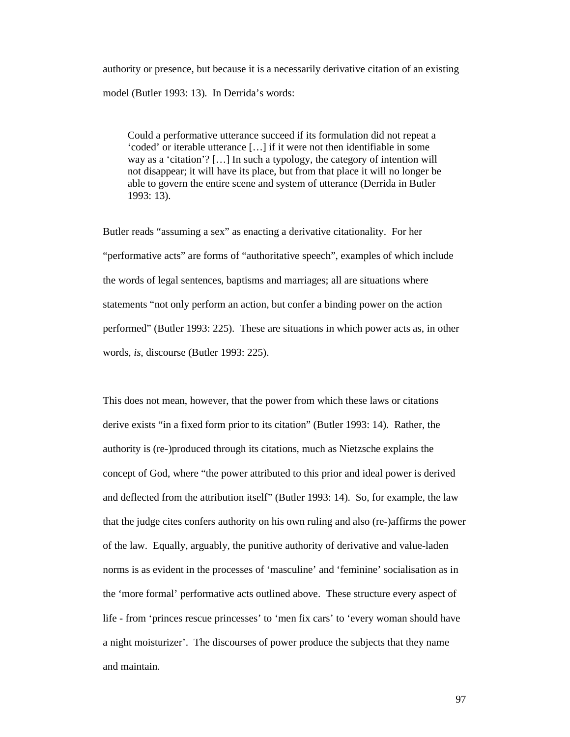authority or presence, but because it is a necessarily derivative citation of an existing model (Butler 1993: 13). In Derrida's words:

> Could a performative utterance succeed if its formulation did not repeat a 'coded' or iterable utterance […] if it were not then identifiable in some way as a 'citation'? […] In such a typology, the category of intention will not disappear; it will have its place, but from that place it will no longer be able to govern the entire scene and system of utterance (Derrida in Butler 1993: 13).

Butler reads "assuming a sex" as enacting a derivative citationality. For her "performative acts" are forms of "authoritative speech", examples of which include the words of legal sentences, baptisms and marriages; all are situations where statements "not only perform an action, but confer a binding power on the action performed" (Butler 1993: 225). These are situations in which power acts as, in other words, *is*, discourse (Butler 1993: 225).

This does not mean, however, that the power from which these laws or citations derive exists "in a fixed form prior to its citation" (Butler 1993: 14). Rather, the authority is (re-)produced through its citations, much as Nietzsche explains the concept of God, where "the power attributed to this prior and ideal power is derived and deflected from the attribution itself" (Butler 1993: 14). So, for example, the law that the judge cites confers authority on his own ruling and also (re-)affirms the power of the law. Equally, arguably, the punitive authority of derivative and value-laden norms is as evident in the processes of 'masculine' and 'feminine' socialisation as in the 'more formal' performative acts outlined above. These structure every aspect of life - from 'princes rescue princesses' to 'men fix cars' to 'every woman should have a night moisturizer'. The discourses of power produce the subjects that they name and maintain.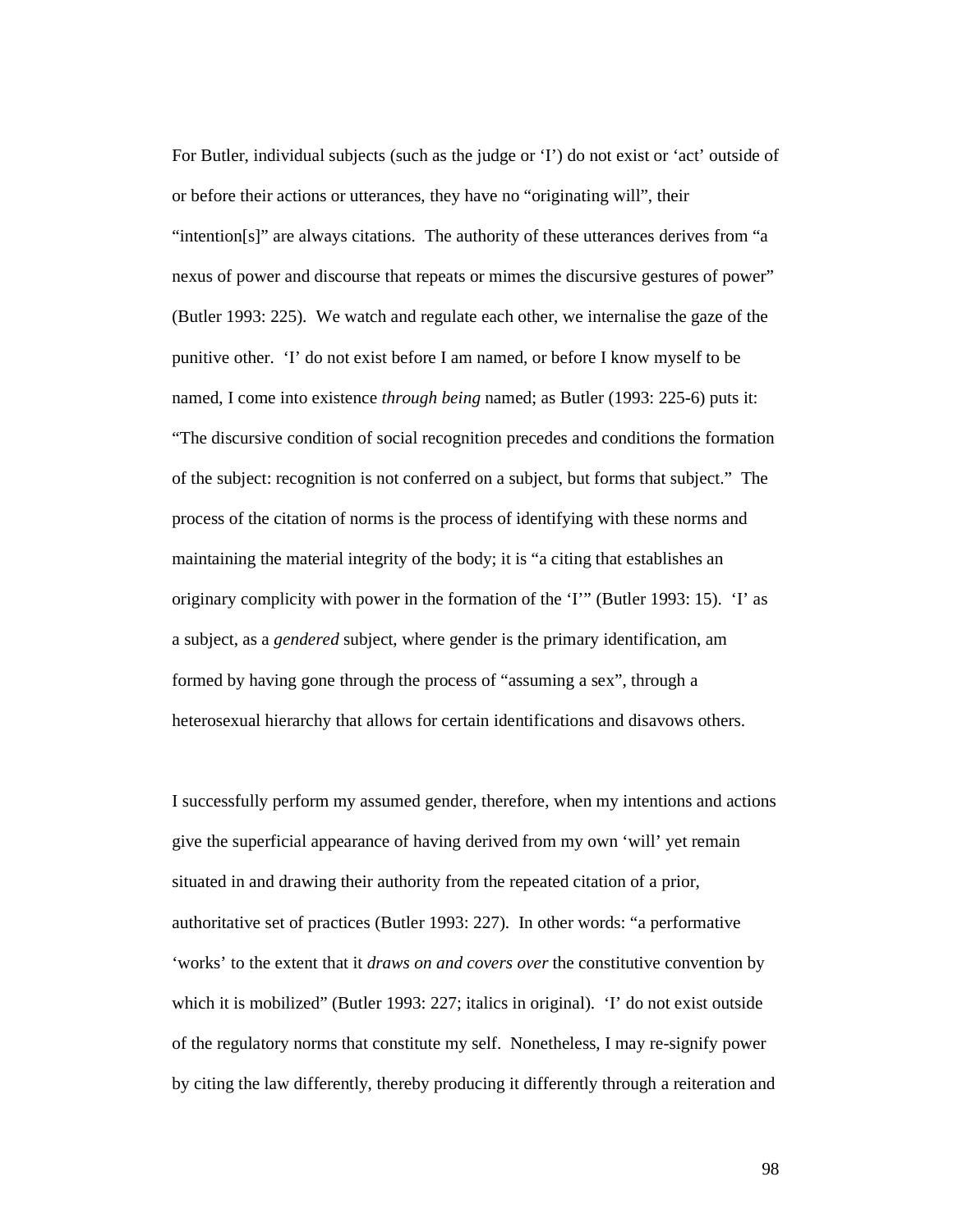For Butler, individual subjects (such as the judge or ‘I’) do not exist or ‘act’ outside of or before their actions or utterances, they have no “originating will”, their “intention[s]” are always citations. The authority of these utterances derives from “a nexus of power and discourse that repeats or mimes the discursive gestures of power” (Butler 1993: 225). We watch and regulate each other, we internalise the gaze of the punitive other. ‘I’ do not exist before I am named, or before I know myself to be named, I come into existence *through being* named; as Butler (1993: 225-6) puts it: “The discursive condition of social recognition precedes and conditions the formation of the subject: recognition is not conferred on a subject, but forms that subject.” The process of the citation of norms is the process of identifying with these norms and maintaining the material integrity of the body; it is “a citing that establishes an originary complicity with power in the formation of the ‘I’” (Butler 1993: 15). ‘I’ as a subject, as a *gendered* subject, where gender is the primary identification, am formed by having gone through the process of “assuming a sex”, through a heterosexual hierarchy that allows for certain identifications and disavows others.

I successfully perform my assumed gender, therefore, when my intentions and actions give the superficial appearance of having derived from my own ‘will’ yet remain situated in and drawing their authority from the repeated citation of a prior, authoritative set of practices (Butler 1993: 227). In other words: “a performative ‘works’ to the extent that it *draws on and covers over* the constitutive convention by which it is mobilized” (Butler 1993: 227; italics in original). ‘I’ do not exist outside of the regulatory norms that constitute my self. Nonetheless, I may re-signify power by citing the law differently, thereby producing it differently through a reiteration and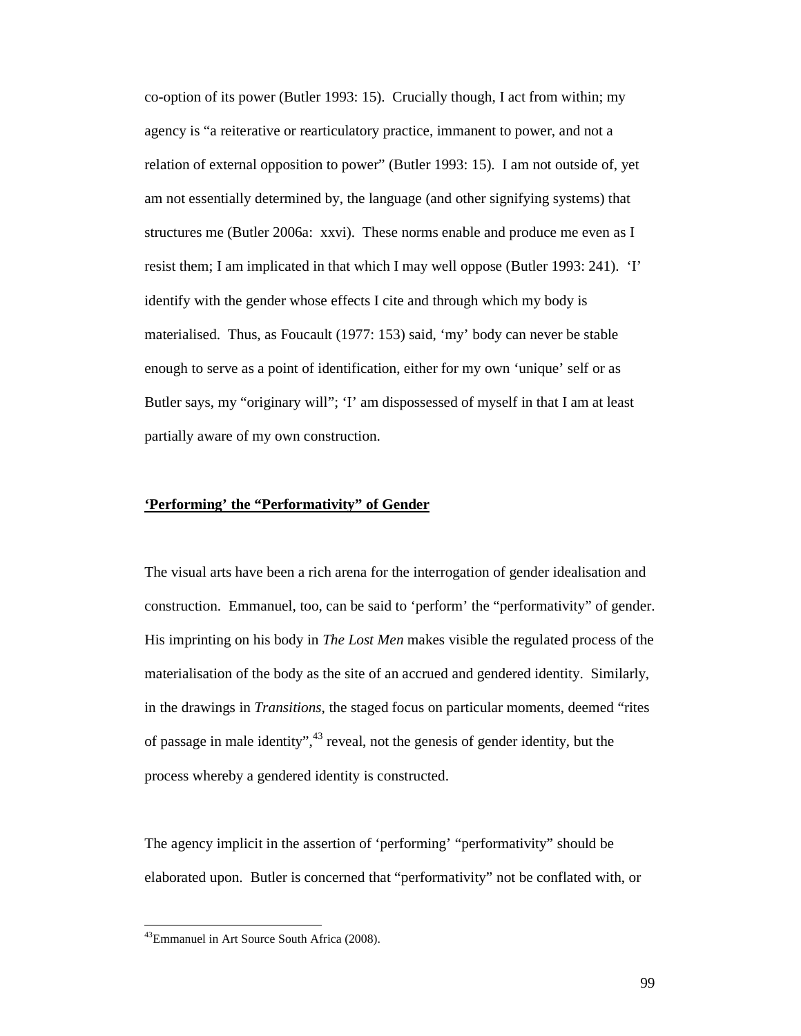co-option of its power (Butler 1993: 15). Crucially though, I act from within; my agency is "a reiterative or rearticulatory practice, immanent to power, and not a relation of external opposition to power" (Butler 1993: 15). I am not outside of, yet am not essentially determined by, the language (and other signifying systems) that structures me (Butler 2006a: xxvi). These norms enable and produce me even as I resist them; I am implicated in that which I may well oppose (Butler 1993: 241). 'I' identify with the gender whose effects I cite and through which my body is materialised. Thus, as Foucault (1977: 153) said, 'my' body can never be stable enough to serve as a point of identification, either for my own 'unique' self or as Butler says, my "originary will"; 'I' am dispossessed of myself in that I am at least partially aware of my own construction.

## **<u>'Performing' the "Performativity" of Gender</u>**

The visual arts have been a rich arena for the interrogation of gender idealisation and construction. Emmanuel, too, can be said to 'perform' the "performativity" of gender. His imprinting on his body in *The Lost Men* makes visible the regulated process of the materialisation of the body as the site of an accrued and gendered identity. Similarly, in the drawings in *Transitions*, the staged focus on particular moments, deemed "rites of passage in male identity",[43] reveal, not the genesis of gender identity, but the process whereby a gendered identity is constructed.

The agency implicit in the assertion of 'performing' "performativity" should be elaborated upon. Butler is concerned that "performativity" not be conflated with, or

[43] Emmanuel in Art Source South Africa (2008).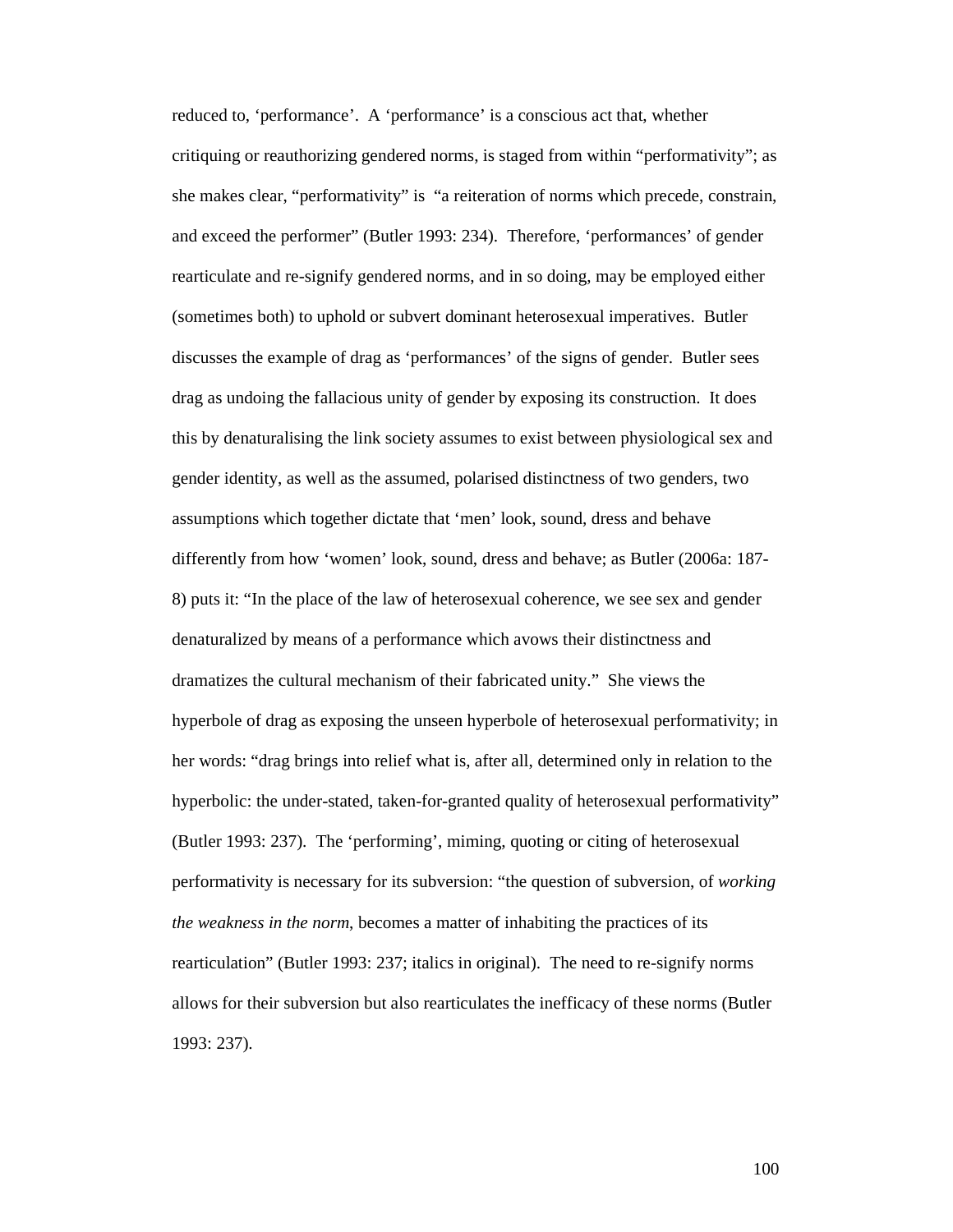reduced to, 'performance'. A 'performance' is a conscious act that, whether critiquing or reauthorizing gendered norms, is staged from within "performativity"; as she makes clear, "performativity" is "a reiteration of norms which precede, constrain, and exceed the performer" (Butler 1993: 234). Therefore, 'performances' of gender rearticulate and re-signify gendered norms, and in so doing, may be employed either (sometimes both) to uphold or subvert dominant heterosexual imperatives. Butler discusses the example of drag as 'performances' of the signs of gender. Butler sees drag as undoing the fallacious unity of gender by exposing its construction. It does this by denaturalising the link society assumes to exist between physiological sex and gender identity, as well as the assumed, polarised distinctness of two genders, two assumptions which together dictate that 'men' look, sound, dress and behave differently from how 'women' look, sound, dress and behave; as Butler (2006a: 187-8) puts it: "In the place of the law of heterosexual coherence, we see sex and gender denaturalized by means of a performance which avows their distinctness and dramatizes the cultural mechanism of their fabricated unity." She views the hyperbole of drag as exposing the unseen hyperbole of heterosexual performativity; in her words: "drag brings into relief what is, after all, determined only in relation to the hyperbolic: the under-stated, taken-for-granted quality of heterosexual performativity" (Butler 1993: 237). The 'performing', miming, quoting or citing of heterosexual performativity is necessary for its subversion: "the question of subversion, of *working the weakness in the norm*, becomes a matter of inhabiting the practices of its rearticulation" (Butler 1993: 237; italics in original). The need to re-signify norms allows for their subversion but also rearticulates the inefficacy of these norms (Butler 1993: 237).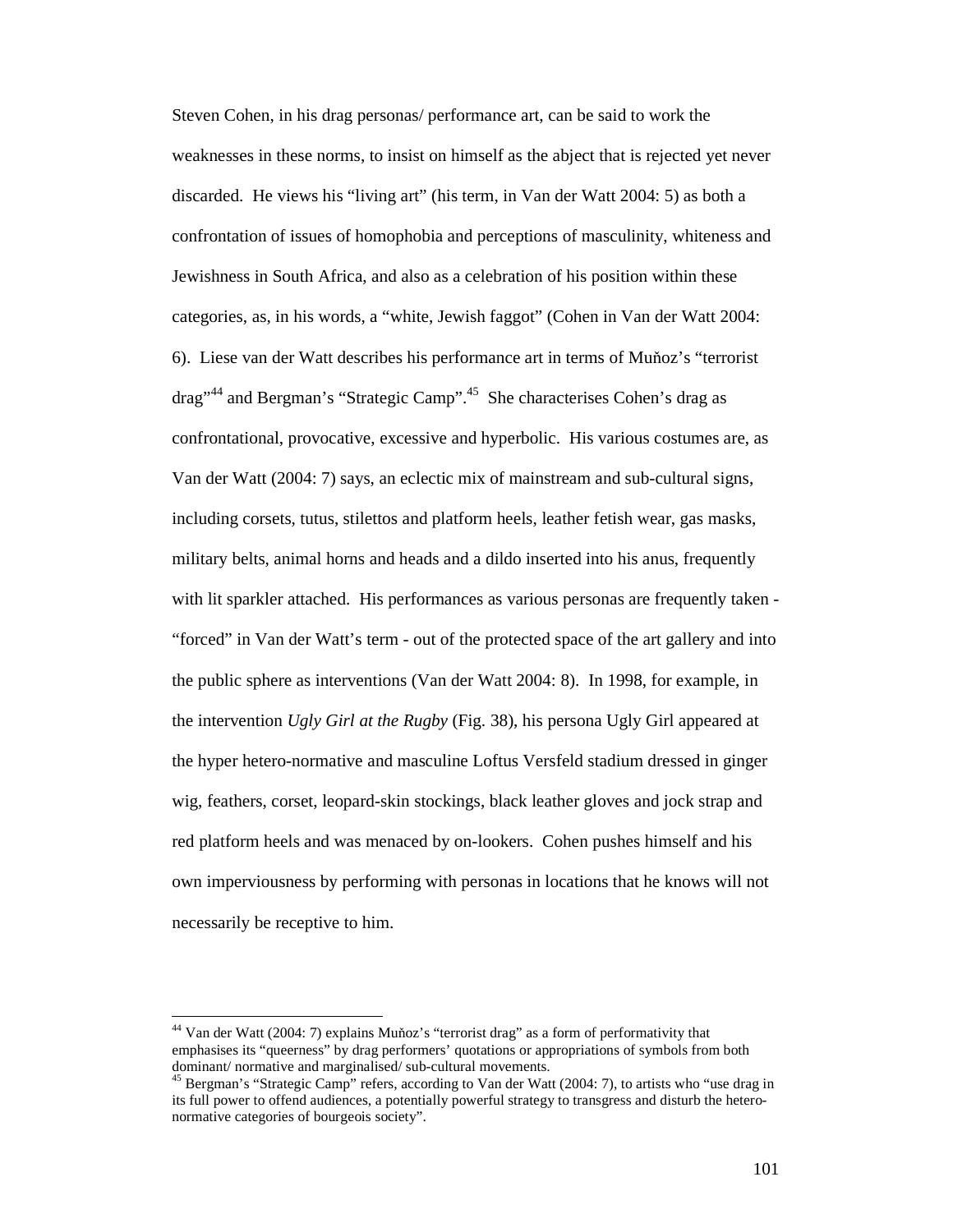Steven Cohen, in his drag personas/ performance art, can be said to work the weaknesses in these norms, to insist on himself as the abject that is rejected yet never discarded. He views his "living art" (his term, in Van der Watt 2004: 5) as both a confrontation of issues of homophobia and perceptions of masculinity, whiteness and Jewishness in South Africa, and also as a celebration of his position within these categories, as, in his words, a "white, Jewish faggot" (Cohen in Van der Watt 2004: 6). Liese van der Watt describes his performance art in terms of Muňoz's "terrorist drag"[44] and Bergman's "Strategic Camp".[45] She characterises Cohen's drag as confrontational, provocative, excessive and hyperbolic. His various costumes are, as Van der Watt (2004: 7) says, an eclectic mix of mainstream and sub-cultural signs, including corsets, tutus, stilettos and platform heels, leather fetish wear, gas masks, military belts, animal horns and heads and a dildo inserted into his anus, frequently with lit sparkler attached. His performances as various personas are frequently taken - "forced" in Van der Watt's term - out of the protected space of the art gallery and into the public sphere as interventions (Van der Watt 2004: 8). In 1998, for example, in the intervention *Ugly Girl at the Rugby* (Fig. 38), his persona Ugly Girl appeared at the hyper hetero-normative and masculine Loftus Versfeld stadium dressed in ginger wig, feathers, corset, leopard-skin stockings, black leather gloves and jock strap and red platform heels and was menaced by on-lookers. Cohen pushes himself and his own imperviousness by performing with personas in locations that he knows will not necessarily be receptive to him.

---

[44] Van der Watt (2004: 7) explains Muňoz's "terrorist drag" as a form of performativity that emphasises its "queerness" by drag performers' quotations or appropriations of symbols from both dominant/ normative and marginalised/ sub-cultural movements.

[45] Bergman's "Strategic Camp" refers, according to Van der Watt (2004: 7), to artists who "use drag in its full power to offend audiences, a potentially powerful strategy to transgress and disturb the hetero-normative categories of bourgeois society".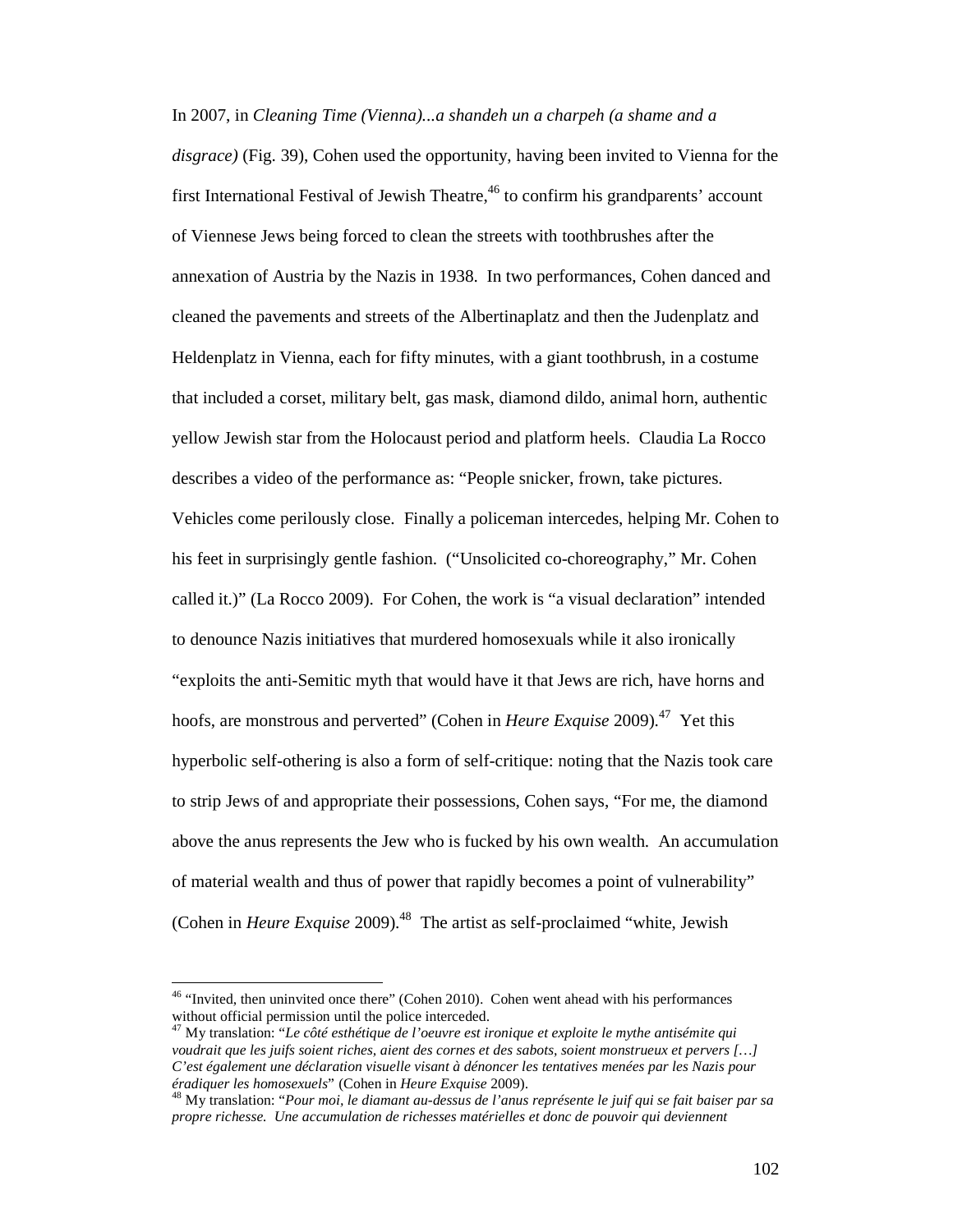In 2007, in *Cleaning Time (Vienna)...a shandeh un a charpeh (a shame and a disgrace)* (Fig. 39), Cohen used the opportunity, having been invited to Vienna for the first International Festival of Jewish Theatre,[46] to confirm his grandparents' account of Viennese Jews being forced to clean the streets with toothbrushes after the annexation of Austria by the Nazis in 1938. In two performances, Cohen danced and cleaned the pavements and streets of the Albertinaplatz and then the Judenplatz and Heldenplatz in Vienna, each for fifty minutes, with a giant toothbrush, in a costume that included a corset, military belt, gas mask, diamond dildo, animal horn, authentic yellow Jewish star from the Holocaust period and platform heels. Claudia La Rocco describes a video of the performance as: "People snicker, frown, take pictures. Vehicles come perilously close. Finally a policeman intercedes, helping Mr. Cohen to his feet in surprisingly gentle fashion. ("Unsolicited co-choreography," Mr. Cohen called it.)" (La Rocco 2009). For Cohen, the work is "a visual declaration" intended to denounce Nazis initiatives that murdered homosexuals while it also ironically "exploits the anti-Semitic myth that would have it that Jews are rich, have horns and hoofs, are monstrous and perverted" (Cohen in *Heure Exquise* 2009).[47] Yet this hyperbolic self-othering is also a form of self-critique: noting that the Nazis took care to strip Jews of and appropriate their possessions, Cohen says, "For me, the diamond above the anus represents the Jew who is fucked by his own wealth. An accumulation of material wealth and thus of power that rapidly becomes a point of vulnerability" (Cohen in *Heure Exquise* 2009).[48] The artist as self-proclaimed "white, Jewish

---

[46] "Invited, then uninvited once there" (Cohen 2010). Cohen went ahead with his performances without official permission until the police interceded.

[47] My translation: "*Le côté esthétique de l'oeuvre est ironique et exploite le mythe antisémite qui voudrait que les juifs soient riches, aient des cornes et des sabots, soient monstrueux et pervers […] C'est également une déclaration visuelle visant à dénoncer les tentatives menées par les Nazis pour éradiquer les homosexuels*" (Cohen in *Heure Exquise* 2009).

[48] My translation: "*Pour moi, le diamant au-dessus de l'anus représente le juif qui se fait baiser par sa propre richesse. Une accumulation de richesses matérielles et donc de pouvoir qui deviennent*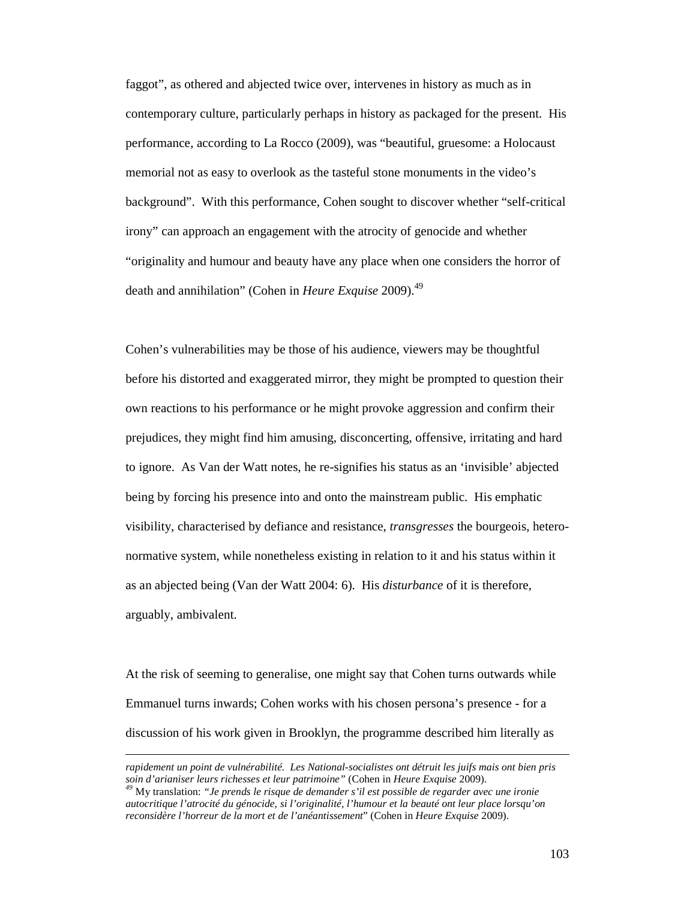faggot", as othered and abjected twice over, intervenes in history as much as in contemporary culture, particularly perhaps in history as packaged for the present. His performance, according to La Rocco (2009), was "beautiful, gruesome: a Holocaust memorial not as easy to overlook as the tasteful stone monuments in the video's background". With this performance, Cohen sought to discover whether "self-critical irony" can approach an engagement with the atrocity of genocide and whether "originality and humour and beauty have any place when one considers the horror of death and annihilation" (Cohen in *Heure Exquise* 2009).[49]

Cohen's vulnerabilities may be those of his audience, viewers may be thoughtful before his distorted and exaggerated mirror, they might be prompted to question their own reactions to his performance or he might provoke aggression and confirm their prejudices, they might find him amusing, disconcerting, offensive, irritating and hard to ignore. As Van der Watt notes, he re-signifies his status as an 'invisible' abjected being by forcing his presence into and onto the mainstream public. His emphatic visibility, characterised by defiance and resistance, *transgresses* the bourgeois, hetero-normative system, while nonetheless existing in relation to it and his status within it as an abjected being (Van der Watt 2004: 6). His *disturbance* of it is therefore, arguably, ambivalent.

At the risk of seeming to generalise, one might say that Cohen turns outwards while Emmanuel turns inwards; Cohen works with his chosen persona's presence - for a discussion of his work given in Brooklyn, the programme described him literally as

---

*rapidement un point de vulnérabilité. Les National-socialistes ont détruit les juifs mais ont bien pris soin d'arianiser leurs richesses et leur patrimoine"* (Cohen in *Heure Exquise* 2009).

[49] My translation: "*Je prends le risque de demander s'il est possible de regarder avec une ironie autocritique l'atrocité du génocide, si l'originalité, l'humour et la beauté ont leur place lorsqu'on reconsidère l'horreur de la mort et de l'anéantissement*" (Cohen in *Heure Exquise* 2009).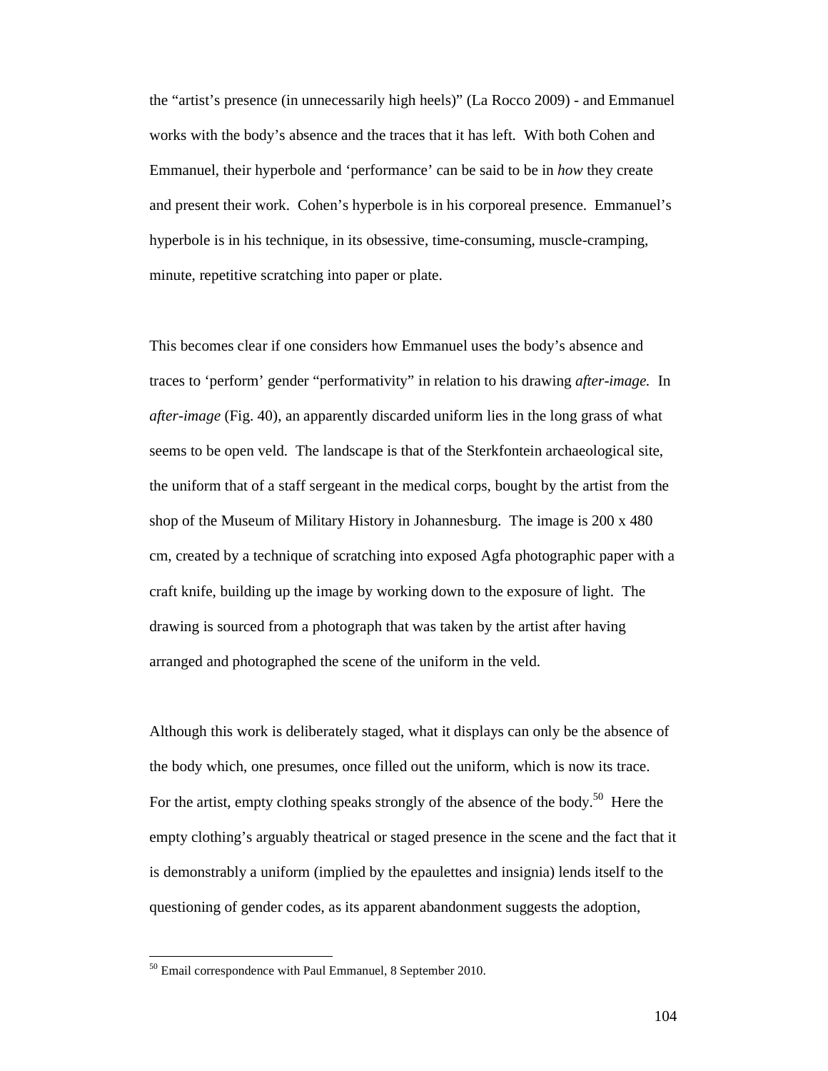the "artist's presence (in unnecessarily high heels)" (La Rocco 2009) - and Emmanuel works with the body's absence and the traces that it has left. With both Cohen and Emmanuel, their hyperbole and 'performance' can be said to be in *how* they create and present their work. Cohen's hyperbole is in his corporeal presence. Emmanuel's hyperbole is in his technique, in its obsessive, time-consuming, muscle-cramping, minute, repetitive scratching into paper or plate.

This becomes clear if one considers how Emmanuel uses the body's absence and traces to 'perform' gender "performativity" in relation to his drawing *after-image.* In *after-image* (Fig. 40), an apparently discarded uniform lies in the long grass of what seems to be open veld. The landscape is that of the Sterkfontein archaeological site, the uniform that of a staff sergeant in the medical corps, bought by the artist from the shop of the Museum of Military History in Johannesburg. The image is 200 x 480 cm, created by a technique of scratching into exposed Agfa photographic paper with a craft knife, building up the image by working down to the exposure of light. The drawing is sourced from a photograph that was taken by the artist after having arranged and photographed the scene of the uniform in the veld.

Although this work is deliberately staged, what it displays can only be the absence of the body which, one presumes, once filled out the uniform, which is now its trace. For the artist, empty clothing speaks strongly of the absence of the body.[50] Here the empty clothing's arguably theatrical or staged presence in the scene and the fact that it is demonstrably a uniform (implied by the epaulettes and insignia) lends itself to the questioning of gender codes, as its apparent abandonment suggests the adoption,

[50] Email correspondence with Paul Emmanuel, 8 September 2010.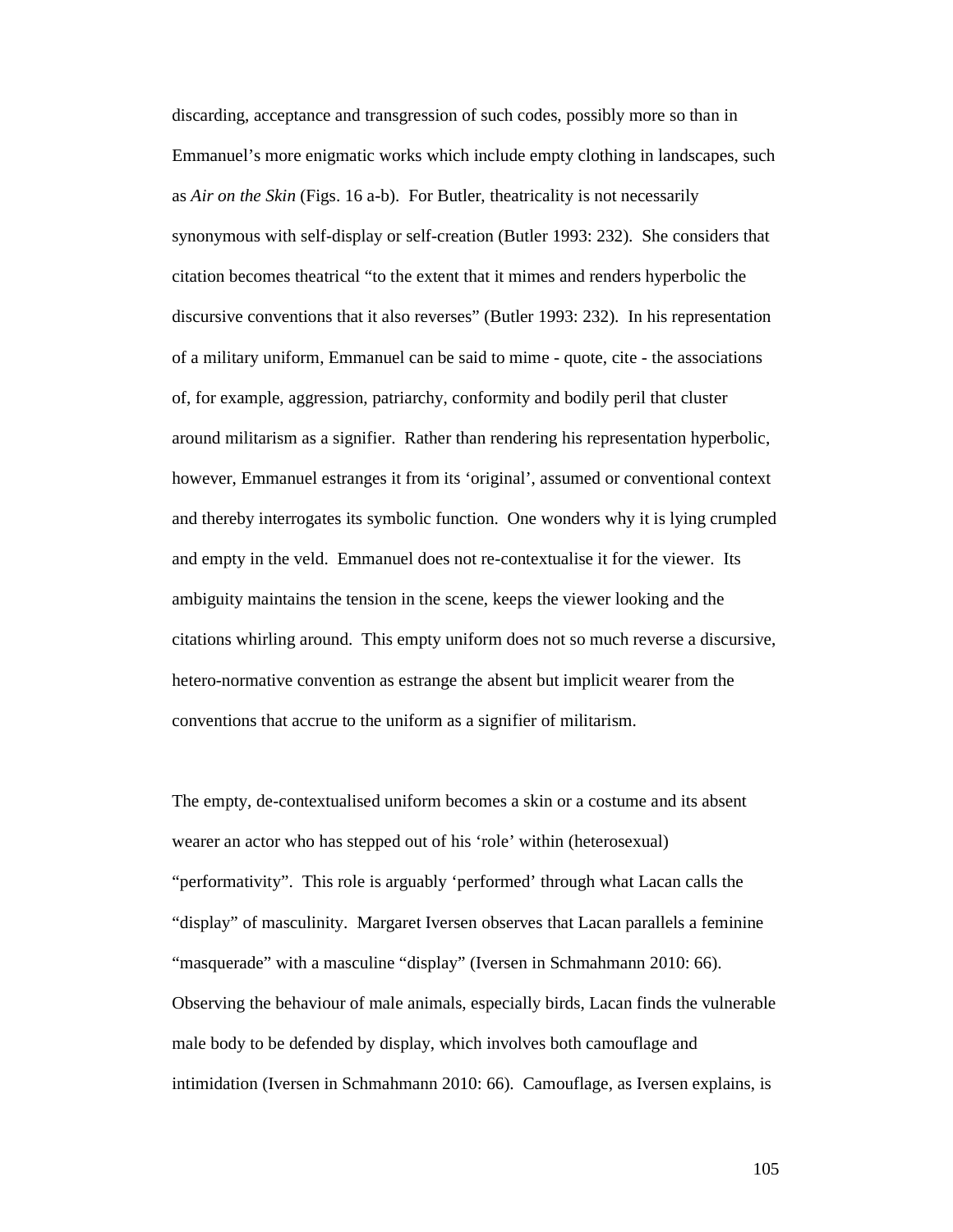discarding, acceptance and transgression of such codes, possibly more so than in Emmanuel's more enigmatic works which include empty clothing in landscapes, such as *Air on the Skin* (Figs. 16 a-b). For Butler, theatricality is not necessarily synonymous with self-display or self-creation (Butler 1993: 232). She considers that citation becomes theatrical "to the extent that it mimes and renders hyperbolic the discursive conventions that it also reverses" (Butler 1993: 232). In his representation of a military uniform, Emmanuel can be said to mime - quote, cite - the associations of, for example, aggression, patriarchy, conformity and bodily peril that cluster around militarism as a signifier. Rather than rendering his representation hyperbolic, however, Emmanuel estranges it from its 'original', assumed or conventional context and thereby interrogates its symbolic function. One wonders why it is lying crumpled and empty in the veld. Emmanuel does not re-contextualise it for the viewer. Its ambiguity maintains the tension in the scene, keeps the viewer looking and the citations whirling around. This empty uniform does not so much reverse a discursive, hetero-normative convention as estrange the absent but implicit wearer from the conventions that accrue to the uniform as a signifier of militarism.

The empty, de-contextualised uniform becomes a skin or a costume and its absent wearer an actor who has stepped out of his 'role' within (heterosexual) "performativity". This role is arguably 'performed' through what Lacan calls the "display" of masculinity. Margaret Iversen observes that Lacan parallels a feminine "masquerade" with a masculine "display" (Iversen in Schmahmann 2010: 66). Observing the behaviour of male animals, especially birds, Lacan finds the vulnerable male body to be defended by display, which involves both camouflage and intimidation (Iversen in Schmahmann 2010: 66). Camouflage, as Iversen explains, is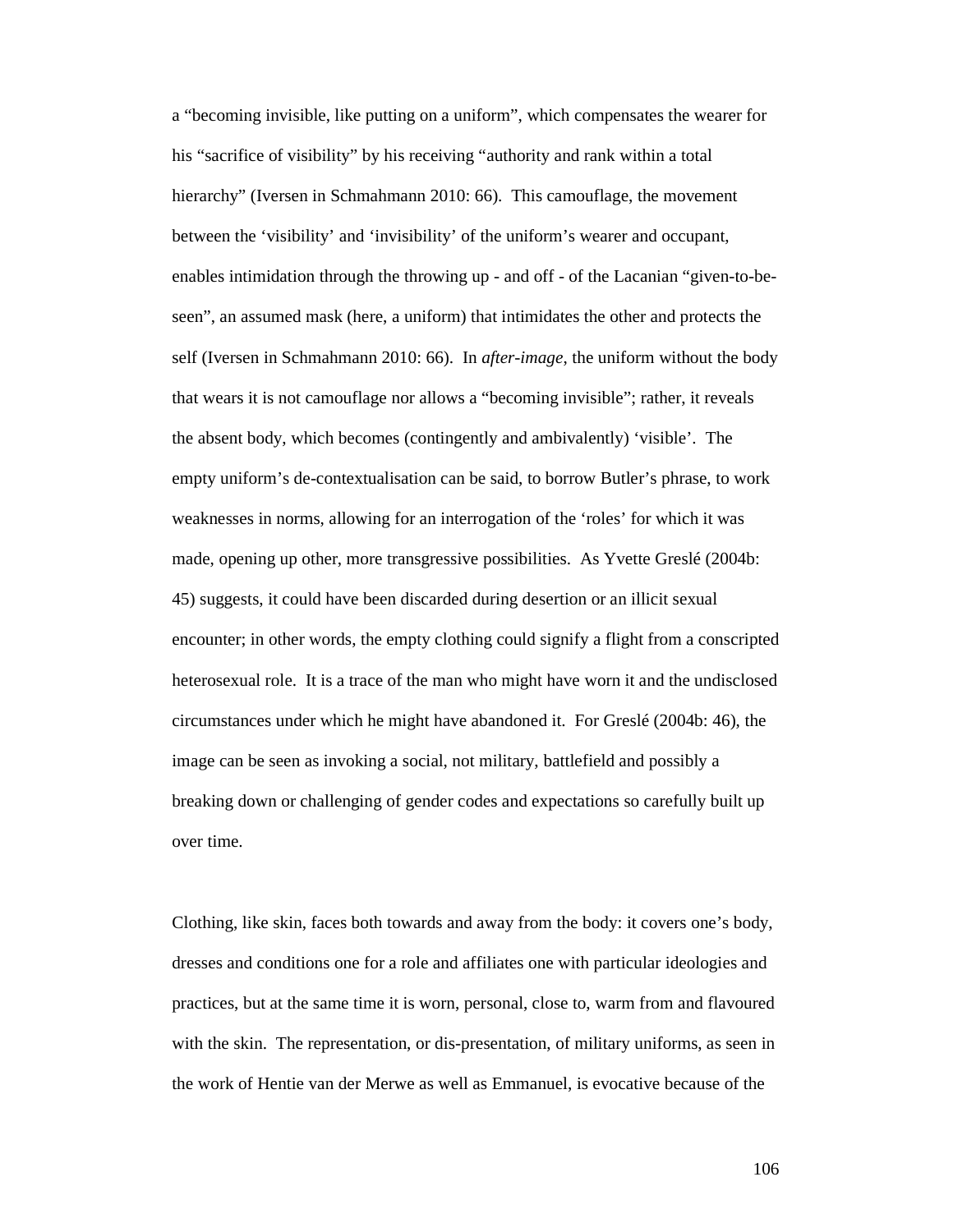a “becoming invisible, like putting on a uniform”, which compensates the wearer for his “sacrifice of visibility” by his receiving “authority and rank within a total hierarchy” (Iversen in Schmahmann 2010: 66). This camouflage, the movement between the ‘visibility’ and ‘invisibility’ of the uniform’s wearer and occupant, enables intimidation through the throwing up - and off - of the Lacanian “given-to-be-seen”, an assumed mask (here, a uniform) that intimidates the other and protects the self (Iversen in Schmahmann 2010: 66). In *after-image*, the uniform without the body that wears it is not camouflage nor allows a “becoming invisible”; rather, it reveals the absent body, which becomes (contingently and ambivalently) ‘visible’. The empty uniform’s de-contextualisation can be said, to borrow Butler’s phrase, to work weaknesses in norms, allowing for an interrogation of the ‘roles’ for which it was made, opening up other, more transgressive possibilities. As Yvette Greslé (2004b: 45) suggests, it could have been discarded during desertion or an illicit sexual encounter; in other words, the empty clothing could signify a flight from a conscripted heterosexual role. It is a trace of the man who might have worn it and the undisclosed circumstances under which he might have abandoned it. For Greslé (2004b: 46), the image can be seen as invoking a social, not military, battlefield and possibly a breaking down or challenging of gender codes and expectations so carefully built up over time.

Clothing, like skin, faces both towards and away from the body: it covers one’s body, dresses and conditions one for a role and affiliates one with particular ideologies and practices, but at the same time it is worn, personal, close to, warm from and flavoured with the skin. The representation, or dis-presentation, of military uniforms, as seen in the work of Hentie van der Merwe as well as Emmanuel, is evocative because of the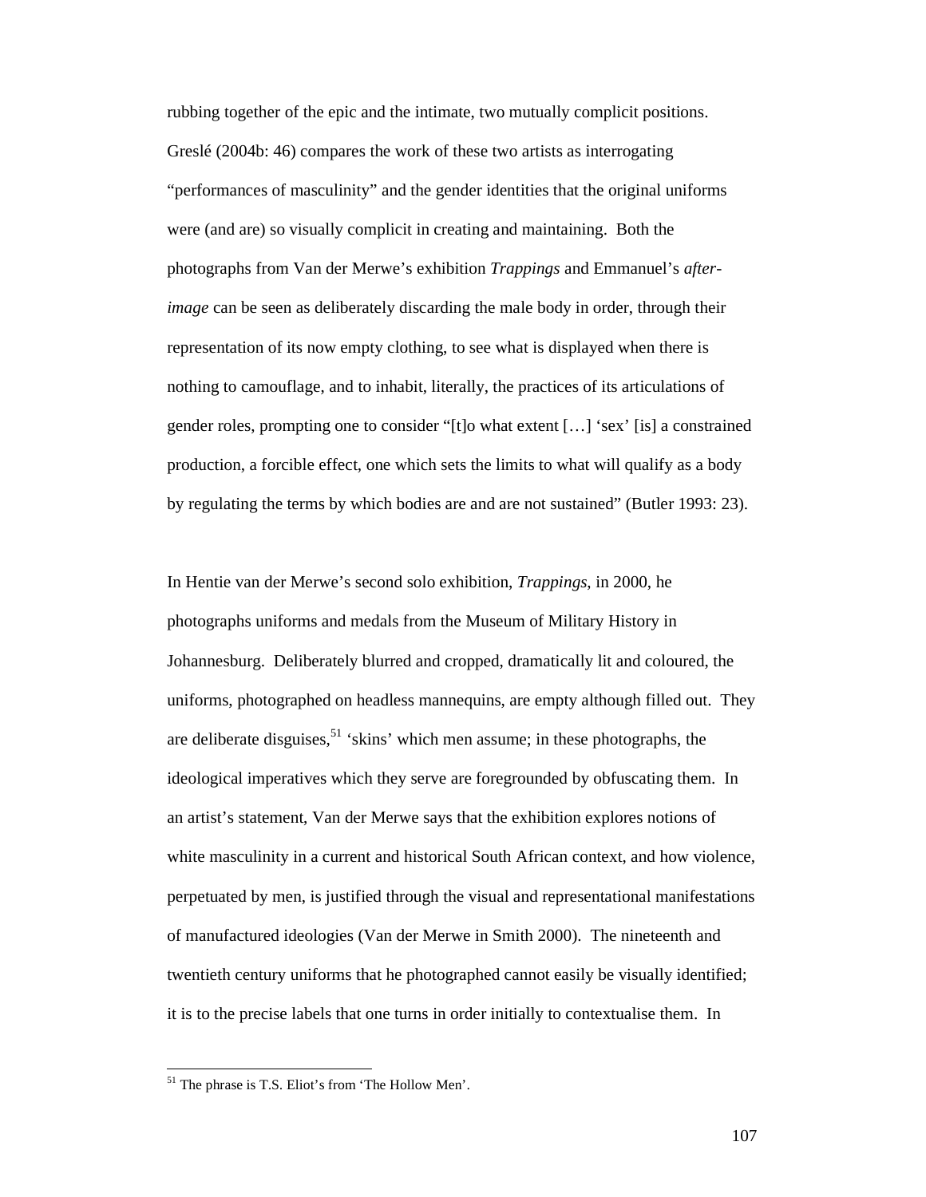rubbing together of the epic and the intimate, two mutually complicit positions. Greslé (2004b: 46) compares the work of these two artists as interrogating "performances of masculinity" and the gender identities that the original uniforms were (and are) so visually complicit in creating and maintaining. Both the photographs from Van der Merwe's exhibition *Trappings* and Emmanuel's *after-image* can be seen as deliberately discarding the male body in order, through their representation of its now empty clothing, to see what is displayed when there is nothing to camouflage, and to inhabit, literally, the practices of its articulations of gender roles, prompting one to consider "[t]o what extent […] 'sex' [is] a constrained production, a forcible effect, one which sets the limits to what will qualify as a body by regulating the terms by which bodies are and are not sustained" (Butler 1993: 23).

In Hentie van der Merwe's second solo exhibition, *Trappings*, in 2000, he photographs uniforms and medals from the Museum of Military History in Johannesburg. Deliberately blurred and cropped, dramatically lit and coloured, the uniforms, photographed on headless mannequins, are empty although filled out. They are deliberate disguises,[51] 'skins' which men assume; in these photographs, the ideological imperatives which they serve are foregrounded by obfuscating them. In an artist's statement, Van der Merwe says that the exhibition explores notions of white masculinity in a current and historical South African context, and how violence, perpetuated by men, is justified through the visual and representational manifestations of manufactured ideologies (Van der Merwe in Smith 2000). The nineteenth and twentieth century uniforms that he photographed cannot easily be visually identified; it is to the precise labels that one turns in order initially to contextualise them. In

---

[51] The phrase is T.S. Eliot's from 'The Hollow Men'.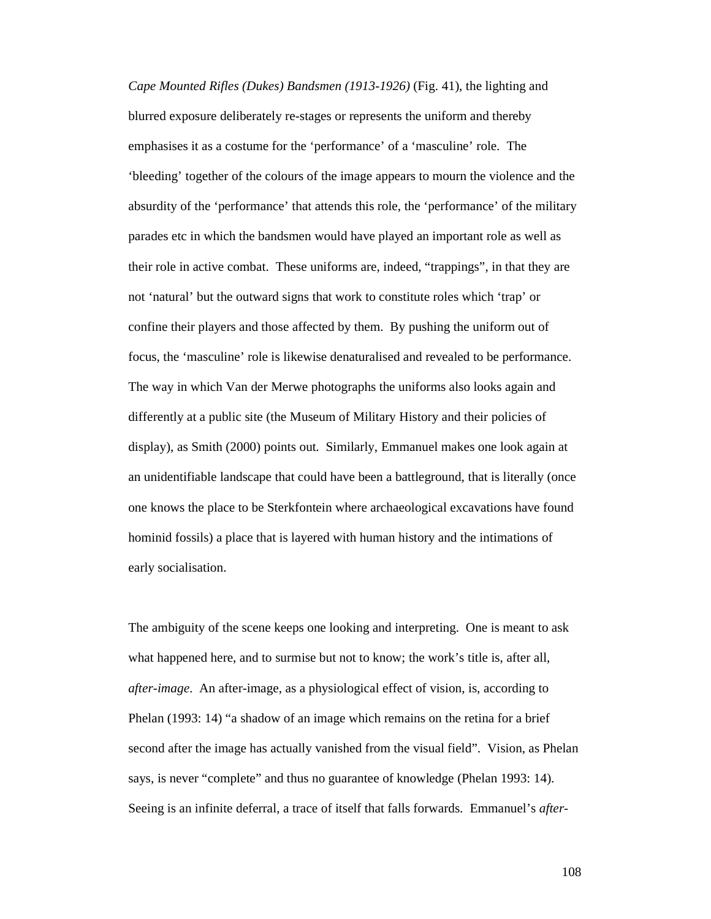*Cape Mounted Rifles (Dukes) Bandsmen (1913-1926)* (Fig. 41), the lighting and blurred exposure deliberately re-stages or represents the uniform and thereby emphasises it as a costume for the 'performance' of a 'masculine' role. The 'bleeding' together of the colours of the image appears to mourn the violence and the absurdity of the 'performance' that attends this role, the 'performance' of the military parades etc in which the bandsmen would have played an important role as well as their role in active combat. These uniforms are, indeed, "trappings", in that they are not 'natural' but the outward signs that work to constitute roles which 'trap' or confine their players and those affected by them. By pushing the uniform out of focus, the 'masculine' role is likewise denaturalised and revealed to be performance. The way in which Van der Merwe photographs the uniforms also looks again and differently at a public site (the Museum of Military History and their policies of display), as Smith (2000) points out. Similarly, Emmanuel makes one look again at an unidentifiable landscape that could have been a battleground, that is literally (once one knows the place to be Sterkfontein where archaeological excavations have found hominid fossils) a place that is layered with human history and the intimations of early socialisation.

The ambiguity of the scene keeps one looking and interpreting. One is meant to ask what happened here, and to surmise but not to know; the work's title is, after all, *after-image*. An after-image, as a physiological effect of vision, is, according to Phelan (1993: 14) "a shadow of an image which remains on the retina for a brief second after the image has actually vanished from the visual field". Vision, as Phelan says, is never "complete" and thus no guarantee of knowledge (Phelan 1993: 14). Seeing is an infinite deferral, a trace of itself that falls forwards. Emmanuel's *after-*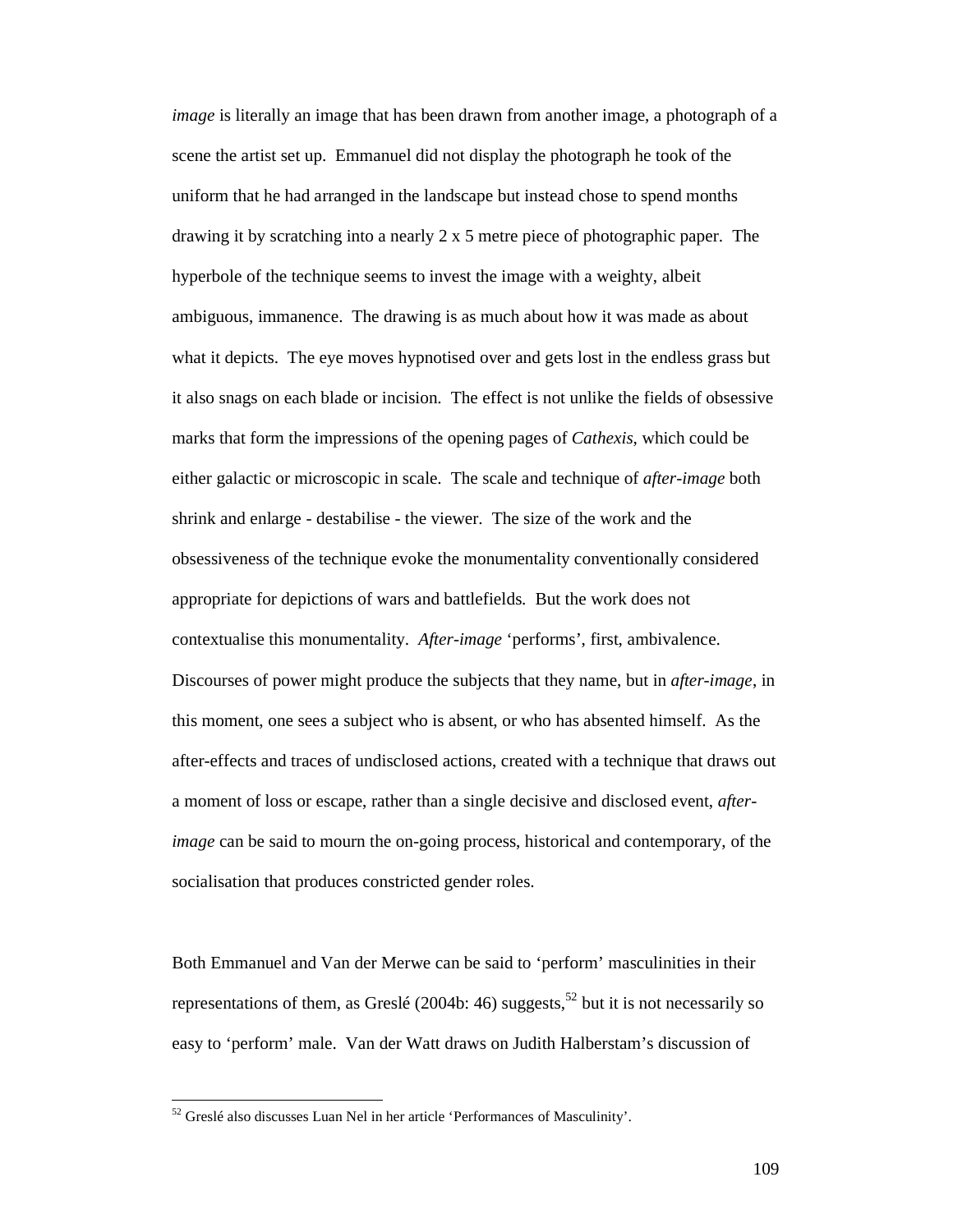*image* is literally an image that has been drawn from another image, a photograph of a scene the artist set up. Emmanuel did not display the photograph he took of the uniform that he had arranged in the landscape but instead chose to spend months drawing it by scratching into a nearly 2 x 5 metre piece of photographic paper. The hyperbole of the technique seems to invest the image with a weighty, albeit ambiguous, immanence. The drawing is as much about how it was made as about what it depicts. The eye moves hypnotised over and gets lost in the endless grass but it also snags on each blade or incision. The effect is not unlike the fields of obsessive marks that form the impressions of the opening pages of *Cathexis*, which could be either galactic or microscopic in scale. The scale and technique of *after-image* both shrink and enlarge - destabilise - the viewer. The size of the work and the obsessiveness of the technique evoke the monumentality conventionally considered appropriate for depictions of wars and battlefields. But the work does not contextualise this monumentality. *After-image* 'performs', first, ambivalence. Discourses of power might produce the subjects that they name, but in *after-image*, in this moment, one sees a subject who is absent, or who has absented himself. As the after-effects and traces of undisclosed actions, created with a technique that draws out a moment of loss or escape, rather than a single decisive and disclosed event, *after-image* can be said to mourn the on-going process, historical and contemporary, of the socialisation that produces constricted gender roles.

Both Emmanuel and Van der Merwe can be said to 'perform' masculinities in their representations of them, as Greslé (2004b: 46) suggests,[52] but it is not necessarily so easy to 'perform' male. Van der Watt draws on Judith Halberstam's discussion of

---

[52] Greslé also discusses Luan Nel in her article 'Performances of Masculinity'.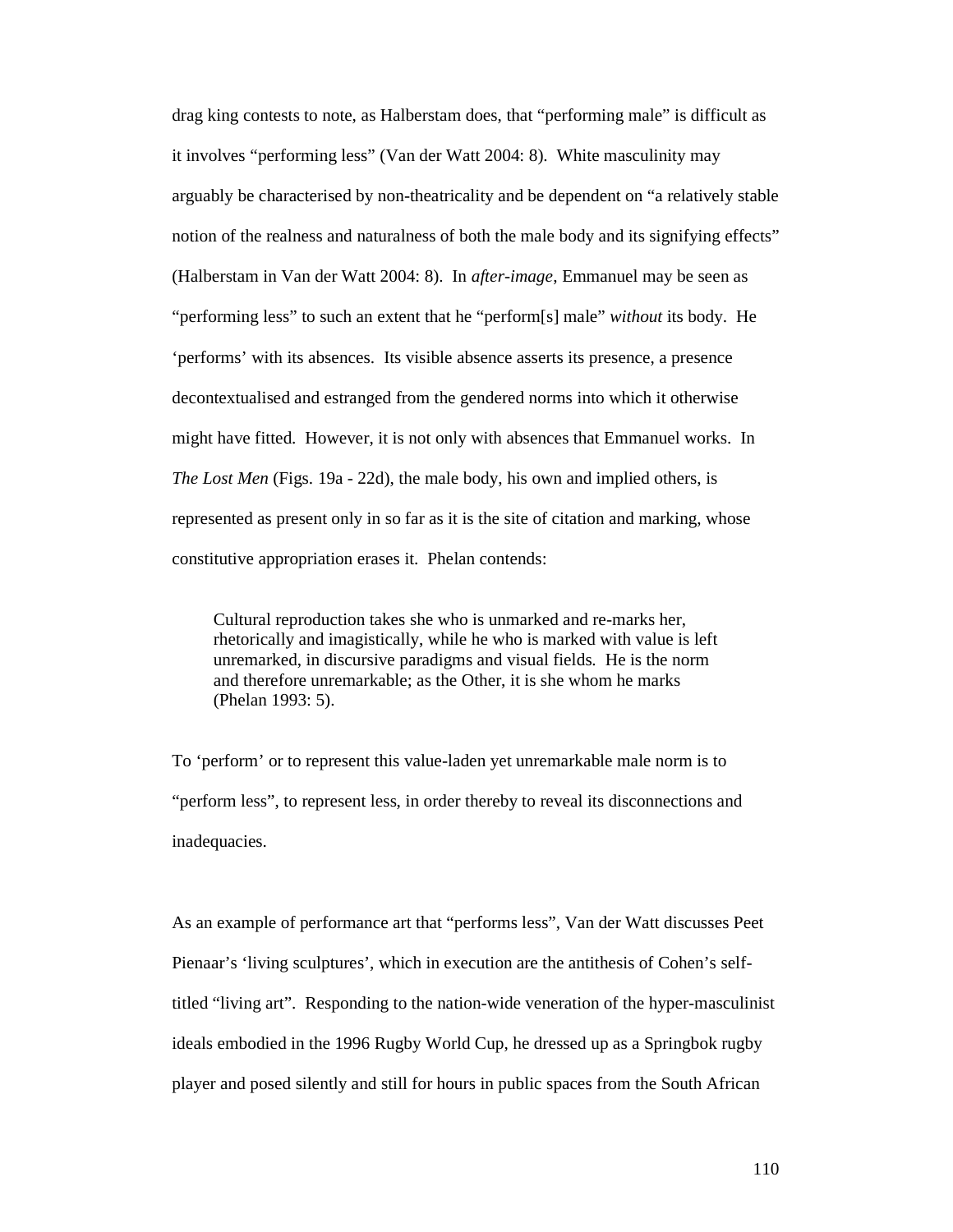drag king contests to note, as Halberstam does, that "performing male" is difficult as it involves "performing less" (Van der Watt 2004: 8). White masculinity may arguably be characterised by non-theatricality and be dependent on "a relatively stable notion of the realness and naturalness of both the male body and its signifying effects" (Halberstam in Van der Watt 2004: 8). In *after-image*, Emmanuel may be seen as "performing less" to such an extent that he "perform[s] male" *without* its body. He 'performs' with its absences. Its visible absence asserts its presence, a presence decontextualised and estranged from the gendered norms into which it otherwise might have fitted. However, it is not only with absences that Emmanuel works. In *The Lost Men* (Figs. 19a - 22d), the male body, his own and implied others, is represented as present only in so far as it is the site of citation and marking, whose constitutive appropriation erases it. Phelan contends:

> Cultural reproduction takes she who is unmarked and re-marks her, rhetorically and imagistically, while he who is marked with value is left unremarked, in discursive paradigms and visual fields. He is the norm and therefore unremarkable; as the Other, it is she whom he marks (Phelan 1993: 5).

To 'perform' or to represent this value-laden yet unremarkable male norm is to "perform less", to represent less, in order thereby to reveal its disconnections and inadequacies.

As an example of performance art that "performs less", Van der Watt discusses Peet Pienaar's 'living sculptures', which in execution are the antithesis of Cohen's self-titled "living art". Responding to the nation-wide veneration of the hyper-masculinist ideals embodied in the 1996 Rugby World Cup, he dressed up as a Springbok rugby player and posed silently and still for hours in public spaces from the South African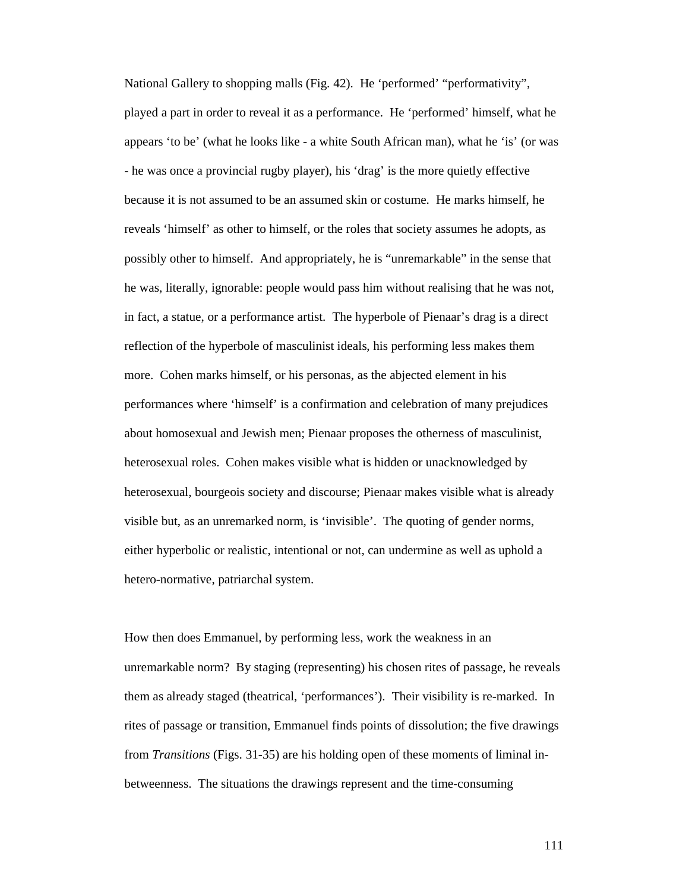National Gallery to shopping malls (Fig. 42). He 'performed' "performativity", played a part in order to reveal it as a performance. He 'performed' himself, what he appears 'to be' (what he looks like - a white South African man), what he 'is' (or was - he was once a provincial rugby player), his 'drag' is the more quietly effective because it is not assumed to be an assumed skin or costume. He marks himself, he reveals 'himself' as other to himself, or the roles that society assumes he adopts, as possibly other to himself. And appropriately, he is "unremarkable" in the sense that he was, literally, ignorable: people would pass him without realising that he was not, in fact, a statue, or a performance artist. The hyperbole of Pienaar's drag is a direct reflection of the hyperbole of masculinist ideals, his performing less makes them more. Cohen marks himself, or his personas, as the abjected element in his performances where 'himself' is a confirmation and celebration of many prejudices about homosexual and Jewish men; Pienaar proposes the otherness of masculinist, heterosexual roles. Cohen makes visible what is hidden or unacknowledged by heterosexual, bourgeois society and discourse; Pienaar makes visible what is already visible but, as an unremarked norm, is 'invisible'. The quoting of gender norms, either hyperbolic or realistic, intentional or not, can undermine as well as uphold a hetero-normative, patriarchal system.

How then does Emmanuel, by performing less, work the weakness in an unremarkable norm? By staging (representing) his chosen rites of passage, he reveals them as already staged (theatrical, 'performances'). Their visibility is re-marked. In rites of passage or transition, Emmanuel finds points of dissolution; the five drawings from *Transitions* (Figs. 31-35) are his holding open of these moments of liminal in-betweenness. The situations the drawings represent and the time-consuming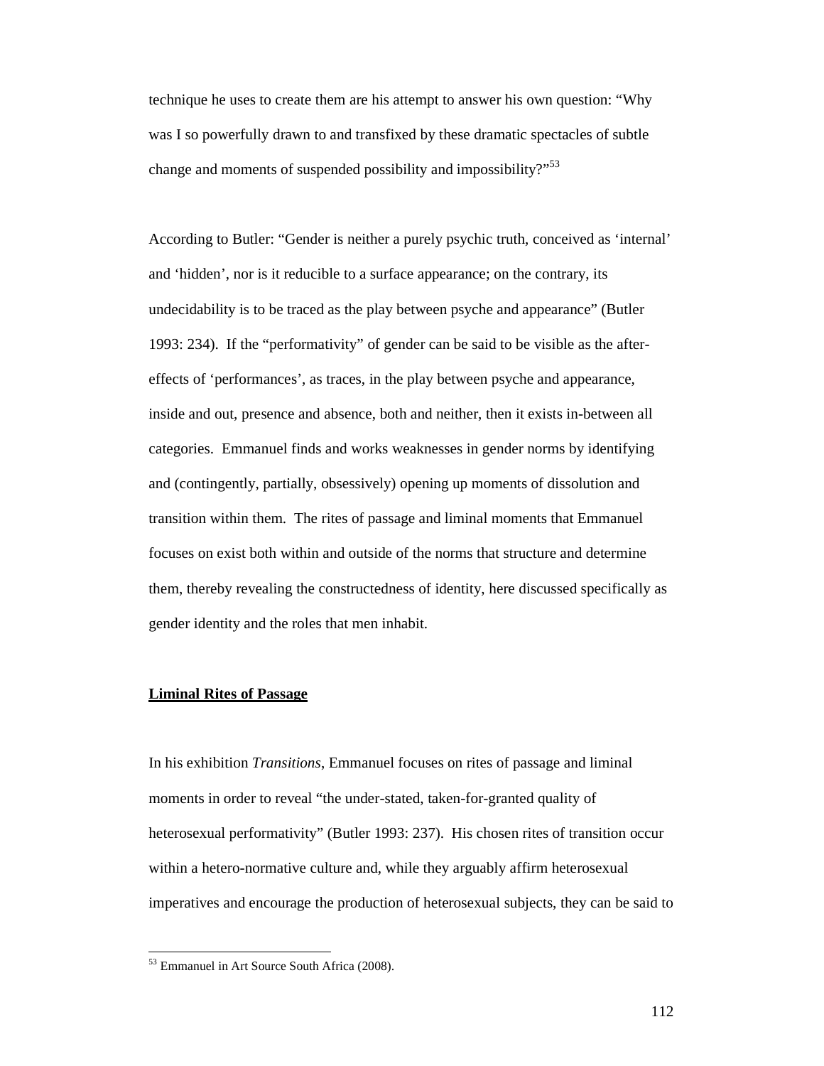technique he uses to create them are his attempt to answer his own question: "Why was I so powerfully drawn to and transfixed by these dramatic spectacles of subtle change and moments of suspended possibility and impossibility?"[53]

According to Butler: "Gender is neither a purely psychic truth, conceived as 'internal' and 'hidden', nor is it reducible to a surface appearance; on the contrary, its undecidability is to be traced as the play between psyche and appearance" (Butler 1993: 234). If the "performativity" of gender can be said to be visible as the after-effects of 'performances', as traces, in the play between psyche and appearance, inside and out, presence and absence, both and neither, then it exists in-between all categories. Emmanuel finds and works weaknesses in gender norms by identifying and (contingently, partially, obsessively) opening up moments of dissolution and transition within them. The rites of passage and liminal moments that Emmanuel focuses on exist both within and outside of the norms that structure and determine them, thereby revealing the constructedness of identity, here discussed specifically as gender identity and the roles that men inhabit.

## Liminal Rites of Passage

In his exhibition *Transitions*, Emmanuel focuses on rites of passage and liminal moments in order to reveal "the under-stated, taken-for-granted quality of heterosexual performativity" (Butler 1993: 237). His chosen rites of transition occur within a hetero-normative culture and, while they arguably affirm heterosexual imperatives and encourage the production of heterosexual subjects, they can be said to

[53] Emmanuel in Art Source South Africa (2008).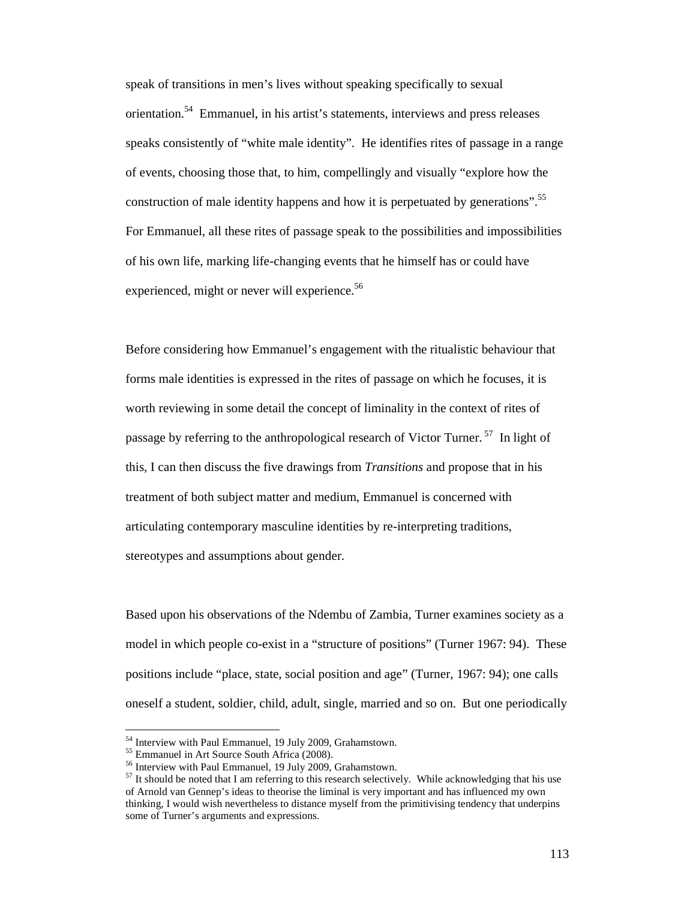speak of transitions in men's lives without speaking specifically to sexual orientation.[54] Emmanuel, in his artist's statements, interviews and press releases speaks consistently of "white male identity". He identifies rites of passage in a range of events, choosing those that, to him, compellingly and visually "explore how the construction of male identity happens and how it is perpetuated by generations".[55] For Emmanuel, all these rites of passage speak to the possibilities and impossibilities of his own life, marking life-changing events that he himself has or could have experienced, might or never will experience.[56]

Before considering how Emmanuel's engagement with the ritualistic behaviour that forms male identities is expressed in the rites of passage on which he focuses, it is worth reviewing in some detail the concept of liminality in the context of rites of passage by referring to the anthropological research of Victor Turner.[57] In light of this, I can then discuss the five drawings from *Transitions* and propose that in his treatment of both subject matter and medium, Emmanuel is concerned with articulating contemporary masculine identities by re-interpreting traditions, stereotypes and assumptions about gender.

Based upon his observations of the Ndembu of Zambia, Turner examines society as a model in which people co-exist in a "structure of positions" (Turner 1967: 94). These positions include "place, state, social position and age" (Turner, 1967: 94); one calls oneself a student, soldier, child, adult, single, married and so on. But one periodically

---

[54] Interview with Paul Emmanuel, 19 July 2009, Grahamstown.

[55] Emmanuel in Art Source South Africa (2008).

[56] Interview with Paul Emmanuel, 19 July 2009, Grahamstown.

[57] It should be noted that I am referring to this research selectively. While acknowledging that his use of Arnold van Gennep's ideas to theorise the liminal is very important and has influenced my own thinking, I would wish nevertheless to distance myself from the primitivising tendency that underpins some of Turner's arguments and expressions.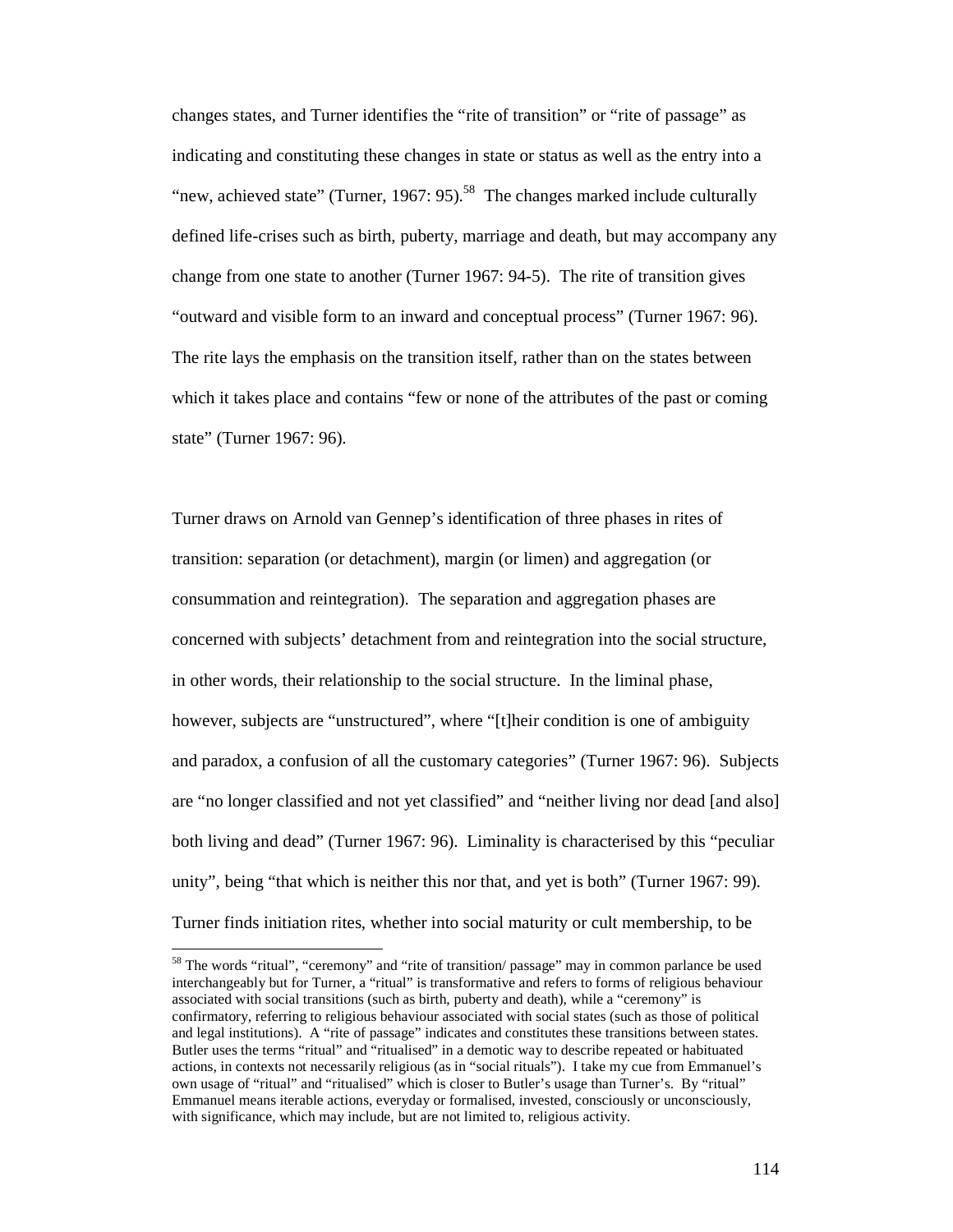changes states, and Turner identifies the "rite of transition" or "rite of passage" as indicating and constituting these changes in state or status as well as the entry into a "new, achieved state" (Turner, 1967: 95).[58] The changes marked include culturally defined life-crises such as birth, puberty, marriage and death, but may accompany any change from one state to another (Turner 1967: 94-5). The rite of transition gives "outward and visible form to an inward and conceptual process" (Turner 1967: 96). The rite lays the emphasis on the transition itself, rather than on the states between which it takes place and contains "few or none of the attributes of the past or coming state" (Turner 1967: 96).

Turner draws on Arnold van Gennep's identification of three phases in rites of transition: separation (or detachment), margin (or limen) and aggregation (or consummation and reintegration). The separation and aggregation phases are concerned with subjects' detachment from and reintegration into the social structure, in other words, their relationship to the social structure. In the liminal phase, however, subjects are "unstructured", where "[t]heir condition is one of ambiguity and paradox, a confusion of all the customary categories" (Turner 1967: 96). Subjects are "no longer classified and not yet classified" and "neither living nor dead [and also] both living and dead" (Turner 1967: 96). Liminality is characterised by this "peculiar unity", being "that which is neither this nor that, and yet is both" (Turner 1967: 99). Turner finds initiation rites, whether into social maturity or cult membership, to be

[58] The words "ritual", "ceremony" and "rite of transition/ passage" may in common parlance be used interchangeably but for Turner, a "ritual" is transformative and refers to forms of religious behaviour associated with social transitions (such as birth, puberty and death), while a "ceremony" is confirmatory, referring to religious behaviour associated with social states (such as those of political and legal institutions). A "rite of passage" indicates and constitutes these transitions between states. Butler uses the terms "ritual" and "ritualised" in a demotic way to describe repeated or habituated actions, in contexts not necessarily religious (as in "social rituals"). I take my cue from Emmanuel's own usage of "ritual" and "ritualised" which is closer to Butler's usage than Turner's. By "ritual" Emmanuel means iterable actions, everyday or formalised, invested, consciously or unconsciously, with significance, which may include, but are not limited to, religious activity.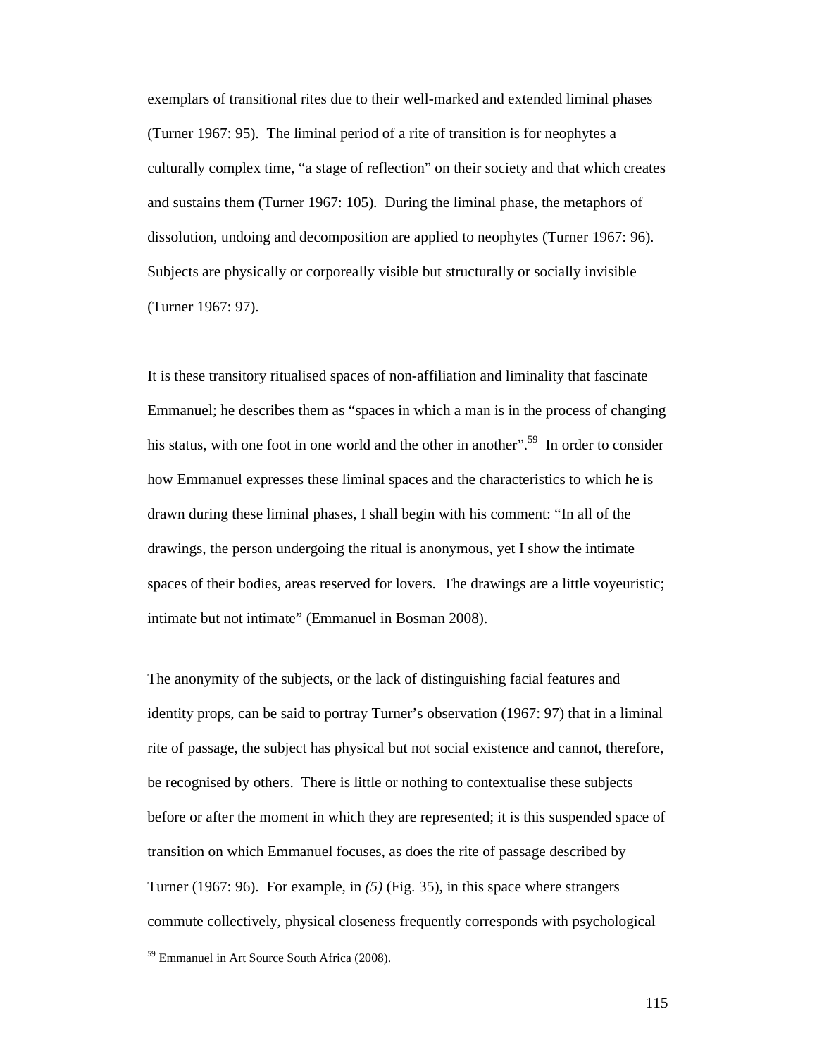exemplars of transitional rites due to their well-marked and extended liminal phases (Turner 1967: 95). The liminal period of a rite of transition is for neophytes a culturally complex time, “a stage of reflection” on their society and that which creates and sustains them (Turner 1967: 105). During the liminal phase, the metaphors of dissolution, undoing and decomposition are applied to neophytes (Turner 1967: 96). Subjects are physically or corporeally visible but structurally or socially invisible (Turner 1967: 97).

It is these transitory ritualised spaces of non-affiliation and liminality that fascinate Emmanuel; he describes them as “spaces in which a man is in the process of changing his status, with one foot in one world and the other in another”.[59] In order to consider how Emmanuel expresses these liminal spaces and the characteristics to which he is drawn during these liminal phases, I shall begin with his comment: “In all of the drawings, the person undergoing the ritual is anonymous, yet I show the intimate spaces of their bodies, areas reserved for lovers. The drawings are a little voyeuristic; intimate but not intimate” (Emmanuel in Bosman 2008).

The anonymity of the subjects, or the lack of distinguishing facial features and identity props, can be said to portray Turner’s observation (1967: 97) that in a liminal rite of passage, the subject has physical but not social existence and cannot, therefore, be recognised by others. There is little or nothing to contextualise these subjects before or after the moment in which they are represented; it is this suspended space of transition on which Emmanuel focuses, as does the rite of passage described by Turner (1967: 96). For example, in *(5)* (Fig. 35), in this space where strangers commute collectively, physical closeness frequently corresponds with psychological

---

[59] Emmanuel in Art Source South Africa (2008).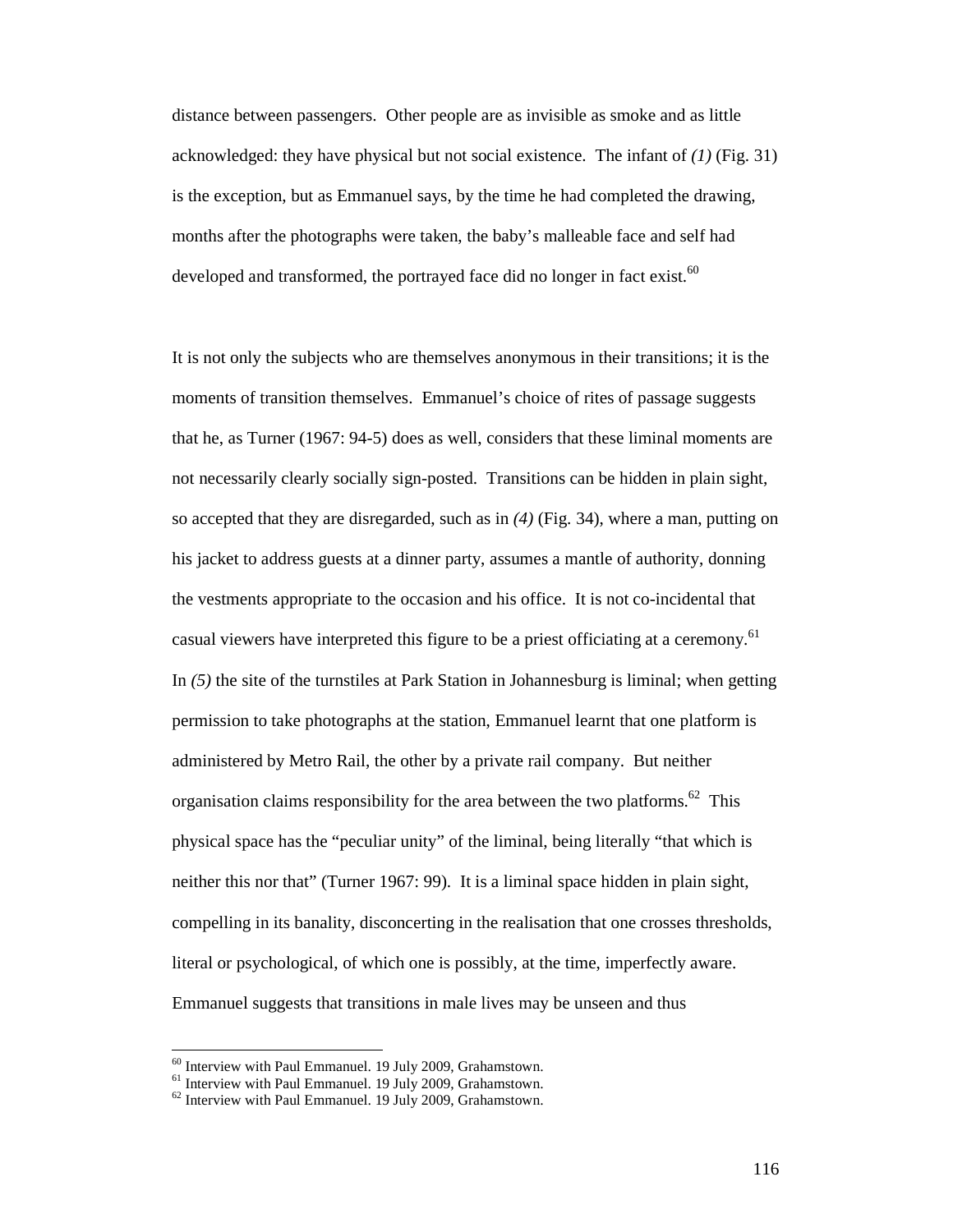distance between passengers. Other people are as invisible as smoke and as little acknowledged: they have physical but not social existence. The infant of *(1)* (Fig. 31) is the exception, but as Emmanuel says, by the time he had completed the drawing, months after the photographs were taken, the baby's malleable face and self had developed and transformed, the portrayed face did no longer in fact exist.[60]

It is not only the subjects who are themselves anonymous in their transitions; it is the moments of transition themselves. Emmanuel's choice of rites of passage suggests that he, as Turner (1967: 94-5) does as well, considers that these liminal moments are not necessarily clearly socially sign-posted. Transitions can be hidden in plain sight, so accepted that they are disregarded, such as in *(4)* (Fig. 34), where a man, putting on his jacket to address guests at a dinner party, assumes a mantle of authority, donning the vestments appropriate to the occasion and his office. It is not co-incidental that casual viewers have interpreted this figure to be a priest officiating at a ceremony.[61] In *(5)* the site of the turnstiles at Park Station in Johannesburg is liminal; when getting permission to take photographs at the station, Emmanuel learnt that one platform is administered by Metro Rail, the other by a private rail company. But neither organisation claims responsibility for the area between the two platforms.[62] This physical space has the "peculiar unity" of the liminal, being literally "that which is neither this nor that" (Turner 1967: 99). It is a liminal space hidden in plain sight, compelling in its banality, disconcerting in the realisation that one crosses thresholds, literal or psychological, of which one is possibly, at the time, imperfectly aware. Emmanuel suggests that transitions in male lives may be unseen and thus

[60] Interview with Paul Emmanuel. 19 July 2009, Grahamstown.
[61] Interview with Paul Emmanuel. 19 July 2009, Grahamstown.
[62] Interview with Paul Emmanuel. 19 July 2009, Grahamstown.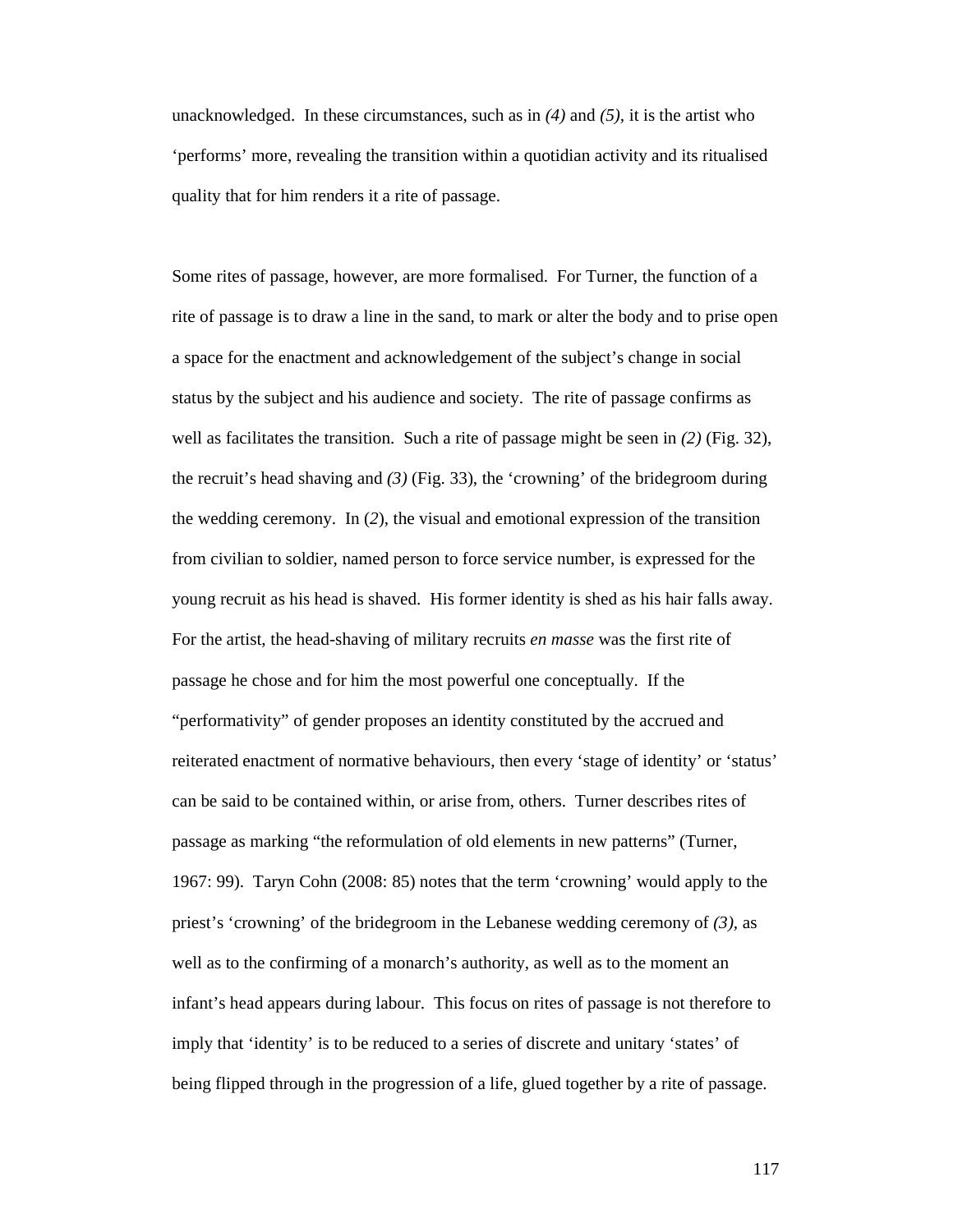unacknowledged. In these circumstances, such as in *(4)* and *(5)*, it is the artist who 'performs' more, revealing the transition within a quotidian activity and its ritualised quality that for him renders it a rite of passage.

Some rites of passage, however, are more formalised. For Turner, the function of a rite of passage is to draw a line in the sand, to mark or alter the body and to prise open a space for the enactment and acknowledgement of the subject's change in social status by the subject and his audience and society. The rite of passage confirms as well as facilitates the transition. Such a rite of passage might be seen in *(2)* (Fig. 32), the recruit's head shaving and *(3)* (Fig. 33), the 'crowning' of the bridegroom during the wedding ceremony. In (*2*), the visual and emotional expression of the transition from civilian to soldier, named person to force service number, is expressed for the young recruit as his head is shaved. His former identity is shed as his hair falls away. For the artist, the head-shaving of military recruits *en masse* was the first rite of passage he chose and for him the most powerful one conceptually. If the "performativity" of gender proposes an identity constituted by the accrued and reiterated enactment of normative behaviours, then every 'stage of identity' or 'status' can be said to be contained within, or arise from, others. Turner describes rites of passage as marking "the reformulation of old elements in new patterns" (Turner, 1967: 99). Taryn Cohn (2008: 85) notes that the term 'crowning' would apply to the priest's 'crowning' of the bridegroom in the Lebanese wedding ceremony of *(3)*, as well as to the confirming of a monarch's authority, as well as to the moment an infant's head appears during labour. This focus on rites of passage is not therefore to imply that 'identity' is to be reduced to a series of discrete and unitary 'states' of being flipped through in the progression of a life, glued together by a rite of passage.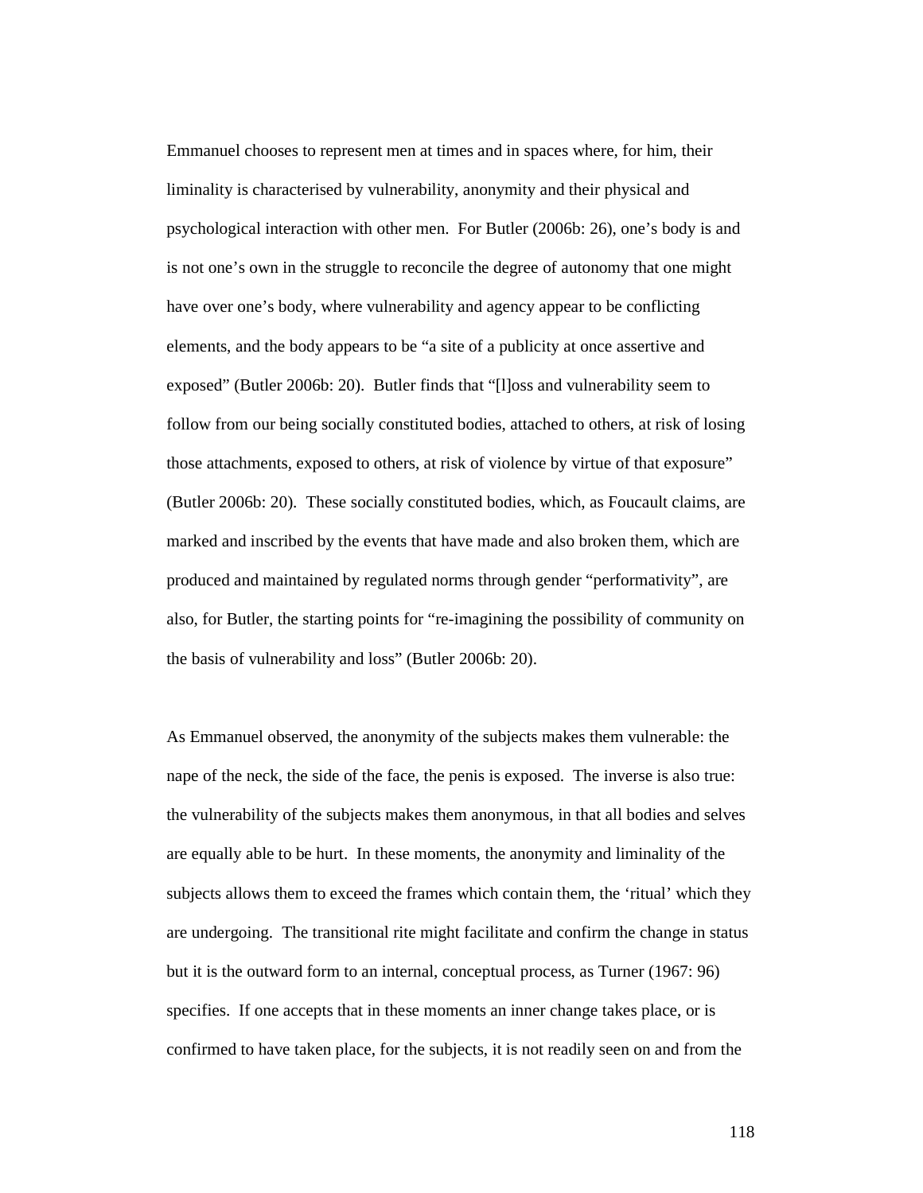Emmanuel chooses to represent men at times and in spaces where, for him, their liminality is characterised by vulnerability, anonymity and their physical and psychological interaction with other men. For Butler (2006b: 26), one's body is and is not one's own in the struggle to reconcile the degree of autonomy that one might have over one's body, where vulnerability and agency appear to be conflicting elements, and the body appears to be "a site of a publicity at once assertive and exposed" (Butler 2006b: 20). Butler finds that "[l]oss and vulnerability seem to follow from our being socially constituted bodies, attached to others, at risk of losing those attachments, exposed to others, at risk of violence by virtue of that exposure" (Butler 2006b: 20). These socially constituted bodies, which, as Foucault claims, are marked and inscribed by the events that have made and also broken them, which are produced and maintained by regulated norms through gender "performativity", are also, for Butler, the starting points for "re-imagining the possibility of community on the basis of vulnerability and loss" (Butler 2006b: 20).

As Emmanuel observed, the anonymity of the subjects makes them vulnerable: the nape of the neck, the side of the face, the penis is exposed. The inverse is also true: the vulnerability of the subjects makes them anonymous, in that all bodies and selves are equally able to be hurt. In these moments, the anonymity and liminality of the subjects allows them to exceed the frames which contain them, the 'ritual' which they are undergoing. The transitional rite might facilitate and confirm the change in status but it is the outward form to an internal, conceptual process, as Turner (1967: 96) specifies. If one accepts that in these moments an inner change takes place, or is confirmed to have taken place, for the subjects, it is not readily seen on and from the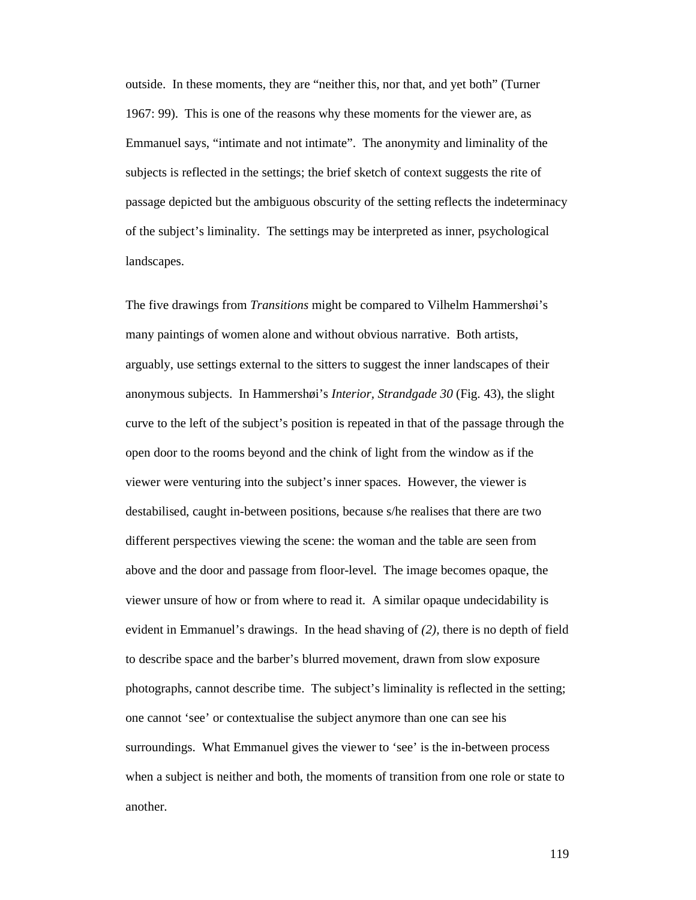outside. In these moments, they are “neither this, nor that, and yet both” (Turner 1967: 99). This is one of the reasons why these moments for the viewer are, as Emmanuel says, “intimate and not intimate”. The anonymity and liminality of the subjects is reflected in the settings; the brief sketch of context suggests the rite of passage depicted but the ambiguous obscurity of the setting reflects the indeterminacy of the subject’s liminality. The settings may be interpreted as inner, psychological landscapes.

The five drawings from *Transitions* might be compared to Vilhelm Hammershøi’s many paintings of women alone and without obvious narrative. Both artists, arguably, use settings external to the sitters to suggest the inner landscapes of their anonymous subjects. In Hammershøi’s *Interior, Strandgade 30* (Fig. 43), the slight curve to the left of the subject’s position is repeated in that of the passage through the open door to the rooms beyond and the chink of light from the window as if the viewer were venturing into the subject’s inner spaces. However, the viewer is destabilised, caught in-between positions, because s/he realises that there are two different perspectives viewing the scene: the woman and the table are seen from above and the door and passage from floor-level. The image becomes opaque, the viewer unsure of how or from where to read it. A similar opaque undecidability is evident in Emmanuel’s drawings. In the head shaving of *(2),* there is no depth of field to describe space and the barber’s blurred movement, drawn from slow exposure photographs, cannot describe time. The subject’s liminality is reflected in the setting; one cannot ‘see’ or contextualise the subject anymore than one can see his surroundings. What Emmanuel gives the viewer to ‘see’ is the in-between process when a subject is neither and both, the moments of transition from one role or state to another.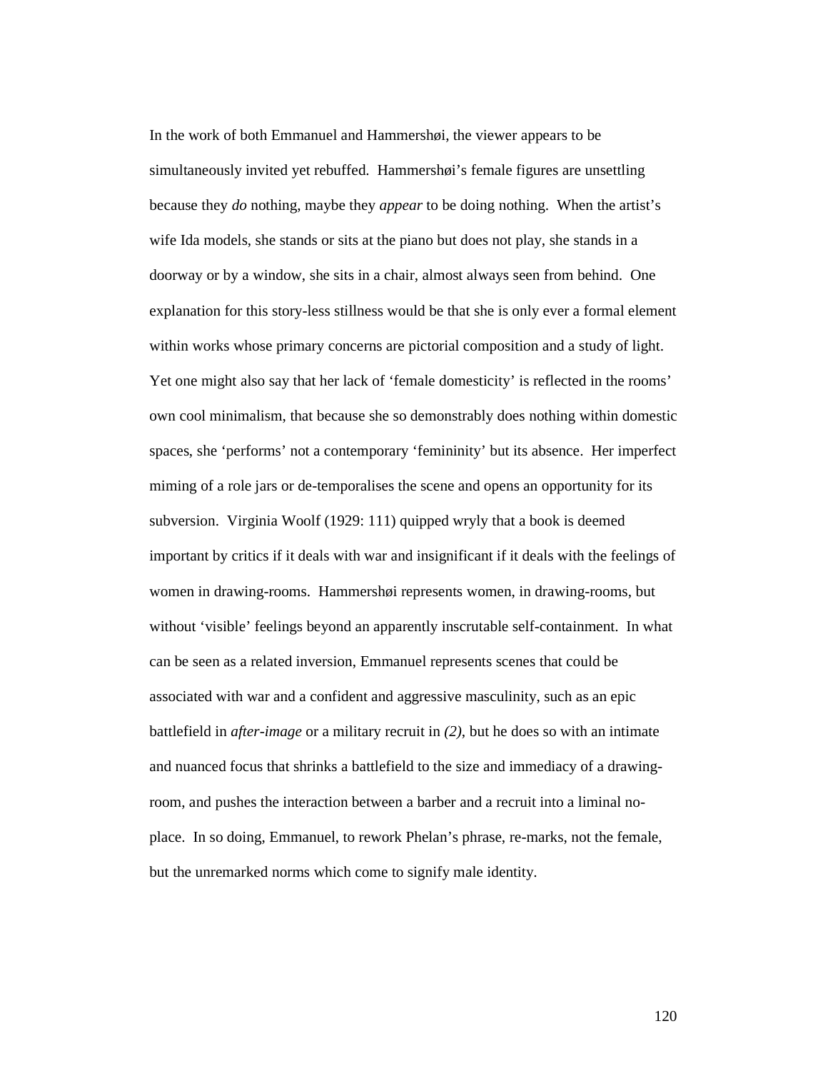In the work of both Emmanuel and Hammershøi, the viewer appears to be simultaneously invited yet rebuffed. Hammershøi's female figures are unsettling because they *do* nothing, maybe they *appear* to be doing nothing. When the artist's wife Ida models, she stands or sits at the piano but does not play, she stands in a doorway or by a window, she sits in a chair, almost always seen from behind. One explanation for this story-less stillness would be that she is only ever a formal element within works whose primary concerns are pictorial composition and a study of light. Yet one might also say that her lack of 'female domesticity' is reflected in the rooms' own cool minimalism, that because she so demonstrably does nothing within domestic spaces, she 'performs' not a contemporary 'femininity' but its absence. Her imperfect miming of a role jars or de-temporalises the scene and opens an opportunity for its subversion. Virginia Woolf (1929: 111) quipped wryly that a book is deemed important by critics if it deals with war and insignificant if it deals with the feelings of women in drawing-rooms. Hammershøi represents women, in drawing-rooms, but without 'visible' feelings beyond an apparently inscrutable self-containment. In what can be seen as a related inversion, Emmanuel represents scenes that could be associated with war and a confident and aggressive masculinity, such as an epic battlefield in *after-image* or a military recruit in *(2)*, but he does so with an intimate and nuanced focus that shrinks a battlefield to the size and immediacy of a drawing-room, and pushes the interaction between a barber and a recruit into a liminal no-place. In so doing, Emmanuel, to rework Phelan's phrase, re-marks, not the female, but the unremarked norms which come to signify male identity.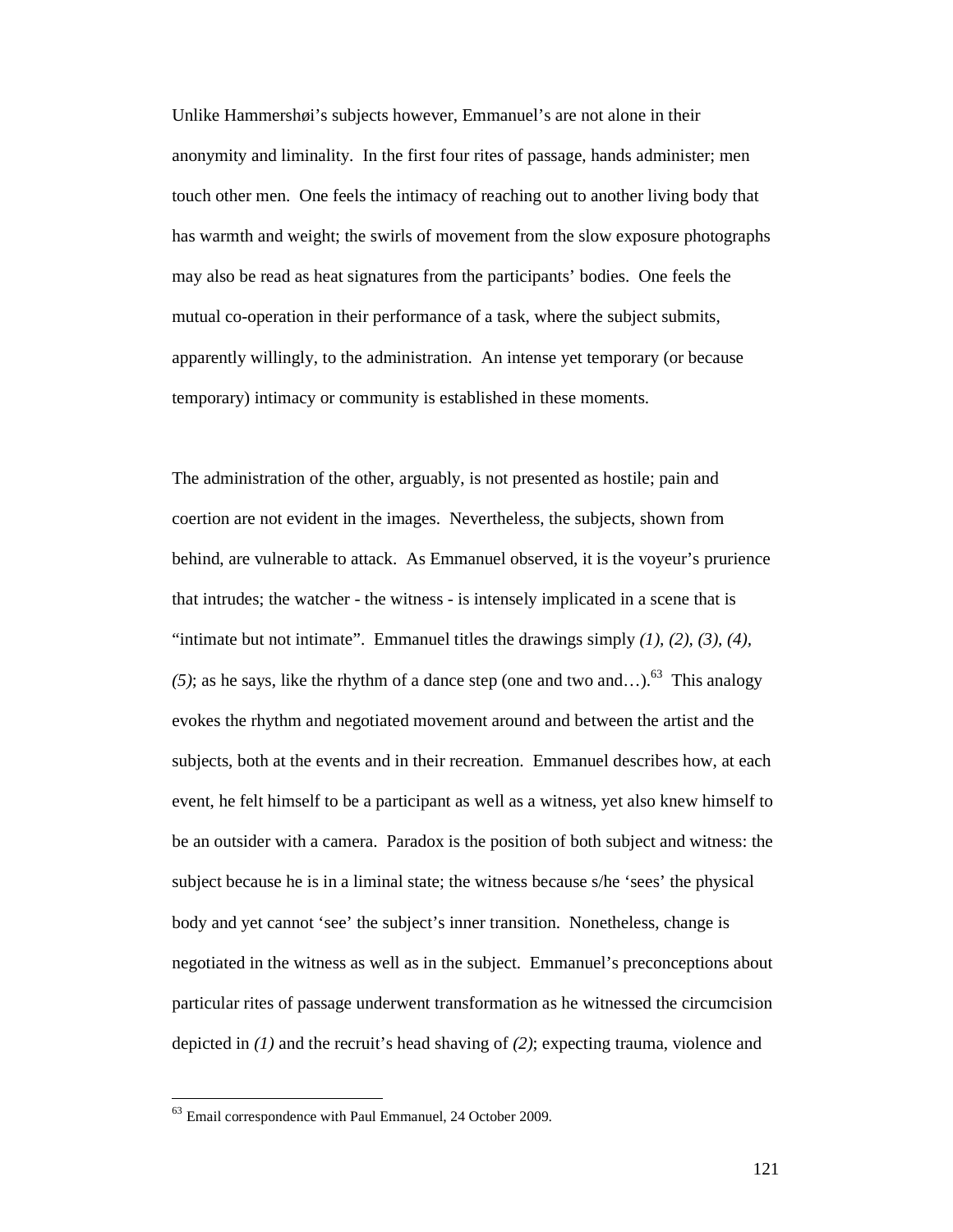Unlike Hammershøi's subjects however, Emmanuel's are not alone in their anonymity and liminality. In the first four rites of passage, hands administer; men touch other men. One feels the intimacy of reaching out to another living body that has warmth and weight; the swirls of movement from the slow exposure photographs may also be read as heat signatures from the participants' bodies. One feels the mutual co-operation in their performance of a task, where the subject submits, apparently willingly, to the administration. An intense yet temporary (or because temporary) intimacy or community is established in these moments.

The administration of the other, arguably, is not presented as hostile; pain and coertion are not evident in the images. Nevertheless, the subjects, shown from behind, are vulnerable to attack. As Emmanuel observed, it is the voyeur's prurience that intrudes; the watcher - the witness - is intensely implicated in a scene that is "intimate but not intimate". Emmanuel titles the drawings simply *(1), (2), (3), (4), (5)*; as he says, like the rhythm of a dance step (one and two and…).[63] This analogy evokes the rhythm and negotiated movement around and between the artist and the subjects, both at the events and in their recreation. Emmanuel describes how, at each event, he felt himself to be a participant as well as a witness, yet also knew himself to be an outsider with a camera. Paradox is the position of both subject and witness: the subject because he is in a liminal state; the witness because s/he 'sees' the physical body and yet cannot 'see' the subject's inner transition. Nonetheless, change is negotiated in the witness as well as in the subject. Emmanuel's preconceptions about particular rites of passage underwent transformation as he witnessed the circumcision depicted in *(1)* and the recruit's head shaving of *(2)*; expecting trauma, violence and

---

[63] Email correspondence with Paul Emmanuel, 24 October 2009.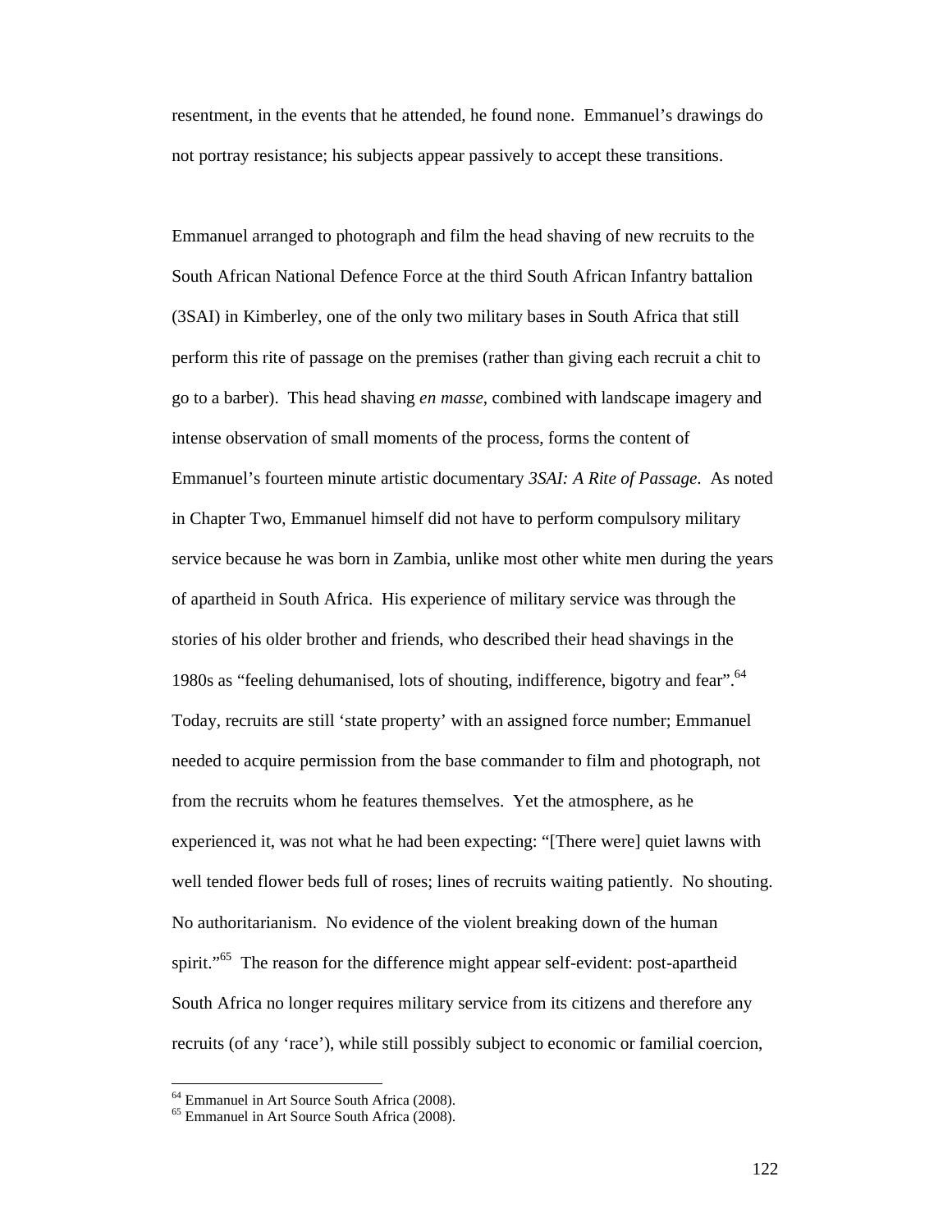resentment, in the events that he attended, he found none. Emmanuel's drawings do not portray resistance; his subjects appear passively to accept these transitions.

Emmanuel arranged to photograph and film the head shaving of new recruits to the South African National Defence Force at the third South African Infantry battalion (3SAI) in Kimberley, one of the only two military bases in South Africa that still perform this rite of passage on the premises (rather than giving each recruit a chit to go to a barber). This head shaving *en masse*, combined with landscape imagery and intense observation of small moments of the process, forms the content of Emmanuel's fourteen minute artistic documentary *3SAI: A Rite of Passage*. As noted in Chapter Two, Emmanuel himself did not have to perform compulsory military service because he was born in Zambia, unlike most other white men during the years of apartheid in South Africa. His experience of military service was through the stories of his older brother and friends, who described their head shavings in the 1980s as "feeling dehumanised, lots of shouting, indifference, bigotry and fear".[64] Today, recruits are still 'state property' with an assigned force number; Emmanuel needed to acquire permission from the base commander to film and photograph, not from the recruits whom he features themselves. Yet the atmosphere, as he experienced it, was not what he had been expecting: "[There were] quiet lawns with well tended flower beds full of roses; lines of recruits waiting patiently. No shouting. No authoritarianism. No evidence of the violent breaking down of the human spirit."[65] The reason for the difference might appear self-evident: post-apartheid South Africa no longer requires military service from its citizens and therefore any recruits (of any 'race'), while still possibly subject to economic or familial coercion,

[64] Emmanuel in Art Source South Africa (2008).
[65] Emmanuel in Art Source South Africa (2008).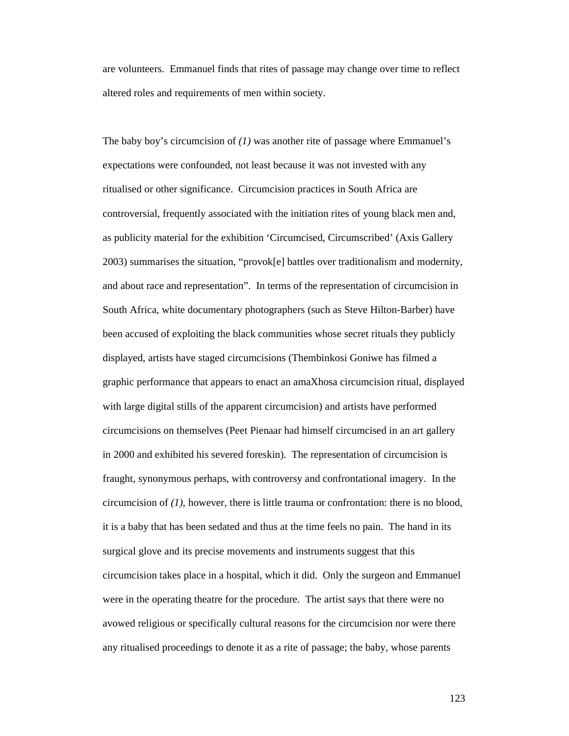are volunteers. Emmanuel finds that rites of passage may change over time to reflect altered roles and requirements of men within society.

The baby boy's circumcision of *(1)* was another rite of passage where Emmanuel's expectations were confounded, not least because it was not invested with any ritualised or other significance. Circumcision practices in South Africa are controversial, frequently associated with the initiation rites of young black men and, as publicity material for the exhibition 'Circumcised, Circumscribed' (Axis Gallery 2003) summarises the situation, "provok[e] battles over traditionalism and modernity, and about race and representation". In terms of the representation of circumcision in South Africa, white documentary photographers (such as Steve Hilton-Barber) have been accused of exploiting the black communities whose secret rituals they publicly displayed, artists have staged circumcisions (Thembinkosi Goniwe has filmed a graphic performance that appears to enact an amaXhosa circumcision ritual, displayed with large digital stills of the apparent circumcision) and artists have performed circumcisions on themselves (Peet Pienaar had himself circumcised in an art gallery in 2000 and exhibited his severed foreskin). The representation of circumcision is fraught, synonymous perhaps, with controversy and confrontational imagery. In the circumcision of *(1)*, however, there is little trauma or confrontation: there is no blood, it is a baby that has been sedated and thus at the time feels no pain. The hand in its surgical glove and its precise movements and instruments suggest that this circumcision takes place in a hospital, which it did. Only the surgeon and Emmanuel were in the operating theatre for the procedure. The artist says that there were no avowed religious or specifically cultural reasons for the circumcision nor were there any ritualised proceedings to denote it as a rite of passage; the baby, whose parents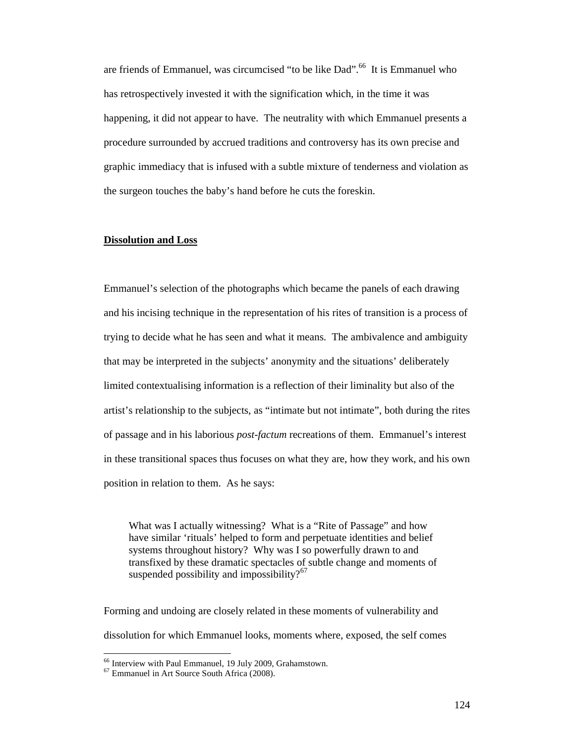are friends of Emmanuel, was circumcised “to be like Dad”.[66] It is Emmanuel who has retrospectively invested it with the signification which, in the time it was happening, it did not appear to have. The neutrality with which Emmanuel presents a procedure surrounded by accrued traditions and controversy has its own precise and graphic immediacy that is infused with a subtle mixture of tenderness and violation as the surgeon touches the baby’s hand before he cuts the foreskin.

## **Dissolution and Loss**

Emmanuel’s selection of the photographs which became the panels of each drawing and his incising technique in the representation of his rites of transition is a process of trying to decide what he has seen and what it means. The ambivalence and ambiguity that may be interpreted in the subjects’ anonymity and the situations’ deliberately limited contextualising information is a reflection of their liminality but also of the artist’s relationship to the subjects, as “intimate but not intimate”, both during the rites of passage and in his laborious *post-factum* recreations of them. Emmanuel’s interest in these transitional spaces thus focuses on what they are, how they work, and his own position in relation to them. As he says:

> What was I actually witnessing? What is a “Rite of Passage” and how have similar ‘rituals’ helped to form and perpetuate identities and belief systems throughout history? Why was I so powerfully drawn to and transfixed by these dramatic spectacles of subtle change and moments of suspended possibility and impossibility?[67]

Forming and undoing are closely related in these moments of vulnerability and dissolution for which Emmanuel looks, moments where, exposed, the self comes

[66] Interview with Paul Emmanuel, 19 July 2009, Grahamstown.
[67] Emmanuel in Art Source South Africa (2008).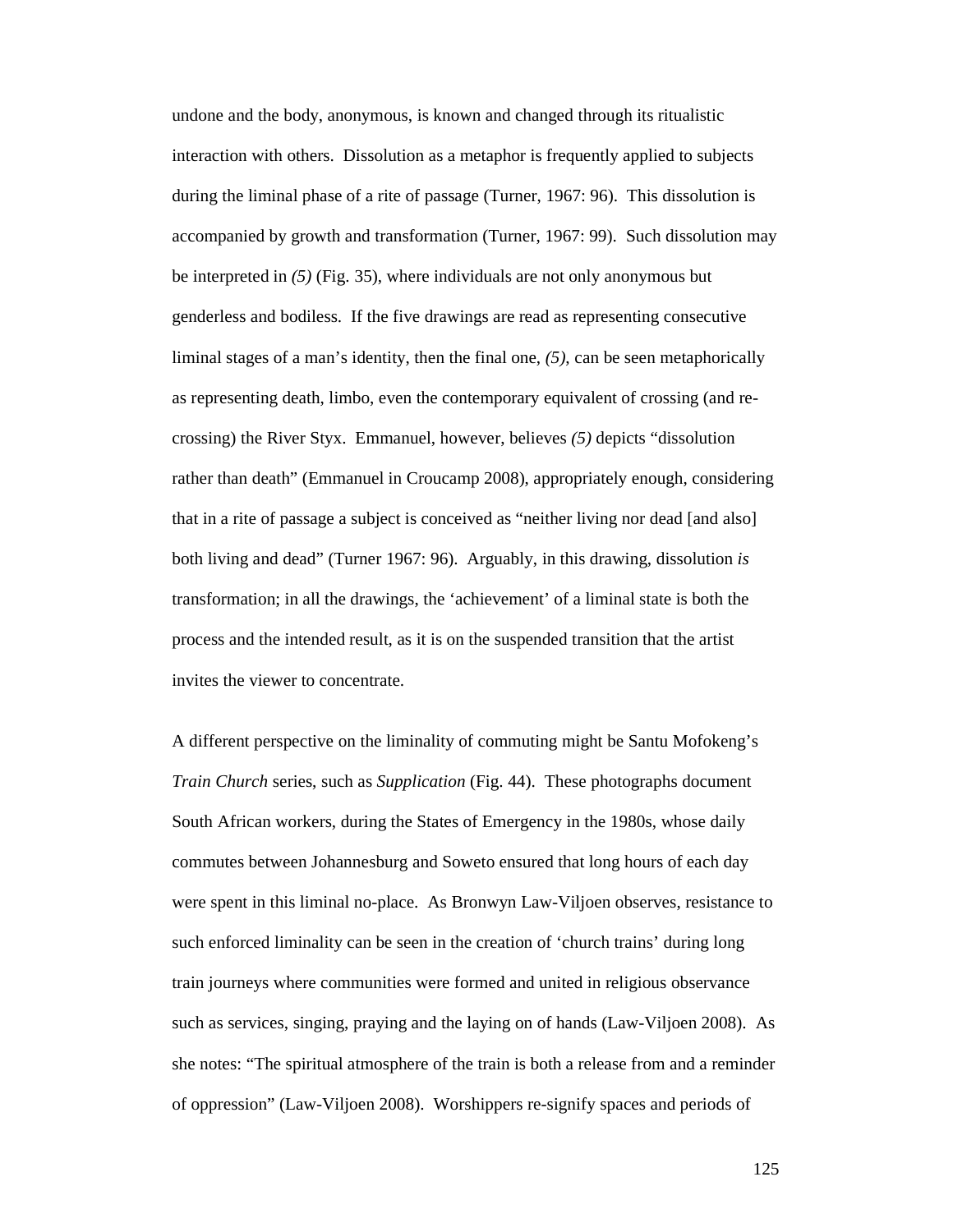undone and the body, anonymous, is known and changed through its ritualistic interaction with others. Dissolution as a metaphor is frequently applied to subjects during the liminal phase of a rite of passage (Turner, 1967: 96). This dissolution is accompanied by growth and transformation (Turner, 1967: 99). Such dissolution may be interpreted in *(5)* (Fig. 35), where individuals are not only anonymous but genderless and bodiless. If the five drawings are read as representing consecutive liminal stages of a man's identity, then the final one, *(5)*, can be seen metaphorically as representing death, limbo, even the contemporary equivalent of crossing (and re-crossing) the River Styx. Emmanuel, however, believes *(5)* depicts "dissolution rather than death" (Emmanuel in Croucamp 2008), appropriately enough, considering that in a rite of passage a subject is conceived as "neither living nor dead [and also] both living and dead" (Turner 1967: 96). Arguably, in this drawing, dissolution *is* transformation; in all the drawings, the 'achievement' of a liminal state is both the process and the intended result, as it is on the suspended transition that the artist invites the viewer to concentrate.

A different perspective on the liminality of commuting might be Santu Mofokeng's *Train Church* series, such as *Supplication* (Fig. 44). These photographs document South African workers, during the States of Emergency in the 1980s, whose daily commutes between Johannesburg and Soweto ensured that long hours of each day were spent in this liminal no-place. As Bronwyn Law-Viljoen observes, resistance to such enforced liminality can be seen in the creation of 'church trains' during long train journeys where communities were formed and united in religious observance such as services, singing, praying and the laying on of hands (Law-Viljoen 2008). As she notes: "The spiritual atmosphere of the train is both a release from and a reminder of oppression" (Law-Viljoen 2008). Worshippers re-signify spaces and periods of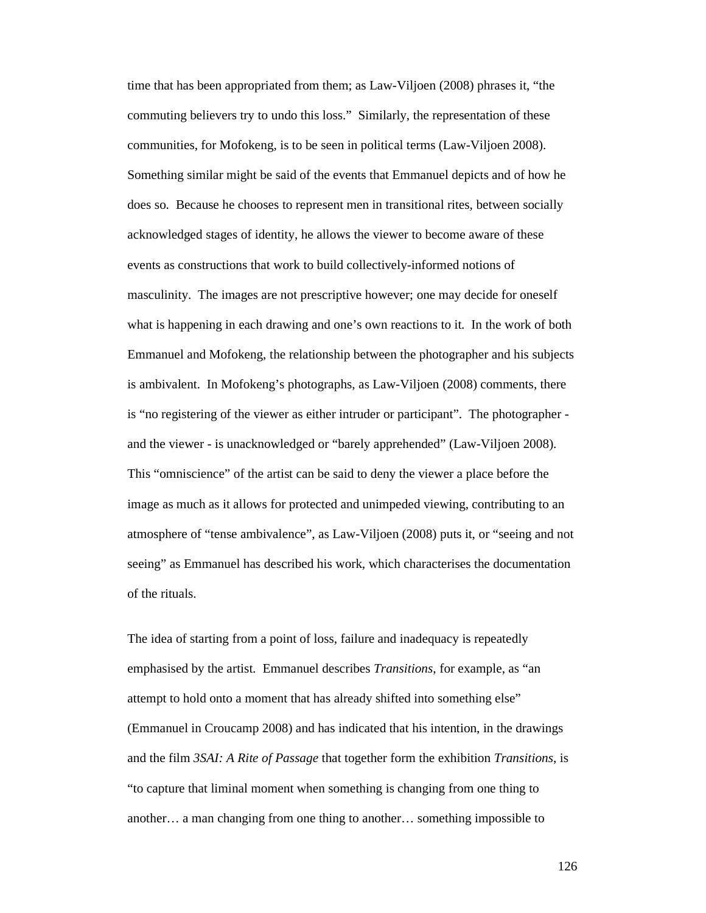time that has been appropriated from them; as Law-Viljoen (2008) phrases it, "the commuting believers try to undo this loss." Similarly, the representation of these communities, for Mofokeng, is to be seen in political terms (Law-Viljoen 2008). Something similar might be said of the events that Emmanuel depicts and of how he does so. Because he chooses to represent men in transitional rites, between socially acknowledged stages of identity, he allows the viewer to become aware of these events as constructions that work to build collectively-informed notions of masculinity. The images are not prescriptive however; one may decide for oneself what is happening in each drawing and one's own reactions to it. In the work of both Emmanuel and Mofokeng, the relationship between the photographer and his subjects is ambivalent. In Mofokeng's photographs, as Law-Viljoen (2008) comments, there is "no registering of the viewer as either intruder or participant". The photographer - and the viewer - is unacknowledged or "barely apprehended" (Law-Viljoen 2008). This "omniscience" of the artist can be said to deny the viewer a place before the image as much as it allows for protected and unimpeded viewing, contributing to an atmosphere of "tense ambivalence", as Law-Viljoen (2008) puts it, or "seeing and not seeing" as Emmanuel has described his work, which characterises the documentation of the rituals.

The idea of starting from a point of loss, failure and inadequacy is repeatedly emphasised by the artist. Emmanuel describes *Transitions*, for example, as "an attempt to hold onto a moment that has already shifted into something else" (Emmanuel in Croucamp 2008) and has indicated that his intention, in the drawings and the film *3SAI: A Rite of Passage* that together form the exhibition *Transitions*, is "to capture that liminal moment when something is changing from one thing to another… a man changing from one thing to another… something impossible to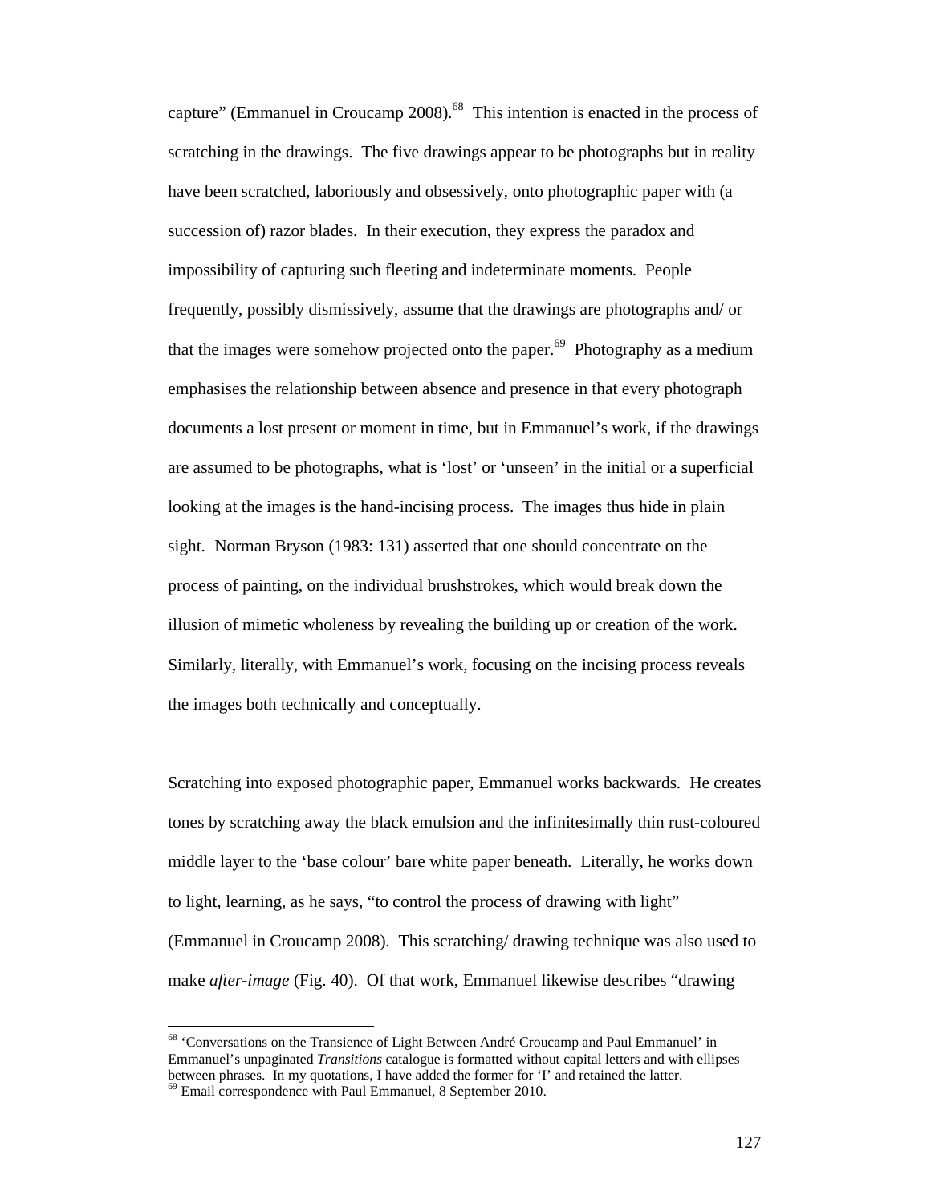capture" (Emmanuel in Croucamp 2008).[68] This intention is enacted in the process of scratching in the drawings. The five drawings appear to be photographs but in reality have been scratched, laboriously and obsessively, onto photographic paper with (a succession of) razor blades. In their execution, they express the paradox and impossibility of capturing such fleeting and indeterminate moments. People frequently, possibly dismissively, assume that the drawings are photographs and/ or that the images were somehow projected onto the paper.[69] Photography as a medium emphasises the relationship between absence and presence in that every photograph documents a lost present or moment in time, but in Emmanuel's work, if the drawings are assumed to be photographs, what is 'lost' or 'unseen' in the initial or a superficial looking at the images is the hand-incising process. The images thus hide in plain sight. Norman Bryson (1983: 131) asserted that one should concentrate on the process of painting, on the individual brushstrokes, which would break down the illusion of mimetic wholeness by revealing the building up or creation of the work. Similarly, literally, with Emmanuel's work, focusing on the incising process reveals the images both technically and conceptually.

Scratching into exposed photographic paper, Emmanuel works backwards. He creates tones by scratching away the black emulsion and the infinitesimally thin rust-coloured middle layer to the 'base colour' bare white paper beneath. Literally, he works down to light, learning, as he says, "to control the process of drawing with light" (Emmanuel in Croucamp 2008). This scratching/ drawing technique was also used to make *after-image* (Fig. 40). Of that work, Emmanuel likewise describes "drawing

---

[68] 'Conversations on the Transience of Light Between André Croucamp and Paul Emmanuel' in Emmanuel's unpaginated *Transitions* catalogue is formatted without capital letters and with ellipses between phrases. In my quotations, I have added the former for 'I' and retained the latter.

[69] Email correspondence with Paul Emmanuel, 8 September 2010.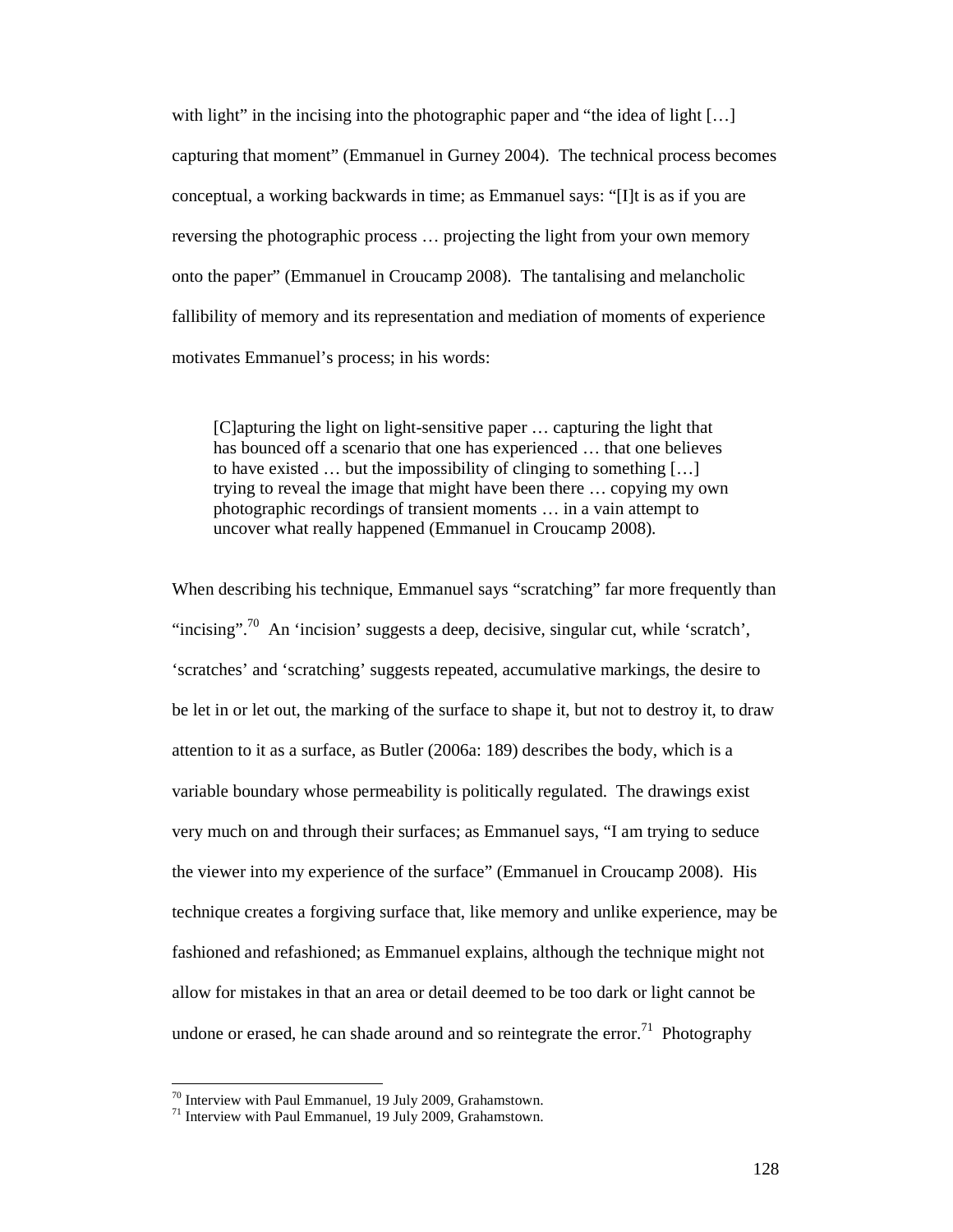with light" in the incising into the photographic paper and "the idea of light […] capturing that moment" (Emmanuel in Gurney 2004). The technical process becomes conceptual, a working backwards in time; as Emmanuel says: "[I]t is as if you are reversing the photographic process … projecting the light from your own memory onto the paper" (Emmanuel in Croucamp 2008). The tantalising and melancholic fallibility of memory and its representation and mediation of moments of experience motivates Emmanuel's process; in his words:

> [C]apturing the light on light-sensitive paper … capturing the light that has bounced off a scenario that one has experienced … that one believes to have existed … but the impossibility of clinging to something […] trying to reveal the image that might have been there … copying my own photographic recordings of transient moments … in a vain attempt to uncover what really happened (Emmanuel in Croucamp 2008).

When describing his technique, Emmanuel says "scratching" far more frequently than "incising".[70] An 'incision' suggests a deep, decisive, singular cut, while 'scratch', 'scratches' and 'scratching' suggests repeated, accumulative markings, the desire to be let in or let out, the marking of the surface to shape it, but not to destroy it, to draw attention to it as a surface, as Butler (2006a: 189) describes the body, which is a variable boundary whose permeability is politically regulated. The drawings exist very much on and through their surfaces; as Emmanuel says, "I am trying to seduce the viewer into my experience of the surface" (Emmanuel in Croucamp 2008). His technique creates a forgiving surface that, like memory and unlike experience, may be fashioned and refashioned; as Emmanuel explains, although the technique might not allow for mistakes in that an area or detail deemed to be too dark or light cannot be undone or erased, he can shade around and so reintegrate the error.[71] Photography

---

[70] Interview with Paul Emmanuel, 19 July 2009, Grahamstown.

[71] Interview with Paul Emmanuel, 19 July 2009, Grahamstown.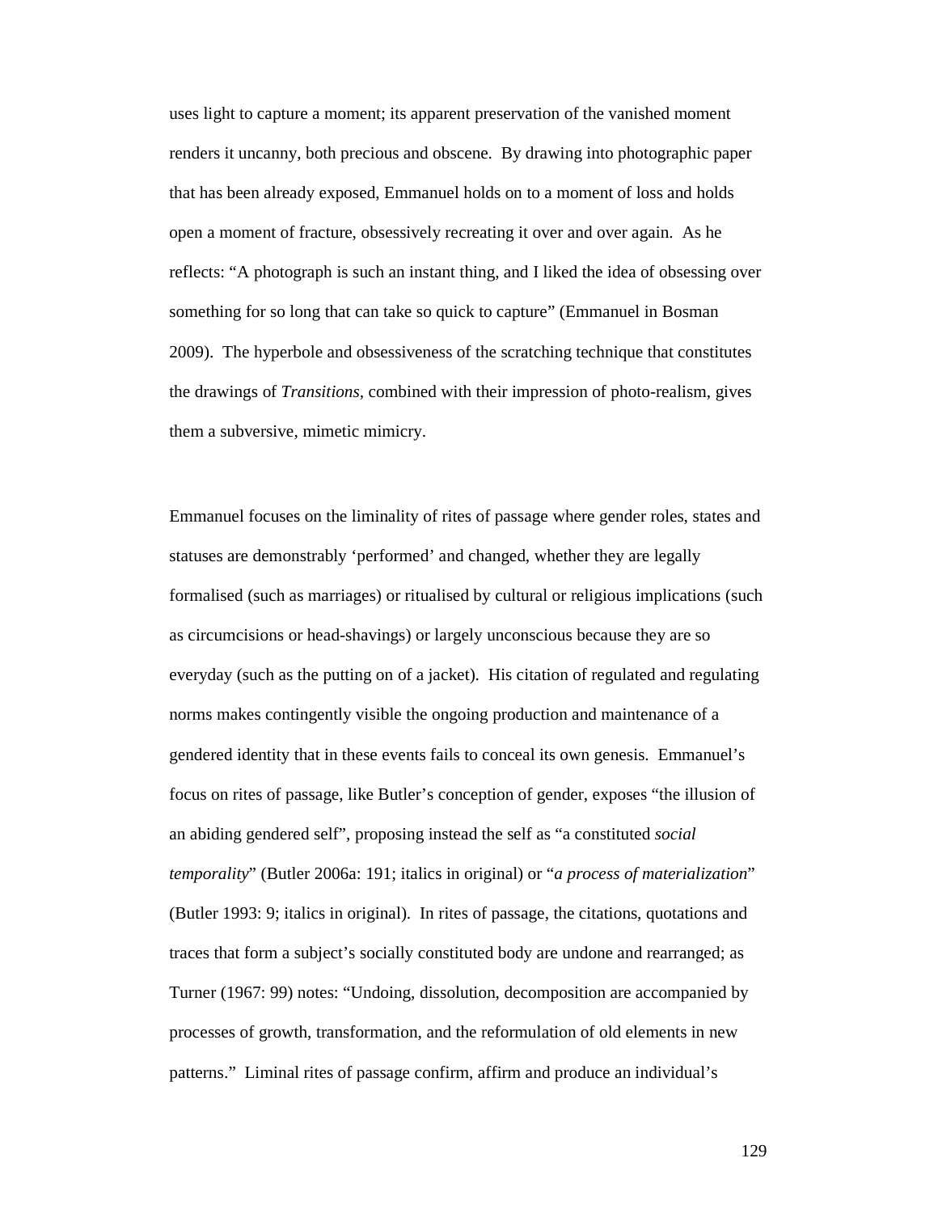uses light to capture a moment; its apparent preservation of the vanished moment renders it uncanny, both precious and obscene. By drawing into photographic paper that has been already exposed, Emmanuel holds on to a moment of loss and holds open a moment of fracture, obsessively recreating it over and over again. As he reflects: "A photograph is such an instant thing, and I liked the idea of obsessing over something for so long that can take so quick to capture" (Emmanuel in Bosman 2009). The hyperbole and obsessiveness of the scratching technique that constitutes the drawings of *Transitions*, combined with their impression of photo-realism, gives them a subversive, mimetic mimicry.

Emmanuel focuses on the liminality of rites of passage where gender roles, states and statuses are demonstrably 'performed' and changed, whether they are legally formalised (such as marriages) or ritualised by cultural or religious implications (such as circumcisions or head-shavings) or largely unconscious because they are so everyday (such as the putting on of a jacket). His citation of regulated and regulating norms makes contingently visible the ongoing production and maintenance of a gendered identity that in these events fails to conceal its own genesis. Emmanuel's focus on rites of passage, like Butler's conception of gender, exposes "the illusion of an abiding gendered self", proposing instead the self as "a constituted *social temporality*" (Butler 2006a: 191; italics in original) or "*a process of materialization*" (Butler 1993: 9; italics in original). In rites of passage, the citations, quotations and traces that form a subject's socially constituted body are undone and rearranged; as Turner (1967: 99) notes: "Undoing, dissolution, decomposition are accompanied by processes of growth, transformation, and the reformulation of old elements in new patterns." Liminal rites of passage confirm, affirm and produce an individual's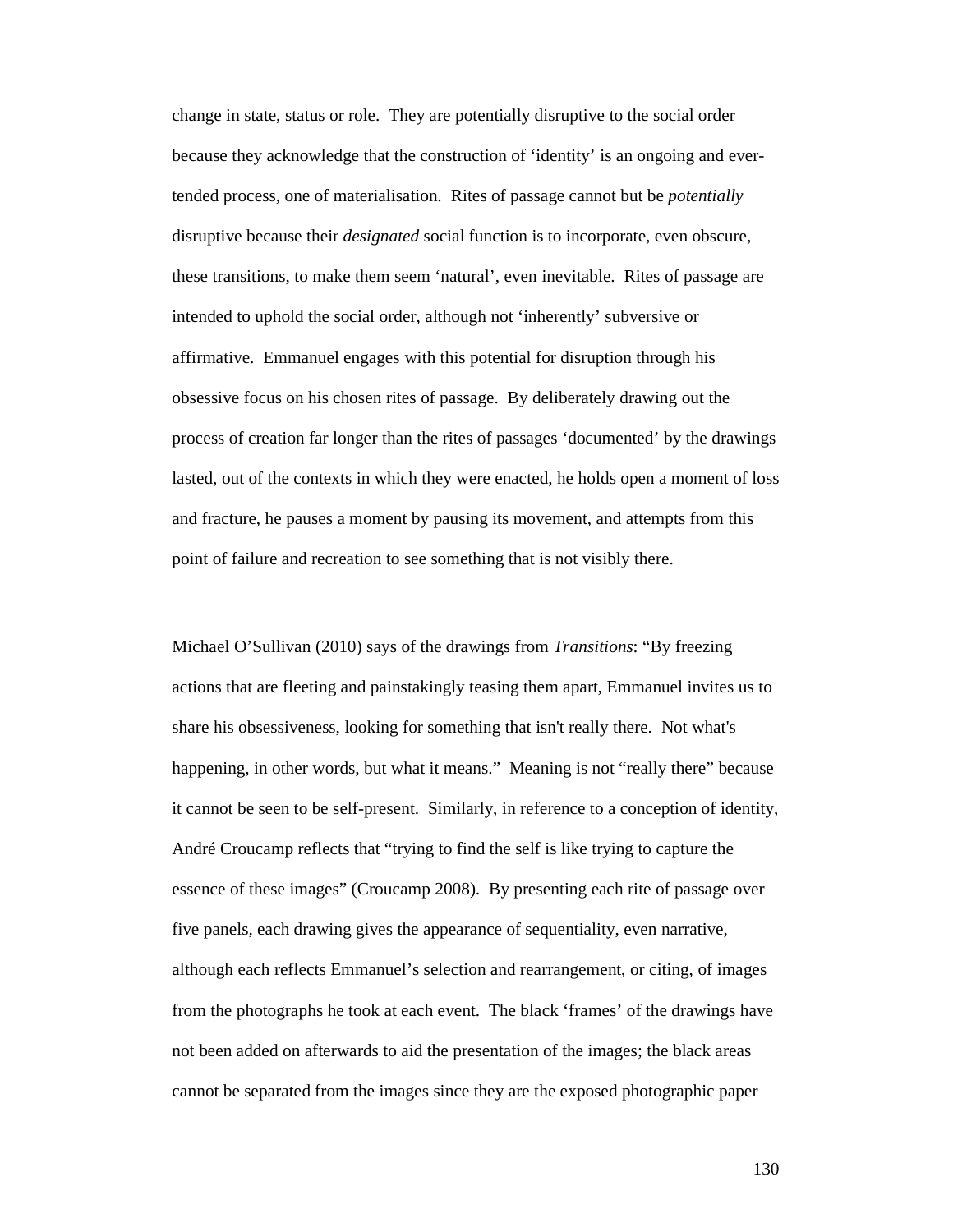change in state, status or role. They are potentially disruptive to the social order because they acknowledge that the construction of 'identity' is an ongoing and ever-tended process, one of materialisation. Rites of passage cannot but be *potentially* disruptive because their *designated* social function is to incorporate, even obscure, these transitions, to make them seem 'natural', even inevitable. Rites of passage are intended to uphold the social order, although not 'inherently' subversive or affirmative. Emmanuel engages with this potential for disruption through his obsessive focus on his chosen rites of passage. By deliberately drawing out the process of creation far longer than the rites of passages 'documented' by the drawings lasted, out of the contexts in which they were enacted, he holds open a moment of loss and fracture, he pauses a moment by pausing its movement, and attempts from this point of failure and recreation to see something that is not visibly there.

Michael O'Sullivan (2010) says of the drawings from *Transitions*: "By freezing actions that are fleeting and painstakingly teasing them apart, Emmanuel invites us to share his obsessiveness, looking for something that isn't really there. Not what's happening, in other words, but what it means." Meaning is not "really there" because it cannot be seen to be self-present. Similarly, in reference to a conception of identity, André Croucamp reflects that "trying to find the self is like trying to capture the essence of these images" (Croucamp 2008). By presenting each rite of passage over five panels, each drawing gives the appearance of sequentiality, even narrative, although each reflects Emmanuel's selection and rearrangement, or citing, of images from the photographs he took at each event. The black 'frames' of the drawings have not been added on afterwards to aid the presentation of the images; the black areas cannot be separated from the images since they are the exposed photographic paper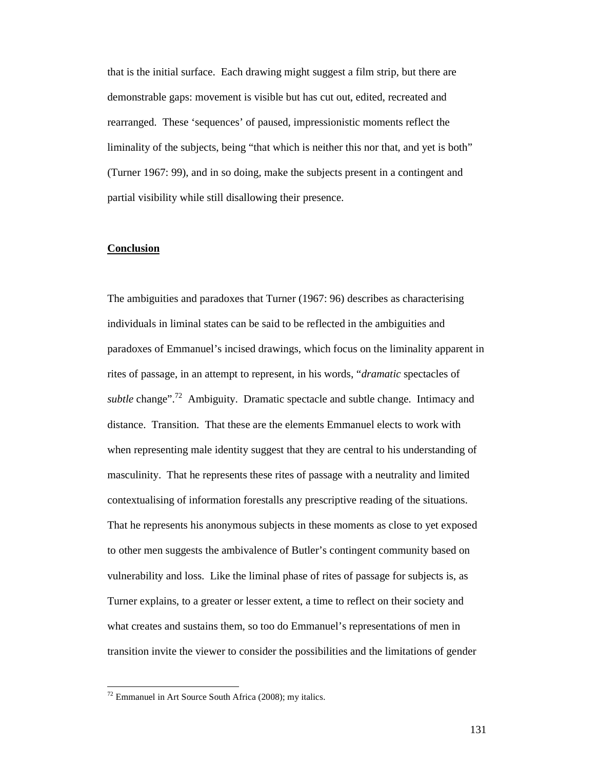that is the initial surface. Each drawing might suggest a film strip, but there are demonstrable gaps: movement is visible but has cut out, edited, recreated and rearranged. These 'sequences' of paused, impressionistic moments reflect the liminality of the subjects, being "that which is neither this nor that, and yet is both" (Turner 1967: 99), and in so doing, make the subjects present in a contingent and partial visibility while still disallowing their presence.

## Conclusion

The ambiguities and paradoxes that Turner (1967: 96) describes as characterising individuals in liminal states can be said to be reflected in the ambiguities and paradoxes of Emmanuel's incised drawings, which focus on the liminality apparent in rites of passage, in an attempt to represent, in his words, "*dramatic* spectacles of *subtle* change".[72] Ambiguity. Dramatic spectacle and subtle change. Intimacy and distance. Transition. That these are the elements Emmanuel elects to work with when representing male identity suggest that they are central to his understanding of masculinity. That he represents these rites of passage with a neutrality and limited contextualising of information forestalls any prescriptive reading of the situations. That he represents his anonymous subjects in these moments as close to yet exposed to other men suggests the ambivalence of Butler's contingent community based on vulnerability and loss. Like the liminal phase of rites of passage for subjects is, as Turner explains, to a greater or lesser extent, a time to reflect on their society and what creates and sustains them, so too do Emmanuel's representations of men in transition invite the viewer to consider the possibilities and the limitations of gender

[72] Emmanuel in Art Source South Africa (2008); my italics.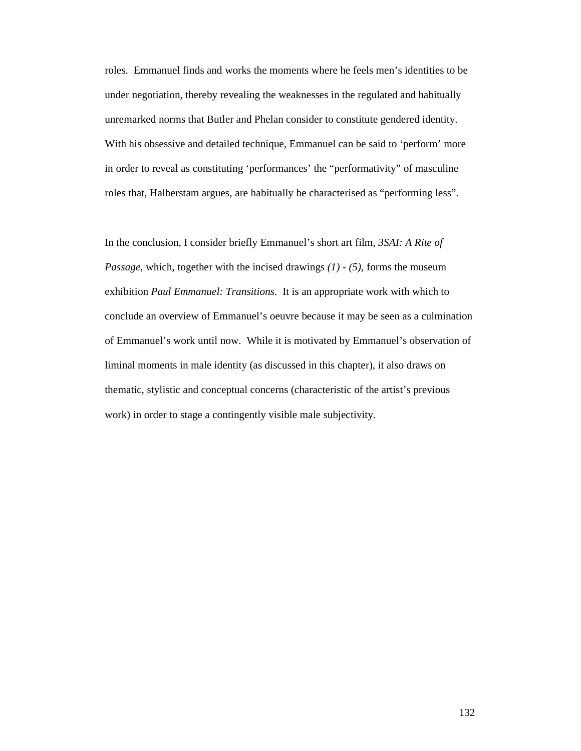roles. Emmanuel finds and works the moments where he feels men's identities to be under negotiation, thereby revealing the weaknesses in the regulated and habitually unremarked norms that Butler and Phelan consider to constitute gendered identity. With his obsessive and detailed technique, Emmanuel can be said to 'perform' more in order to reveal as constituting 'performances' the "performativity" of masculine roles that, Halberstam argues, are habitually be characterised as "performing less".

In the conclusion, I consider briefly Emmanuel's short art film, *3SAI: A Rite of Passage,* which, together with the incised drawings *(1) - (5)*, forms the museum exhibition *Paul Emmanuel: Transitions*. It is an appropriate work with which to conclude an overview of Emmanuel's oeuvre because it may be seen as a culmination of Emmanuel's work until now. While it is motivated by Emmanuel's observation of liminal moments in male identity (as discussed in this chapter), it also draws on thematic, stylistic and conceptual concerns (characteristic of the artist's previous work) in order to stage a contingently visible male subjectivity.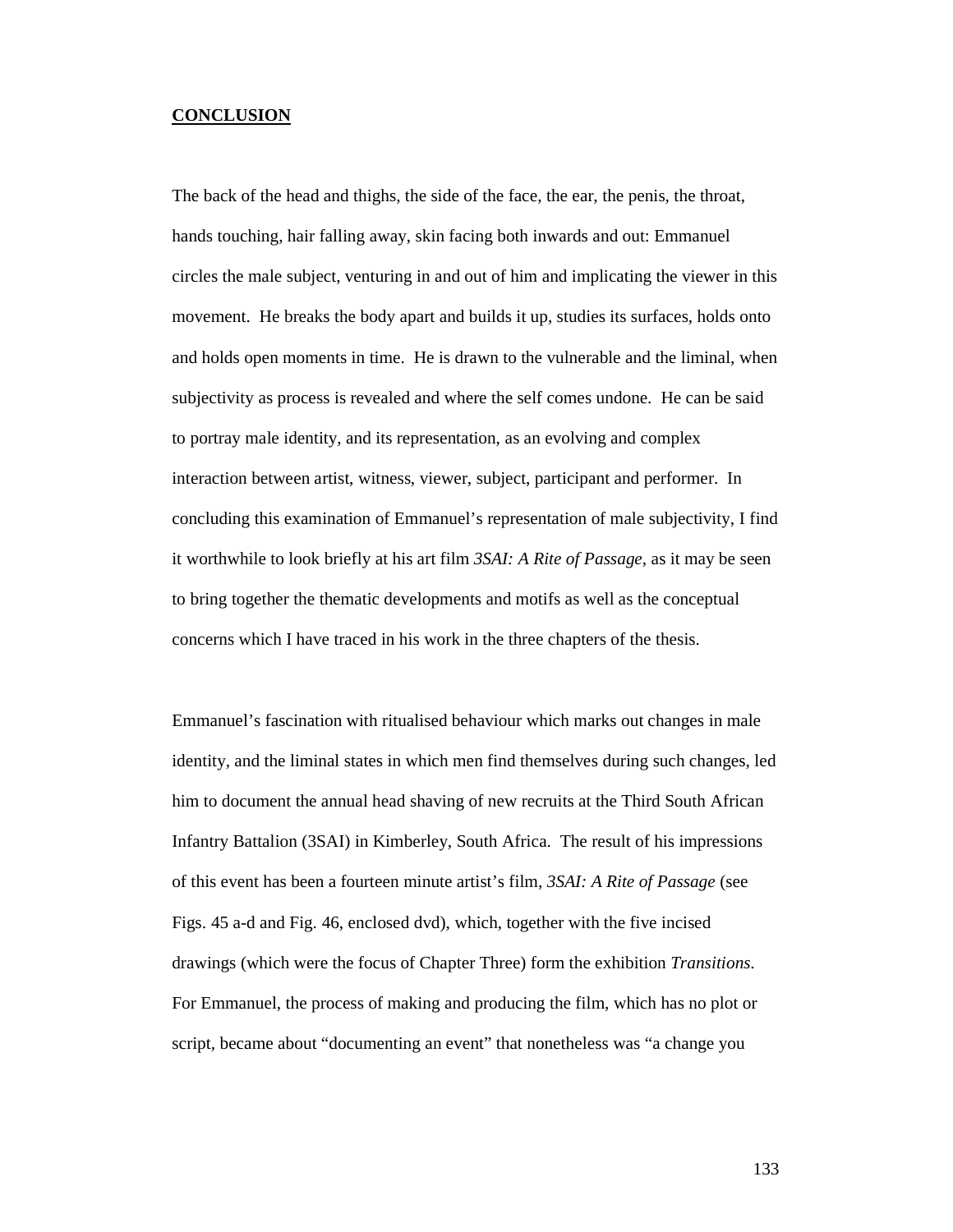## **CONCLUSION**

The back of the head and thighs, the side of the face, the ear, the penis, the throat, hands touching, hair falling away, skin facing both inwards and out: Emmanuel circles the male subject, venturing in and out of him and implicating the viewer in this movement. He breaks the body apart and builds it up, studies its surfaces, holds onto and holds open moments in time. He is drawn to the vulnerable and the liminal, when subjectivity as process is revealed and where the self comes undone. He can be said to portray male identity, and its representation, as an evolving and complex interaction between artist, witness, viewer, subject, participant and performer. In concluding this examination of Emmanuel's representation of male subjectivity, I find it worthwhile to look briefly at his art film *3SAI: A Rite of Passage*, as it may be seen to bring together the thematic developments and motifs as well as the conceptual concerns which I have traced in his work in the three chapters of the thesis.

Emmanuel's fascination with ritualised behaviour which marks out changes in male identity, and the liminal states in which men find themselves during such changes, led him to document the annual head shaving of new recruits at the Third South African Infantry Battalion (3SAI) in Kimberley, South Africa. The result of his impressions of this event has been a fourteen minute artist's film, *3SAI: A Rite of Passage* (see Figs. 45 a-d and Fig. 46, enclosed dvd), which, together with the five incised drawings (which were the focus of Chapter Three) form the exhibition *Transitions.* For Emmanuel, the process of making and producing the film, which has no plot or script, became about "documenting an event" that nonetheless was "a change you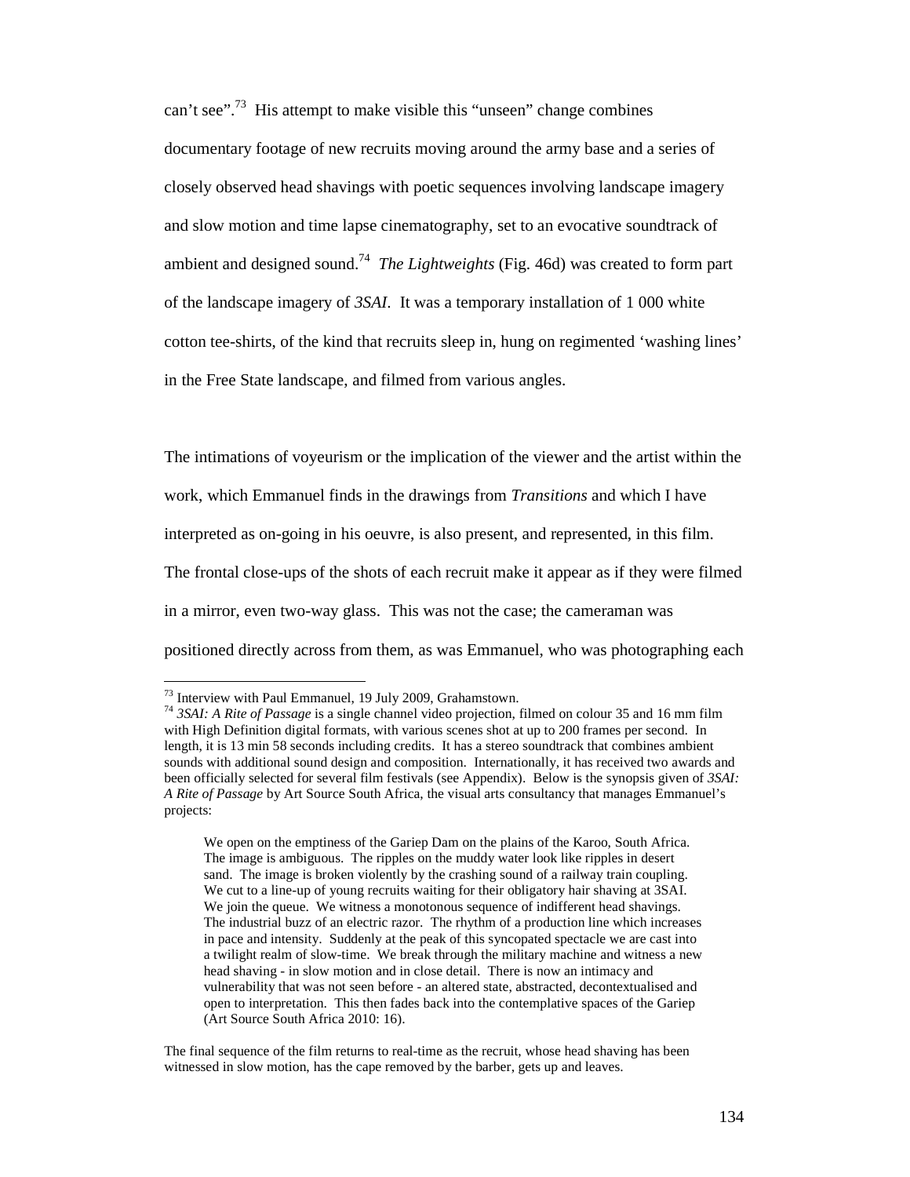can't see".[73] His attempt to make visible this "unseen" change combines documentary footage of new recruits moving around the army base and a series of closely observed head shavings with poetic sequences involving landscape imagery and slow motion and time lapse cinematography, set to an evocative soundtrack of ambient and designed sound.[74] *The Lightweights* (Fig. 46d) was created to form part of the landscape imagery of *3SAI*. It was a temporary installation of 1 000 white cotton tee-shirts, of the kind that recruits sleep in, hung on regimented 'washing lines' in the Free State landscape, and filmed from various angles.

The intimations of voyeurism or the implication of the viewer and the artist within the work, which Emmanuel finds in the drawings from *Transitions* and which I have interpreted as on-going in his oeuvre, is also present, and represented, in this film. The frontal close-ups of the shots of each recruit make it appear as if they were filmed in a mirror, even two-way glass. This was not the case; the cameraman was positioned directly across from them, as was Emmanuel, who was photographing each

---

[73] Interview with Paul Emmanuel, 19 July 2009, Grahamstown.

[74] *3SAI: A Rite of Passage* is a single channel video projection, filmed on colour 35 and 16 mm film with High Definition digital formats, with various scenes shot at up to 200 frames per second. In length, it is 13 min 58 seconds including credits. It has a stereo soundtrack that combines ambient sounds with additional sound design and composition. Internationally, it has received two awards and been officially selected for several film festivals (see Appendix). Below is the synopsis given of *3SAI: A Rite of Passage* by Art Source South Africa, the visual arts consultancy that manages Emmanuel's projects:

> We open on the emptiness of the Gariep Dam on the plains of the Karoo, South Africa. The image is ambiguous. The ripples on the muddy water look like ripples in desert sand. The image is broken violently by the crashing sound of a railway train coupling. We cut to a line-up of young recruits waiting for their obligatory hair shaving at 3SAI. We join the queue. We witness a monotonous sequence of indifferent head shavings. The industrial buzz of an electric razor. The rhythm of a production line which increases in pace and intensity. Suddenly at the peak of this syncopated spectacle we are cast into a twilight realm of slow-time. We break through the military machine and witness a new head shaving - in slow motion and in close detail. There is now an intimacy and vulnerability that was not seen before - an altered state, abstracted, decontextualised and open to interpretation. This then fades back into the contemplative spaces of the Gariep (Art Source South Africa 2010: 16).

The final sequence of the film returns to real-time as the recruit, whose head shaving has been witnessed in slow motion, has the cape removed by the barber, gets up and leaves.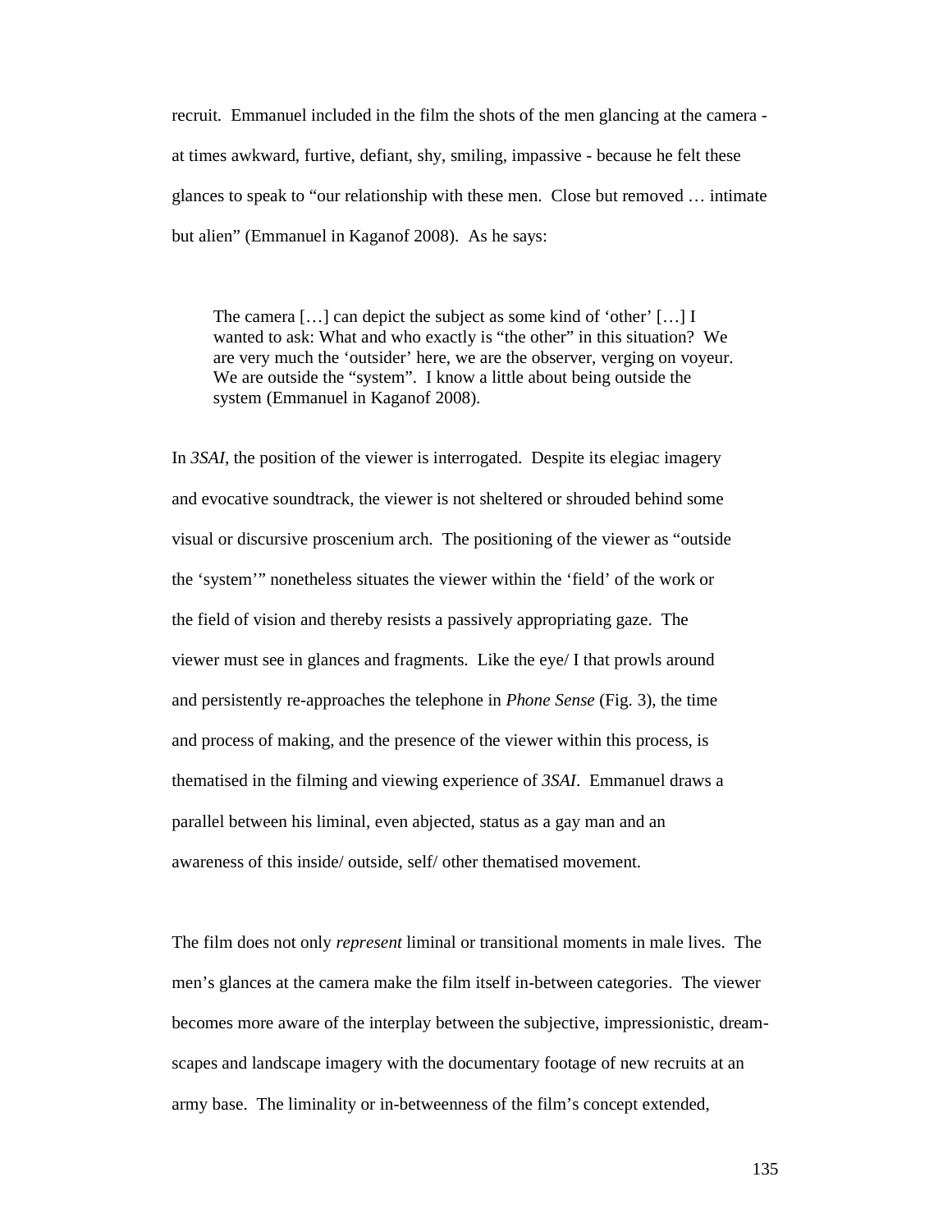recruit. Emmanuel included in the film the shots of the men glancing at the camera - at times awkward, furtive, defiant, shy, smiling, impassive - because he felt these glances to speak to "our relationship with these men. Close but removed … intimate but alien" (Emmanuel in Kaganof 2008). As he says:

> The camera […] can depict the subject as some kind of 'other' […] I wanted to ask: What and who exactly is "the other" in this situation? We are very much the 'outsider' here, we are the observer, verging on voyeur. We are outside the "system". I know a little about being outside the system (Emmanuel in Kaganof 2008).

In *3SAI*, the position of the viewer is interrogated. Despite its elegiac imagery and evocative soundtrack, the viewer is not sheltered or shrouded behind some visual or discursive proscenium arch. The positioning of the viewer as "outside the 'system'" nonetheless situates the viewer within the 'field' of the work or the field of vision and thereby resists a passively appropriating gaze. The viewer must see in glances and fragments. Like the eye/ I that prowls around and persistently re-approaches the telephone in *Phone Sense* (Fig. 3), the time and process of making, and the presence of the viewer within this process, is thematised in the filming and viewing experience of *3SAI*. Emmanuel draws a parallel between his liminal, even abjected, status as a gay man and an awareness of this inside/ outside, self/ other thematised movement.

The film does not only *represent* liminal or transitional moments in male lives. The men's glances at the camera make the film itself in-between categories. The viewer becomes more aware of the interplay between the subjective, impressionistic, dream-scapes and landscape imagery with the documentary footage of new recruits at an army base. The liminality or in-betweenness of the film's concept extended,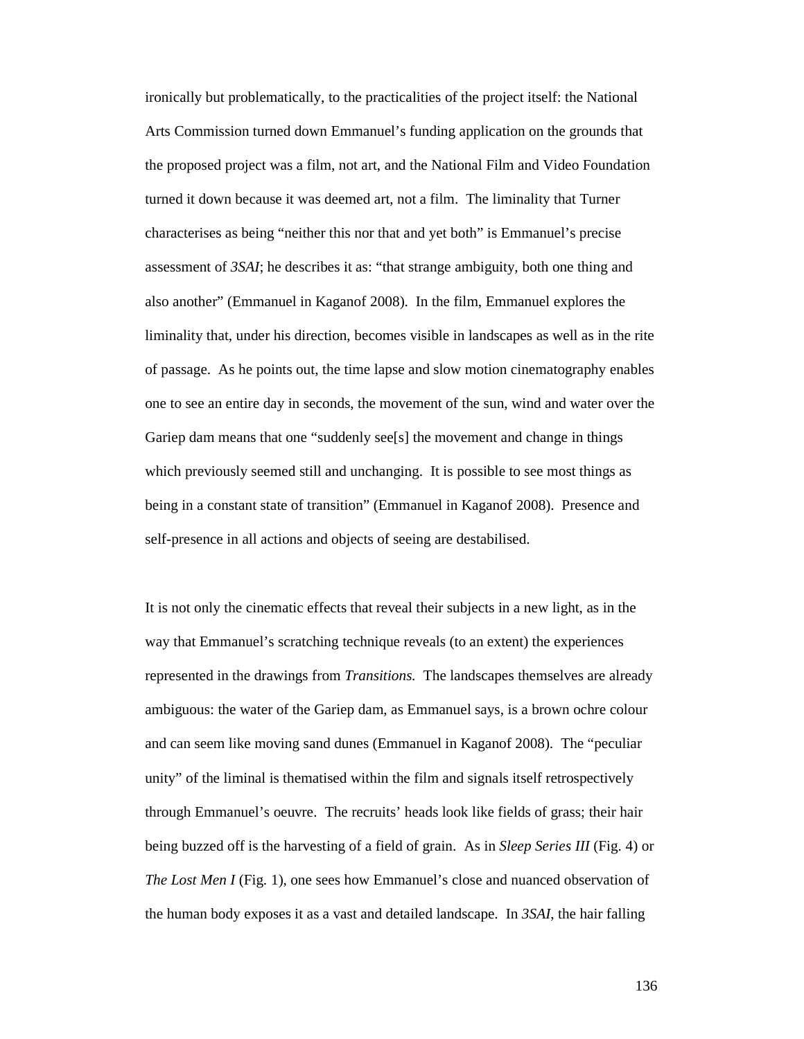ironically but problematically, to the practicalities of the project itself: the National Arts Commission turned down Emmanuel's funding application on the grounds that the proposed project was a film, not art, and the National Film and Video Foundation turned it down because it was deemed art, not a film. The liminality that Turner characterises as being "neither this nor that and yet both" is Emmanuel's precise assessment of *3SAI*; he describes it as: "that strange ambiguity, both one thing and also another" (Emmanuel in Kaganof 2008). In the film, Emmanuel explores the liminality that, under his direction, becomes visible in landscapes as well as in the rite of passage. As he points out, the time lapse and slow motion cinematography enables one to see an entire day in seconds, the movement of the sun, wind and water over the Gariep dam means that one "suddenly see[s] the movement and change in things which previously seemed still and unchanging. It is possible to see most things as being in a constant state of transition" (Emmanuel in Kaganof 2008). Presence and self-presence in all actions and objects of seeing are destabilised.

It is not only the cinematic effects that reveal their subjects in a new light, as in the way that Emmanuel's scratching technique reveals (to an extent) the experiences represented in the drawings from *Transitions.* The landscapes themselves are already ambiguous: the water of the Gariep dam, as Emmanuel says, is a brown ochre colour and can seem like moving sand dunes (Emmanuel in Kaganof 2008). The "peculiar unity" of the liminal is thematised within the film and signals itself retrospectively through Emmanuel's oeuvre. The recruits' heads look like fields of grass; their hair being buzzed off is the harvesting of a field of grain. As in *Sleep Series III* (Fig. 4) or *The Lost Men I* (Fig. 1), one sees how Emmanuel's close and nuanced observation of the human body exposes it as a vast and detailed landscape. In *3SAI*, the hair falling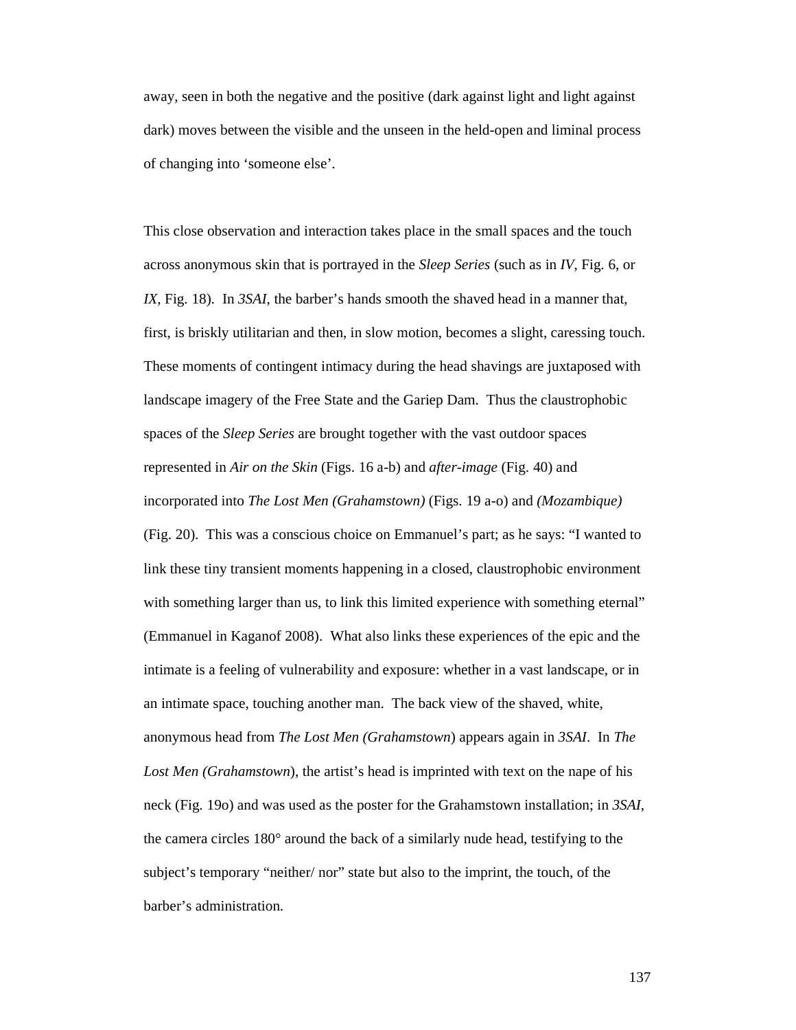away, seen in both the negative and the positive (dark against light and light against dark) moves between the visible and the unseen in the held-open and liminal process of changing into 'someone else'.

This close observation and interaction takes place in the small spaces and the touch across anonymous skin that is portrayed in the *Sleep Series* (such as in *IV*, Fig. 6, or *IX*, Fig. 18). In *3SAI*, the barber's hands smooth the shaved head in a manner that, first, is briskly utilitarian and then, in slow motion, becomes a slight, caressing touch. These moments of contingent intimacy during the head shavings are juxtaposed with landscape imagery of the Free State and the Gariep Dam. Thus the claustrophobic spaces of the *Sleep Series* are brought together with the vast outdoor spaces represented in *Air on the Skin* (Figs. 16 a-b) and *after-image* (Fig. 40) and incorporated into *The Lost Men (Grahamstown)* (Figs. 19 a-o) and *(Mozambique)* (Fig. 20). This was a conscious choice on Emmanuel's part; as he says: "I wanted to link these tiny transient moments happening in a closed, claustrophobic environment with something larger than us, to link this limited experience with something eternal" (Emmanuel in Kaganof 2008). What also links these experiences of the epic and the intimate is a feeling of vulnerability and exposure: whether in a vast landscape, or in an intimate space, touching another man. The back view of the shaved, white, anonymous head from *The Lost Men (Grahamstown*) appears again in *3SAI*. In *The Lost Men (Grahamstown*), the artist's head is imprinted with text on the nape of his neck (Fig. 19o) and was used as the poster for the Grahamstown installation; in *3SAI*, the camera circles 180° around the back of a similarly nude head, testifying to the subject's temporary "neither/ nor" state but also to the imprint, the touch, of the barber's administration.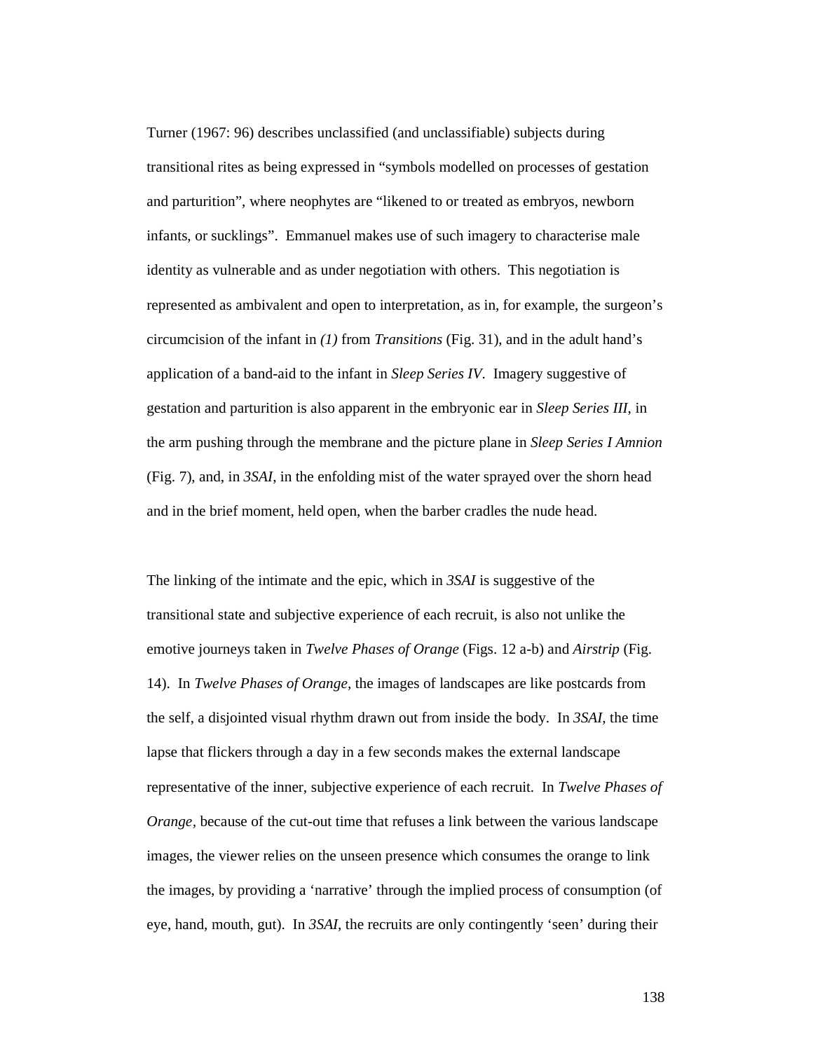Turner (1967: 96) describes unclassified (and unclassifiable) subjects during transitional rites as being expressed in “symbols modelled on processes of gestation and parturition”, where neophytes are “likened to or treated as embryos, newborn infants, or sucklings”. Emmanuel makes use of such imagery to characterise male identity as vulnerable and as under negotiation with others. This negotiation is represented as ambivalent and open to interpretation, as in, for example, the surgeon’s circumcision of the infant in *(1)* from *Transitions* (Fig. 31), and in the adult hand’s application of a band-aid to the infant in *Sleep Series IV*. Imagery suggestive of gestation and parturition is also apparent in the embryonic ear in *Sleep Series III*, in the arm pushing through the membrane and the picture plane in *Sleep Series I Amnion* (Fig. 7), and, in *3SAI*, in the enfolding mist of the water sprayed over the shorn head and in the brief moment, held open, when the barber cradles the nude head.

The linking of the intimate and the epic, which in *3SAI* is suggestive of the transitional state and subjective experience of each recruit, is also not unlike the emotive journeys taken in *Twelve Phases of Orange* (Figs. 12 a-b) and *Airstrip* (Fig. 14). In *Twelve Phases of Orange,* the images of landscapes are like postcards from the self, a disjointed visual rhythm drawn out from inside the body. In *3SAI,* the time lapse that flickers through a day in a few seconds makes the external landscape representative of the inner, subjective experience of each recruit. In *Twelve Phases of Orange*, because of the cut-out time that refuses a link between the various landscape images, the viewer relies on the unseen presence which consumes the orange to link the images, by providing a ‘narrative’ through the implied process of consumption (of eye, hand, mouth, gut). In *3SAI*, the recruits are only contingently ‘seen’ during their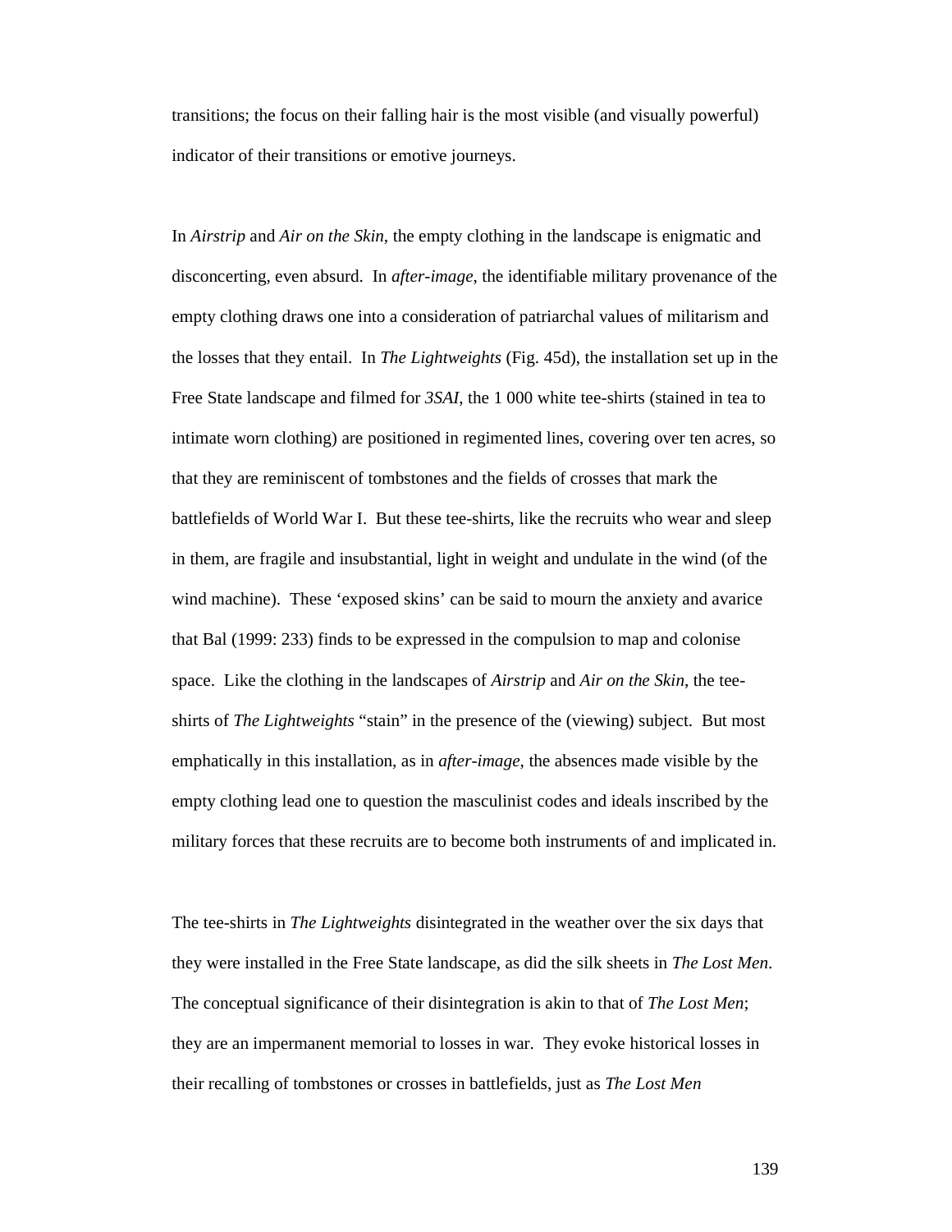transitions; the focus on their falling hair is the most visible (and visually powerful) indicator of their transitions or emotive journeys.

In *Airstrip* and *Air on the Skin,* the empty clothing in the landscape is enigmatic and disconcerting, even absurd. In *after-image*, the identifiable military provenance of the empty clothing draws one into a consideration of patriarchal values of militarism and the losses that they entail. In *The Lightweights* (Fig. 45d), the installation set up in the Free State landscape and filmed for *3SAI*, the 1 000 white tee-shirts (stained in tea to intimate worn clothing) are positioned in regimented lines, covering over ten acres, so that they are reminiscent of tombstones and the fields of crosses that mark the battlefields of World War I. But these tee-shirts, like the recruits who wear and sleep in them, are fragile and insubstantial, light in weight and undulate in the wind (of the wind machine). These 'exposed skins' can be said to mourn the anxiety and avarice that Bal (1999: 233) finds to be expressed in the compulsion to map and colonise space. Like the clothing in the landscapes of *Airstrip* and *Air on the Skin*, the tee-shirts of *The Lightweights* "stain" in the presence of the (viewing) subject. But most emphatically in this installation, as in *after-image*, the absences made visible by the empty clothing lead one to question the masculinist codes and ideals inscribed by the military forces that these recruits are to become both instruments of and implicated in.

The tee-shirts in *The Lightweights* disintegrated in the weather over the six days that they were installed in the Free State landscape, as did the silk sheets in *The Lost Men*. The conceptual significance of their disintegration is akin to that of *The Lost Men*; they are an impermanent memorial to losses in war. They evoke historical losses in their recalling of tombstones or crosses in battlefields, just as *The Lost Men*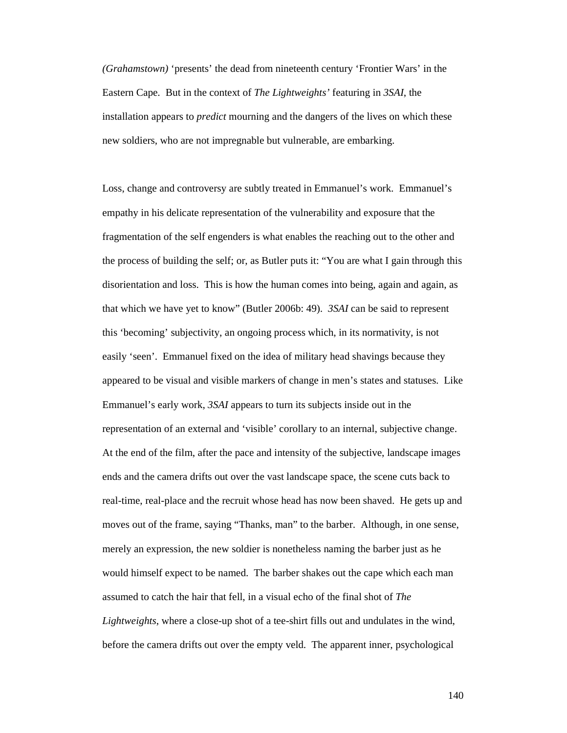*(Grahamstown)* 'presents' the dead from nineteenth century 'Frontier Wars' in the Eastern Cape. But in the context of *The Lightweights'* featuring in *3SAI*, the installation appears to *predict* mourning and the dangers of the lives on which these new soldiers, who are not impregnable but vulnerable, are embarking.

Loss, change and controversy are subtly treated in Emmanuel's work. Emmanuel's empathy in his delicate representation of the vulnerability and exposure that the fragmentation of the self engenders is what enables the reaching out to the other and the process of building the self; or, as Butler puts it: "You are what I gain through this disorientation and loss. This is how the human comes into being, again and again, as that which we have yet to know" (Butler 2006b: 49). *3SAI* can be said to represent this 'becoming' subjectivity, an ongoing process which, in its normativity, is not easily 'seen'. Emmanuel fixed on the idea of military head shavings because they appeared to be visual and visible markers of change in men's states and statuses. Like Emmanuel's early work, *3SAI* appears to turn its subjects inside out in the representation of an external and 'visible' corollary to an internal, subjective change. At the end of the film, after the pace and intensity of the subjective, landscape images ends and the camera drifts out over the vast landscape space, the scene cuts back to real-time, real-place and the recruit whose head has now been shaved. He gets up and moves out of the frame, saying "Thanks, man" to the barber. Although, in one sense, merely an expression, the new soldier is nonetheless naming the barber just as he would himself expect to be named. The barber shakes out the cape which each man assumed to catch the hair that fell, in a visual echo of the final shot of *The Lightweights*, where a close-up shot of a tee-shirt fills out and undulates in the wind, before the camera drifts out over the empty veld. The apparent inner, psychological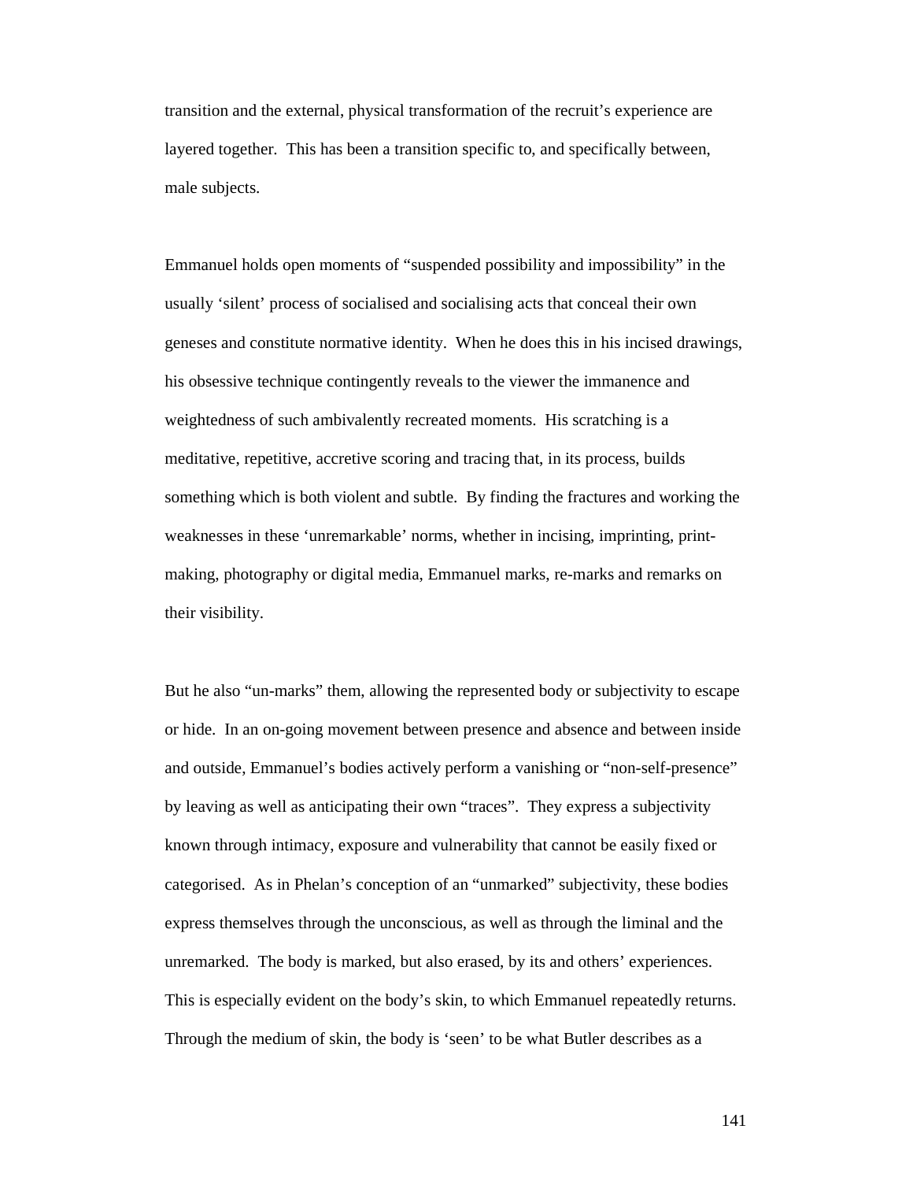transition and the external, physical transformation of the recruit's experience are layered together. This has been a transition specific to, and specifically between, male subjects.

Emmanuel holds open moments of "suspended possibility and impossibility" in the usually 'silent' process of socialised and socialising acts that conceal their own geneses and constitute normative identity. When he does this in his incised drawings, his obsessive technique contingently reveals to the viewer the immanence and weightedness of such ambivalently recreated moments. His scratching is a meditative, repetitive, accretive scoring and tracing that, in its process, builds something which is both violent and subtle. By finding the fractures and working the weaknesses in these 'unremarkable' norms, whether in incising, imprinting, print-making, photography or digital media, Emmanuel marks, re-marks and remarks on their visibility.

But he also "un-marks" them, allowing the represented body or subjectivity to escape or hide. In an on-going movement between presence and absence and between inside and outside, Emmanuel's bodies actively perform a vanishing or "non-self-presence" by leaving as well as anticipating their own "traces". They express a subjectivity known through intimacy, exposure and vulnerability that cannot be easily fixed or categorised. As in Phelan's conception of an "unmarked" subjectivity, these bodies express themselves through the unconscious, as well as through the liminal and the unremarked. The body is marked, but also erased, by its and others' experiences. This is especially evident on the body's skin, to which Emmanuel repeatedly returns. Through the medium of skin, the body is 'seen' to be what Butler describes as a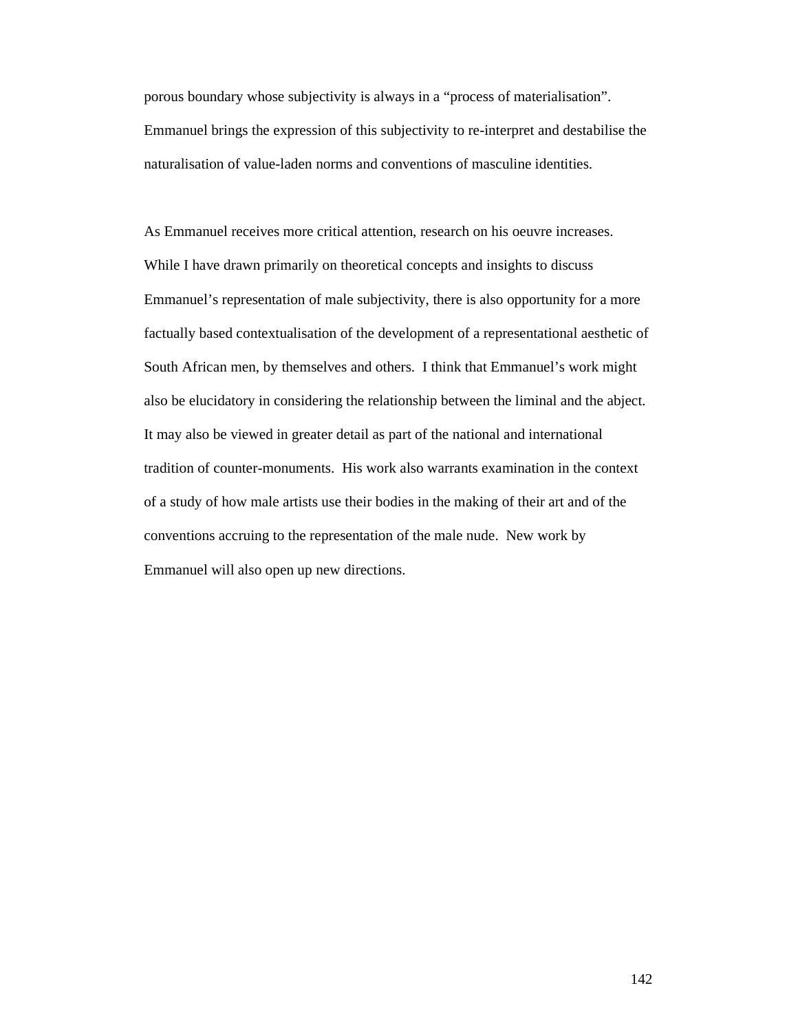porous boundary whose subjectivity is always in a "process of materialisation". Emmanuel brings the expression of this subjectivity to re-interpret and destabilise the naturalisation of value-laden norms and conventions of masculine identities.

As Emmanuel receives more critical attention, research on his oeuvre increases. While I have drawn primarily on theoretical concepts and insights to discuss Emmanuel's representation of male subjectivity, there is also opportunity for a more factually based contextualisation of the development of a representational aesthetic of South African men, by themselves and others. I think that Emmanuel's work might also be elucidatory in considering the relationship between the liminal and the abject. It may also be viewed in greater detail as part of the national and international tradition of counter-monuments. His work also warrants examination in the context of a study of how male artists use their bodies in the making of their art and of the conventions accruing to the representation of the male nude. New work by Emmanuel will also open up new directions.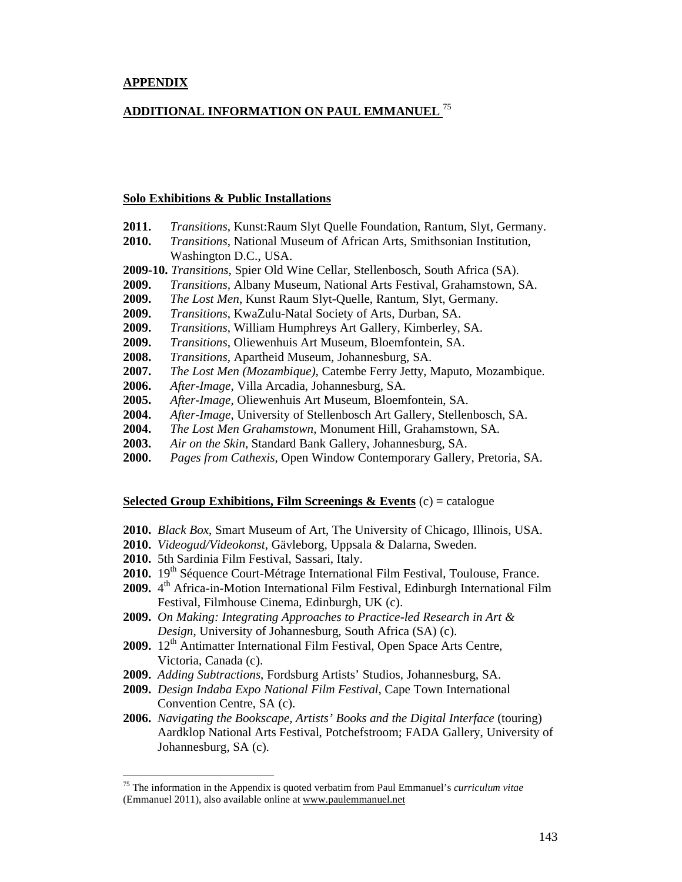**APPENDIX**

**ADDITIONAL INFORMATION ON PAUL EMMANUEL** [75]

**Solo Exhibitions & Public Installations**

**2011.** *Transitions*, Kunst:Raum Slyt Quelle Foundation, Rantum, Slyt, Germany.
**2010.** *Transitions*, National Museum of African Arts, Smithsonian Institution, Washington D.C., USA.
**2009-10.** *Transitions*, Spier Old Wine Cellar, Stellenbosch, South Africa (SA).
**2009.** *Transitions*, Albany Museum, National Arts Festival, Grahamstown, SA.
**2009.** *The Lost Men*, Kunst Raum Slyt-Quelle, Rantum, Slyt, Germany.
**2009.** *Transitions*, KwaZulu-Natal Society of Arts, Durban, SA.
**2009.** *Transitions*, William Humphreys Art Gallery, Kimberley, SA.
**2009.** *Transitions*, Oliewenhuis Art Museum, Bloemfontein, SA.
**2008.** *Transitions*, Apartheid Museum, Johannesburg, SA.
**2007.** *The Lost Men (Mozambique)*, Catembe Ferry Jetty, Maputo, Mozambique.
**2006.** *After-Image*, Villa Arcadia, Johannesburg, SA.
**2005.** *After-Image*, Oliewenhuis Art Museum, Bloemfontein, SA.
**2004.** *After-Image*, University of Stellenbosch Art Gallery, Stellenbosch, SA.
**2004.** *The Lost Men Grahamstown*, Monument Hill, Grahamstown, SA.
**2003.** *Air on the Skin*, Standard Bank Gallery, Johannesburg, SA.
**2000.** *Pages from Cathexis*, Open Window Contemporary Gallery, Pretoria, SA.

**Selected Group Exhibitions, Film Screenings & Events** (c) = catalogue

**2010.** *Black Box*, Smart Museum of Art, The University of Chicago, Illinois, USA.
**2010.** *Videogud/Videokonst*, Gävleborg, Uppsala & Dalarna, Sweden.
**2010.** 5th Sardinia Film Festival, Sassari, Italy.
**2010.** 19th Séquence Court-Métrage International Film Festival, Toulouse, France.
**2009.** 4th Africa-in-Motion International Film Festival, Edinburgh International Film Festival, Filmhouse Cinema, Edinburgh, UK (c).
**2009.** *On Making: Integrating Approaches to Practice-led Research in Art & Design*, University of Johannesburg, South Africa (SA) (c).
**2009.** 12th Antimatter International Film Festival, Open Space Arts Centre, Victoria, Canada (c).
**2009.** *Adding Subtractions*, Fordsburg Artists' Studios, Johannesburg, SA.
**2009.** *Design Indaba Expo National Film Festival*, Cape Town International Convention Centre, SA (c).
**2006.** *Navigating the Bookscape, Artists' Books and the Digital Interface* (touring) Aardklop National Arts Festival, Potchefstroom; FADA Gallery, University of Johannesburg, SA (c).

[75] The information in the Appendix is quoted verbatim from Paul Emmanuel's *curriculum vitae* (Emmanuel 2011), also available online at www.paulemmanuel.net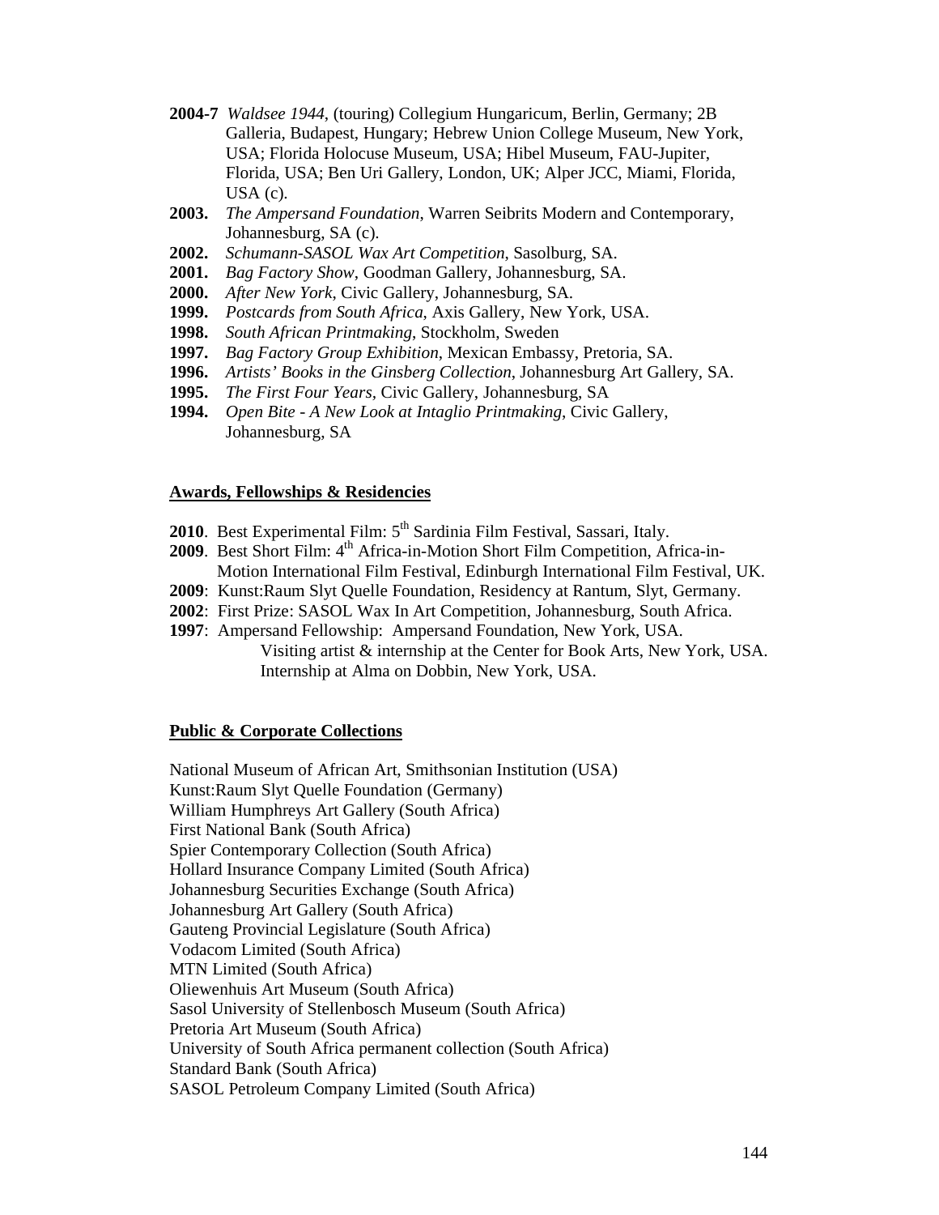**2004-7** *Waldsee 1944*, (touring) Collegium Hungaricum, Berlin, Germany; 2B Galleria, Budapest, Hungary; Hebrew Union College Museum, New York, USA; Florida Holocuse Museum, USA; Hibel Museum, FAU-Jupiter, Florida, USA; Ben Uri Gallery, London, UK; Alper JCC, Miami, Florida, USA (c).

**2003.** *The Ampersand Foundation*, Warren Seibrits Modern and Contemporary, Johannesburg, SA (c).

**2002.** *Schumann-SASOL Wax Art Competition*, Sasolburg, SA.

**2001.** *Bag Factory Show*, Goodman Gallery, Johannesburg, SA.

**2000.** *After New York*, Civic Gallery, Johannesburg, SA.

**1999.** *Postcards from South Africa*, Axis Gallery, New York, USA.

**1998.** *South African Printmaking*, Stockholm, Sweden

**1997.** *Bag Factory Group Exhibition*, Mexican Embassy, Pretoria, SA.

**1996.** *Artists' Books in the Ginsberg Collection*, Johannesburg Art Gallery, SA.

**1995.** *The First Four Years*, Civic Gallery, Johannesburg, SA

**1994.** *Open Bite - A New Look at Intaglio Printmaking*, Civic Gallery, Johannesburg, SA

**Awards, Fellowships & Residencies**

**2010**. Best Experimental Film: 5th Sardinia Film Festival, Sassari, Italy.

**2009**. Best Short Film: 4th Africa-in-Motion Short Film Competition, Africa-in-Motion International Film Festival, Edinburgh International Film Festival, UK.

**2009**: Kunst:Raum Slyt Quelle Foundation, Residency at Rantum, Slyt, Germany.

**2002**: First Prize: SASOL Wax In Art Competition, Johannesburg, South Africa.

**1997**: Ampersand Fellowship: Ampersand Foundation, New York, USA.
Visiting artist & internship at the Center for Book Arts, New York, USA.
Internship at Alma on Dobbin, New York, USA.

**Public & Corporate Collections**

National Museum of African Art, Smithsonian Institution (USA)
Kunst:Raum Slyt Quelle Foundation (Germany)
William Humphreys Art Gallery (South Africa)
First National Bank (South Africa)
Spier Contemporary Collection (South Africa)
Hollard Insurance Company Limited (South Africa)
Johannesburg Securities Exchange (South Africa)
Johannesburg Art Gallery (South Africa)
Gauteng Provincial Legislature (South Africa)
Vodacom Limited (South Africa)
MTN Limited (South Africa)
Oliewenhuis Art Museum (South Africa)
Sasol University of Stellenbosch Museum (South Africa)
Pretoria Art Museum (South Africa)
University of South Africa permanent collection (South Africa)
Standard Bank (South Africa)
SASOL Petroleum Company Limited (South Africa)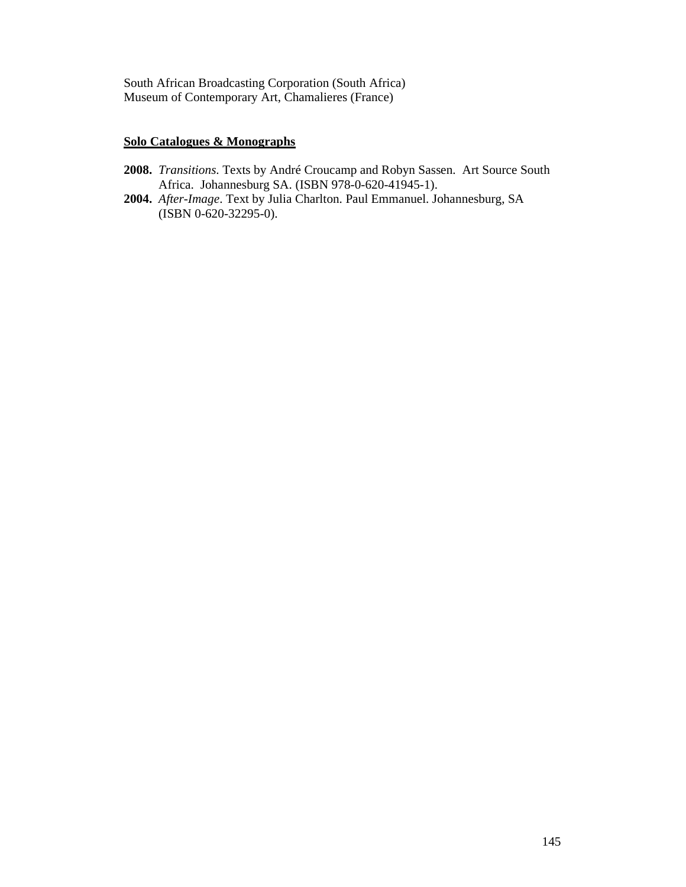South African Broadcasting Corporation (South Africa)
Museum of Contemporary Art, Chamalieres (France)

**Solo Catalogues & Monographs**

**2008.** *Transitions*. Texts by André Croucamp and Robyn Sassen. Art Source South Africa. Johannesburg SA. (ISBN 978-0-620-41945-1).

**2004.** *After-Image*. Text by Julia Charlton. Paul Emmanuel. Johannesburg, SA (ISBN 0-620-32295-0).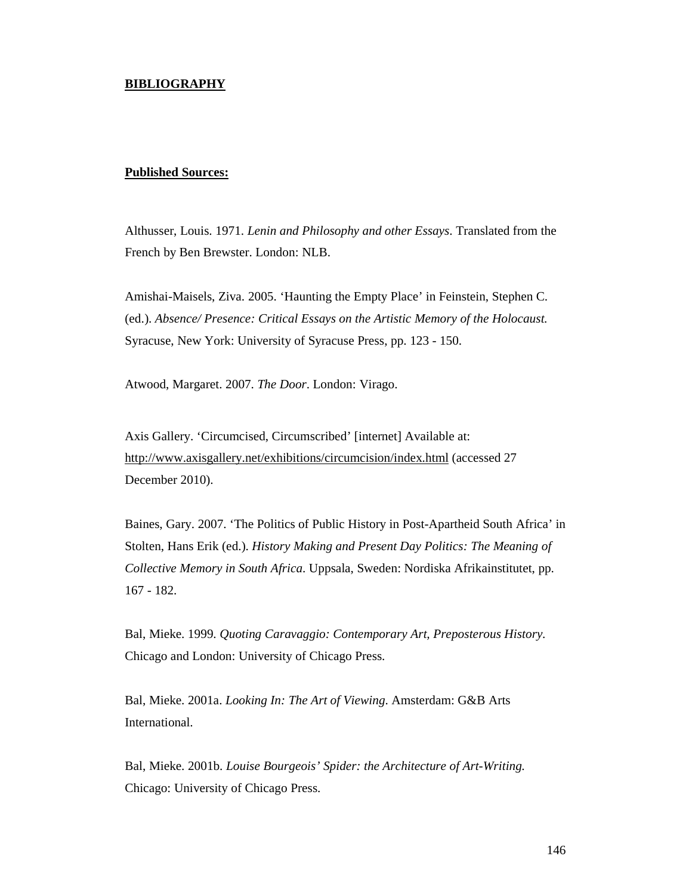# BIBLIOGRAPHY

## Published Sources:

Althusser, Louis. 1971. *Lenin and Philosophy and other Essays*. Translated from the French by Ben Brewster. London: NLB.

Amishai-Maisels, Ziva. 2005. 'Haunting the Empty Place' in Feinstein, Stephen C. (ed.). *Absence/ Presence: Critical Essays on the Artistic Memory of the Holocaust.* Syracuse, New York: University of Syracuse Press, pp. 123 - 150.

Atwood, Margaret. 2007. *The Door*. London: Virago.

Axis Gallery. 'Circumcised, Circumscribed' [internet] Available at: http://www.axisgallery.net/exhibitions/circumcision/index.html (accessed 27 December 2010).

Baines, Gary. 2007. 'The Politics of Public History in Post-Apartheid South Africa' in Stolten, Hans Erik (ed.). *History Making and Present Day Politics: The Meaning of Collective Memory in South Africa*. Uppsala, Sweden: Nordiska Afrikainstitutet, pp. 167 - 182.

Bal, Mieke. 1999. *Quoting Caravaggio: Contemporary Art, Preposterous History*. Chicago and London: University of Chicago Press.

Bal, Mieke. 2001a. *Looking In: The Art of Viewing*. Amsterdam: G&B Arts International.

Bal, Mieke. 2001b. *Louise Bourgeois' Spider: the Architecture of Art-Writing.* Chicago: University of Chicago Press.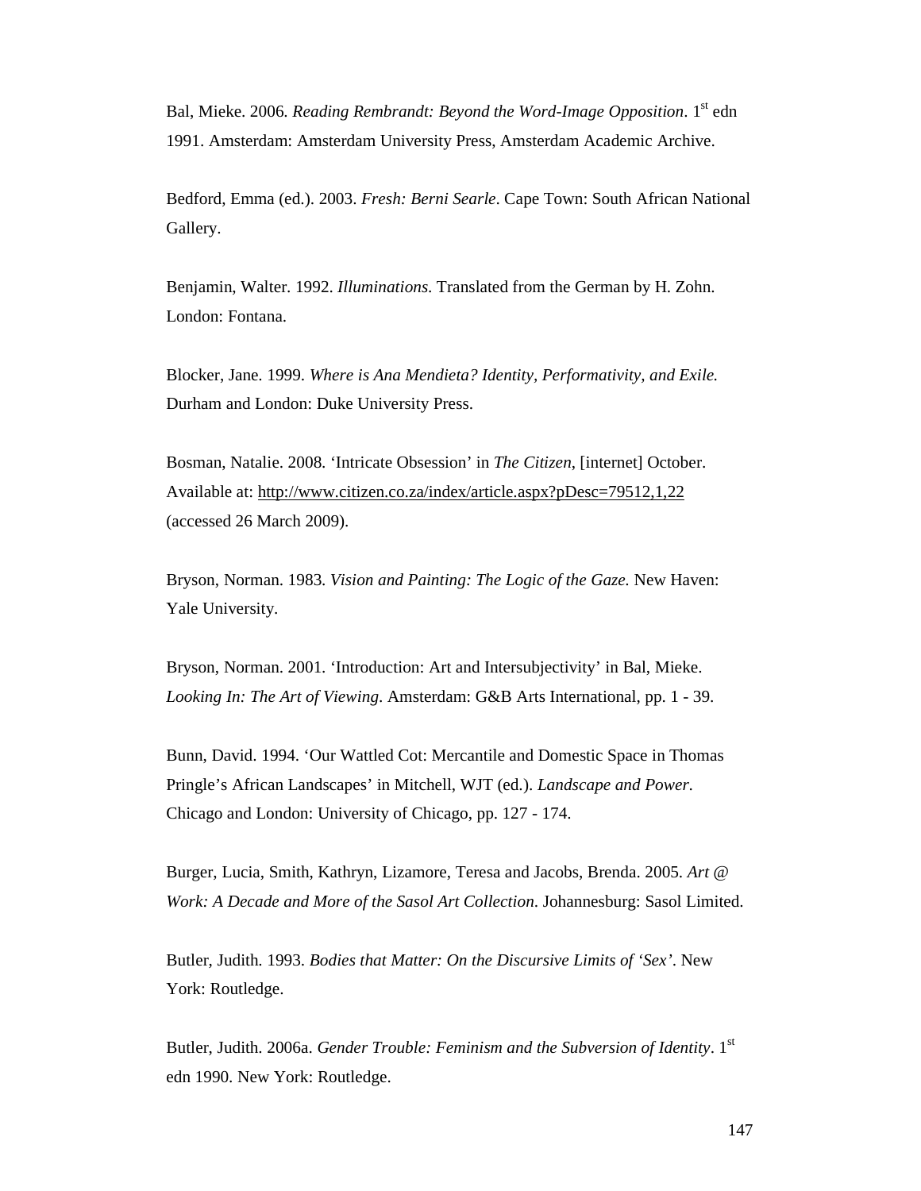Bal, Mieke. 2006. *Reading Rembrandt: Beyond the Word-Image Opposition*. 1st edn 1991. Amsterdam: Amsterdam University Press, Amsterdam Academic Archive.

Bedford, Emma (ed.). 2003. *Fresh: Berni Searle*. Cape Town: South African National Gallery.

Benjamin, Walter. 1992. *Illuminations*. Translated from the German by H. Zohn. London: Fontana.

Blocker, Jane. 1999. *Where is Ana Mendieta? Identity, Performativity, and Exile.* Durham and London: Duke University Press.

Bosman, Natalie. 2008. 'Intricate Obsession' in *The Citizen*, [internet] October. Available at: http://www.citizen.co.za/index/article.aspx?pDesc=79512,1,22 (accessed 26 March 2009).

Bryson, Norman. 1983. *Vision and Painting: The Logic of the Gaze.* New Haven: Yale University.

Bryson, Norman. 2001. 'Introduction: Art and Intersubjectivity' in Bal, Mieke. *Looking In: The Art of Viewing*. Amsterdam: G&B Arts International, pp. 1 - 39.

Bunn, David. 1994. 'Our Wattled Cot: Mercantile and Domestic Space in Thomas Pringle's African Landscapes' in Mitchell, WJT (ed.). *Landscape and Power*. Chicago and London: University of Chicago, pp. 127 - 174.

Burger, Lucia, Smith, Kathryn, Lizamore, Teresa and Jacobs, Brenda. 2005. *Art @ Work: A Decade and More of the Sasol Art Collection*. Johannesburg: Sasol Limited.

Butler, Judith. 1993. *Bodies that Matter: On the Discursive Limits of 'Sex'*. New York: Routledge.

Butler, Judith. 2006a. *Gender Trouble: Feminism and the Subversion of Identity*. 1st edn 1990. New York: Routledge.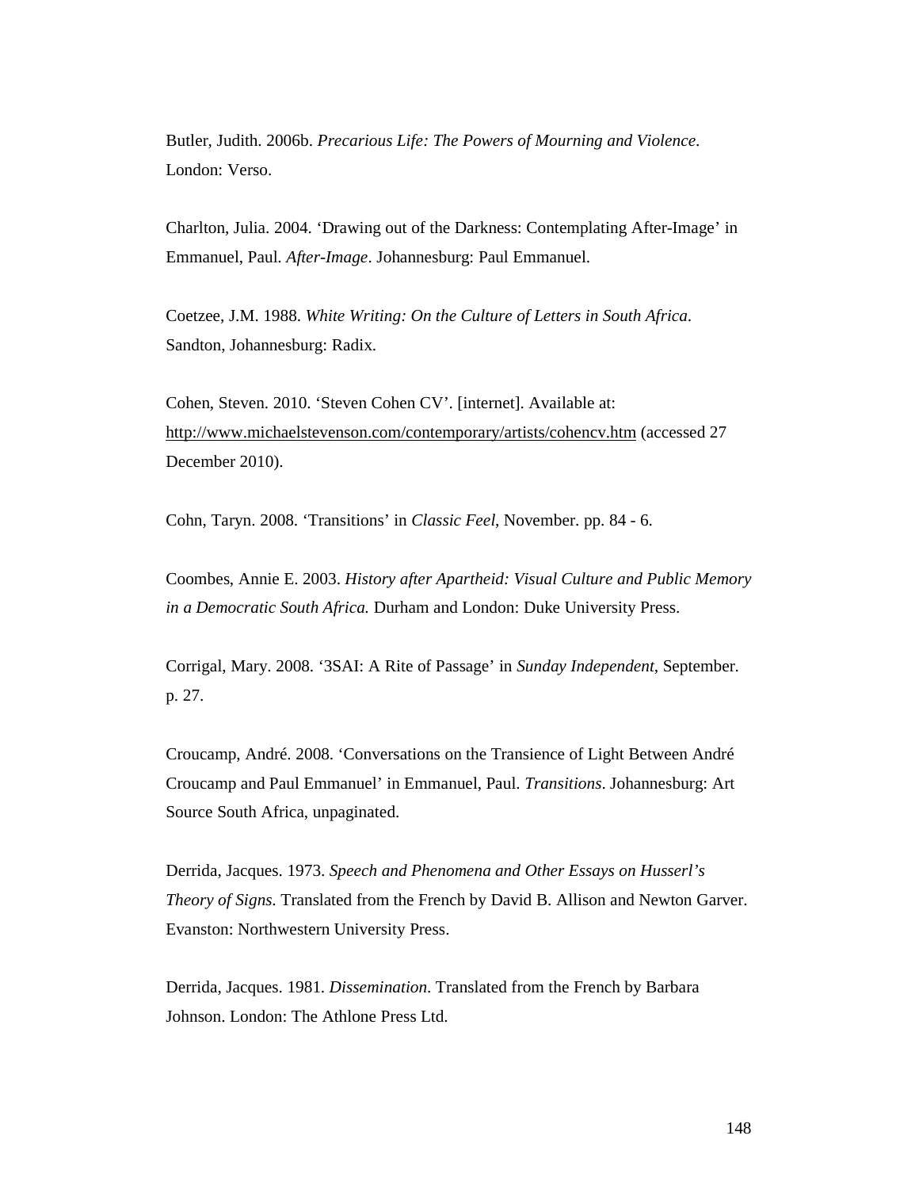Butler, Judith. 2006b. *Precarious Life: The Powers of Mourning and Violence*. London: Verso.

Charlton, Julia. 2004. 'Drawing out of the Darkness: Contemplating After-Image' in Emmanuel, Paul. *After-Image*. Johannesburg: Paul Emmanuel.

Coetzee, J.M. 1988. *White Writing: On the Culture of Letters in South Africa*. Sandton, Johannesburg: Radix.

Cohen, Steven. 2010. 'Steven Cohen CV'. [internet]. Available at: http://www.michaelstevenson.com/contemporary/artists/cohencv.htm (accessed 27 December 2010).

Cohn, Taryn. 2008. 'Transitions' in *Classic Feel*, November. pp. 84 - 6.

Coombes, Annie E. 2003. *History after Apartheid: Visual Culture and Public Memory in a Democratic South Africa.* Durham and London: Duke University Press.

Corrigal, Mary. 2008. '3SAI: A Rite of Passage' in *Sunday Independent*, September. p. 27.

Croucamp, André. 2008. 'Conversations on the Transience of Light Between André Croucamp and Paul Emmanuel' in Emmanuel, Paul. *Transitions*. Johannesburg: Art Source South Africa, unpaginated.

Derrida, Jacques. 1973. *Speech and Phenomena and Other Essays on Husserl's Theory of Signs.* Translated from the French by David B. Allison and Newton Garver. Evanston: Northwestern University Press.

Derrida, Jacques. 1981. *Dissemination*. Translated from the French by Barbara Johnson. London: The Athlone Press Ltd.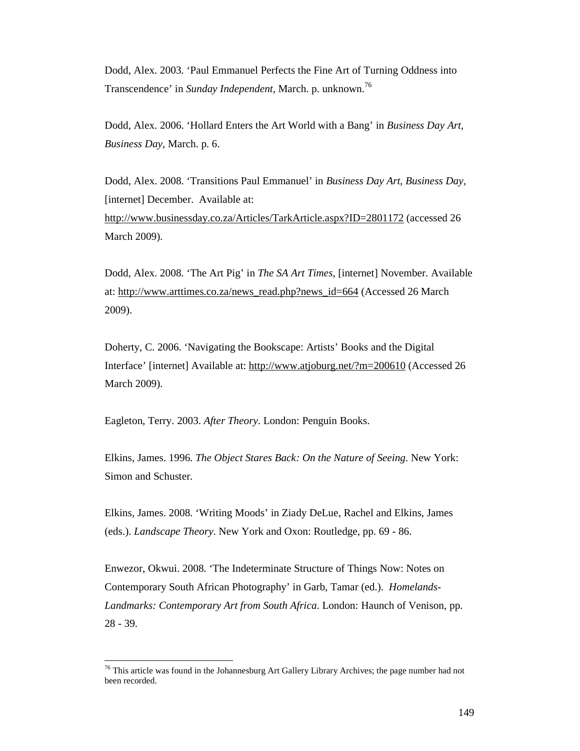Dodd, Alex. 2003. 'Paul Emmanuel Perfects the Fine Art of Turning Oddness into Transcendence' in *Sunday Independent*, March. p. unknown.[76]

Dodd, Alex. 2006. 'Hollard Enters the Art World with a Bang' in *Business Day Art, Business Day*, March. p. 6.

Dodd, Alex. 2008. 'Transitions Paul Emmanuel' in *Business Day Art, Business Day*, [internet] December. Available at: http://www.businessday.co.za/Articles/TarkArticle.aspx?ID=2801172 (accessed 26 March 2009).

Dodd, Alex. 2008. 'The Art Pig' in *The SA Art Times*, [internet] November. Available at: http://www.arttimes.co.za/news_read.php?news_id=664 (Accessed 26 March 2009).

Doherty, C. 2006. 'Navigating the Bookscape: Artists' Books and the Digital Interface' [internet] Available at: http://www.atjoburg.net/?m=200610 (Accessed 26 March 2009).

Eagleton, Terry. 2003. *After Theory*. London: Penguin Books.

Elkins, James. 1996. *The Object Stares Back: On the Nature of Seeing*. New York: Simon and Schuster.

Elkins, James. 2008. 'Writing Moods' in Ziady DeLue, Rachel and Elkins, James (eds.). *Landscape Theory*. New York and Oxon: Routledge, pp. 69 - 86.

Enwezor, Okwui. 2008. 'The Indeterminate Structure of Things Now: Notes on Contemporary South African Photography' in Garb, Tamar (ed.). *Homelands-Landmarks: Contemporary Art from South Africa*. London: Haunch of Venison, pp. 28 - 39.

---

[76] This article was found in the Johannesburg Art Gallery Library Archives; the page number had not been recorded.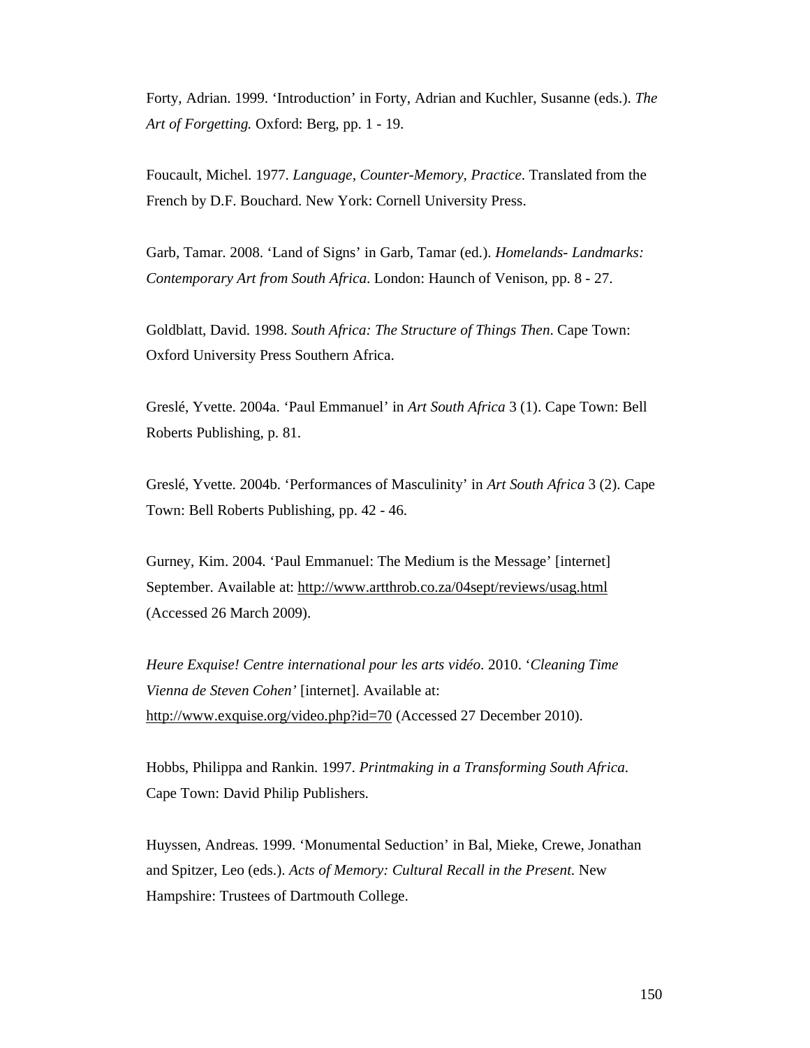Forty, Adrian. 1999. 'Introduction' in Forty, Adrian and Kuchler, Susanne (eds.). *The Art of Forgetting.* Oxford: Berg, pp. 1 - 19.

Foucault, Michel. 1977. *Language, Counter-Memory, Practice*. Translated from the French by D.F. Bouchard. New York: Cornell University Press.

Garb, Tamar. 2008. 'Land of Signs' in Garb, Tamar (ed.). *Homelands- Landmarks: Contemporary Art from South Africa*. London: Haunch of Venison, pp. 8 - 27.

Goldblatt, David. 1998. *South Africa: The Structure of Things Then*. Cape Town: Oxford University Press Southern Africa.

Greslé, Yvette. 2004a. 'Paul Emmanuel' in *Art South Africa* 3 (1). Cape Town: Bell Roberts Publishing, p. 81.

Greslé, Yvette. 2004b. 'Performances of Masculinity' in *Art South Africa* 3 (2). Cape Town: Bell Roberts Publishing, pp. 42 - 46.

Gurney, Kim. 2004. 'Paul Emmanuel: The Medium is the Message' [internet] September. Available at: http://www.artthrob.co.za/04sept/reviews/usag.html (Accessed 26 March 2009).

*Heure Exquise! Centre international pour les arts vidéo*. 2010. '*Cleaning Time Vienna de Steven Cohen'* [internet]. Available at: http://www.exquise.org/video.php?id=70 (Accessed 27 December 2010).

Hobbs, Philippa and Rankin. 1997. *Printmaking in a Transforming South Africa*. Cape Town: David Philip Publishers.

Huyssen, Andreas. 1999. 'Monumental Seduction' in Bal, Mieke, Crewe, Jonathan and Spitzer, Leo (eds.). *Acts of Memory: Cultural Recall in the Present*. New Hampshire: Trustees of Dartmouth College.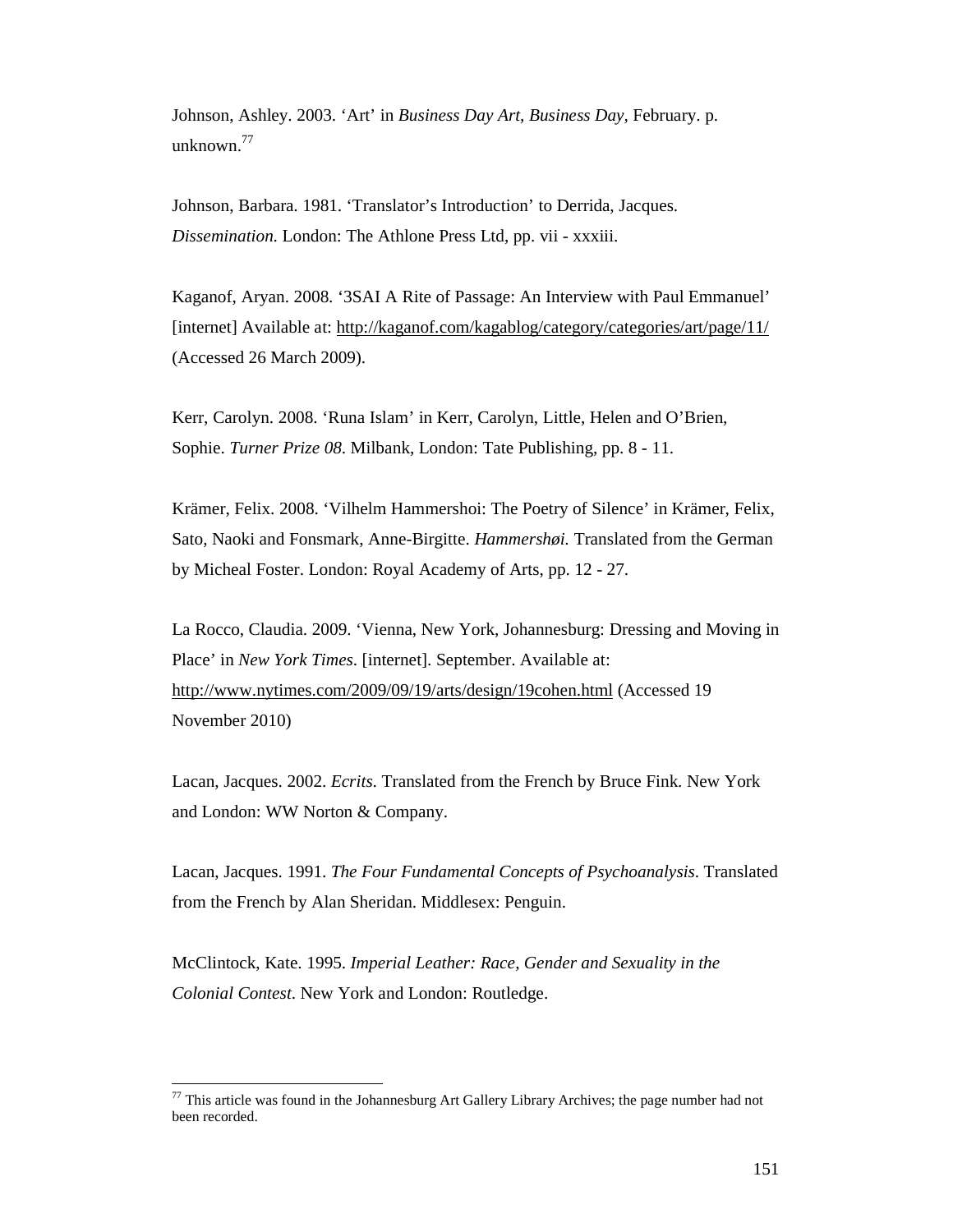Johnson, Ashley. 2003. 'Art' in *Business Day Art, Business Day*, February. p. unknown.[77]

Johnson, Barbara. 1981. 'Translator's Introduction' to Derrida, Jacques. *Dissemination.* London: The Athlone Press Ltd, pp. vii - xxxiii.

Kaganof, Aryan. 2008. '3SAI A Rite of Passage: An Interview with Paul Emmanuel' [internet] Available at: http://kaganof.com/kagablog/category/categories/art/page/11/ (Accessed 26 March 2009).

Kerr, Carolyn. 2008. 'Runa Islam' in Kerr, Carolyn, Little, Helen and O'Brien, Sophie. *Turner Prize 08*. Milbank, London: Tate Publishing, pp. 8 - 11.

Krämer, Felix. 2008. 'Vilhelm Hammershoi: The Poetry of Silence' in Krämer, Felix, Sato, Naoki and Fonsmark, Anne-Birgitte. *Hammershøi.* Translated from the German by Micheal Foster. London: Royal Academy of Arts, pp. 12 - 27.

La Rocco, Claudia. 2009. 'Vienna, New York, Johannesburg: Dressing and Moving in Place' in *New York Times*. [internet]. September. Available at: http://www.nytimes.com/2009/09/19/arts/design/19cohen.html (Accessed 19 November 2010)

Lacan, Jacques. 2002. *Ecrits.* Translated from the French by Bruce Fink. New York and London: WW Norton & Company.

Lacan, Jacques. 1991. *The Four Fundamental Concepts of Psychoanalysis*. Translated from the French by Alan Sheridan. Middlesex: Penguin.

McClintock, Kate. 1995. *Imperial Leather: Race, Gender and Sexuality in the Colonial Contest*. New York and London: Routledge.

---

[77] This article was found in the Johannesburg Art Gallery Library Archives; the page number had not been recorded.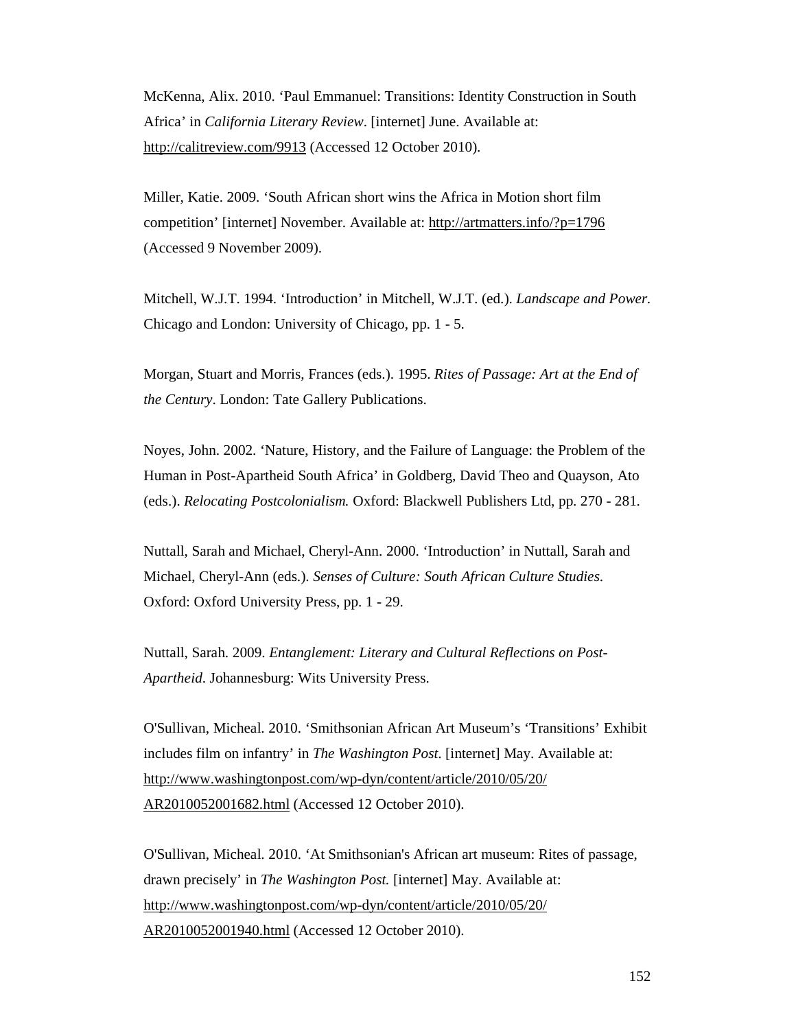McKenna, Alix. 2010. ‘Paul Emmanuel: Transitions: Identity Construction in South Africa’ in *California Literary Review*. [internet] June. Available at: http://calitreview.com/9913 (Accessed 12 October 2010).

Miller, Katie. 2009. ‘South African short wins the Africa in Motion short film competition’ [internet] November. Available at: http://artmatters.info/?p=1796 (Accessed 9 November 2009).

Mitchell, W.J.T. 1994. ‘Introduction’ in Mitchell, W.J.T. (ed.). *Landscape and Power.* Chicago and London: University of Chicago, pp. 1 - 5.

Morgan, Stuart and Morris, Frances (eds.). 1995. *Rites of Passage: Art at the End of the Century*. London: Tate Gallery Publications.

Noyes, John. 2002. ‘Nature, History, and the Failure of Language: the Problem of the Human in Post-Apartheid South Africa’ in Goldberg, David Theo and Quayson, Ato (eds.). *Relocating Postcolonialism.* Oxford: Blackwell Publishers Ltd, pp. 270 - 281.

Nuttall, Sarah and Michael, Cheryl-Ann. 2000. ‘Introduction’ in Nuttall, Sarah and Michael, Cheryl-Ann (eds.). *Senses of Culture: South African Culture Studies*. Oxford: Oxford University Press, pp. 1 - 29.

Nuttall, Sarah. 2009. *Entanglement: Literary and Cultural Reflections on Post-Apartheid*. Johannesburg: Wits University Press.

O'Sullivan, Micheal. 2010. ‘Smithsonian African Art Museum’s ‘Transitions’ Exhibit includes film on infantry’ in *The Washington Post*. [internet] May. Available at: http://www.washingtonpost.com/wp-dyn/content/article/2010/05/20/AR2010052001682.html (Accessed 12 October 2010).

O'Sullivan, Micheal. 2010. ‘At Smithsonian's African art museum: Rites of passage, drawn precisely’ in *The Washington Post.* [internet] May. Available at: http://www.washingtonpost.com/wp-dyn/content/article/2010/05/20/AR2010052001940.html (Accessed 12 October 2010).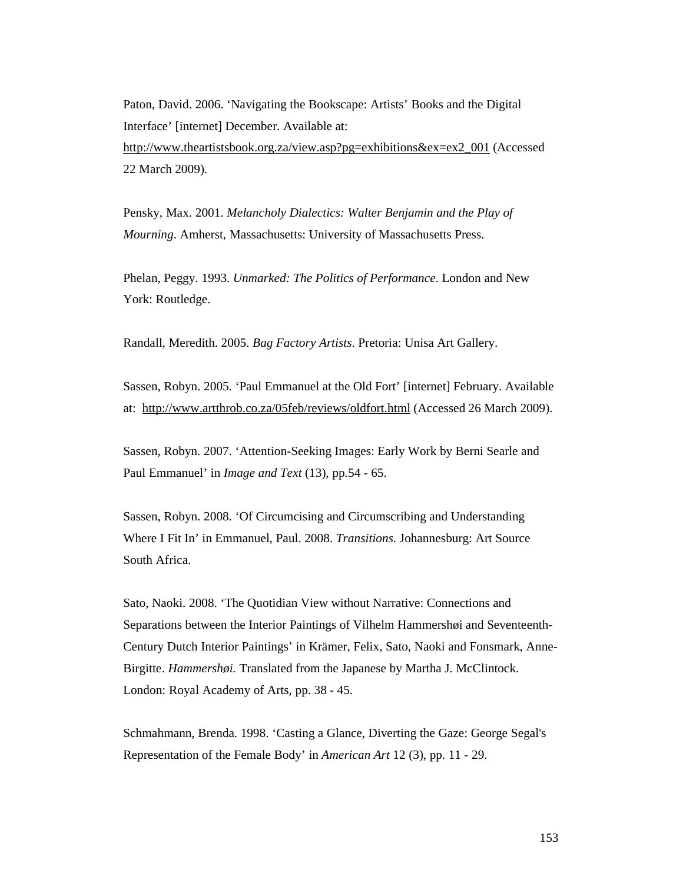Paton, David. 2006. ‘Navigating the Bookscape: Artists’ Books and the Digital Interface’ [internet] December. Available at: http://www.theartistsbook.org.za/view.asp?pg=exhibitions&ex=ex2_001 (Accessed 22 March 2009).

Pensky, Max. 2001. *Melancholy Dialectics: Walter Benjamin and the Play of Mourning*. Amherst, Massachusetts: University of Massachusetts Press.

Phelan, Peggy. 1993. *Unmarked: The Politics of Performance*. London and New York: Routledge.

Randall, Meredith. 2005. *Bag Factory Artists*. Pretoria: Unisa Art Gallery.

Sassen, Robyn. 2005. ‘Paul Emmanuel at the Old Fort’ [internet] February. Available at: http://www.artthrob.co.za/05feb/reviews/oldfort.html (Accessed 26 March 2009).

Sassen, Robyn. 2007. ‘Attention-Seeking Images: Early Work by Berni Searle and Paul Emmanuel’ in *Image and Text* (13), pp.54 - 65.

Sassen, Robyn. 2008. ‘Of Circumcising and Circumscribing and Understanding Where I Fit In’ in Emmanuel, Paul. 2008. *Transitions*. Johannesburg: Art Source South Africa.

Sato, Naoki. 2008. ‘The Quotidian View without Narrative: Connections and Separations between the Interior Paintings of Vilhelm Hammershøi and Seventeenth-Century Dutch Interior Paintings’ in Krämer, Felix, Sato, Naoki and Fonsmark, Anne-Birgitte. *Hammershøi.* Translated from the Japanese by Martha J. McClintock. London: Royal Academy of Arts, pp. 38 - 45.

Schmahmann, Brenda. 1998. ‘Casting a Glance, Diverting the Gaze: George Segal's Representation of the Female Body’ in *American Art* 12 (3), pp. 11 - 29.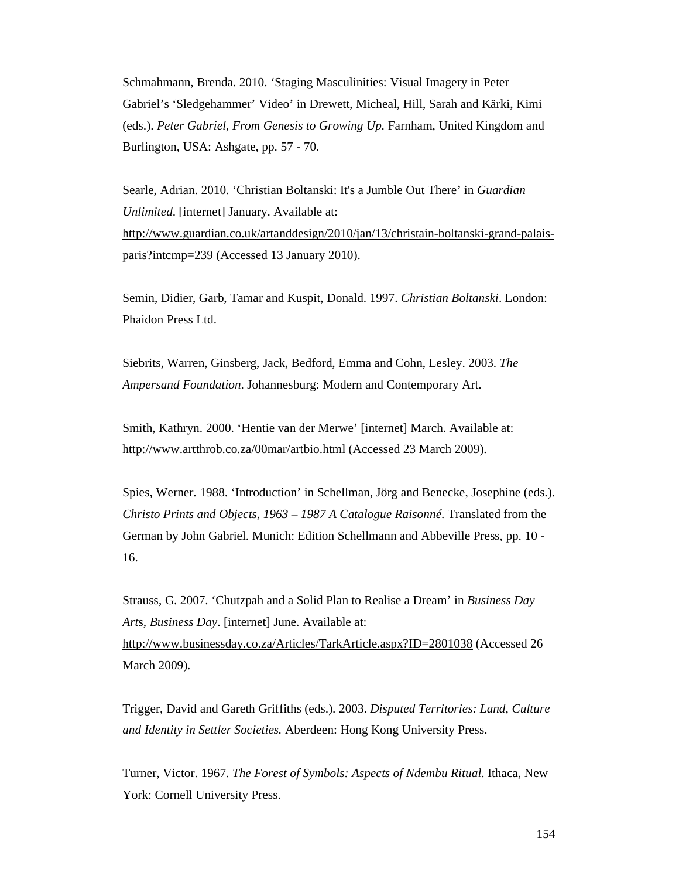Schmahmann, Brenda. 2010. ‘Staging Masculinities: Visual Imagery in Peter Gabriel’s ‘Sledgehammer’ Video’ in Drewett, Micheal, Hill, Sarah and Kärki, Kimi (eds.). *Peter Gabriel, From Genesis to Growing Up*. Farnham, United Kingdom and Burlington, USA: Ashgate, pp. 57 - 70.

Searle, Adrian. 2010. ‘Christian Boltanski: It's a Jumble Out There’ in *Guardian Unlimited*. [internet] January. Available at: http://www.guardian.co.uk/artanddesign/2010/jan/13/christain-boltanski-grand-palais-paris?intcmp=239 (Accessed 13 January 2010).

Semin, Didier, Garb, Tamar and Kuspit, Donald. 1997. *Christian Boltanski*. London: Phaidon Press Ltd.

Siebrits, Warren, Ginsberg, Jack, Bedford, Emma and Cohn, Lesley. 2003. *The Ampersand Foundation*. Johannesburg: Modern and Contemporary Art.

Smith, Kathryn. 2000. ‘Hentie van der Merwe’ [internet] March. Available at: http://www.artthrob.co.za/00mar/artbio.html (Accessed 23 March 2009).

Spies, Werner. 1988. ‘Introduction’ in Schellman, Jörg and Benecke, Josephine (eds.). *Christo Prints and Objects, 1963 – 1987 A Catalogue Raisonné*. Translated from the German by John Gabriel. Munich: Edition Schellmann and Abbeville Press, pp. 10 - 16.

Strauss, G. 2007. ‘Chutzpah and a Solid Plan to Realise a Dream’ in *Business Day Arts, Business Day*. [internet] June. Available at: http://www.businessday.co.za/Articles/TarkArticle.aspx?ID=2801038 (Accessed 26 March 2009).

Trigger, David and Gareth Griffiths (eds.). 2003. *Disputed Territories: Land, Culture and Identity in Settler Societies.* Aberdeen: Hong Kong University Press.

Turner, Victor. 1967. *The Forest of Symbols: Aspects of Ndembu Ritual*. Ithaca, New York: Cornell University Press.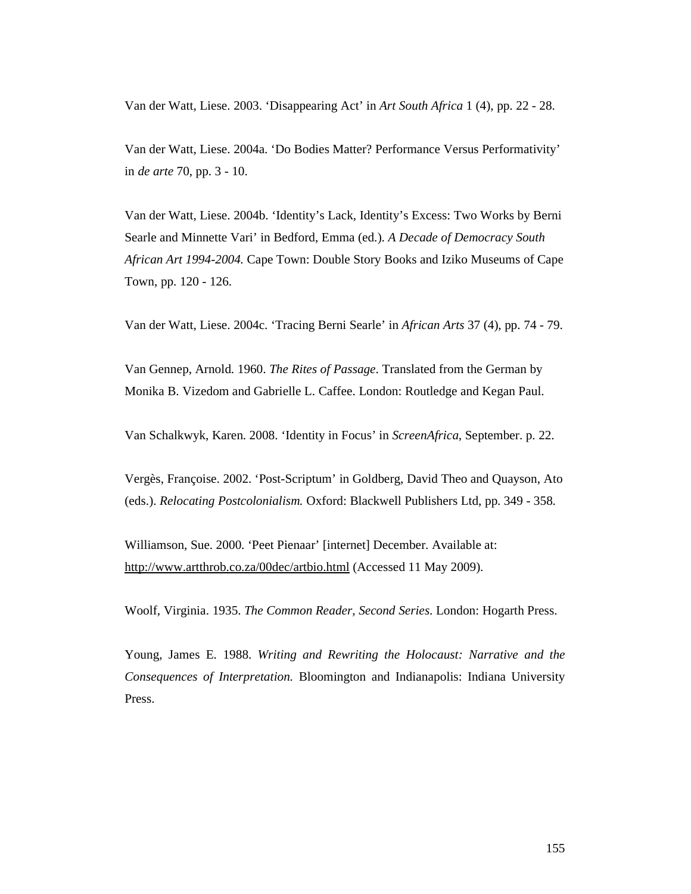Van der Watt, Liese. 2003. ‘Disappearing Act’ in *Art South Africa* 1 (4), pp. 22 - 28.

Van der Watt, Liese. 2004a. ‘Do Bodies Matter? Performance Versus Performativity’ in *de arte* 70, pp. 3 - 10.

Van der Watt, Liese. 2004b. ‘Identity’s Lack, Identity’s Excess: Two Works by Berni Searle and Minnette Vari’ in Bedford, Emma (ed.). *A Decade of Democracy South African Art 1994-2004.* Cape Town: Double Story Books and Iziko Museums of Cape Town, pp. 120 - 126.

Van der Watt, Liese. 2004c. ‘Tracing Berni Searle’ in *African Arts* 37 (4), pp. 74 - 79.

Van Gennep, Arnold. 1960. *The Rites of Passage*. Translated from the German by Monika B. Vizedom and Gabrielle L. Caffee. London: Routledge and Kegan Paul.

Van Schalkwyk, Karen. 2008. ‘Identity in Focus’ in *ScreenAfrica*, September. p. 22.

Vergès, Françoise. 2002. ‘Post-Scriptum’ in Goldberg, David Theo and Quayson, Ato (eds.). *Relocating Postcolonialism.* Oxford: Blackwell Publishers Ltd, pp. 349 - 358.

Williamson, Sue. 2000. ‘Peet Pienaar’ [internet] December. Available at: http://www.artthrob.co.za/00dec/artbio.html (Accessed 11 May 2009).

Woolf, Virginia. 1935. *The Common Reader, Second Series*. London: Hogarth Press.

Young, James E. 1988. *Writing and Rewriting the Holocaust: Narrative and the Consequences of Interpretation.* Bloomington and Indianapolis: Indiana University Press.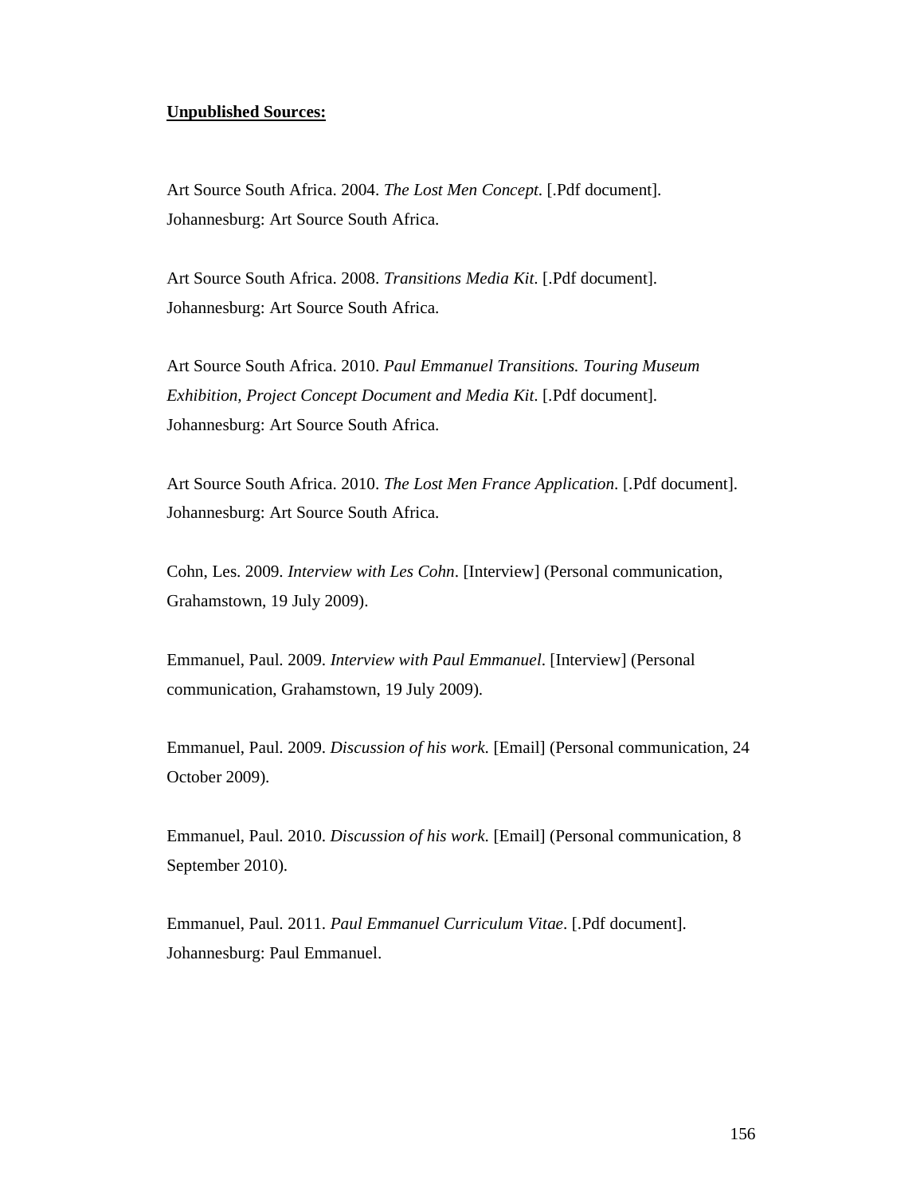**Unpublished Sources:**

Art Source South Africa. 2004. *The Lost Men Concept*. [.Pdf document]. Johannesburg: Art Source South Africa.

Art Source South Africa. 2008. *Transitions Media Kit*. [.Pdf document]. Johannesburg: Art Source South Africa.

Art Source South Africa. 2010. *Paul Emmanuel Transitions. Touring Museum Exhibition, Project Concept Document and Media Kit*. [.Pdf document]. Johannesburg: Art Source South Africa.

Art Source South Africa. 2010. *The Lost Men France Application*. [.Pdf document]. Johannesburg: Art Source South Africa.

Cohn, Les. 2009. *Interview with Les Cohn*. [Interview] (Personal communication, Grahamstown, 19 July 2009).

Emmanuel, Paul. 2009. *Interview with Paul Emmanuel*. [Interview] (Personal communication, Grahamstown, 19 July 2009).

Emmanuel, Paul. 2009. *Discussion of his work.* [Email] (Personal communication, 24 October 2009).

Emmanuel, Paul. 2010. *Discussion of his work.* [Email] (Personal communication, 8 September 2010).

Emmanuel, Paul. 2011. *Paul Emmanuel Curriculum Vitae*. [.Pdf document]. Johannesburg: Paul Emmanuel.